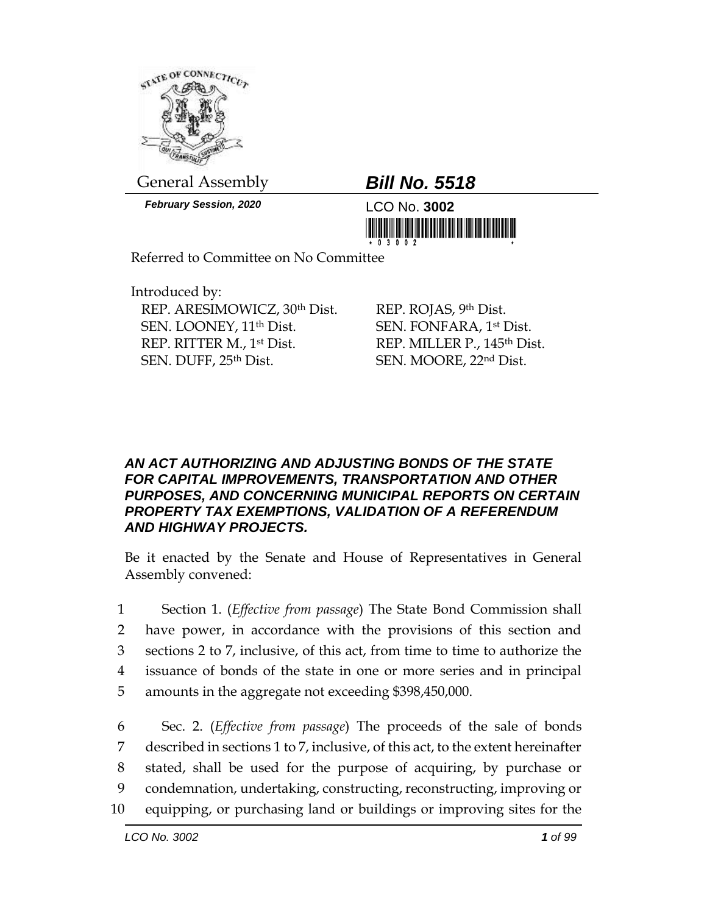General Assembly

***Bill No. 5518***

***February Session, 2020***

LCO No. **3002**

Referred to Committee on No Committee

Introduced by:

REP. ARESIMOWICZ, 30th Dist.
SEN. LOONEY, 11th Dist.
REP. RITTER M., 1st Dist.
SEN. DUFF, 25th Dist.
REP. ROJAS, 9th Dist.
SEN. FONFARA, 1st Dist.
REP. MILLER P., 145th Dist.
SEN. MOORE, 22nd Dist.

***AN ACT AUTHORIZING AND ADJUSTING BONDS OF THE STATE FOR CAPITAL IMPROVEMENTS, TRANSPORTATION AND OTHER PURPOSES, AND CONCERNING MUNICIPAL REPORTS ON CERTAIN PROPERTY TAX EXEMPTIONS, VALIDATION OF A REFERENDUM AND HIGHWAY PROJECTS.***

Be it enacted by the Senate and House of Representatives in General Assembly convened:

1 Section 1. (*Effective from passage*) The State Bond Commission shall
2 have power, in accordance with the provisions of this section and
3 sections 2 to 7, inclusive, of this act, from time to time to authorize the
4 issuance of bonds of the state in one or more series and in principal
5 amounts in the aggregate not exceeding $398,450,000.

6 Sec. 2. (*Effective from passage*) The proceeds of the sale of bonds
7 described in sections 1 to 7, inclusive, of this act, to the extent hereinafter
8 stated, shall be used for the purpose of acquiring, by purchase or
9 condemnation, undertaking, constructing, reconstructing, improving or
10 equipping, or purchasing land or buildings or improving sites for the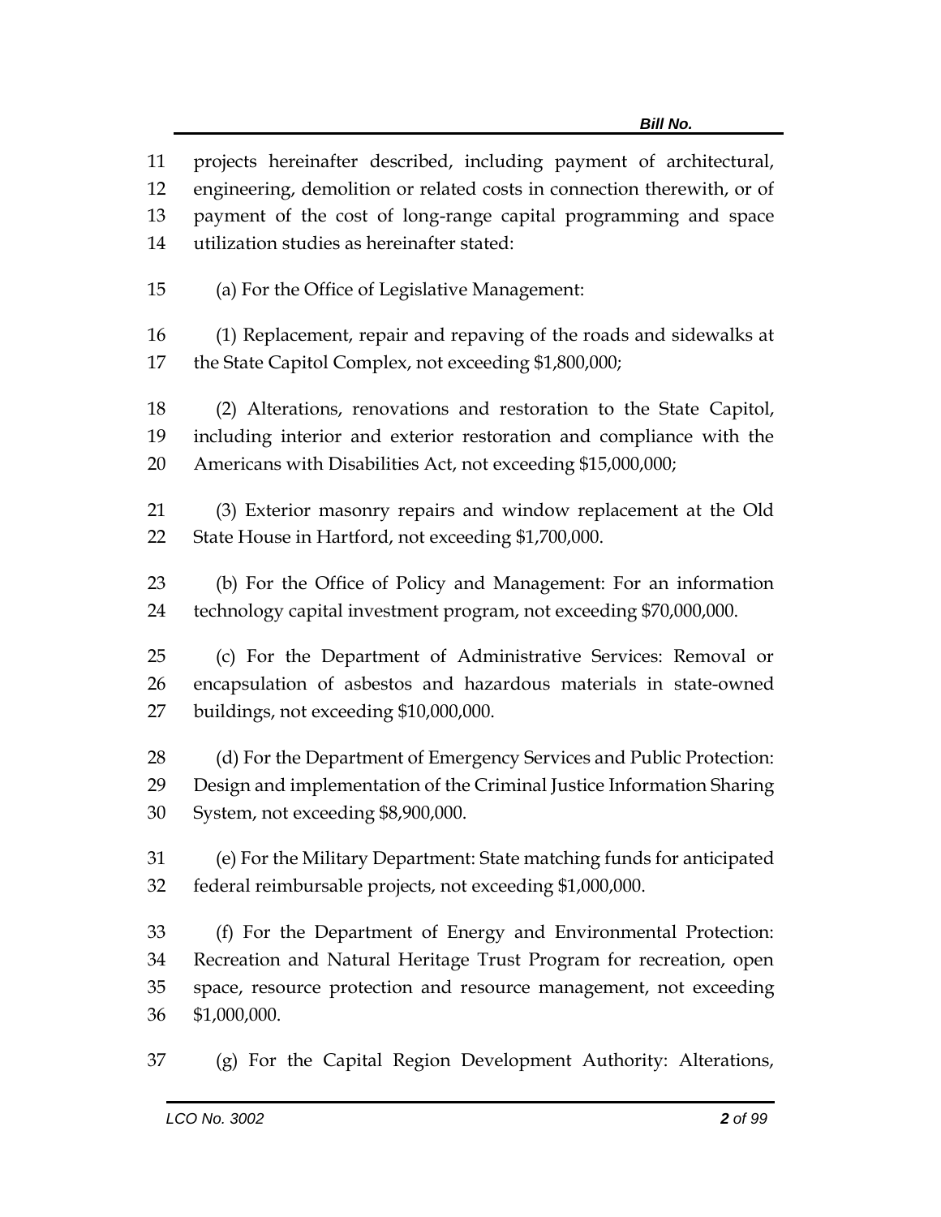projects hereinafter described, including payment of architectural, engineering, demolition or related costs in connection therewith, or of payment of the cost of long-range capital programming and space utilization studies as hereinafter stated:

(a) For the Office of Legislative Management:

(1) Replacement, repair and repaving of the roads and sidewalks at the State Capitol Complex, not exceeding $1,800,000;

(2) Alterations, renovations and restoration to the State Capitol, including interior and exterior restoration and compliance with the Americans with Disabilities Act, not exceeding $15,000,000;

(3) Exterior masonry repairs and window replacement at the Old State House in Hartford, not exceeding $1,700,000.

(b) For the Office of Policy and Management: For an information technology capital investment program, not exceeding $70,000,000.

(c) For the Department of Administrative Services: Removal or encapsulation of asbestos and hazardous materials in state-owned buildings, not exceeding $10,000,000.

(d) For the Department of Emergency Services and Public Protection: Design and implementation of the Criminal Justice Information Sharing System, not exceeding $8,900,000.

(e) For the Military Department: State matching funds for anticipated federal reimbursable projects, not exceeding $1,000,000.

(f) For the Department of Energy and Environmental Protection: Recreation and Natural Heritage Trust Program for recreation, open space, resource protection and resource management, not exceeding $1,000,000.

(g) For the Capital Region Development Authority: Alterations,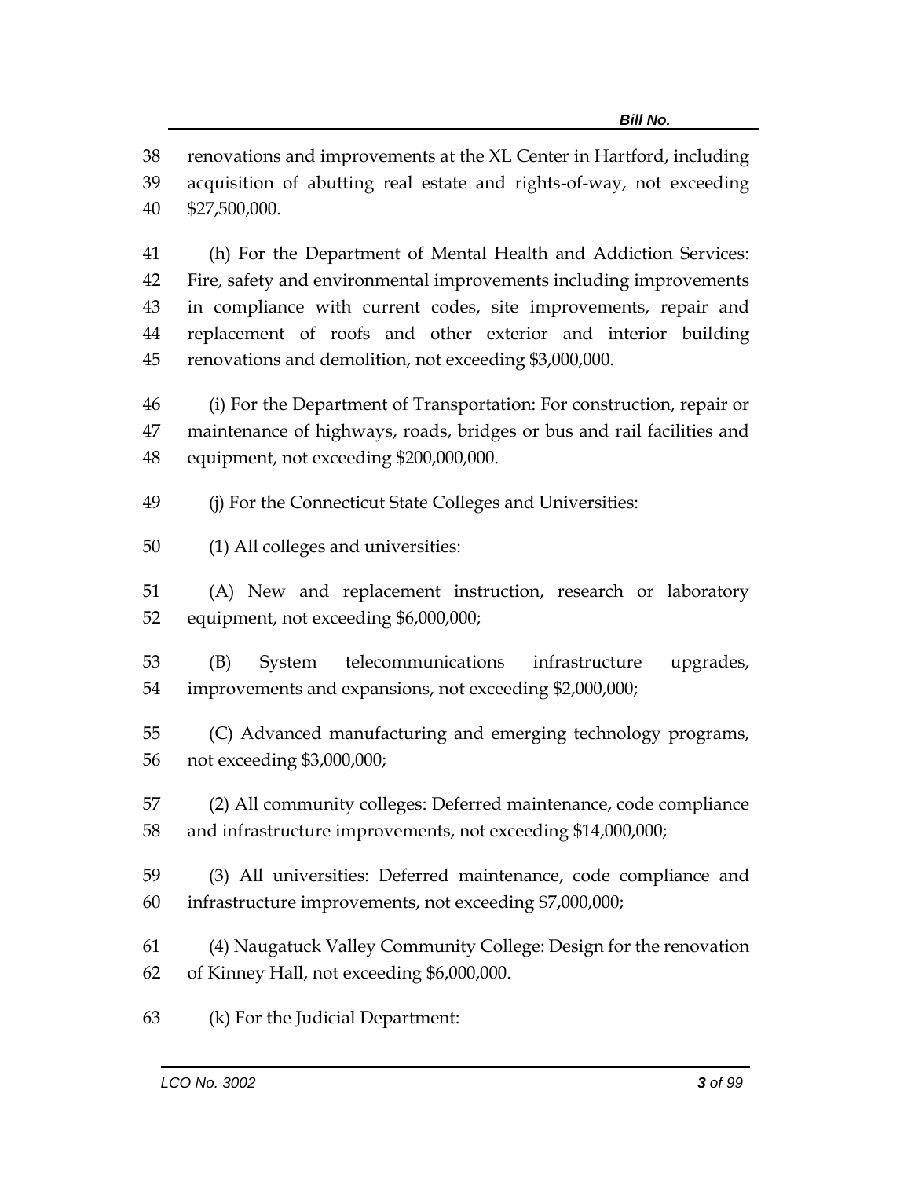renovations and improvements at the XL Center in Hartford, including acquisition of abutting real estate and rights-of-way, not exceeding $27,500,000.

(h) For the Department of Mental Health and Addiction Services: Fire, safety and environmental improvements including improvements in compliance with current codes, site improvements, repair and replacement of roofs and other exterior and interior building renovations and demolition, not exceeding $3,000,000.

(i) For the Department of Transportation: For construction, repair or maintenance of highways, roads, bridges or bus and rail facilities and equipment, not exceeding $200,000,000.

(j) For the Connecticut State Colleges and Universities:

(1) All colleges and universities:

(A) New and replacement instruction, research or laboratory equipment, not exceeding $6,000,000;

(B) System telecommunications infrastructure upgrades, improvements and expansions, not exceeding $2,000,000;

(C) Advanced manufacturing and emerging technology programs, not exceeding $3,000,000;

(2) All community colleges: Deferred maintenance, code compliance and infrastructure improvements, not exceeding $14,000,000;

(3) All universities: Deferred maintenance, code compliance and infrastructure improvements, not exceeding $7,000,000;

(4) Naugatuck Valley Community College: Design for the renovation of Kinney Hall, not exceeding $6,000,000.

(k) For the Judicial Department: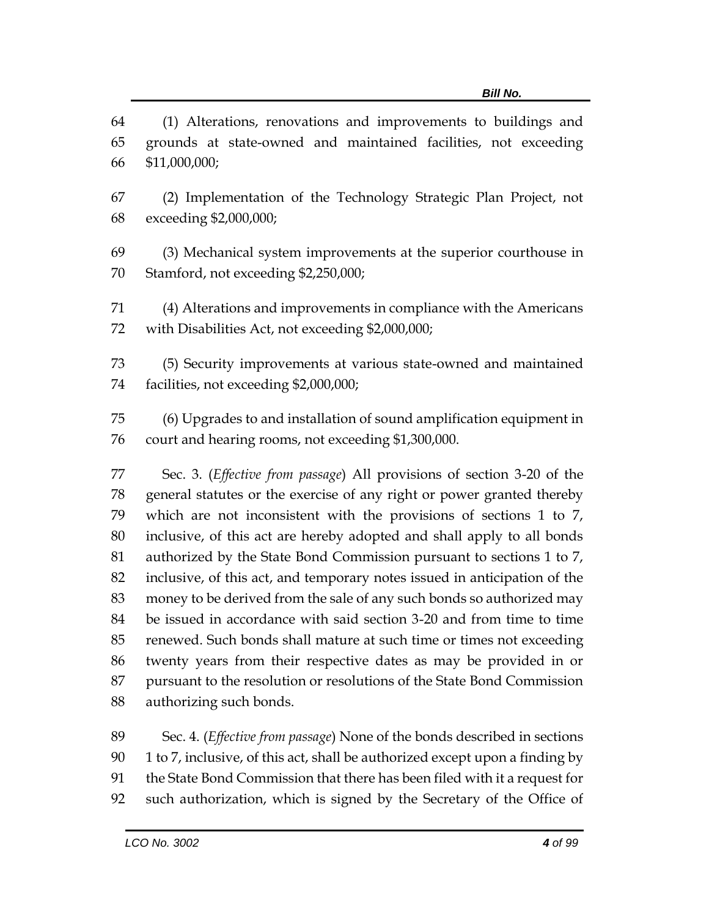(1) Alterations, renovations and improvements to buildings and grounds at state-owned and maintained facilities, not exceeding $11,000,000;

(2) Implementation of the Technology Strategic Plan Project, not exceeding $2,000,000;

(3) Mechanical system improvements at the superior courthouse in Stamford, not exceeding $2,250,000;

(4) Alterations and improvements in compliance with the Americans with Disabilities Act, not exceeding $2,000,000;

(5) Security improvements at various state-owned and maintained facilities, not exceeding $2,000,000;

(6) Upgrades to and installation of sound amplification equipment in court and hearing rooms, not exceeding $1,300,000.

Sec. 3. (*Effective from passage*) All provisions of section 3-20 of the general statutes or the exercise of any right or power granted thereby which are not inconsistent with the provisions of sections 1 to 7, inclusive, of this act are hereby adopted and shall apply to all bonds authorized by the State Bond Commission pursuant to sections 1 to 7, inclusive, of this act, and temporary notes issued in anticipation of the money to be derived from the sale of any such bonds so authorized may be issued in accordance with said section 3-20 and from time to time renewed. Such bonds shall mature at such time or times not exceeding twenty years from their respective dates as may be provided in or pursuant to the resolution or resolutions of the State Bond Commission authorizing such bonds.

Sec. 4. (*Effective from passage*) None of the bonds described in sections 1 to 7, inclusive, of this act, shall be authorized except upon a finding by the State Bond Commission that there has been filed with it a request for such authorization, which is signed by the Secretary of the Office of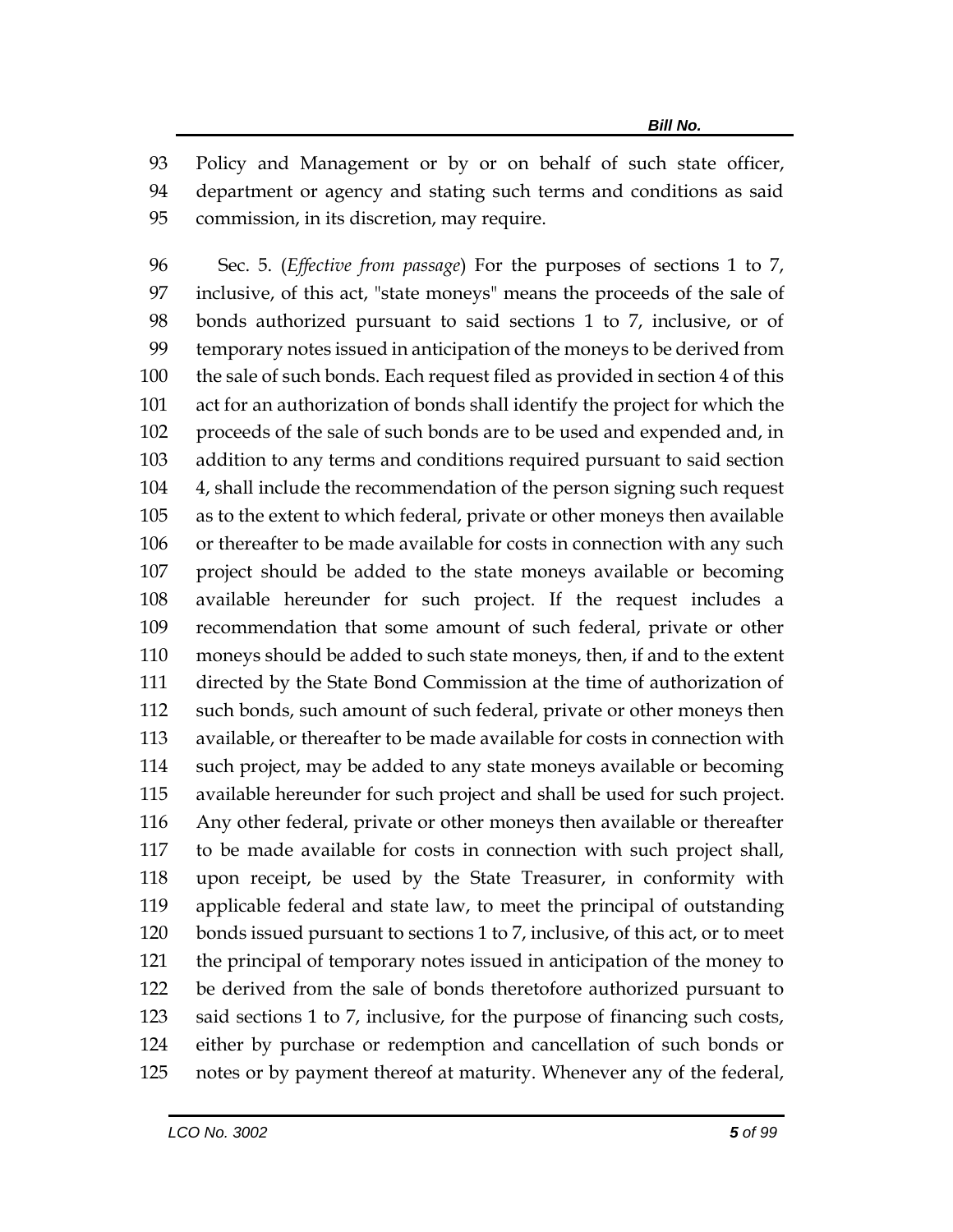Policy and Management or by or on behalf of such state officer, department or agency and stating such terms and conditions as said commission, in its discretion, may require.

Sec. 5. (*Effective from passage*) For the purposes of sections 1 to 7, inclusive, of this act, "state moneys" means the proceeds of the sale of bonds authorized pursuant to said sections 1 to 7, inclusive, or of temporary notes issued in anticipation of the moneys to be derived from the sale of such bonds. Each request filed as provided in section 4 of this act for an authorization of bonds shall identify the project for which the proceeds of the sale of such bonds are to be used and expended and, in addition to any terms and conditions required pursuant to said section 4, shall include the recommendation of the person signing such request as to the extent to which federal, private or other moneys then available or thereafter to be made available for costs in connection with any such project should be added to the state moneys available or becoming available hereunder for such project. If the request includes a recommendation that some amount of such federal, private or other moneys should be added to such state moneys, then, if and to the extent directed by the State Bond Commission at the time of authorization of such bonds, such amount of such federal, private or other moneys then available, or thereafter to be made available for costs in connection with such project, may be added to any state moneys available or becoming available hereunder for such project and shall be used for such project. Any other federal, private or other moneys then available or thereafter to be made available for costs in connection with such project shall, upon receipt, be used by the State Treasurer, in conformity with applicable federal and state law, to meet the principal of outstanding bonds issued pursuant to sections 1 to 7, inclusive, of this act, or to meet the principal of temporary notes issued in anticipation of the money to be derived from the sale of bonds theretofore authorized pursuant to said sections 1 to 7, inclusive, for the purpose of financing such costs, either by purchase or redemption and cancellation of such bonds or notes or by payment thereof at maturity. Whenever any of the federal,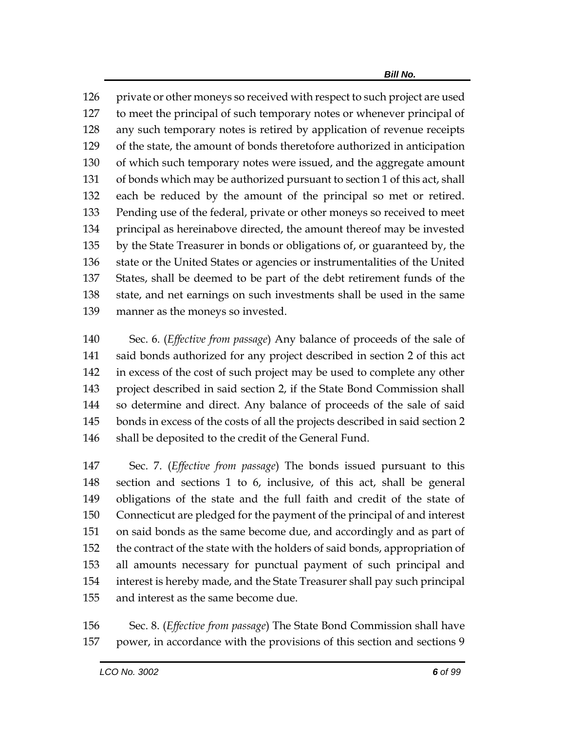private or other moneys so received with respect to such project are used to meet the principal of such temporary notes or whenever principal of any such temporary notes is retired by application of revenue receipts of the state, the amount of bonds theretofore authorized in anticipation of which such temporary notes were issued, and the aggregate amount of bonds which may be authorized pursuant to section 1 of this act, shall each be reduced by the amount of the principal so met or retired. Pending use of the federal, private or other moneys so received to meet principal as hereinabove directed, the amount thereof may be invested by the State Treasurer in bonds or obligations of, or guaranteed by, the state or the United States or agencies or instrumentalities of the United States, shall be deemed to be part of the debt retirement funds of the state, and net earnings on such investments shall be used in the same manner as the moneys so invested.

Sec. 6. (*Effective from passage*) Any balance of proceeds of the sale of said bonds authorized for any project described in section 2 of this act in excess of the cost of such project may be used to complete any other project described in said section 2, if the State Bond Commission shall so determine and direct. Any balance of proceeds of the sale of said bonds in excess of the costs of all the projects described in said section 2 shall be deposited to the credit of the General Fund.

Sec. 7. (*Effective from passage*) The bonds issued pursuant to this section and sections 1 to 6, inclusive, of this act, shall be general obligations of the state and the full faith and credit of the state of Connecticut are pledged for the payment of the principal of and interest on said bonds as the same become due, and accordingly and as part of the contract of the state with the holders of said bonds, appropriation of all amounts necessary for punctual payment of such principal and interest is hereby made, and the State Treasurer shall pay such principal and interest as the same become due.

Sec. 8. (*Effective from passage*) The State Bond Commission shall have power, in accordance with the provisions of this section and sections 9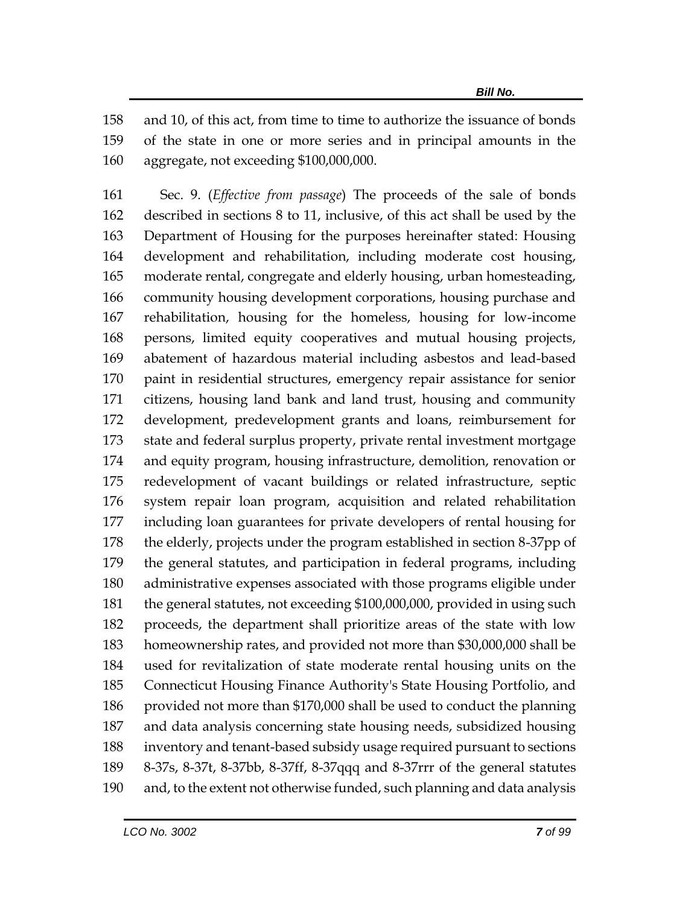158 and 10, of this act, from time to time to authorize the issuance of bonds
159 of the state in one or more series and in principal amounts in the
160 aggregate, not exceeding $100,000,000.

161 Sec. 9. (*Effective from passage*) The proceeds of the sale of bonds
162 described in sections 8 to 11, inclusive, of this act shall be used by the
163 Department of Housing for the purposes hereinafter stated: Housing
164 development and rehabilitation, including moderate cost housing,
165 moderate rental, congregate and elderly housing, urban homesteading,
166 community housing development corporations, housing purchase and
167 rehabilitation, housing for the homeless, housing for low-income
168 persons, limited equity cooperatives and mutual housing projects,
169 abatement of hazardous material including asbestos and lead-based
170 paint in residential structures, emergency repair assistance for senior
171 citizens, housing land bank and land trust, housing and community
172 development, predevelopment grants and loans, reimbursement for
173 state and federal surplus property, private rental investment mortgage
174 and equity program, housing infrastructure, demolition, renovation or
175 redevelopment of vacant buildings or related infrastructure, septic
176 system repair loan program, acquisition and related rehabilitation
177 including loan guarantees for private developers of rental housing for
178 the elderly, projects under the program established in section 8-37pp of
179 the general statutes, and participation in federal programs, including
180 administrative expenses associated with those programs eligible under
181 the general statutes, not exceeding $100,000,000, provided in using such
182 proceeds, the department shall prioritize areas of the state with low
183 homeownership rates, and provided not more than $30,000,000 shall be
184 used for revitalization of state moderate rental housing units on the
185 Connecticut Housing Finance Authority's State Housing Portfolio, and
186 provided not more than $170,000 shall be used to conduct the planning
187 and data analysis concerning state housing needs, subsidized housing
188 inventory and tenant-based subsidy usage required pursuant to sections
189 8-37s, 8-37t, 8-37bb, 8-37ff, 8-37qqq and 8-37rrr of the general statutes
190 and, to the extent not otherwise funded, such planning and data analysis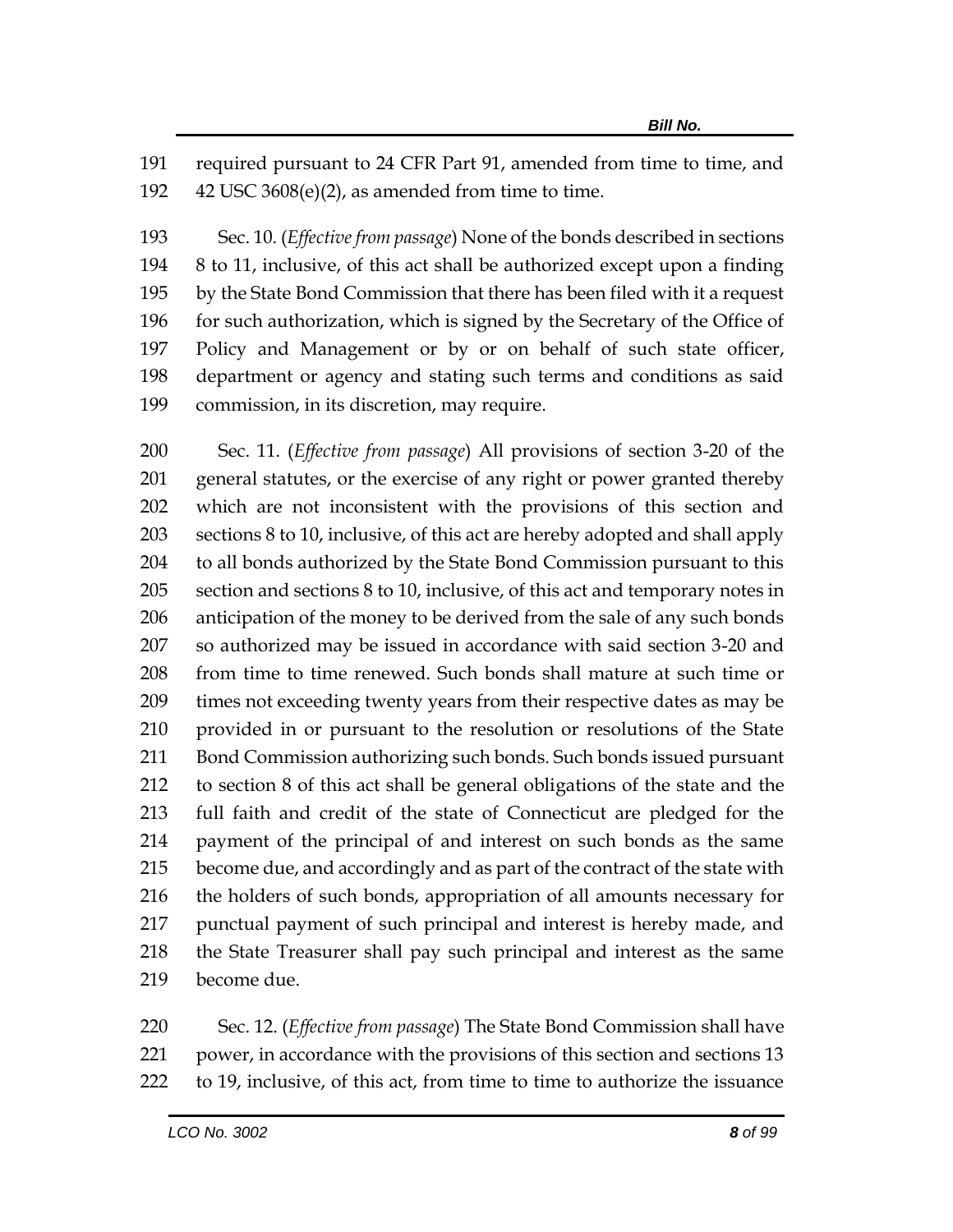required pursuant to 24 CFR Part 91, amended from time to time, and 42 USC 3608(e)(2), as amended from time to time.

Sec. 10. (*Effective from passage*) None of the bonds described in sections 8 to 11, inclusive, of this act shall be authorized except upon a finding by the State Bond Commission that there has been filed with it a request for such authorization, which is signed by the Secretary of the Office of Policy and Management or by or on behalf of such state officer, department or agency and stating such terms and conditions as said commission, in its discretion, may require.

Sec. 11. (*Effective from passage*) All provisions of section 3-20 of the general statutes, or the exercise of any right or power granted thereby which are not inconsistent with the provisions of this section and sections 8 to 10, inclusive, of this act are hereby adopted and shall apply to all bonds authorized by the State Bond Commission pursuant to this section and sections 8 to 10, inclusive, of this act and temporary notes in anticipation of the money to be derived from the sale of any such bonds so authorized may be issued in accordance with said section 3-20 and from time to time renewed. Such bonds shall mature at such time or times not exceeding twenty years from their respective dates as may be provided in or pursuant to the resolution or resolutions of the State Bond Commission authorizing such bonds. Such bonds issued pursuant to section 8 of this act shall be general obligations of the state and the full faith and credit of the state of Connecticut are pledged for the payment of the principal of and interest on such bonds as the same become due, and accordingly and as part of the contract of the state with the holders of such bonds, appropriation of all amounts necessary for punctual payment of such principal and interest is hereby made, and the State Treasurer shall pay such principal and interest as the same become due.

Sec. 12. (*Effective from passage*) The State Bond Commission shall have power, in accordance with the provisions of this section and sections 13 to 19, inclusive, of this act, from time to time to authorize the issuance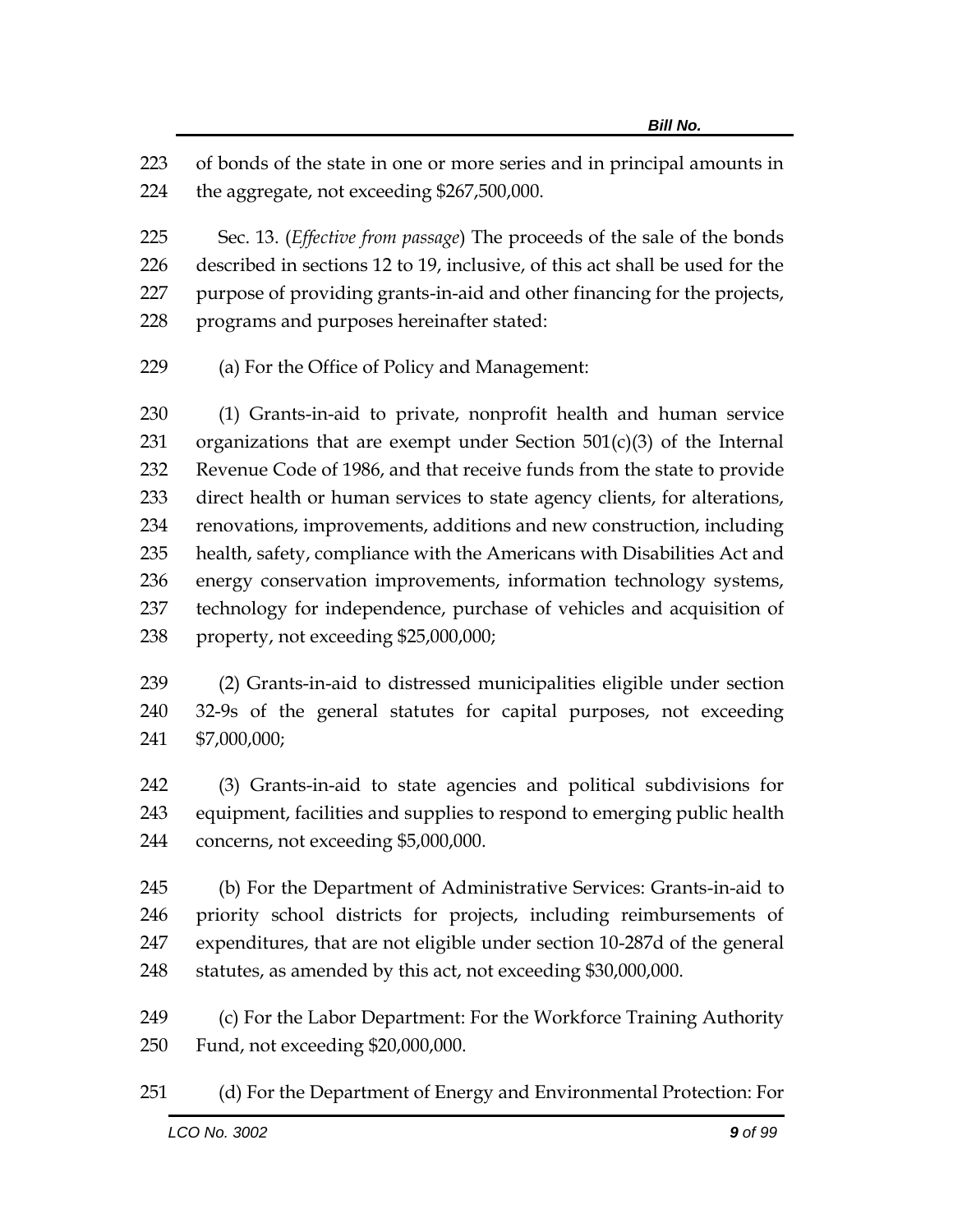of bonds of the state in one or more series and in principal amounts in the aggregate, not exceeding $267,500,000.

Sec. 13. (*Effective from passage*) The proceeds of the sale of the bonds described in sections 12 to 19, inclusive, of this act shall be used for the purpose of providing grants-in-aid and other financing for the projects, programs and purposes hereinafter stated:

(a) For the Office of Policy and Management:

(1) Grants-in-aid to private, nonprofit health and human service organizations that are exempt under Section 501(c)(3) of the Internal Revenue Code of 1986, and that receive funds from the state to provide direct health or human services to state agency clients, for alterations, renovations, improvements, additions and new construction, including health, safety, compliance with the Americans with Disabilities Act and energy conservation improvements, information technology systems, technology for independence, purchase of vehicles and acquisition of property, not exceeding $25,000,000;

(2) Grants-in-aid to distressed municipalities eligible under section 32-9s of the general statutes for capital purposes, not exceeding $7,000,000;

(3) Grants-in-aid to state agencies and political subdivisions for equipment, facilities and supplies to respond to emerging public health concerns, not exceeding $5,000,000.

(b) For the Department of Administrative Services: Grants-in-aid to priority school districts for projects, including reimbursements of expenditures, that are not eligible under section 10-287d of the general statutes, as amended by this act, not exceeding $30,000,000.

(c) For the Labor Department: For the Workforce Training Authority Fund, not exceeding $20,000,000.

(d) For the Department of Energy and Environmental Protection: For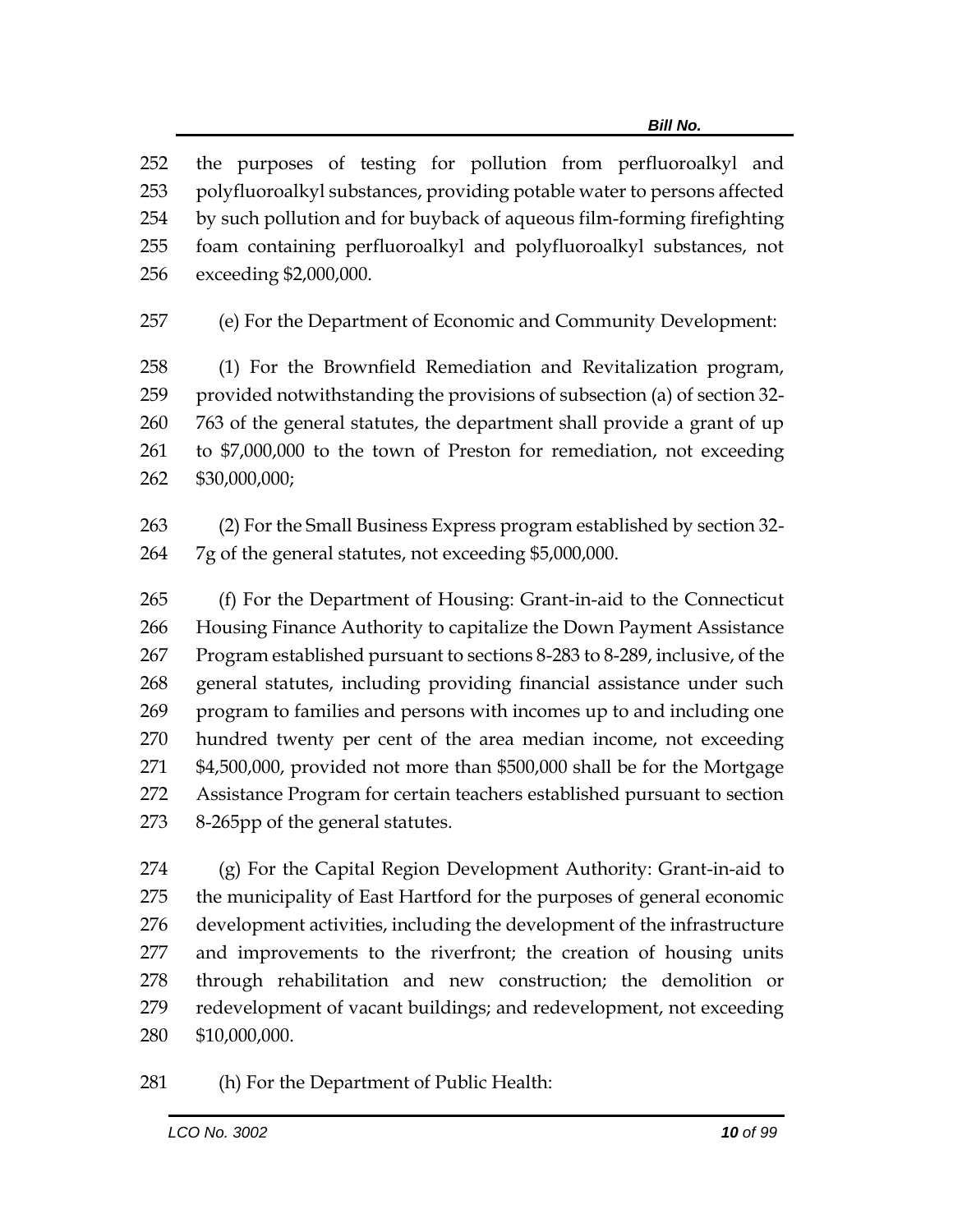the purposes of testing for pollution from perfluoroalkyl and polyfluoroalkyl substances, providing potable water to persons affected by such pollution and for buyback of aqueous film-forming firefighting foam containing perfluoroalkyl and polyfluoroalkyl substances, not exceeding $2,000,000.

(e) For the Department of Economic and Community Development:

(1) For the Brownfield Remediation and Revitalization program, provided notwithstanding the provisions of subsection (a) of section 32-763 of the general statutes, the department shall provide a grant of up to $7,000,000 to the town of Preston for remediation, not exceeding $30,000,000;

(2) For the Small Business Express program established by section 32-7g of the general statutes, not exceeding $5,000,000.

(f) For the Department of Housing: Grant-in-aid to the Connecticut Housing Finance Authority to capitalize the Down Payment Assistance Program established pursuant to sections 8-283 to 8-289, inclusive, of the general statutes, including providing financial assistance under such program to families and persons with incomes up to and including one hundred twenty per cent of the area median income, not exceeding $4,500,000, provided not more than $500,000 shall be for the Mortgage Assistance Program for certain teachers established pursuant to section 8-265pp of the general statutes.

(g) For the Capital Region Development Authority: Grant-in-aid to the municipality of East Hartford for the purposes of general economic development activities, including the development of the infrastructure and improvements to the riverfront; the creation of housing units through rehabilitation and new construction; the demolition or redevelopment of vacant buildings; and redevelopment, not exceeding $10,000,000.

(h) For the Department of Public Health: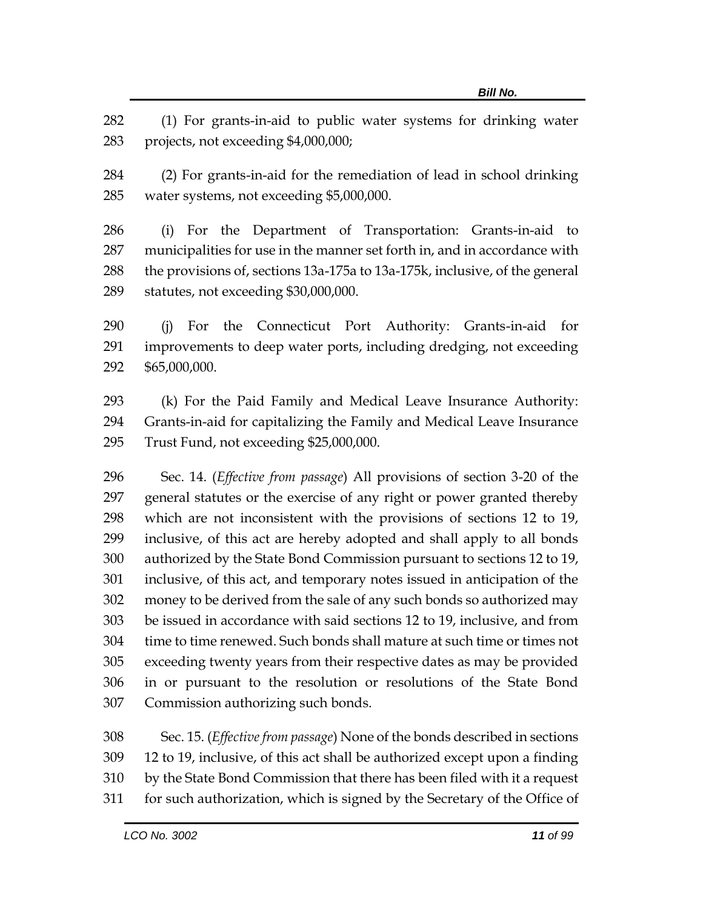(1) For grants-in-aid to public water systems for drinking water projects, not exceeding $4,000,000;

(2) For grants-in-aid for the remediation of lead in school drinking water systems, not exceeding $5,000,000.

(i) For the Department of Transportation: Grants-in-aid to municipalities for use in the manner set forth in, and in accordance with the provisions of, sections 13a-175a to 13a-175k, inclusive, of the general statutes, not exceeding $30,000,000.

(j) For the Connecticut Port Authority: Grants-in-aid for improvements to deep water ports, including dredging, not exceeding $65,000,000.

(k) For the Paid Family and Medical Leave Insurance Authority: Grants-in-aid for capitalizing the Family and Medical Leave Insurance Trust Fund, not exceeding $25,000,000.

Sec. 14. (*Effective from passage*) All provisions of section 3-20 of the general statutes or the exercise of any right or power granted thereby which are not inconsistent with the provisions of sections 12 to 19, inclusive, of this act are hereby adopted and shall apply to all bonds authorized by the State Bond Commission pursuant to sections 12 to 19, inclusive, of this act, and temporary notes issued in anticipation of the money to be derived from the sale of any such bonds so authorized may be issued in accordance with said sections 12 to 19, inclusive, and from time to time renewed. Such bonds shall mature at such time or times not exceeding twenty years from their respective dates as may be provided in or pursuant to the resolution or resolutions of the State Bond Commission authorizing such bonds.

Sec. 15. (*Effective from passage*) None of the bonds described in sections 12 to 19, inclusive, of this act shall be authorized except upon a finding by the State Bond Commission that there has been filed with it a request for such authorization, which is signed by the Secretary of the Office of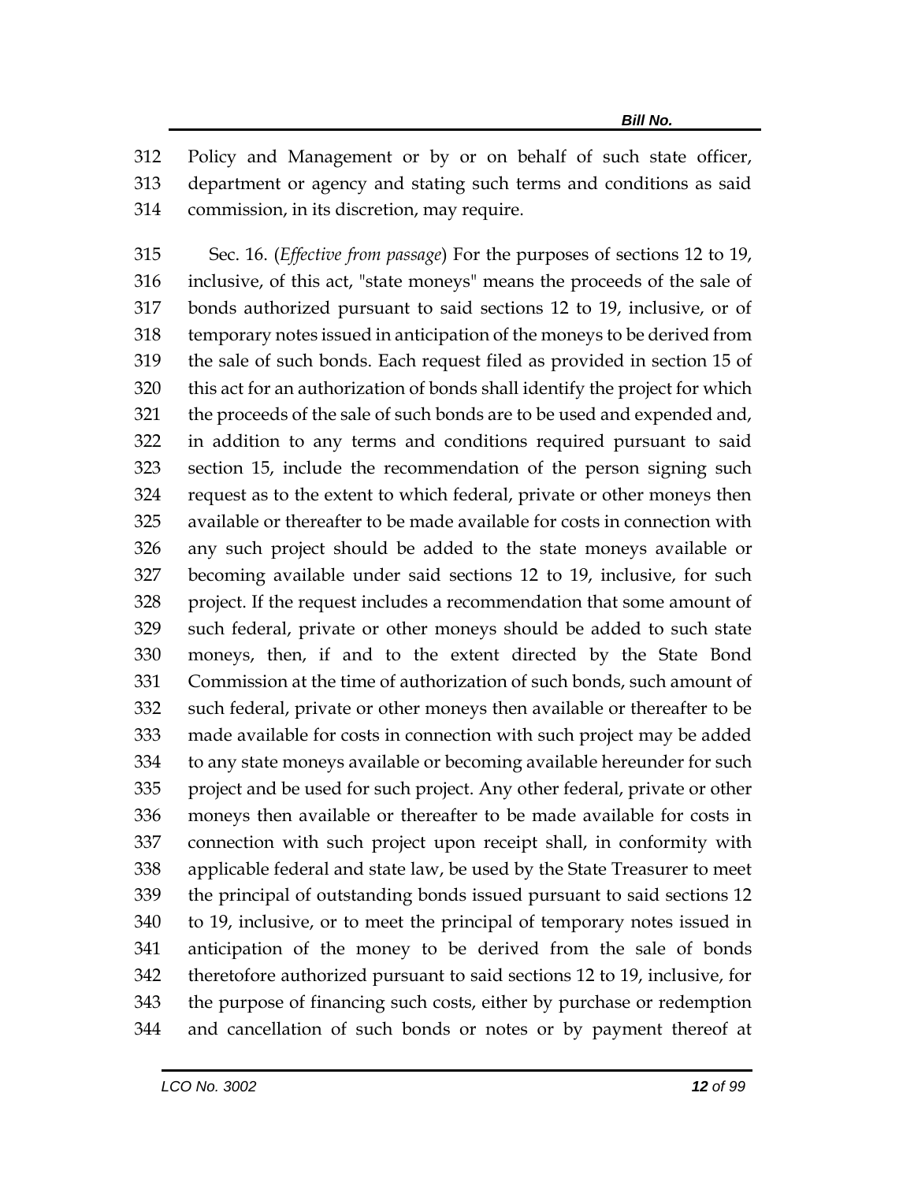Policy and Management or by or on behalf of such state officer, department or agency and stating such terms and conditions as said commission, in its discretion, may require.

Sec. 16. (*Effective from passage*) For the purposes of sections 12 to 19, inclusive, of this act, "state moneys" means the proceeds of the sale of bonds authorized pursuant to said sections 12 to 19, inclusive, or of temporary notes issued in anticipation of the moneys to be derived from the sale of such bonds. Each request filed as provided in section 15 of this act for an authorization of bonds shall identify the project for which the proceeds of the sale of such bonds are to be used and expended and, in addition to any terms and conditions required pursuant to said section 15, include the recommendation of the person signing such request as to the extent to which federal, private or other moneys then available or thereafter to be made available for costs in connection with any such project should be added to the state moneys available or becoming available under said sections 12 to 19, inclusive, for such project. If the request includes a recommendation that some amount of such federal, private or other moneys should be added to such state moneys, then, if and to the extent directed by the State Bond Commission at the time of authorization of such bonds, such amount of such federal, private or other moneys then available or thereafter to be made available for costs in connection with such project may be added to any state moneys available or becoming available hereunder for such project and be used for such project. Any other federal, private or other moneys then available or thereafter to be made available for costs in connection with such project upon receipt shall, in conformity with applicable federal and state law, be used by the State Treasurer to meet the principal of outstanding bonds issued pursuant to said sections 12 to 19, inclusive, or to meet the principal of temporary notes issued in anticipation of the money to be derived from the sale of bonds theretofore authorized pursuant to said sections 12 to 19, inclusive, for the purpose of financing such costs, either by purchase or redemption and cancellation of such bonds or notes or by payment thereof at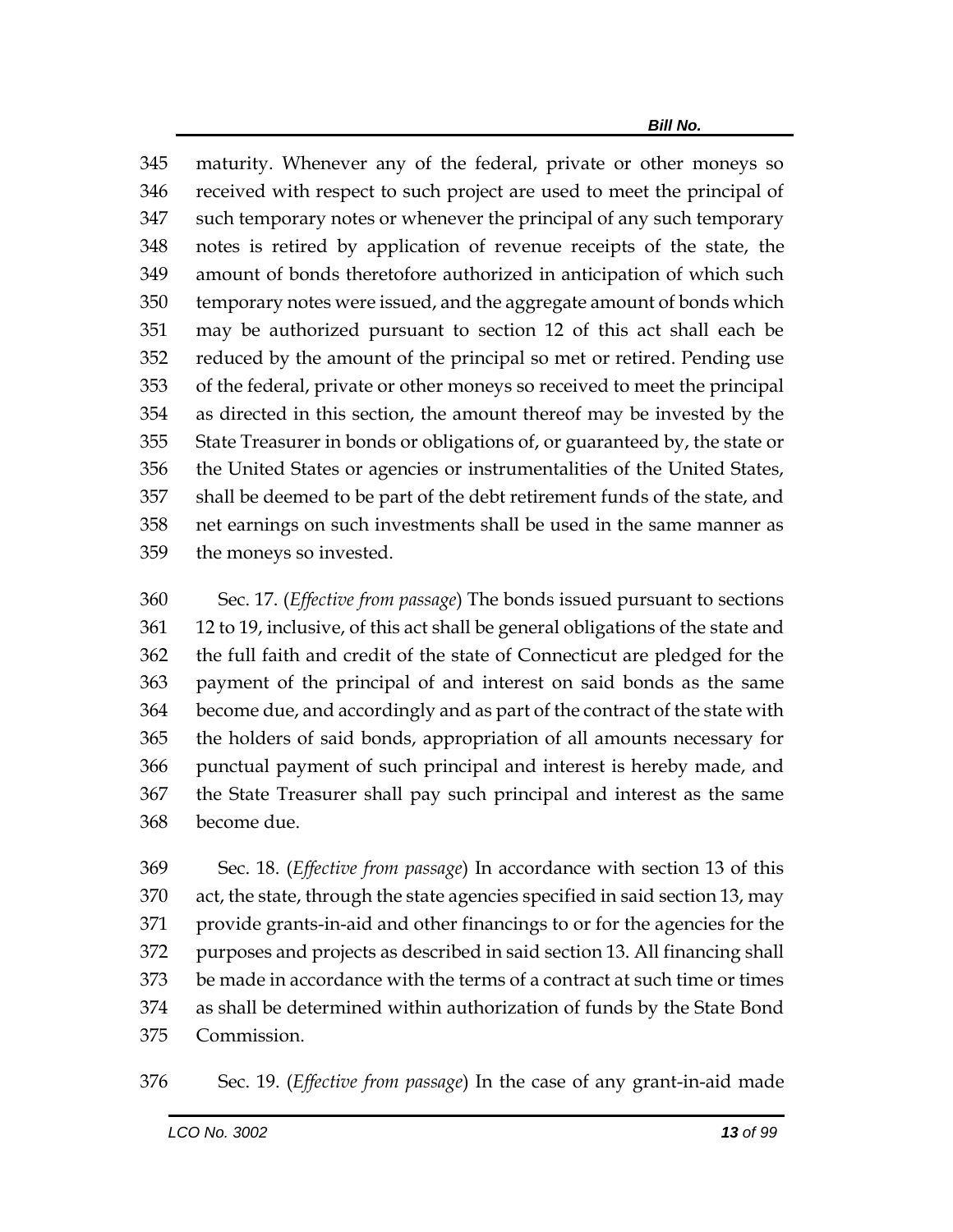maturity. Whenever any of the federal, private or other moneys so received with respect to such project are used to meet the principal of such temporary notes or whenever the principal of any such temporary notes is retired by application of revenue receipts of the state, the amount of bonds theretofore authorized in anticipation of which such temporary notes were issued, and the aggregate amount of bonds which may be authorized pursuant to section 12 of this act shall each be reduced by the amount of the principal so met or retired. Pending use of the federal, private or other moneys so received to meet the principal as directed in this section, the amount thereof may be invested by the State Treasurer in bonds or obligations of, or guaranteed by, the state or the United States or agencies or instrumentalities of the United States, shall be deemed to be part of the debt retirement funds of the state, and net earnings on such investments shall be used in the same manner as the moneys so invested.

Sec. 17. (*Effective from passage*) The bonds issued pursuant to sections 12 to 19, inclusive, of this act shall be general obligations of the state and the full faith and credit of the state of Connecticut are pledged for the payment of the principal of and interest on said bonds as the same become due, and accordingly and as part of the contract of the state with the holders of said bonds, appropriation of all amounts necessary for punctual payment of such principal and interest is hereby made, and the State Treasurer shall pay such principal and interest as the same become due.

Sec. 18. (*Effective from passage*) In accordance with section 13 of this act, the state, through the state agencies specified in said section 13, may provide grants-in-aid and other financings to or for the agencies for the purposes and projects as described in said section 13. All financing shall be made in accordance with the terms of a contract at such time or times as shall be determined within authorization of funds by the State Bond Commission.

Sec. 19. (*Effective from passage*) In the case of any grant-in-aid made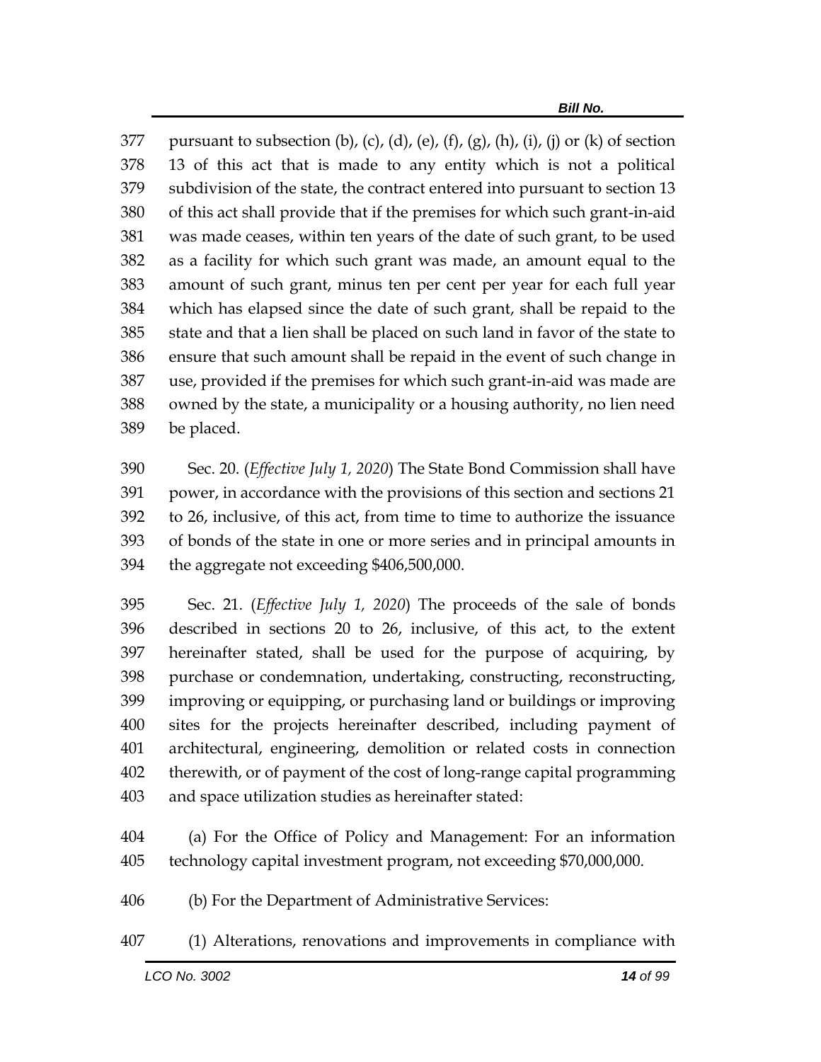pursuant to subsection (b), (c), (d), (e), (f), (g), (h), (i), (j) or (k) of section 13 of this act that is made to any entity which is not a political subdivision of the state, the contract entered into pursuant to section 13 of this act shall provide that if the premises for which such grant-in-aid was made ceases, within ten years of the date of such grant, to be used as a facility for which such grant was made, an amount equal to the amount of such grant, minus ten per cent per year for each full year which has elapsed since the date of such grant, shall be repaid to the state and that a lien shall be placed on such land in favor of the state to ensure that such amount shall be repaid in the event of such change in use, provided if the premises for which such grant-in-aid was made are owned by the state, a municipality or a housing authority, no lien need be placed.

Sec. 20. (*Effective July 1, 2020*) The State Bond Commission shall have power, in accordance with the provisions of this section and sections 21 to 26, inclusive, of this act, from time to time to authorize the issuance of bonds of the state in one or more series and in principal amounts in the aggregate not exceeding $406,500,000.

Sec. 21. (*Effective July 1, 2020*) The proceeds of the sale of bonds described in sections 20 to 26, inclusive, of this act, to the extent hereinafter stated, shall be used for the purpose of acquiring, by purchase or condemnation, undertaking, constructing, reconstructing, improving or equipping, or purchasing land or buildings or improving sites for the projects hereinafter described, including payment of architectural, engineering, demolition or related costs in connection therewith, or of payment of the cost of long-range capital programming and space utilization studies as hereinafter stated:

(a) For the Office of Policy and Management: For an information technology capital investment program, not exceeding $70,000,000.

(b) For the Department of Administrative Services:

(1) Alterations, renovations and improvements in compliance with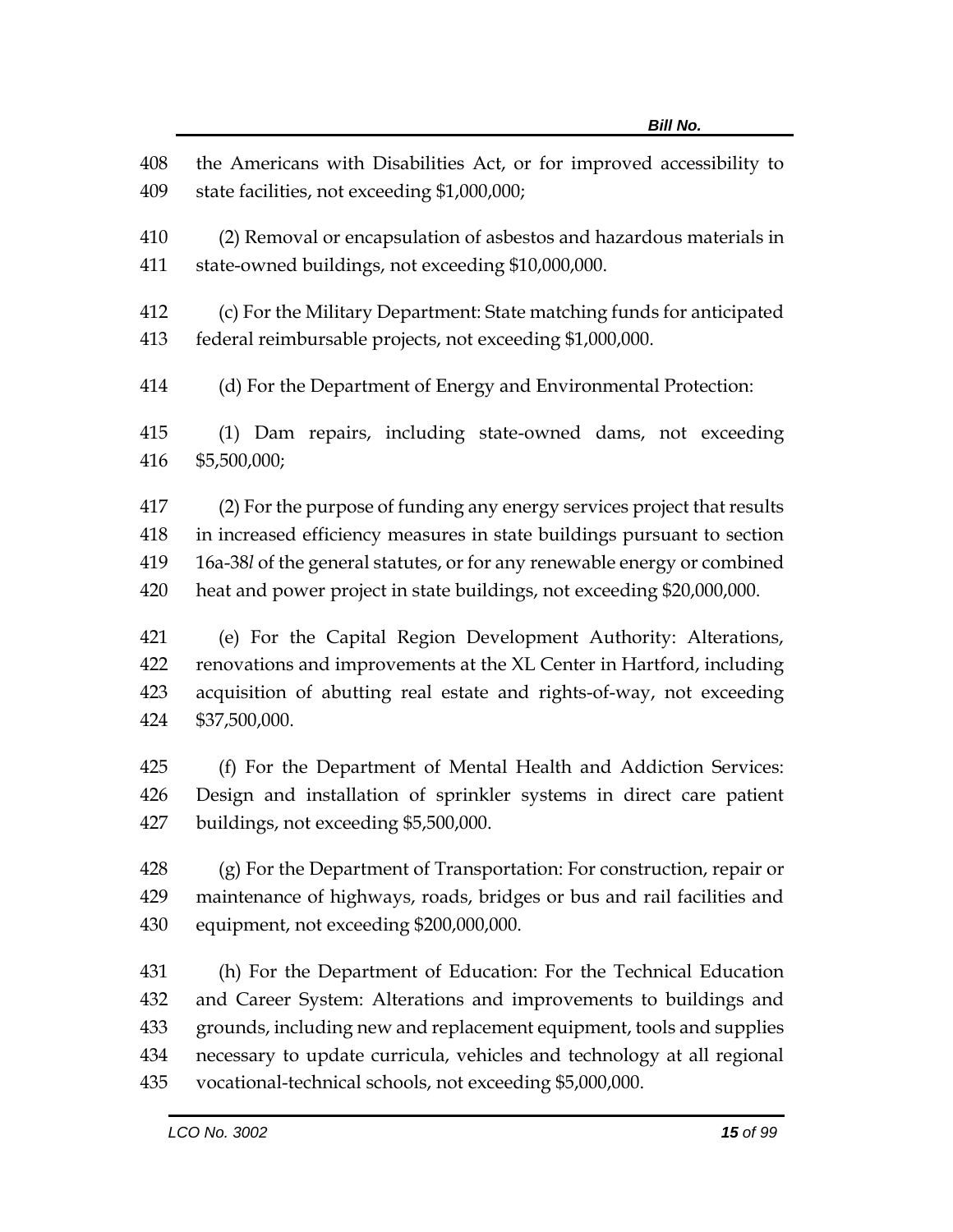the Americans with Disabilities Act, or for improved accessibility to state facilities, not exceeding $1,000,000;

(2) Removal or encapsulation of asbestos and hazardous materials in state-owned buildings, not exceeding $10,000,000.

(c) For the Military Department: State matching funds for anticipated federal reimbursable projects, not exceeding $1,000,000.

(d) For the Department of Energy and Environmental Protection:

(1) Dam repairs, including state-owned dams, not exceeding $5,500,000;

(2) For the purpose of funding any energy services project that results in increased efficiency measures in state buildings pursuant to section 16a-38*l* of the general statutes, or for any renewable energy or combined heat and power project in state buildings, not exceeding $20,000,000.

(e) For the Capital Region Development Authority: Alterations, renovations and improvements at the XL Center in Hartford, including acquisition of abutting real estate and rights-of-way, not exceeding $37,500,000.

(f) For the Department of Mental Health and Addiction Services: Design and installation of sprinkler systems in direct care patient buildings, not exceeding $5,500,000.

(g) For the Department of Transportation: For construction, repair or maintenance of highways, roads, bridges or bus and rail facilities and equipment, not exceeding $200,000,000.

(h) For the Department of Education: For the Technical Education and Career System: Alterations and improvements to buildings and grounds, including new and replacement equipment, tools and supplies necessary to update curricula, vehicles and technology at all regional vocational-technical schools, not exceeding $5,000,000.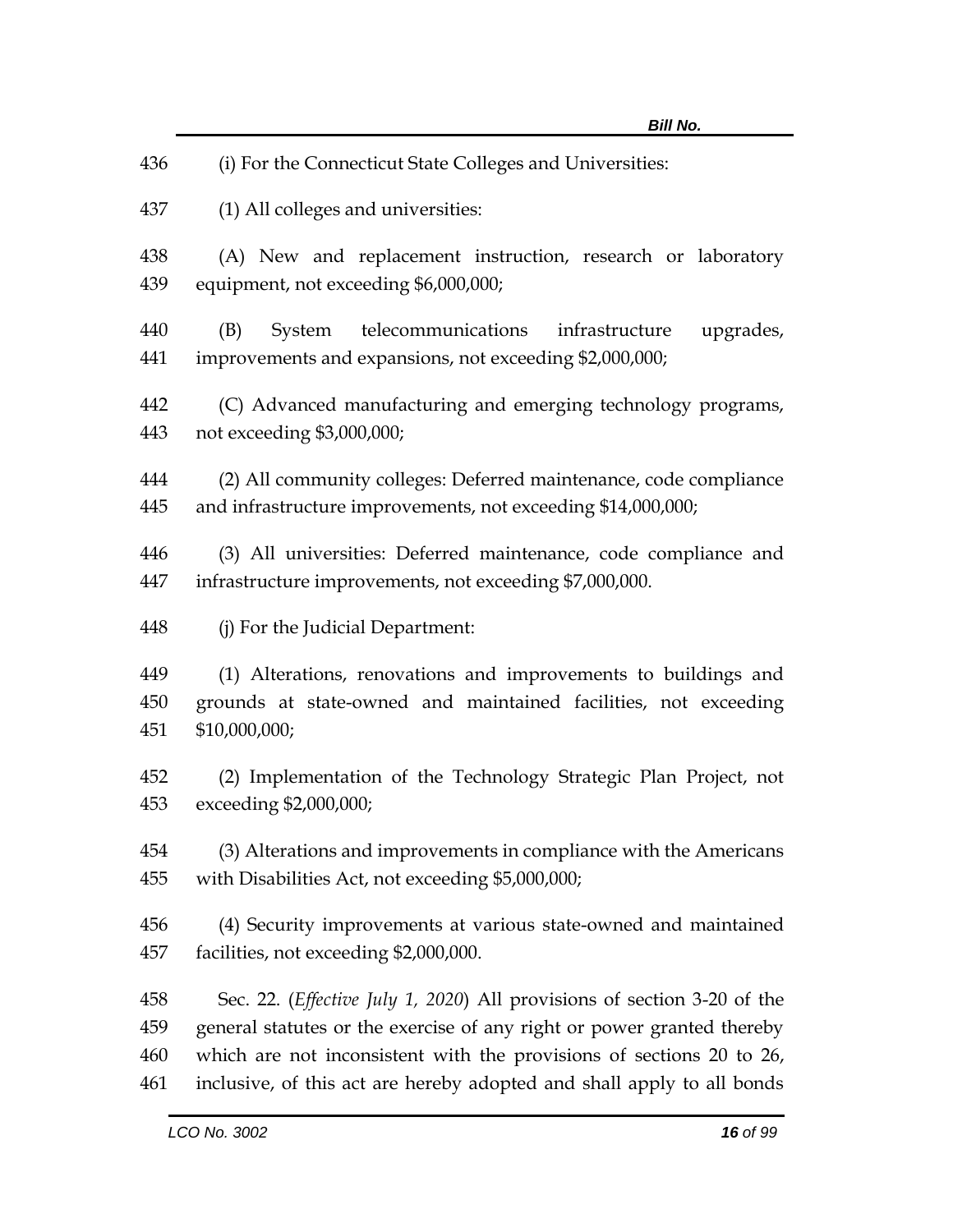(i) For the Connecticut State Colleges and Universities:

(1) All colleges and universities:

(A) New and replacement instruction, research or laboratory equipment, not exceeding $6,000,000;

(B) System telecommunications infrastructure upgrades, improvements and expansions, not exceeding $2,000,000;

(C) Advanced manufacturing and emerging technology programs, not exceeding $3,000,000;

(2) All community colleges: Deferred maintenance, code compliance and infrastructure improvements, not exceeding $14,000,000;

(3) All universities: Deferred maintenance, code compliance and infrastructure improvements, not exceeding $7,000,000.

(j) For the Judicial Department:

(1) Alterations, renovations and improvements to buildings and grounds at state-owned and maintained facilities, not exceeding $10,000,000;

(2) Implementation of the Technology Strategic Plan Project, not exceeding $2,000,000;

(3) Alterations and improvements in compliance with the Americans with Disabilities Act, not exceeding $5,000,000;

(4) Security improvements at various state-owned and maintained facilities, not exceeding $2,000,000.

Sec. 22. (*Effective July 1, 2020*) All provisions of section 3-20 of the general statutes or the exercise of any right or power granted thereby which are not inconsistent with the provisions of sections 20 to 26, inclusive, of this act are hereby adopted and shall apply to all bonds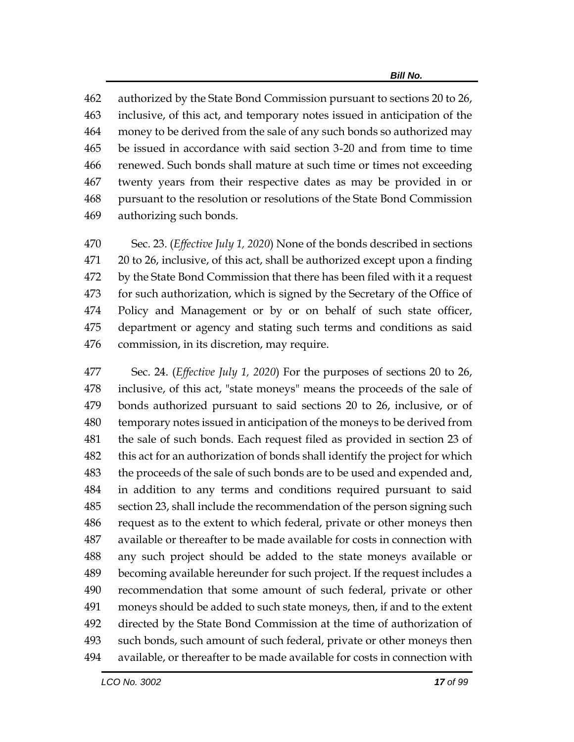authorized by the State Bond Commission pursuant to sections 20 to 26, inclusive, of this act, and temporary notes issued in anticipation of the money to be derived from the sale of any such bonds so authorized may be issued in accordance with said section 3-20 and from time to time renewed. Such bonds shall mature at such time or times not exceeding twenty years from their respective dates as may be provided in or pursuant to the resolution or resolutions of the State Bond Commission authorizing such bonds.

Sec. 23. (*Effective July 1, 2020*) None of the bonds described in sections 20 to 26, inclusive, of this act, shall be authorized except upon a finding by the State Bond Commission that there has been filed with it a request for such authorization, which is signed by the Secretary of the Office of Policy and Management or by or on behalf of such state officer, department or agency and stating such terms and conditions as said commission, in its discretion, may require.

Sec. 24. (*Effective July 1, 2020*) For the purposes of sections 20 to 26, inclusive, of this act, "state moneys" means the proceeds of the sale of bonds authorized pursuant to said sections 20 to 26, inclusive, or of temporary notes issued in anticipation of the moneys to be derived from the sale of such bonds. Each request filed as provided in section 23 of this act for an authorization of bonds shall identify the project for which the proceeds of the sale of such bonds are to be used and expended and, in addition to any terms and conditions required pursuant to said section 23, shall include the recommendation of the person signing such request as to the extent to which federal, private or other moneys then available or thereafter to be made available for costs in connection with any such project should be added to the state moneys available or becoming available hereunder for such project. If the request includes a recommendation that some amount of such federal, private or other moneys should be added to such state moneys, then, if and to the extent directed by the State Bond Commission at the time of authorization of such bonds, such amount of such federal, private or other moneys then available, or thereafter to be made available for costs in connection with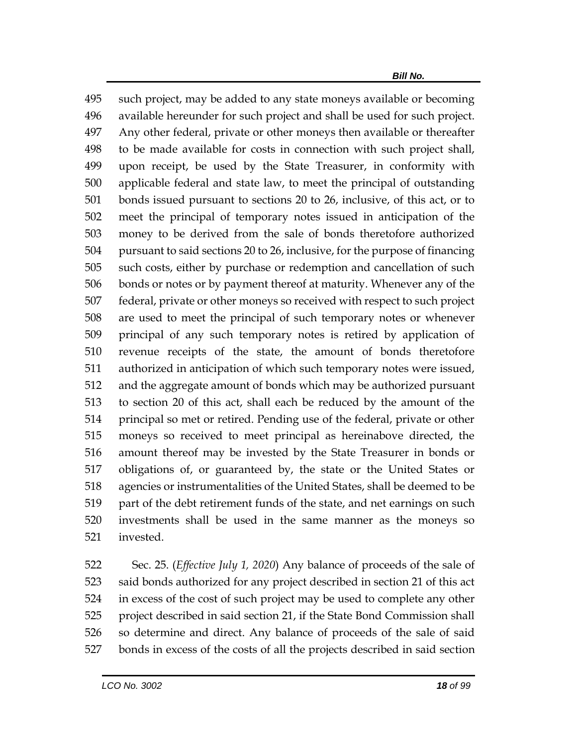such project, may be added to any state moneys available or becoming available hereunder for such project and shall be used for such project. Any other federal, private or other moneys then available or thereafter to be made available for costs in connection with such project shall, upon receipt, be used by the State Treasurer, in conformity with applicable federal and state law, to meet the principal of outstanding bonds issued pursuant to sections 20 to 26, inclusive, of this act, or to meet the principal of temporary notes issued in anticipation of the money to be derived from the sale of bonds theretofore authorized pursuant to said sections 20 to 26, inclusive, for the purpose of financing such costs, either by purchase or redemption and cancellation of such bonds or notes or by payment thereof at maturity. Whenever any of the federal, private or other moneys so received with respect to such project are used to meet the principal of such temporary notes or whenever principal of any such temporary notes is retired by application of revenue receipts of the state, the amount of bonds theretofore authorized in anticipation of which such temporary notes were issued, and the aggregate amount of bonds which may be authorized pursuant to section 20 of this act, shall each be reduced by the amount of the principal so met or retired. Pending use of the federal, private or other moneys so received to meet principal as hereinabove directed, the amount thereof may be invested by the State Treasurer in bonds or obligations of, or guaranteed by, the state or the United States or agencies or instrumentalities of the United States, shall be deemed to be part of the debt retirement funds of the state, and net earnings on such investments shall be used in the same manner as the moneys so invested.

Sec. 25. (*Effective July 1, 2020*) Any balance of proceeds of the sale of said bonds authorized for any project described in section 21 of this act in excess of the cost of such project may be used to complete any other project described in said section 21, if the State Bond Commission shall so determine and direct. Any balance of proceeds of the sale of said bonds in excess of the costs of all the projects described in said section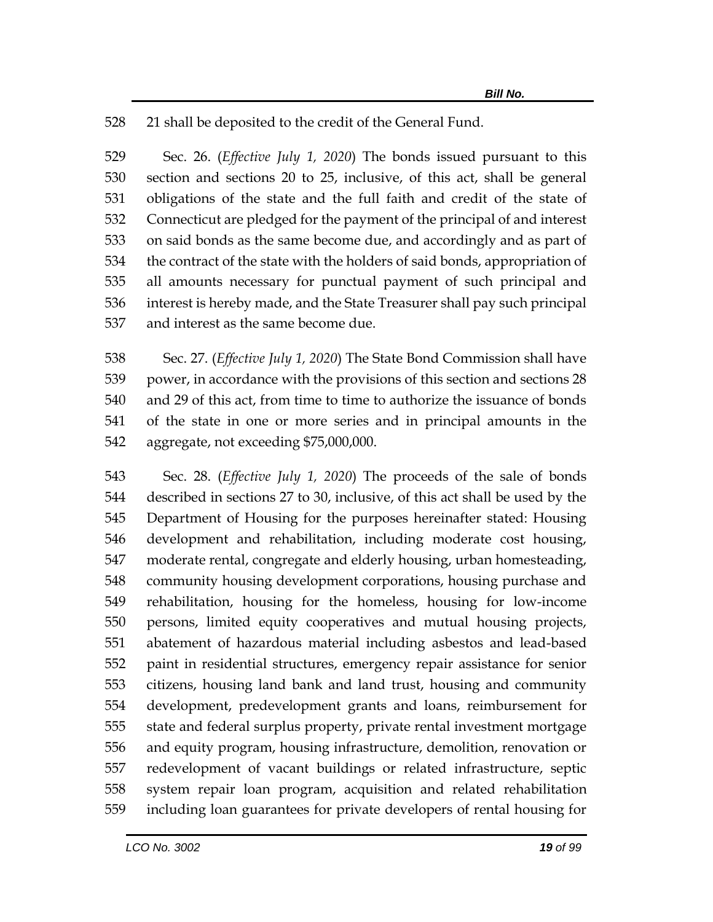21 shall be deposited to the credit of the General Fund.

Sec. 26. (*Effective July 1, 2020*) The bonds issued pursuant to this section and sections 20 to 25, inclusive, of this act, shall be general obligations of the state and the full faith and credit of the state of Connecticut are pledged for the payment of the principal of and interest on said bonds as the same become due, and accordingly and as part of the contract of the state with the holders of said bonds, appropriation of all amounts necessary for punctual payment of such principal and interest is hereby made, and the State Treasurer shall pay such principal and interest as the same become due.

Sec. 27. (*Effective July 1, 2020*) The State Bond Commission shall have power, in accordance with the provisions of this section and sections 28 and 29 of this act, from time to time to authorize the issuance of bonds of the state in one or more series and in principal amounts in the aggregate, not exceeding $75,000,000.

Sec. 28. (*Effective July 1, 2020*) The proceeds of the sale of bonds described in sections 27 to 30, inclusive, of this act shall be used by the Department of Housing for the purposes hereinafter stated: Housing development and rehabilitation, including moderate cost housing, moderate rental, congregate and elderly housing, urban homesteading, community housing development corporations, housing purchase and rehabilitation, housing for the homeless, housing for low-income persons, limited equity cooperatives and mutual housing projects, abatement of hazardous material including asbestos and lead-based paint in residential structures, emergency repair assistance for senior citizens, housing land bank and land trust, housing and community development, predevelopment grants and loans, reimbursement for state and federal surplus property, private rental investment mortgage and equity program, housing infrastructure, demolition, renovation or redevelopment of vacant buildings or related infrastructure, septic system repair loan program, acquisition and related rehabilitation including loan guarantees for private developers of rental housing for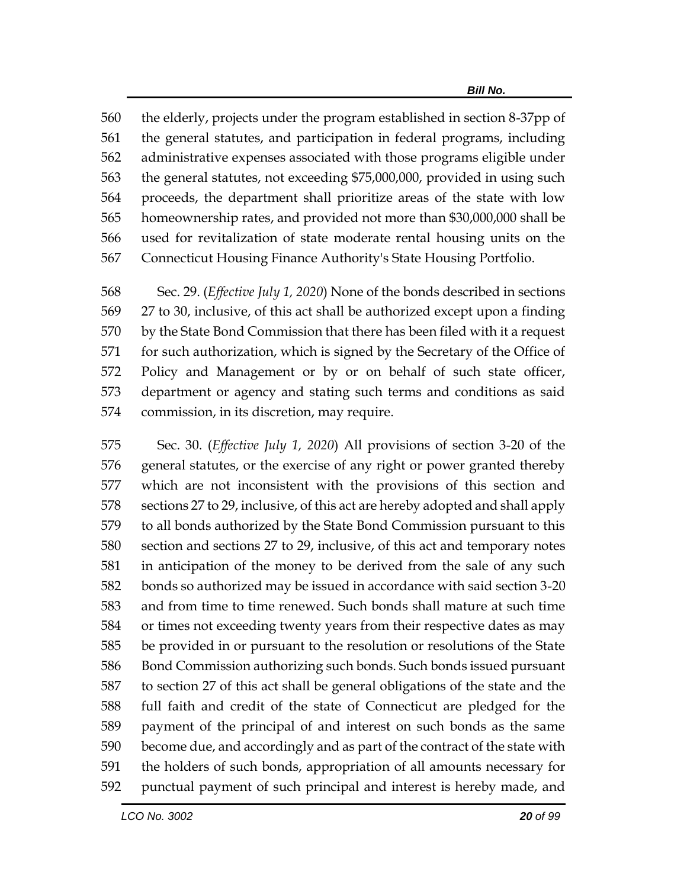the elderly, projects under the program established in section 8-37pp of the general statutes, and participation in federal programs, including administrative expenses associated with those programs eligible under the general statutes, not exceeding $75,000,000, provided in using such proceeds, the department shall prioritize areas of the state with low homeownership rates, and provided not more than $30,000,000 shall be used for revitalization of state moderate rental housing units on the Connecticut Housing Finance Authority's State Housing Portfolio.

Sec. 29. (*Effective July 1, 2020*) None of the bonds described in sections 27 to 30, inclusive, of this act shall be authorized except upon a finding by the State Bond Commission that there has been filed with it a request for such authorization, which is signed by the Secretary of the Office of Policy and Management or by or on behalf of such state officer, department or agency and stating such terms and conditions as said commission, in its discretion, may require.

Sec. 30. (*Effective July 1, 2020*) All provisions of section 3-20 of the general statutes, or the exercise of any right or power granted thereby which are not inconsistent with the provisions of this section and sections 27 to 29, inclusive, of this act are hereby adopted and shall apply to all bonds authorized by the State Bond Commission pursuant to this section and sections 27 to 29, inclusive, of this act and temporary notes in anticipation of the money to be derived from the sale of any such bonds so authorized may be issued in accordance with said section 3-20 and from time to time renewed. Such bonds shall mature at such time or times not exceeding twenty years from their respective dates as may be provided in or pursuant to the resolution or resolutions of the State Bond Commission authorizing such bonds. Such bonds issued pursuant to section 27 of this act shall be general obligations of the state and the full faith and credit of the state of Connecticut are pledged for the payment of the principal of and interest on such bonds as the same become due, and accordingly and as part of the contract of the state with the holders of such bonds, appropriation of all amounts necessary for punctual payment of such principal and interest is hereby made, and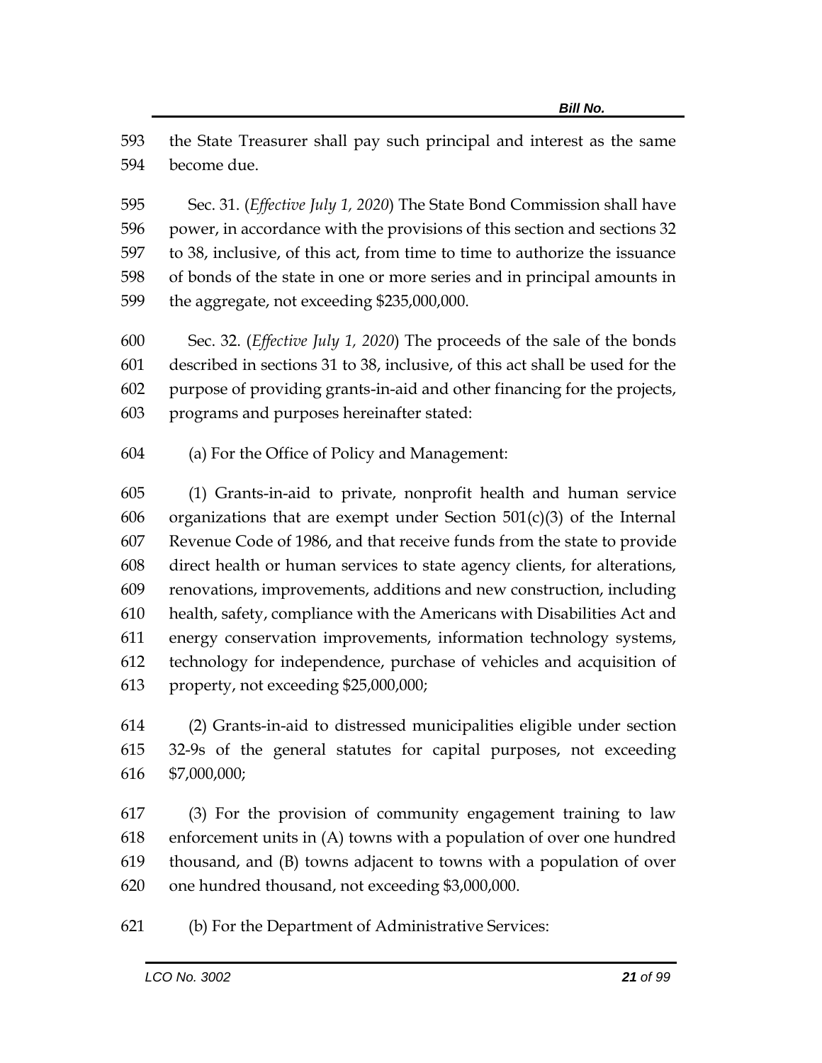the State Treasurer shall pay such principal and interest as the same become due.

Sec. 31. (*Effective July 1, 2020*) The State Bond Commission shall have power, in accordance with the provisions of this section and sections 32 to 38, inclusive, of this act, from time to time to authorize the issuance of bonds of the state in one or more series and in principal amounts in the aggregate, not exceeding $235,000,000.

Sec. 32. (*Effective July 1, 2020*) The proceeds of the sale of the bonds described in sections 31 to 38, inclusive, of this act shall be used for the purpose of providing grants-in-aid and other financing for the projects, programs and purposes hereinafter stated:

(a) For the Office of Policy and Management:

(1) Grants-in-aid to private, nonprofit health and human service organizations that are exempt under Section 501(c)(3) of the Internal Revenue Code of 1986, and that receive funds from the state to provide direct health or human services to state agency clients, for alterations, renovations, improvements, additions and new construction, including health, safety, compliance with the Americans with Disabilities Act and energy conservation improvements, information technology systems, technology for independence, purchase of vehicles and acquisition of property, not exceeding $25,000,000;

(2) Grants-in-aid to distressed municipalities eligible under section 32-9s of the general statutes for capital purposes, not exceeding $7,000,000;

(3) For the provision of community engagement training to law enforcement units in (A) towns with a population of over one hundred thousand, and (B) towns adjacent to towns with a population of over one hundred thousand, not exceeding $3,000,000.

(b) For the Department of Administrative Services: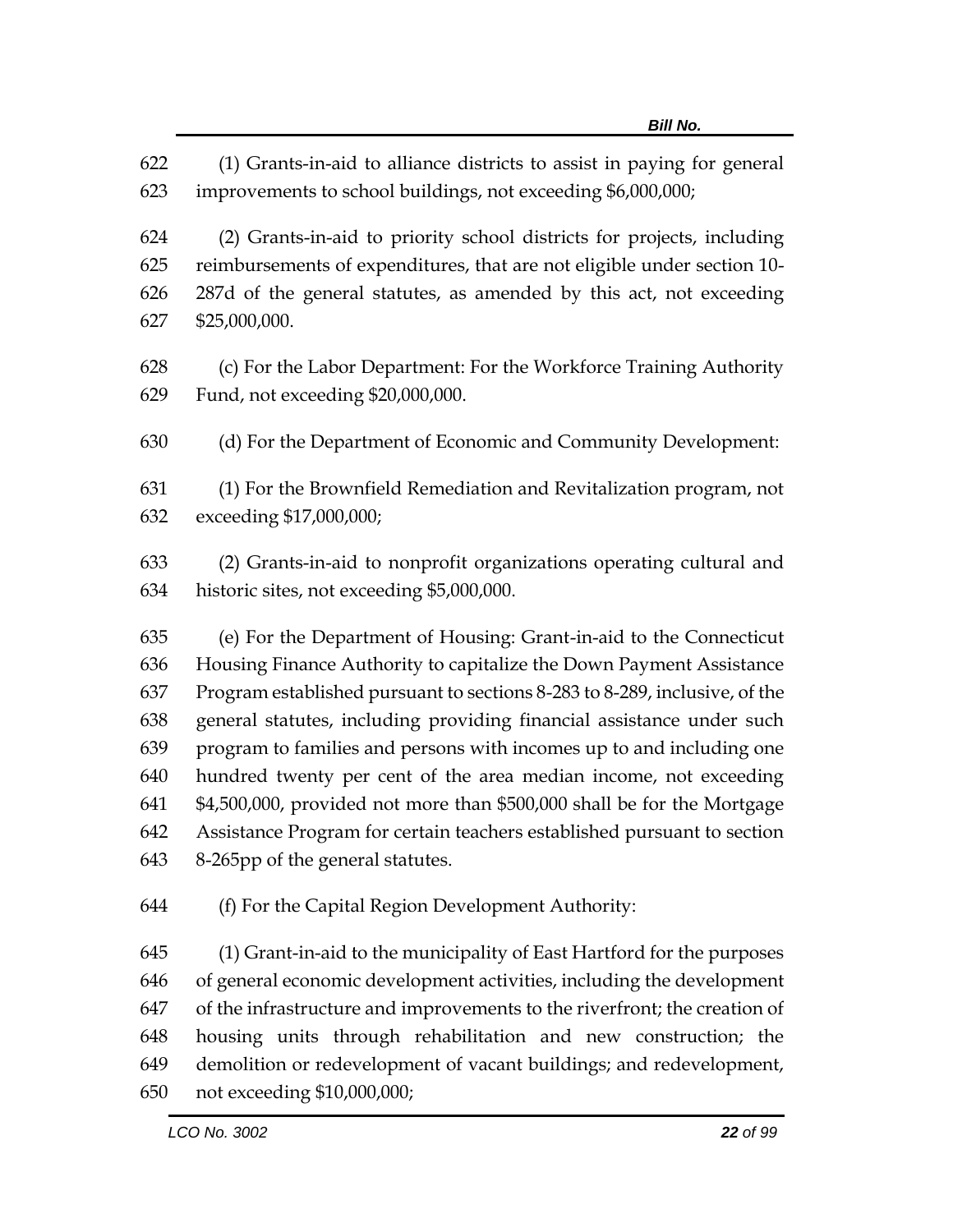(1) Grants-in-aid to alliance districts to assist in paying for general improvements to school buildings, not exceeding $6,000,000;

(2) Grants-in-aid to priority school districts for projects, including reimbursements of expenditures, that are not eligible under section 10-287d of the general statutes, as amended by this act, not exceeding $25,000,000.

(c) For the Labor Department: For the Workforce Training Authority Fund, not exceeding $20,000,000.

(d) For the Department of Economic and Community Development:

(1) For the Brownfield Remediation and Revitalization program, not exceeding $17,000,000;

(2) Grants-in-aid to nonprofit organizations operating cultural and historic sites, not exceeding $5,000,000.

(e) For the Department of Housing: Grant-in-aid to the Connecticut Housing Finance Authority to capitalize the Down Payment Assistance Program established pursuant to sections 8-283 to 8-289, inclusive, of the general statutes, including providing financial assistance under such program to families and persons with incomes up to and including one hundred twenty per cent of the area median income, not exceeding $4,500,000, provided not more than $500,000 shall be for the Mortgage Assistance Program for certain teachers established pursuant to section 8-265pp of the general statutes.

(f) For the Capital Region Development Authority:

(1) Grant-in-aid to the municipality of East Hartford for the purposes of general economic development activities, including the development of the infrastructure and improvements to the riverfront; the creation of housing units through rehabilitation and new construction; the demolition or redevelopment of vacant buildings; and redevelopment, not exceeding $10,000,000;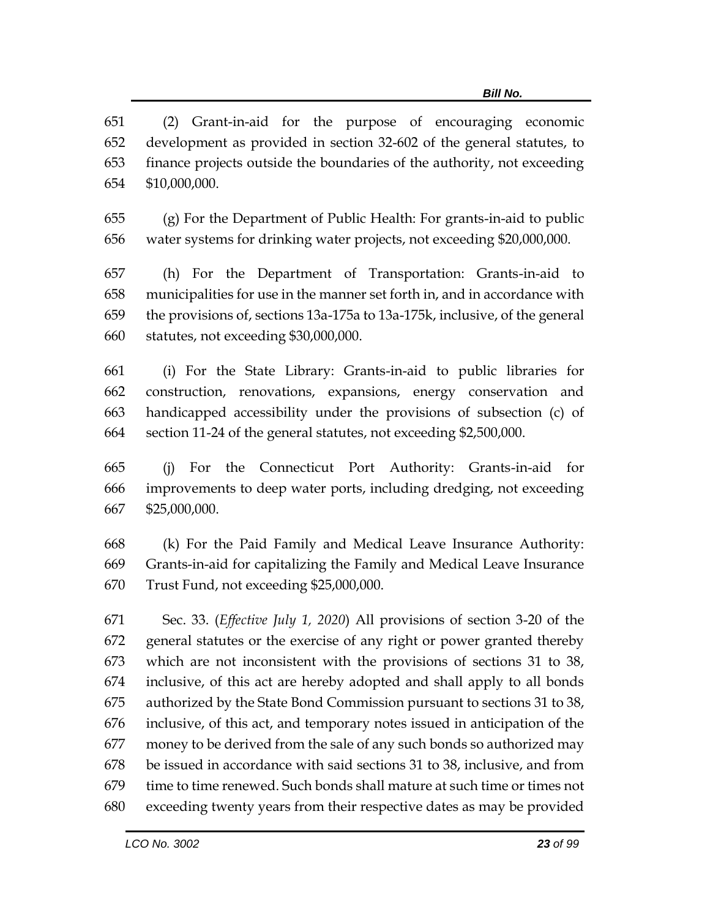(2) Grant-in-aid for the purpose of encouraging economic development as provided in section 32-602 of the general statutes, to finance projects outside the boundaries of the authority, not exceeding $10,000,000.

(g) For the Department of Public Health: For grants-in-aid to public water systems for drinking water projects, not exceeding $20,000,000.

(h) For the Department of Transportation: Grants-in-aid to municipalities for use in the manner set forth in, and in accordance with the provisions of, sections 13a-175a to 13a-175k, inclusive, of the general statutes, not exceeding $30,000,000.

(i) For the State Library: Grants-in-aid to public libraries for construction, renovations, expansions, energy conservation and handicapped accessibility under the provisions of subsection (c) of section 11-24 of the general statutes, not exceeding $2,500,000.

(j) For the Connecticut Port Authority: Grants-in-aid for improvements to deep water ports, including dredging, not exceeding $25,000,000.

(k) For the Paid Family and Medical Leave Insurance Authority: Grants-in-aid for capitalizing the Family and Medical Leave Insurance Trust Fund, not exceeding $25,000,000.

Sec. 33. (*Effective July 1, 2020*) All provisions of section 3-20 of the general statutes or the exercise of any right or power granted thereby which are not inconsistent with the provisions of sections 31 to 38, inclusive, of this act are hereby adopted and shall apply to all bonds authorized by the State Bond Commission pursuant to sections 31 to 38, inclusive, of this act, and temporary notes issued in anticipation of the money to be derived from the sale of any such bonds so authorized may be issued in accordance with said sections 31 to 38, inclusive, and from time to time renewed. Such bonds shall mature at such time or times not exceeding twenty years from their respective dates as may be provided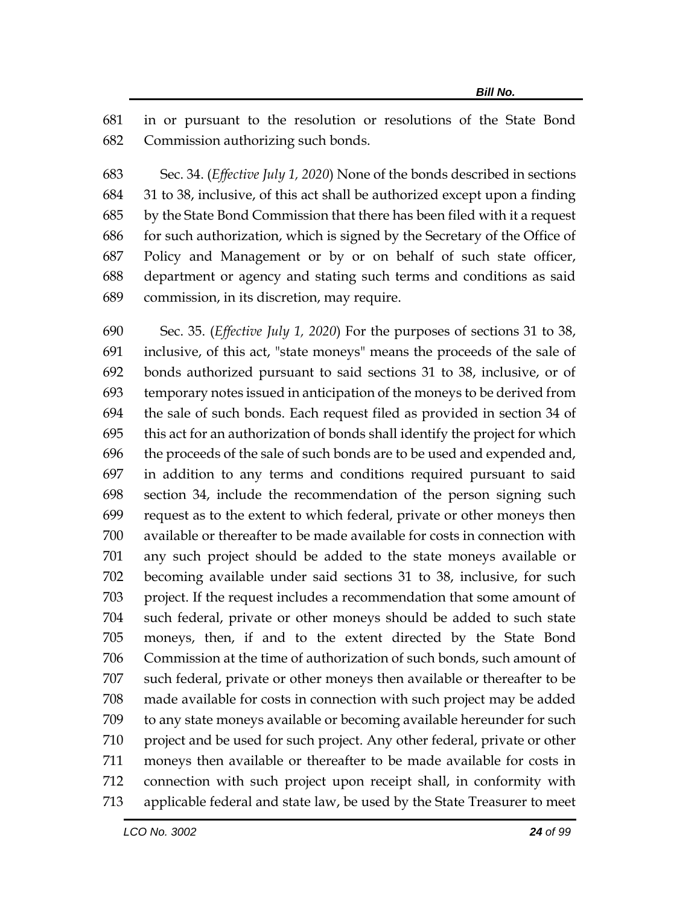in or pursuant to the resolution or resolutions of the State Bond Commission authorizing such bonds.

Sec. 34. (*Effective July 1, 2020*) None of the bonds described in sections 31 to 38, inclusive, of this act shall be authorized except upon a finding by the State Bond Commission that there has been filed with it a request for such authorization, which is signed by the Secretary of the Office of Policy and Management or by or on behalf of such state officer, department or agency and stating such terms and conditions as said commission, in its discretion, may require.

Sec. 35. (*Effective July 1, 2020*) For the purposes of sections 31 to 38, inclusive, of this act, "state moneys" means the proceeds of the sale of bonds authorized pursuant to said sections 31 to 38, inclusive, or of temporary notes issued in anticipation of the moneys to be derived from the sale of such bonds. Each request filed as provided in section 34 of this act for an authorization of bonds shall identify the project for which the proceeds of the sale of such bonds are to be used and expended and, in addition to any terms and conditions required pursuant to said section 34, include the recommendation of the person signing such request as to the extent to which federal, private or other moneys then available or thereafter to be made available for costs in connection with any such project should be added to the state moneys available or becoming available under said sections 31 to 38, inclusive, for such project. If the request includes a recommendation that some amount of such federal, private or other moneys should be added to such state moneys, then, if and to the extent directed by the State Bond Commission at the time of authorization of such bonds, such amount of such federal, private or other moneys then available or thereafter to be made available for costs in connection with such project may be added to any state moneys available or becoming available hereunder for such project and be used for such project. Any other federal, private or other moneys then available or thereafter to be made available for costs in connection with such project upon receipt shall, in conformity with applicable federal and state law, be used by the State Treasurer to meet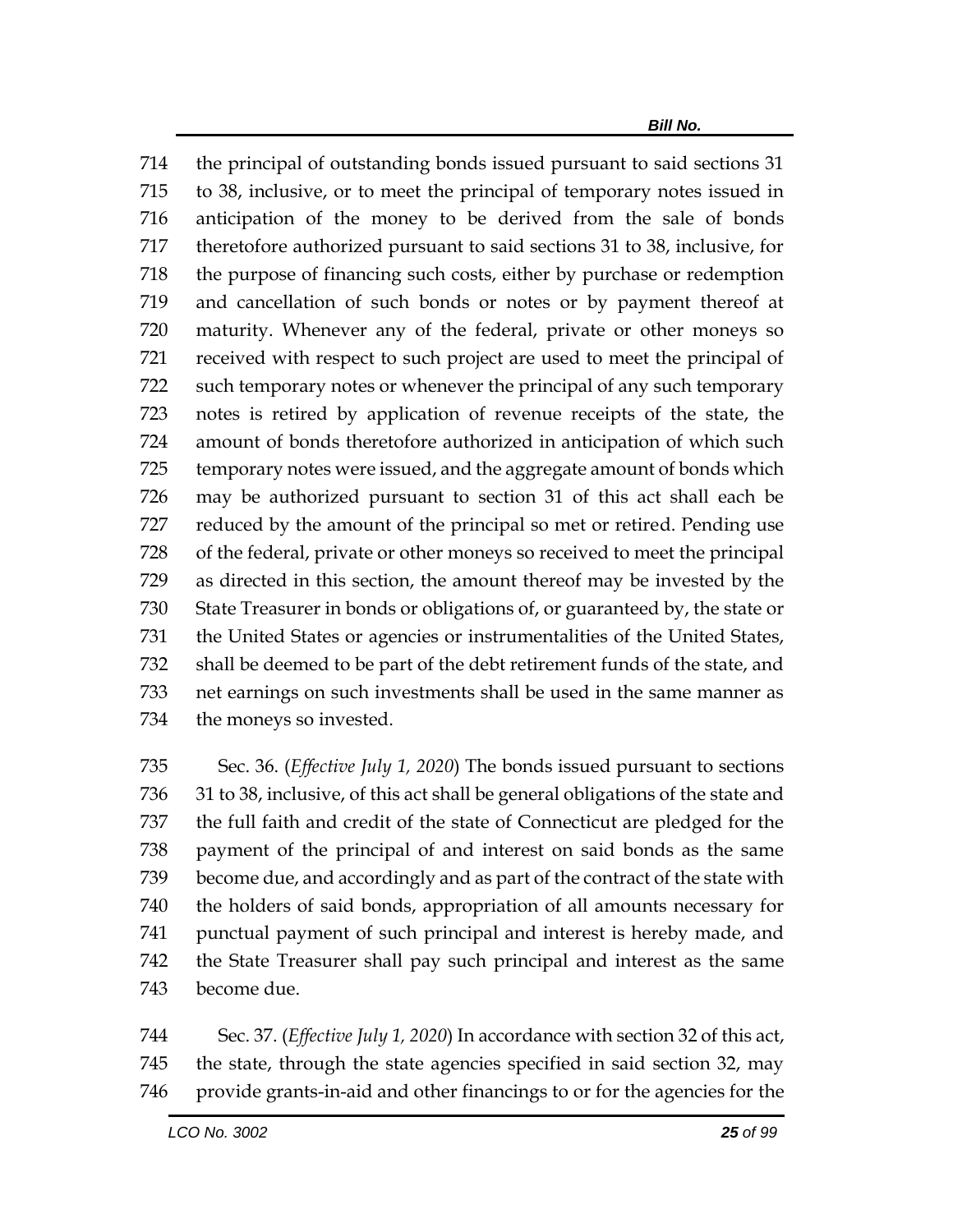the principal of outstanding bonds issued pursuant to said sections 31 to 38, inclusive, or to meet the principal of temporary notes issued in anticipation of the money to be derived from the sale of bonds theretofore authorized pursuant to said sections 31 to 38, inclusive, for the purpose of financing such costs, either by purchase or redemption and cancellation of such bonds or notes or by payment thereof at maturity. Whenever any of the federal, private or other moneys so received with respect to such project are used to meet the principal of such temporary notes or whenever the principal of any such temporary notes is retired by application of revenue receipts of the state, the amount of bonds theretofore authorized in anticipation of which such temporary notes were issued, and the aggregate amount of bonds which may be authorized pursuant to section 31 of this act shall each be reduced by the amount of the principal so met or retired. Pending use of the federal, private or other moneys so received to meet the principal as directed in this section, the amount thereof may be invested by the State Treasurer in bonds or obligations of, or guaranteed by, the state or the United States or agencies or instrumentalities of the United States, shall be deemed to be part of the debt retirement funds of the state, and net earnings on such investments shall be used in the same manner as the moneys so invested.

Sec. 36. (*Effective July 1, 2020*) The bonds issued pursuant to sections 31 to 38, inclusive, of this act shall be general obligations of the state and the full faith and credit of the state of Connecticut are pledged for the payment of the principal of and interest on said bonds as the same become due, and accordingly and as part of the contract of the state with the holders of said bonds, appropriation of all amounts necessary for punctual payment of such principal and interest is hereby made, and the State Treasurer shall pay such principal and interest as the same become due.

Sec. 37. (*Effective July 1, 2020*) In accordance with section 32 of this act, the state, through the state agencies specified in said section 32, may provide grants-in-aid and other financings to or for the agencies for the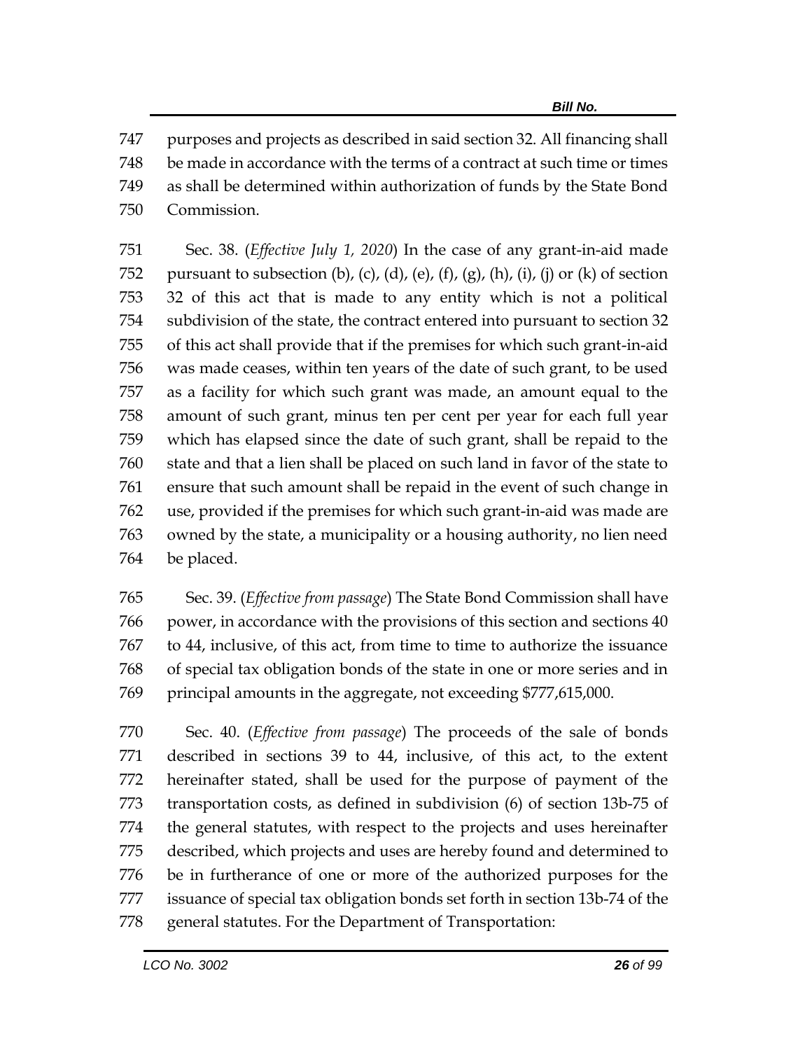747 purposes and projects as described in said section 32. All financing shall
748 be made in accordance with the terms of a contract at such time or times
749 as shall be determined within authorization of funds by the State Bond
750 Commission.

751 Sec. 38. (*Effective July 1, 2020*) In the case of any grant-in-aid made
752 pursuant to subsection (b), (c), (d), (e), (f), (g), (h), (i), (j) or (k) of section
753 32 of this act that is made to any entity which is not a political
754 subdivision of the state, the contract entered into pursuant to section 32
755 of this act shall provide that if the premises for which such grant-in-aid
756 was made ceases, within ten years of the date of such grant, to be used
757 as a facility for which such grant was made, an amount equal to the
758 amount of such grant, minus ten per cent per year for each full year
759 which has elapsed since the date of such grant, shall be repaid to the
760 state and that a lien shall be placed on such land in favor of the state to
761 ensure that such amount shall be repaid in the event of such change in
762 use, provided if the premises for which such grant-in-aid was made are
763 owned by the state, a municipality or a housing authority, no lien need
764 be placed.

765 Sec. 39. (*Effective from passage*) The State Bond Commission shall have
766 power, in accordance with the provisions of this section and sections 40
767 to 44, inclusive, of this act, from time to time to authorize the issuance
768 of special tax obligation bonds of the state in one or more series and in
769 principal amounts in the aggregate, not exceeding $777,615,000.

770 Sec. 40. (*Effective from passage*) The proceeds of the sale of bonds
771 described in sections 39 to 44, inclusive, of this act, to the extent
772 hereinafter stated, shall be used for the purpose of payment of the
773 transportation costs, as defined in subdivision (6) of section 13b-75 of
774 the general statutes, with respect to the projects and uses hereinafter
775 described, which projects and uses are hereby found and determined to
776 be in furtherance of one or more of the authorized purposes for the
777 issuance of special tax obligation bonds set forth in section 13b-74 of the
778 general statutes. For the Department of Transportation: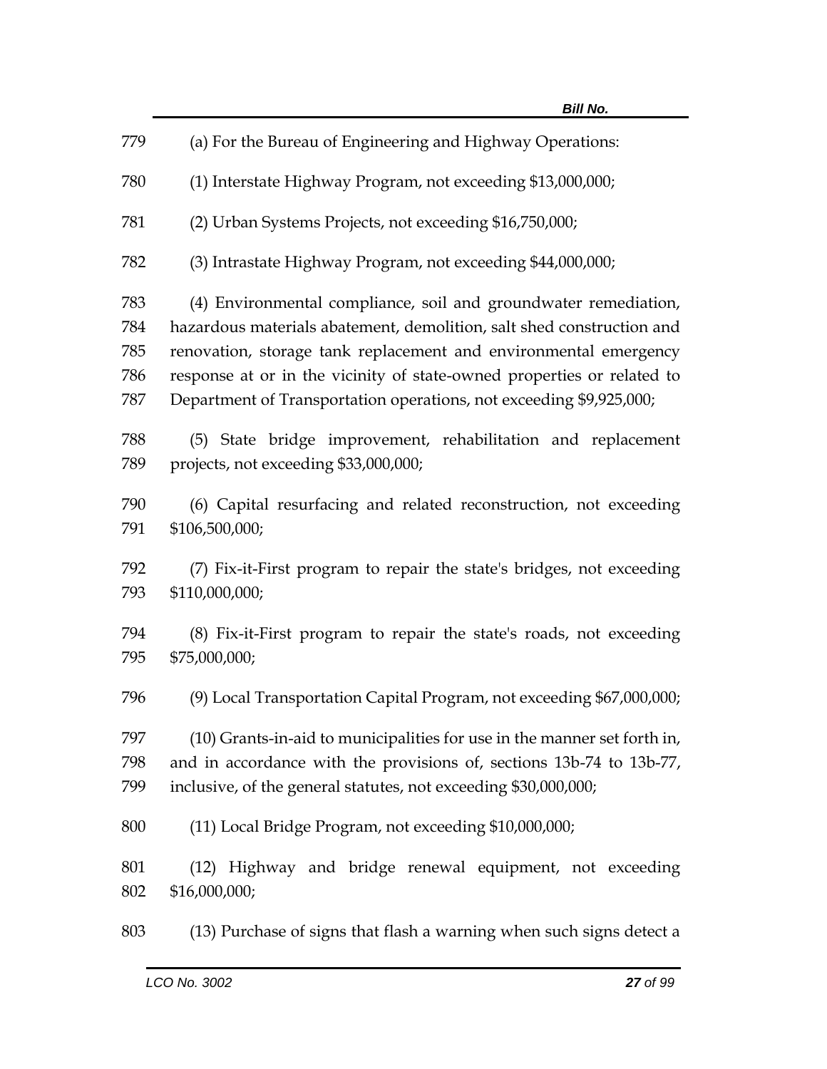(a) For the Bureau of Engineering and Highway Operations:

(1) Interstate Highway Program, not exceeding $13,000,000;

(2) Urban Systems Projects, not exceeding $16,750,000;

(3) Intrastate Highway Program, not exceeding $44,000,000;

(4) Environmental compliance, soil and groundwater remediation, hazardous materials abatement, demolition, salt shed construction and renovation, storage tank replacement and environmental emergency response at or in the vicinity of state-owned properties or related to Department of Transportation operations, not exceeding $9,925,000;

(5) State bridge improvement, rehabilitation and replacement projects, not exceeding $33,000,000;

(6) Capital resurfacing and related reconstruction, not exceeding $106,500,000;

(7) Fix-it-First program to repair the state's bridges, not exceeding $110,000,000;

(8) Fix-it-First program to repair the state's roads, not exceeding $75,000,000;

(9) Local Transportation Capital Program, not exceeding $67,000,000;

(10) Grants-in-aid to municipalities for use in the manner set forth in, and in accordance with the provisions of, sections 13b-74 to 13b-77, inclusive, of the general statutes, not exceeding $30,000,000;

(11) Local Bridge Program, not exceeding $10,000,000;

(12) Highway and bridge renewal equipment, not exceeding $16,000,000;

(13) Purchase of signs that flash a warning when such signs detect a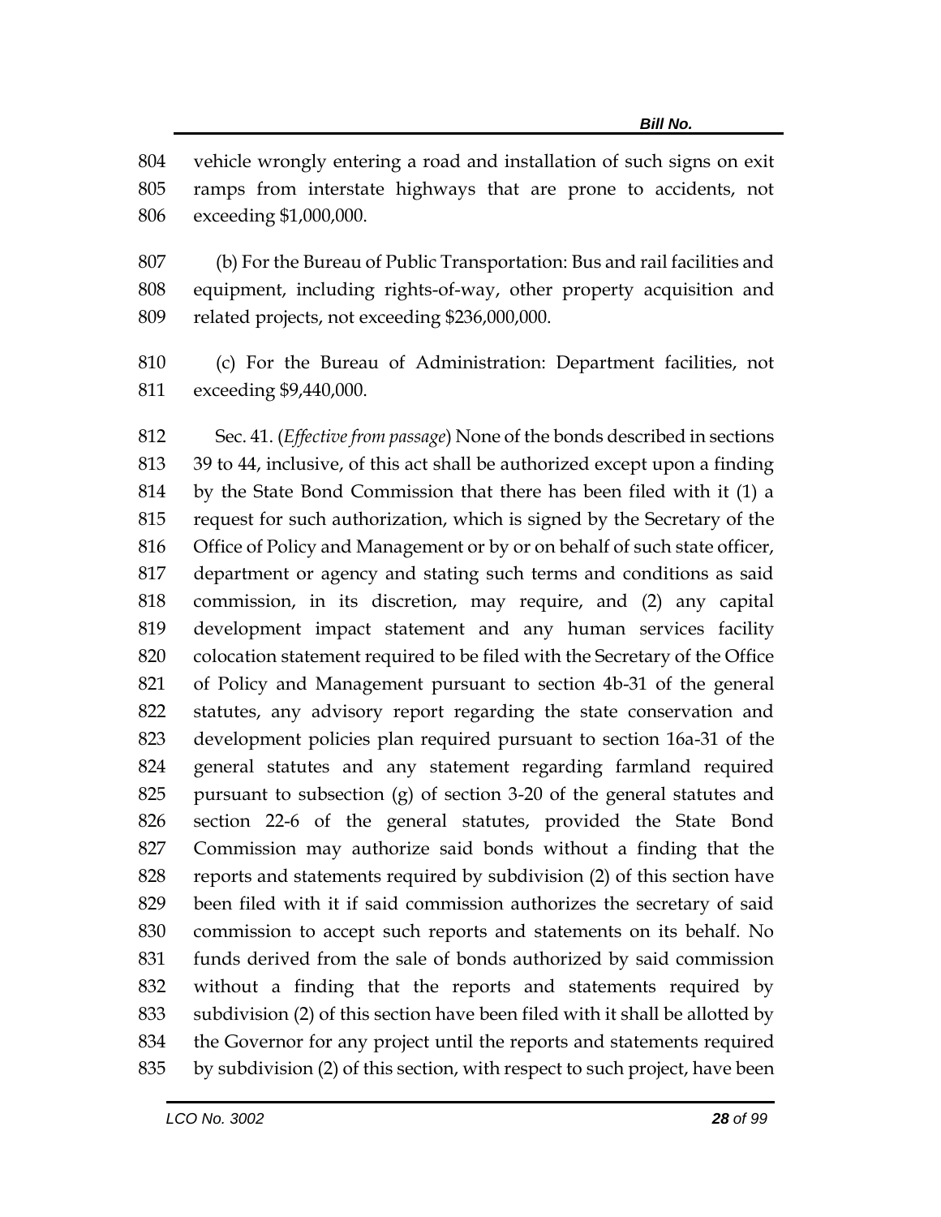vehicle wrongly entering a road and installation of such signs on exit ramps from interstate highways that are prone to accidents, not exceeding $1,000,000.

(b) For the Bureau of Public Transportation: Bus and rail facilities and equipment, including rights-of-way, other property acquisition and related projects, not exceeding $236,000,000.

(c) For the Bureau of Administration: Department facilities, not exceeding $9,440,000.

Sec. 41. (*Effective from passage*) None of the bonds described in sections 39 to 44, inclusive, of this act shall be authorized except upon a finding by the State Bond Commission that there has been filed with it (1) a request for such authorization, which is signed by the Secretary of the Office of Policy and Management or by or on behalf of such state officer, department or agency and stating such terms and conditions as said commission, in its discretion, may require, and (2) any capital development impact statement and any human services facility colocation statement required to be filed with the Secretary of the Office of Policy and Management pursuant to section 4b-31 of the general statutes, any advisory report regarding the state conservation and development policies plan required pursuant to section 16a-31 of the general statutes and any statement regarding farmland required pursuant to subsection (g) of section 3-20 of the general statutes and section 22-6 of the general statutes, provided the State Bond Commission may authorize said bonds without a finding that the reports and statements required by subdivision (2) of this section have been filed with it if said commission authorizes the secretary of said commission to accept such reports and statements on its behalf. No funds derived from the sale of bonds authorized by said commission without a finding that the reports and statements required by subdivision (2) of this section have been filed with it shall be allotted by the Governor for any project until the reports and statements required by subdivision (2) of this section, with respect to such project, have been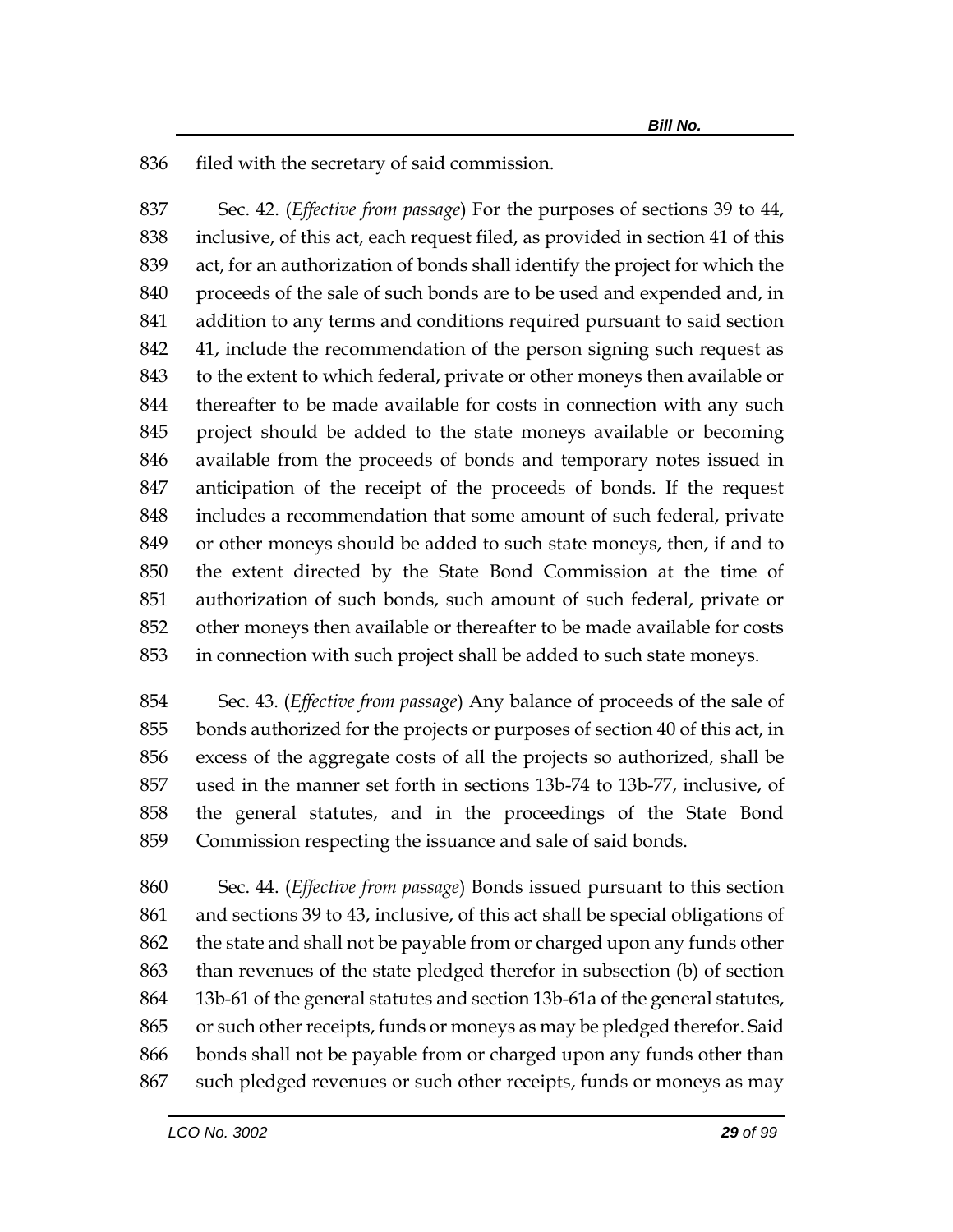filed with the secretary of said commission.

Sec. 42. (*Effective from passage*) For the purposes of sections 39 to 44, inclusive, of this act, each request filed, as provided in section 41 of this act, for an authorization of bonds shall identify the project for which the proceeds of the sale of such bonds are to be used and expended and, in addition to any terms and conditions required pursuant to said section 41, include the recommendation of the person signing such request as to the extent to which federal, private or other moneys then available or thereafter to be made available for costs in connection with any such project should be added to the state moneys available or becoming available from the proceeds of bonds and temporary notes issued in anticipation of the receipt of the proceeds of bonds. If the request includes a recommendation that some amount of such federal, private or other moneys should be added to such state moneys, then, if and to the extent directed by the State Bond Commission at the time of authorization of such bonds, such amount of such federal, private or other moneys then available or thereafter to be made available for costs in connection with such project shall be added to such state moneys.

Sec. 43. (*Effective from passage*) Any balance of proceeds of the sale of bonds authorized for the projects or purposes of section 40 of this act, in excess of the aggregate costs of all the projects so authorized, shall be used in the manner set forth in sections 13b-74 to 13b-77, inclusive, of the general statutes, and in the proceedings of the State Bond Commission respecting the issuance and sale of said bonds.

Sec. 44. (*Effective from passage*) Bonds issued pursuant to this section and sections 39 to 43, inclusive, of this act shall be special obligations of the state and shall not be payable from or charged upon any funds other than revenues of the state pledged therefor in subsection (b) of section 13b-61 of the general statutes and section 13b-61a of the general statutes, or such other receipts, funds or moneys as may be pledged therefor. Said bonds shall not be payable from or charged upon any funds other than such pledged revenues or such other receipts, funds or moneys as may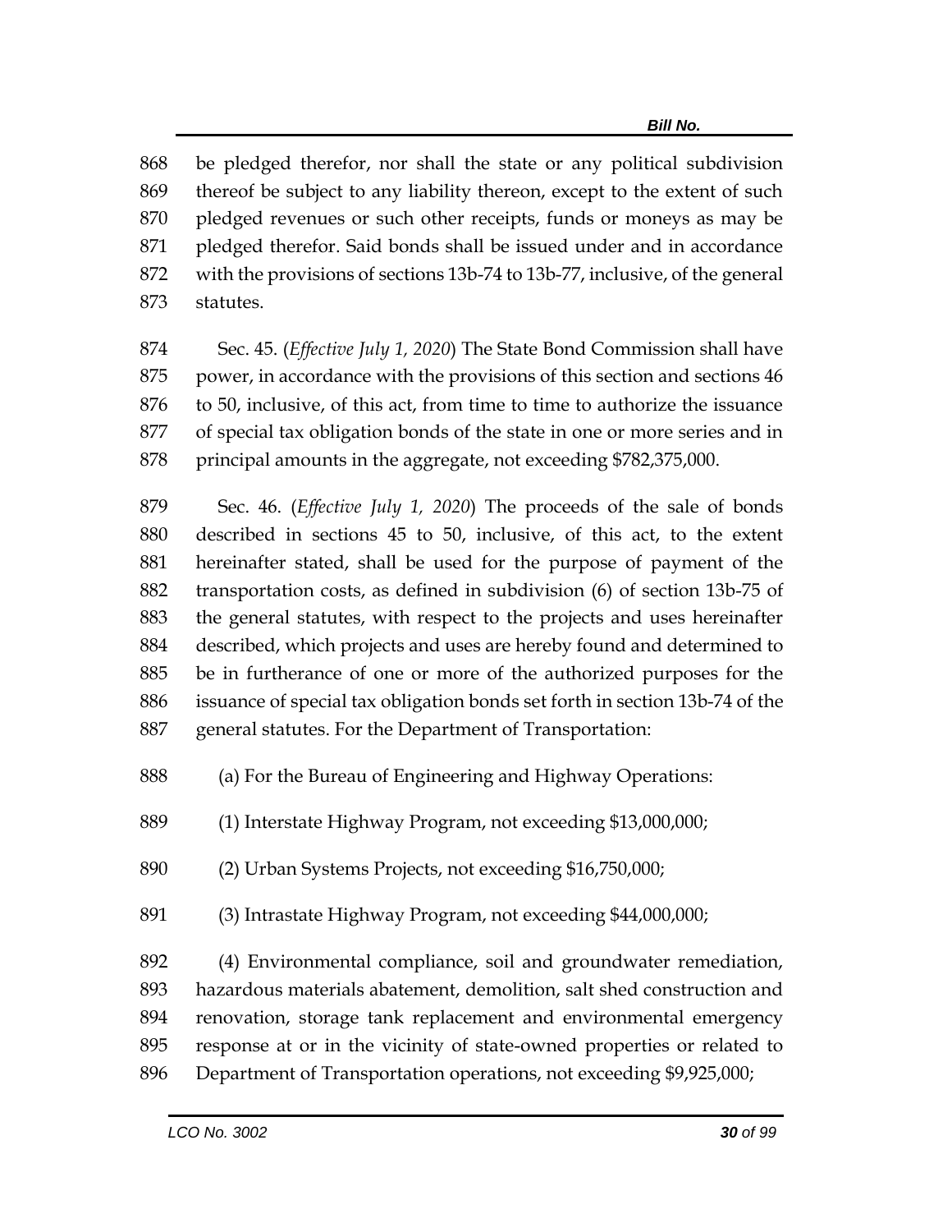be pledged therefor, nor shall the state or any political subdivision thereof be subject to any liability thereon, except to the extent of such pledged revenues or such other receipts, funds or moneys as may be pledged therefor. Said bonds shall be issued under and in accordance with the provisions of sections 13b-74 to 13b-77, inclusive, of the general statutes.

Sec. 45. (*Effective July 1, 2020*) The State Bond Commission shall have power, in accordance with the provisions of this section and sections 46 to 50, inclusive, of this act, from time to time to authorize the issuance of special tax obligation bonds of the state in one or more series and in principal amounts in the aggregate, not exceeding $782,375,000.

Sec. 46. (*Effective July 1, 2020*) The proceeds of the sale of bonds described in sections 45 to 50, inclusive, of this act, to the extent hereinafter stated, shall be used for the purpose of payment of the transportation costs, as defined in subdivision (6) of section 13b-75 of the general statutes, with respect to the projects and uses hereinafter described, which projects and uses are hereby found and determined to be in furtherance of one or more of the authorized purposes for the issuance of special tax obligation bonds set forth in section 13b-74 of the general statutes. For the Department of Transportation:

(a) For the Bureau of Engineering and Highway Operations:

(1) Interstate Highway Program, not exceeding $13,000,000;

(2) Urban Systems Projects, not exceeding $16,750,000;

(3) Intrastate Highway Program, not exceeding $44,000,000;

(4) Environmental compliance, soil and groundwater remediation, hazardous materials abatement, demolition, salt shed construction and renovation, storage tank replacement and environmental emergency response at or in the vicinity of state-owned properties or related to Department of Transportation operations, not exceeding $9,925,000;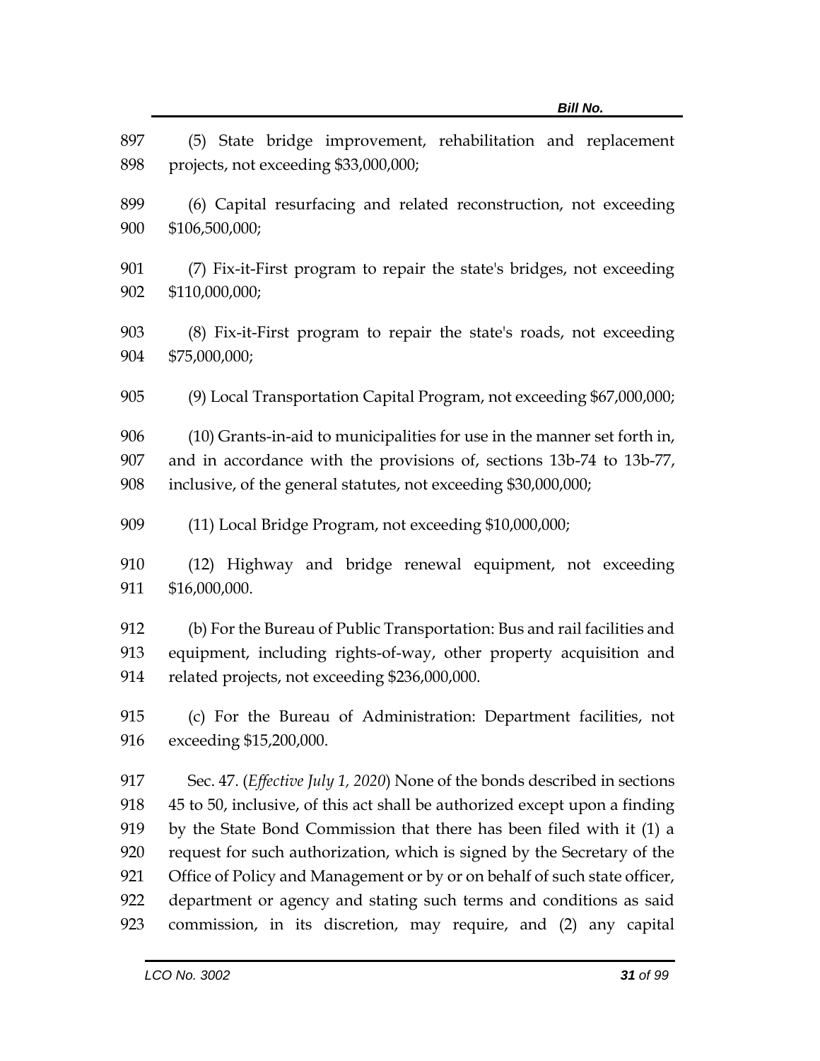(5) State bridge improvement, rehabilitation and replacement projects, not exceeding $33,000,000;

(6) Capital resurfacing and related reconstruction, not exceeding $106,500,000;

(7) Fix-it-First program to repair the state's bridges, not exceeding $110,000,000;

(8) Fix-it-First program to repair the state's roads, not exceeding $75,000,000;

(9) Local Transportation Capital Program, not exceeding $67,000,000;

(10) Grants-in-aid to municipalities for use in the manner set forth in, and in accordance with the provisions of, sections 13b-74 to 13b-77, inclusive, of the general statutes, not exceeding $30,000,000;

(11) Local Bridge Program, not exceeding $10,000,000;

(12) Highway and bridge renewal equipment, not exceeding $16,000,000.

(b) For the Bureau of Public Transportation: Bus and rail facilities and equipment, including rights-of-way, other property acquisition and related projects, not exceeding $236,000,000.

(c) For the Bureau of Administration: Department facilities, not exceeding $15,200,000.

Sec. 47. (*Effective July 1, 2020*) None of the bonds described in sections 45 to 50, inclusive, of this act shall be authorized except upon a finding by the State Bond Commission that there has been filed with it (1) a request for such authorization, which is signed by the Secretary of the Office of Policy and Management or by or on behalf of such state officer, department or agency and stating such terms and conditions as said commission, in its discretion, may require, and (2) any capital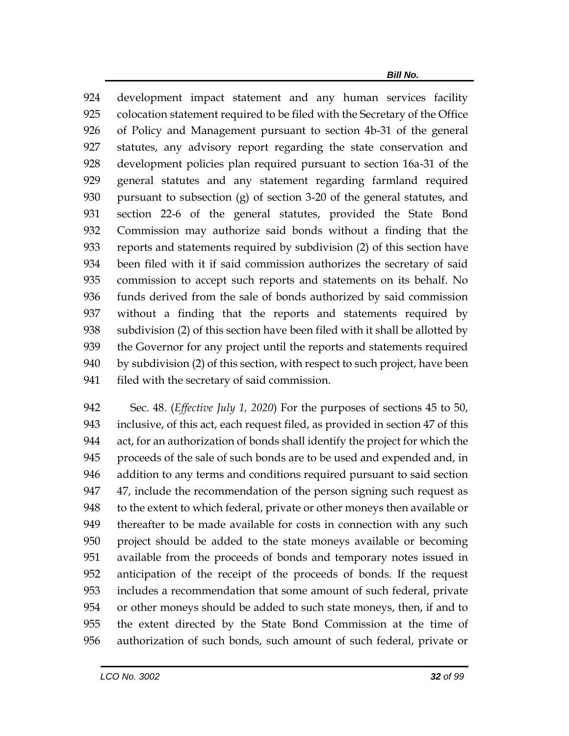development impact statement and any human services facility colocation statement required to be filed with the Secretary of the Office of Policy and Management pursuant to section 4b-31 of the general statutes, any advisory report regarding the state conservation and development policies plan required pursuant to section 16a-31 of the general statutes and any statement regarding farmland required pursuant to subsection (g) of section 3-20 of the general statutes, and section 22-6 of the general statutes, provided the State Bond Commission may authorize said bonds without a finding that the reports and statements required by subdivision (2) of this section have been filed with it if said commission authorizes the secretary of said commission to accept such reports and statements on its behalf. No funds derived from the sale of bonds authorized by said commission without a finding that the reports and statements required by subdivision (2) of this section have been filed with it shall be allotted by the Governor for any project until the reports and statements required by subdivision (2) of this section, with respect to such project, have been filed with the secretary of said commission.

Sec. 48. (*Effective July 1, 2020*) For the purposes of sections 45 to 50, inclusive, of this act, each request filed, as provided in section 47 of this act, for an authorization of bonds shall identify the project for which the proceeds of the sale of such bonds are to be used and expended and, in addition to any terms and conditions required pursuant to said section 47, include the recommendation of the person signing such request as to the extent to which federal, private or other moneys then available or thereafter to be made available for costs in connection with any such project should be added to the state moneys available or becoming available from the proceeds of bonds and temporary notes issued in anticipation of the receipt of the proceeds of bonds. If the request includes a recommendation that some amount of such federal, private or other moneys should be added to such state moneys, then, if and to the extent directed by the State Bond Commission at the time of authorization of such bonds, such amount of such federal, private or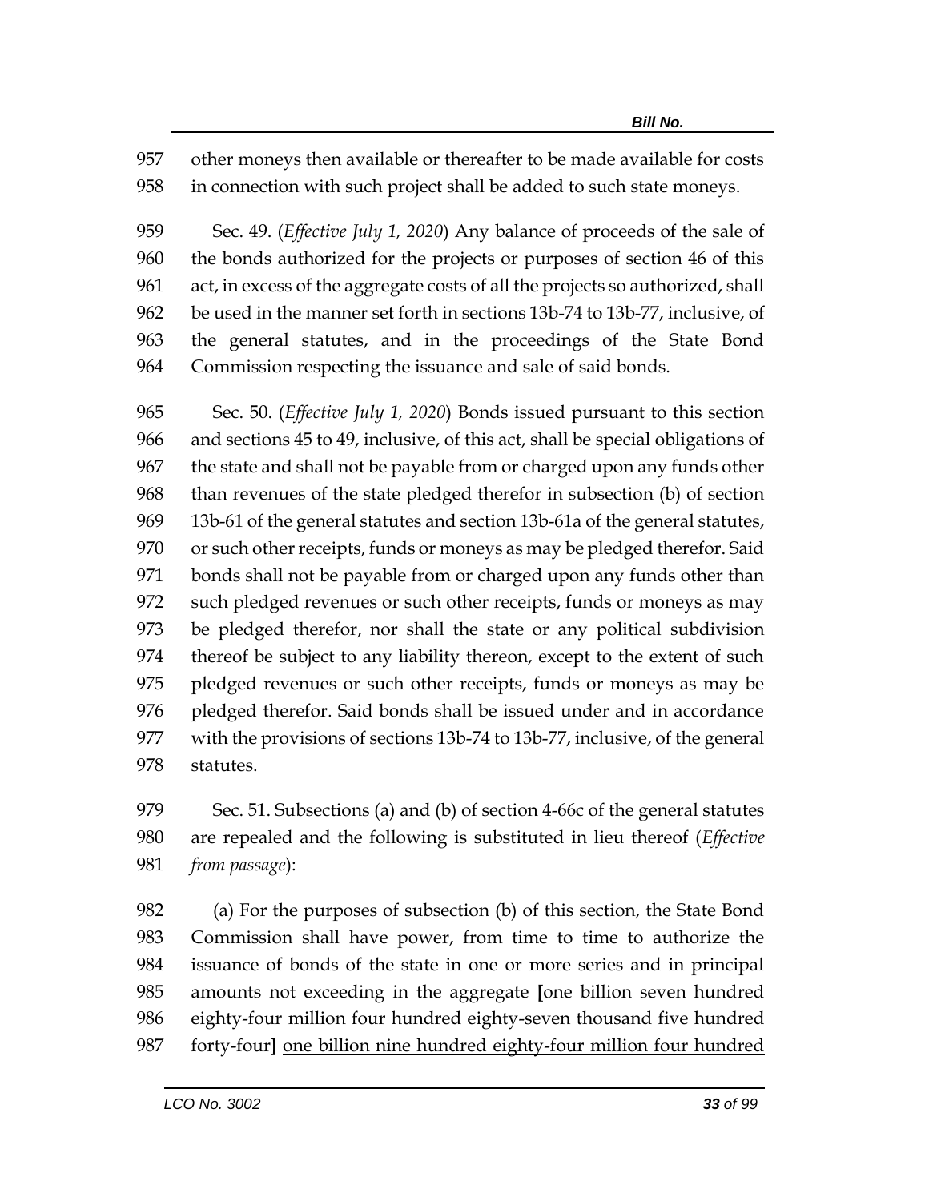957 other moneys then available or thereafter to be made available for costs
958 in connection with such project shall be added to such state moneys.

959 Sec. 49. (*Effective July 1, 2020*) Any balance of proceeds of the sale of
960 the bonds authorized for the projects or purposes of section 46 of this
961 act, in excess of the aggregate costs of all the projects so authorized, shall
962 be used in the manner set forth in sections 13b-74 to 13b-77, inclusive, of
963 the general statutes, and in the proceedings of the State Bond
964 Commission respecting the issuance and sale of said bonds.

965 Sec. 50. (*Effective July 1, 2020*) Bonds issued pursuant to this section
966 and sections 45 to 49, inclusive, of this act, shall be special obligations of
967 the state and shall not be payable from or charged upon any funds other
968 than revenues of the state pledged therefor in subsection (b) of section
969 13b-61 of the general statutes and section 13b-61a of the general statutes,
970 or such other receipts, funds or moneys as may be pledged therefor. Said
971 bonds shall not be payable from or charged upon any funds other than
972 such pledged revenues or such other receipts, funds or moneys as may
973 be pledged therefor, nor shall the state or any political subdivision
974 thereof be subject to any liability thereon, except to the extent of such
975 pledged revenues or such other receipts, funds or moneys as may be
976 pledged therefor. Said bonds shall be issued under and in accordance
977 with the provisions of sections 13b-74 to 13b-77, inclusive, of the general
978 statutes.

979 Sec. 51. Subsections (a) and (b) of section 4-66c of the general statutes
980 are repealed and the following is substituted in lieu thereof (*Effective*
981 *from passage*):

982 (a) For the purposes of subsection (b) of this section, the State Bond
983 Commission shall have power, from time to time to authorize the
984 issuance of bonds of the state in one or more series and in principal
985 amounts not exceeding in the aggregate **[**one billion seven hundred
986 eighty-four million four hundred eighty-seven thousand five hundred
987 forty-four**]** <u>one billion nine hundred eighty-four million four hundred</u>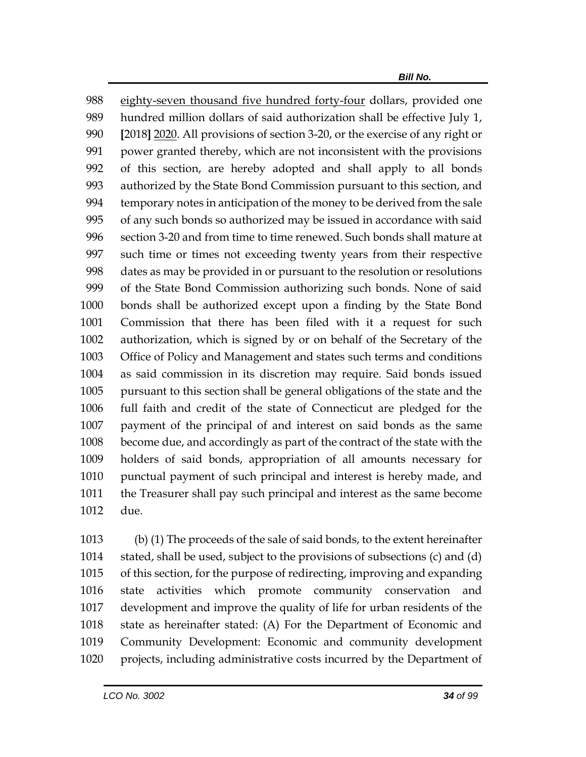988 eighty-seven thousand five hundred forty-four dollars, provided one
989 hundred million dollars of said authorization shall be effective July 1,
990 [2018] 2020. All provisions of section 3-20, or the exercise of any right or
991 power granted thereby, which are not inconsistent with the provisions
992 of this section, are hereby adopted and shall apply to all bonds
993 authorized by the State Bond Commission pursuant to this section, and
994 temporary notes in anticipation of the money to be derived from the sale
995 of any such bonds so authorized may be issued in accordance with said
996 section 3-20 and from time to time renewed. Such bonds shall mature at
997 such time or times not exceeding twenty years from their respective
998 dates as may be provided in or pursuant to the resolution or resolutions
999 of the State Bond Commission authorizing such bonds. None of said
1000 bonds shall be authorized except upon a finding by the State Bond
1001 Commission that there has been filed with it a request for such
1002 authorization, which is signed by or on behalf of the Secretary of the
1003 Office of Policy and Management and states such terms and conditions
1004 as said commission in its discretion may require. Said bonds issued
1005 pursuant to this section shall be general obligations of the state and the
1006 full faith and credit of the state of Connecticut are pledged for the
1007 payment of the principal of and interest on said bonds as the same
1008 become due, and accordingly as part of the contract of the state with the
1009 holders of said bonds, appropriation of all amounts necessary for
1010 punctual payment of such principal and interest is hereby made, and
1011 the Treasurer shall pay such principal and interest as the same become
1012 due.

1013 (b) (1) The proceeds of the sale of said bonds, to the extent hereinafter
1014 stated, shall be used, subject to the provisions of subsections (c) and (d)
1015 of this section, for the purpose of redirecting, improving and expanding
1016 state activities which promote community conservation and
1017 development and improve the quality of life for urban residents of the
1018 state as hereinafter stated: (A) For the Department of Economic and
1019 Community Development: Economic and community development
1020 projects, including administrative costs incurred by the Department of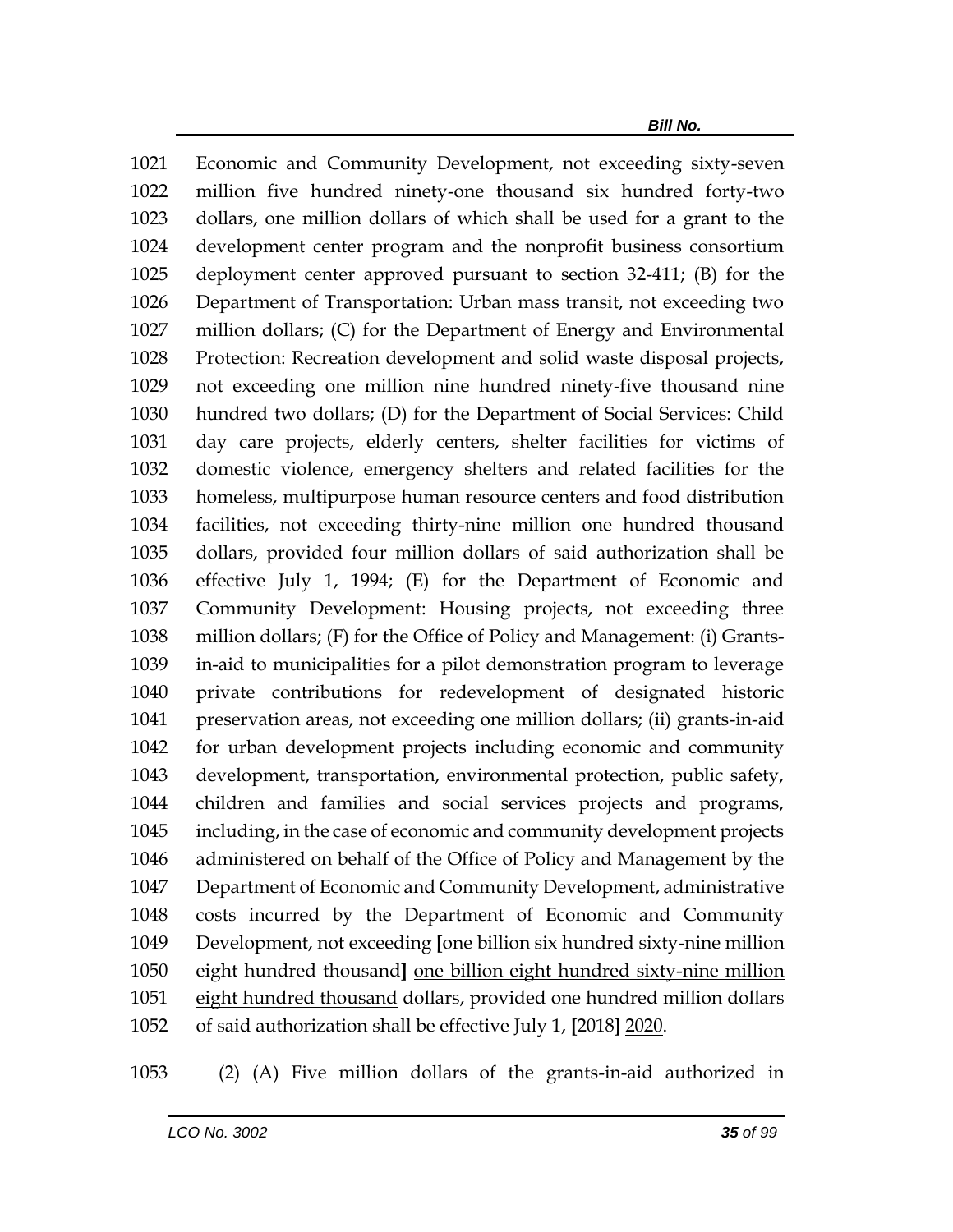1021 Economic and Community Development, not exceeding sixty-seven
1022 million five hundred ninety-one thousand six hundred forty-two
1023 dollars, one million dollars of which shall be used for a grant to the
1024 development center program and the nonprofit business consortium
1025 deployment center approved pursuant to section 32-411; (B) for the
1026 Department of Transportation: Urban mass transit, not exceeding two
1027 million dollars; (C) for the Department of Energy and Environmental
1028 Protection: Recreation development and solid waste disposal projects,
1029 not exceeding one million nine hundred ninety-five thousand nine
1030 hundred two dollars; (D) for the Department of Social Services: Child
1031 day care projects, elderly centers, shelter facilities for victims of
1032 domestic violence, emergency shelters and related facilities for the
1033 homeless, multipurpose human resource centers and food distribution
1034 facilities, not exceeding thirty-nine million one hundred thousand
1035 dollars, provided four million dollars of said authorization shall be
1036 effective July 1, 1994; (E) for the Department of Economic and
1037 Community Development: Housing projects, not exceeding three
1038 million dollars; (F) for the Office of Policy and Management: (i) Grants-
1039 in-aid to municipalities for a pilot demonstration program to leverage
1040 private contributions for redevelopment of designated historic
1041 preservation areas, not exceeding one million dollars; (ii) grants-in-aid
1042 for urban development projects including economic and community
1043 development, transportation, environmental protection, public safety,
1044 children and families and social services projects and programs,
1045 including, in the case of economic and community development projects
1046 administered on behalf of the Office of Policy and Management by the
1047 Department of Economic and Community Development, administrative
1048 costs incurred by the Department of Economic and Community
1049 Development, not exceeding **[**one billion six hundred sixty-nine million
1050 eight hundred thousand**]** <u>one billion eight hundred sixty-nine million
1051 eight hundred thousand</u> dollars, provided one hundred million dollars
1052 of said authorization shall be effective July 1, **[**2018**]** <u>2020</u>.

1053 (2) (A) Five million dollars of the grants-in-aid authorized in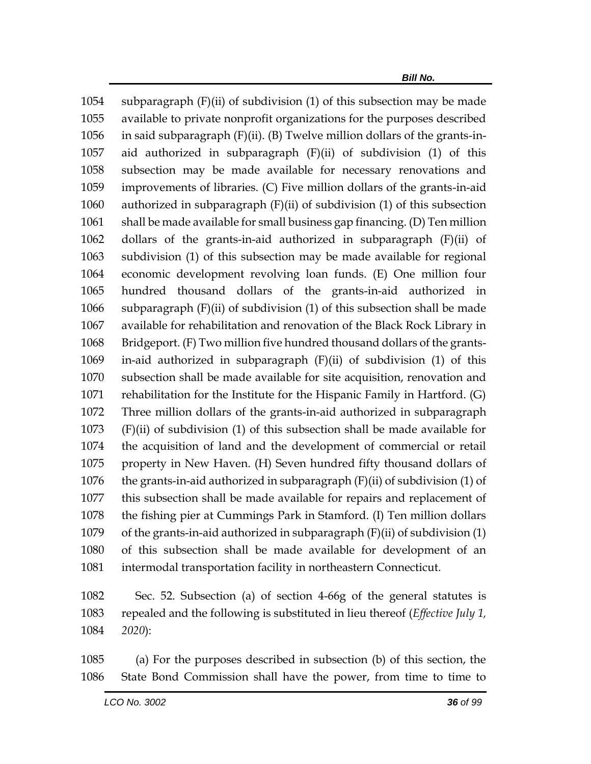subparagraph (F)(ii) of subdivision (1) of this subsection may be made available to private nonprofit organizations for the purposes described in said subparagraph (F)(ii). (B) Twelve million dollars of the grants-in-aid authorized in subparagraph (F)(ii) of subdivision (1) of this subsection may be made available for necessary renovations and improvements of libraries. (C) Five million dollars of the grants-in-aid authorized in subparagraph (F)(ii) of subdivision (1) of this subsection shall be made available for small business gap financing. (D) Ten million dollars of the grants-in-aid authorized in subparagraph (F)(ii) of subdivision (1) of this subsection may be made available for regional economic development revolving loan funds. (E) One million four hundred thousand dollars of the grants-in-aid authorized in subparagraph (F)(ii) of subdivision (1) of this subsection shall be made available for rehabilitation and renovation of the Black Rock Library in Bridgeport. (F) Two million five hundred thousand dollars of the grants-in-aid authorized in subparagraph (F)(ii) of subdivision (1) of this subsection shall be made available for site acquisition, renovation and rehabilitation for the Institute for the Hispanic Family in Hartford. (G) Three million dollars of the grants-in-aid authorized in subparagraph (F)(ii) of subdivision (1) of this subsection shall be made available for the acquisition of land and the development of commercial or retail property in New Haven. (H) Seven hundred fifty thousand dollars of the grants-in-aid authorized in subparagraph (F)(ii) of subdivision (1) of this subsection shall be made available for repairs and replacement of the fishing pier at Cummings Park in Stamford. (I) Ten million dollars of the grants-in-aid authorized in subparagraph (F)(ii) of subdivision (1) of this subsection shall be made available for development of an intermodal transportation facility in northeastern Connecticut.

Sec. 52. Subsection (a) of section 4-66g of the general statutes is repealed and the following is substituted in lieu thereof (*Effective July 1, 2020*):

(a) For the purposes described in subsection (b) of this section, the State Bond Commission shall have the power, from time to time to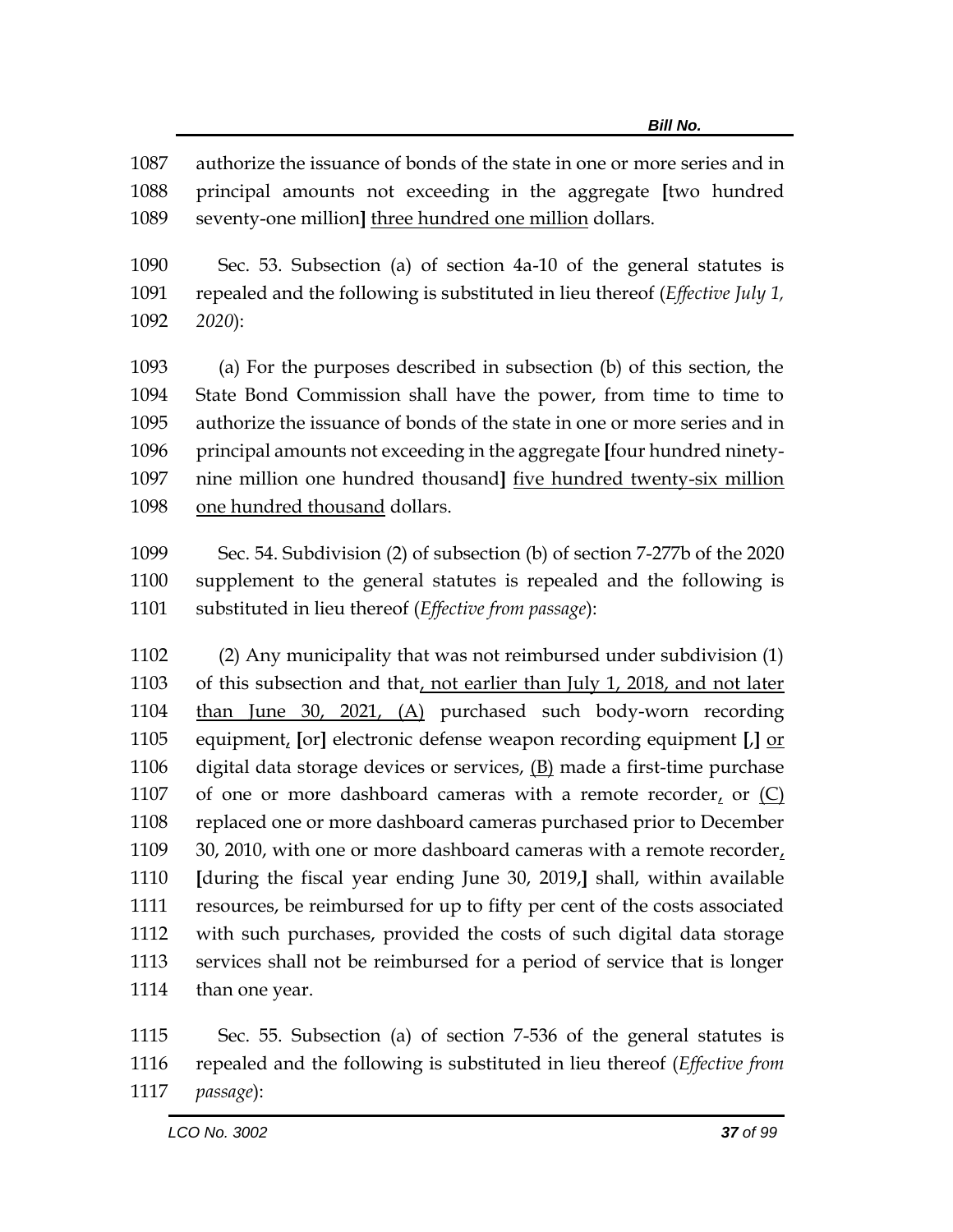authorize the issuance of bonds of the state in one or more series and in principal amounts not exceeding in the aggregate **[**two hundred seventy-one million**]** <u>three hundred one million</u> dollars.

Sec. 53. Subsection (a) of section 4a-10 of the general statutes is repealed and the following is substituted in lieu thereof (*Effective July 1, 2020*):

(a) For the purposes described in subsection (b) of this section, the State Bond Commission shall have the power, from time to time to authorize the issuance of bonds of the state in one or more series and in principal amounts not exceeding in the aggregate **[**four hundred ninety-nine million one hundred thousand**]** <u>five hundred twenty-six million one hundred thousand</u> dollars.

Sec. 54. Subdivision (2) of subsection (b) of section 7-277b of the 2020 supplement to the general statutes is repealed and the following is substituted in lieu thereof (*Effective from passage*):

(2) Any municipality that was not reimbursed under subdivision (1) of this subsection and that<u>, not earlier than July 1, 2018, and not later than June 30, 2021, (A)</u> purchased such body-worn recording equipment<u>,</u> **[**or**]** electronic defense weapon recording equipment **[**,**]** <u>or</u> digital data storage devices or services, <u>(B)</u> made a first-time purchase of one or more dashboard cameras with a remote recorder<u>,</u> or <u>(C)</u> replaced one or more dashboard cameras purchased prior to December 30, 2010, with one or more dashboard cameras with a remote recorder<u>,</u> **[**during the fiscal year ending June 30, 2019,**]** shall, within available resources, be reimbursed for up to fifty per cent of the costs associated with such purchases, provided the costs of such digital data storage services shall not be reimbursed for a period of service that is longer than one year.

Sec. 55. Subsection (a) of section 7-536 of the general statutes is repealed and the following is substituted in lieu thereof (*Effective from passage*):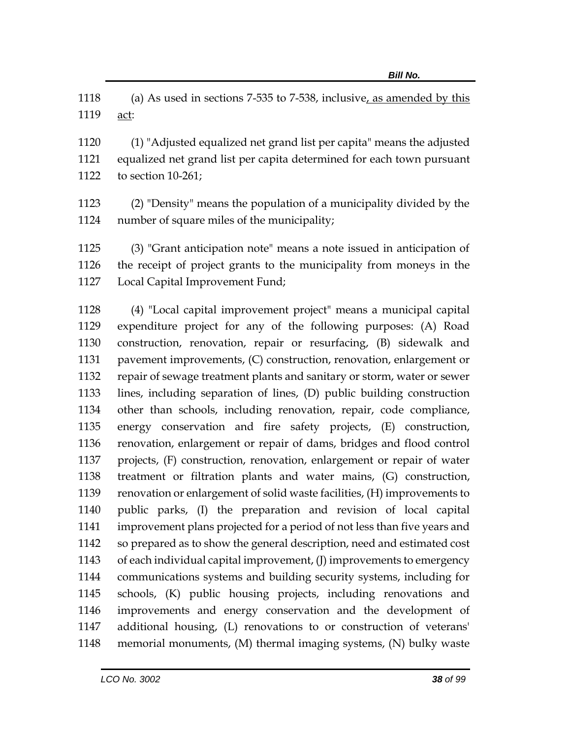(a) As used in sections 7-535 to 7-538, inclusive, as amended by this act:

(1) "Adjusted equalized net grand list per capita" means the adjusted equalized net grand list per capita determined for each town pursuant to section 10-261;

(2) "Density" means the population of a municipality divided by the number of square miles of the municipality;

(3) "Grant anticipation note" means a note issued in anticipation of the receipt of project grants to the municipality from moneys in the Local Capital Improvement Fund;

(4) "Local capital improvement project" means a municipal capital expenditure project for any of the following purposes: (A) Road construction, renovation, repair or resurfacing, (B) sidewalk and pavement improvements, (C) construction, renovation, enlargement or repair of sewage treatment plants and sanitary or storm, water or sewer lines, including separation of lines, (D) public building construction other than schools, including renovation, repair, code compliance, energy conservation and fire safety projects, (E) construction, renovation, enlargement or repair of dams, bridges and flood control projects, (F) construction, renovation, enlargement or repair of water treatment or filtration plants and water mains, (G) construction, renovation or enlargement of solid waste facilities, (H) improvements to public parks, (I) the preparation and revision of local capital improvement plans projected for a period of not less than five years and so prepared as to show the general description, need and estimated cost of each individual capital improvement, (J) improvements to emergency communications systems and building security systems, including for schools, (K) public housing projects, including renovations and improvements and energy conservation and the development of additional housing, (L) renovations to or construction of veterans' memorial monuments, (M) thermal imaging systems, (N) bulky waste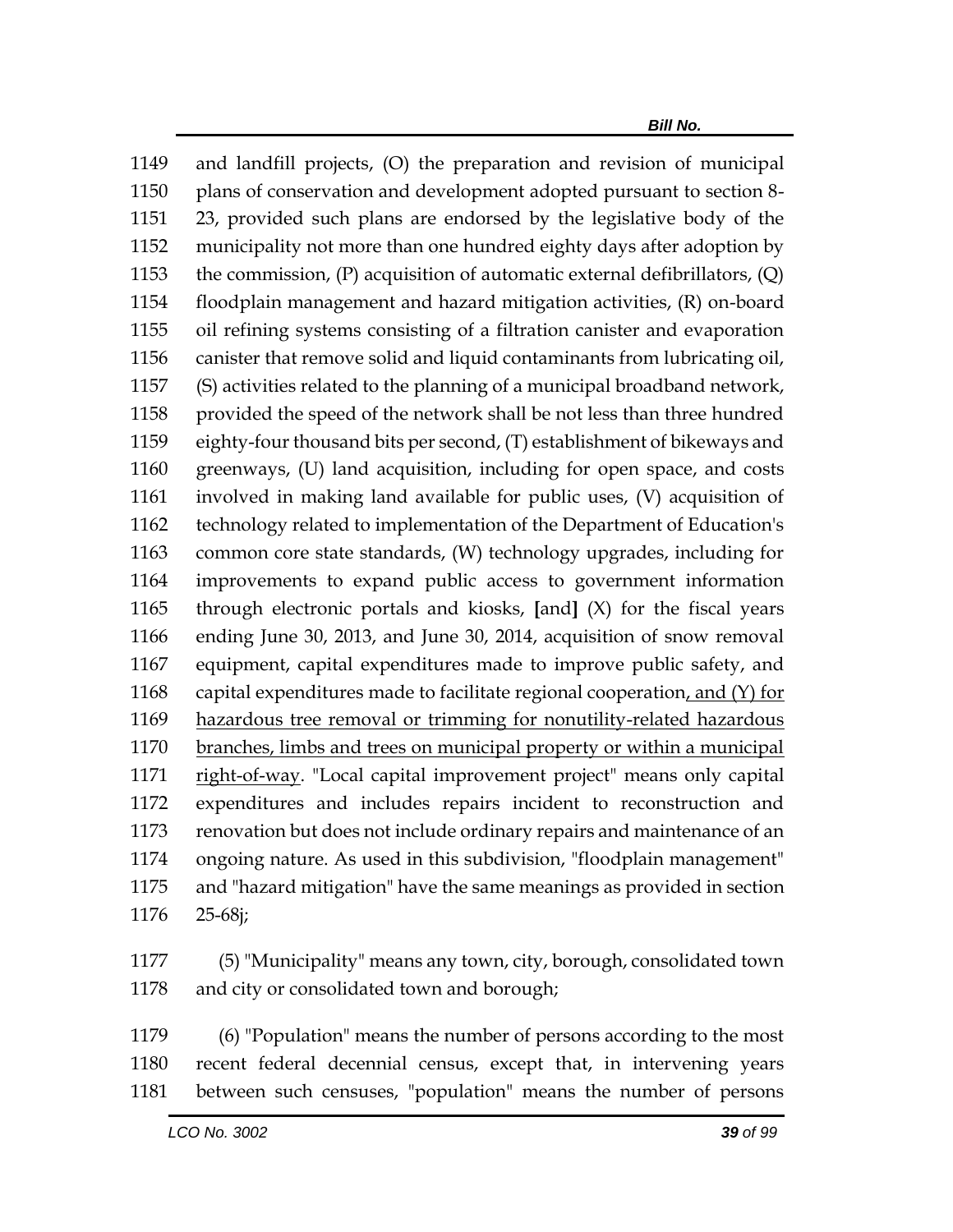and landfill projects, (O) the preparation and revision of municipal plans of conservation and development adopted pursuant to section 8-23, provided such plans are endorsed by the legislative body of the municipality not more than one hundred eighty days after adoption by the commission, (P) acquisition of automatic external defibrillators, (Q) floodplain management and hazard mitigation activities, (R) on-board oil refining systems consisting of a filtration canister and evaporation canister that remove solid and liquid contaminants from lubricating oil, (S) activities related to the planning of a municipal broadband network, provided the speed of the network shall be not less than three hundred eighty-four thousand bits per second, (T) establishment of bikeways and greenways, (U) land acquisition, including for open space, and costs involved in making land available for public uses, (V) acquisition of technology related to implementation of the Department of Education's common core state standards, (W) technology upgrades, including for improvements to expand public access to government information through electronic portals and kiosks, **[**and**]** (X) for the fiscal years ending June 30, 2013, and June 30, 2014, acquisition of snow removal equipment, capital expenditures made to improve public safety, and capital expenditures made to facilitate regional cooperation<u>, and (Y) for hazardous tree removal or trimming for nonutility-related hazardous branches, limbs and trees on municipal property or within a municipal right-of-way</u>. "Local capital improvement project" means only capital expenditures and includes repairs incident to reconstruction and renovation but does not include ordinary repairs and maintenance of an ongoing nature. As used in this subdivision, "floodplain management" and "hazard mitigation" have the same meanings as provided in section 25-68j;

(5) "Municipality" means any town, city, borough, consolidated town and city or consolidated town and borough;

(6) "Population" means the number of persons according to the most recent federal decennial census, except that, in intervening years between such censuses, "population" means the number of persons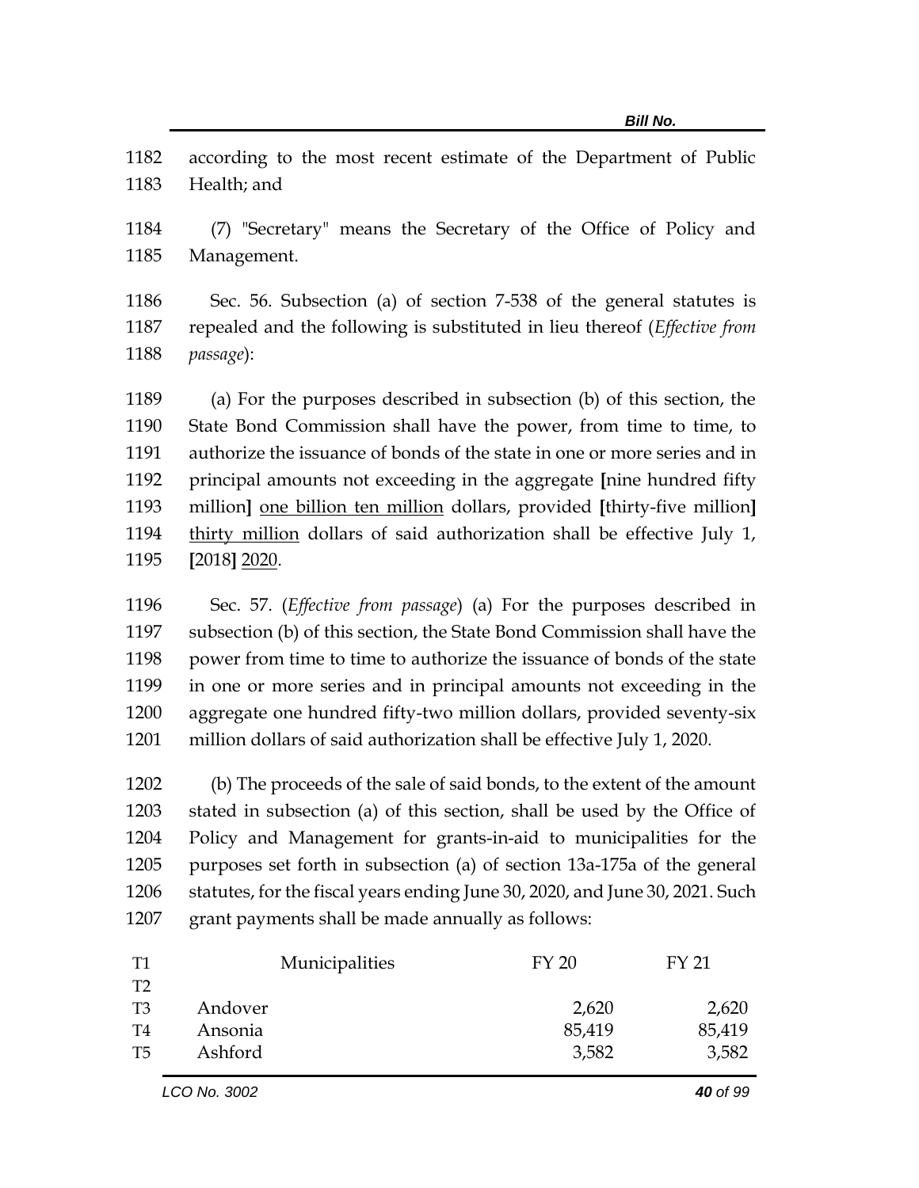according to the most recent estimate of the Department of Public Health; and

(7) "Secretary" means the Secretary of the Office of Policy and Management.

Sec. 56. Subsection (a) of section 7-538 of the general statutes is repealed and the following is substituted in lieu thereof (*Effective from passage*):

(a) For the purposes described in subsection (b) of this section, the State Bond Commission shall have the power, from time to time, to authorize the issuance of bonds of the state in one or more series and in principal amounts not exceeding in the aggregate **[**nine hundred fifty million**]** <u>one billion ten million</u> dollars, provided **[**thirty-five million**]** <u>thirty million</u> dollars of said authorization shall be effective July 1, **[**2018**]** <u>2020</u>.

Sec. 57. (*Effective from passage*) (a) For the purposes described in subsection (b) of this section, the State Bond Commission shall have the power from time to time to authorize the issuance of bonds of the state in one or more series and in principal amounts not exceeding in the aggregate one hundred fifty-two million dollars, provided seventy-six million dollars of said authorization shall be effective July 1, 2020.

(b) The proceeds of the sale of said bonds, to the extent of the amount stated in subsection (a) of this section, shall be used by the Office of Policy and Management for grants-in-aid to municipalities for the purposes set forth in subsection (a) of section 13a-175a of the general statutes, for the fiscal years ending June 30, 2020, and June 30, 2021. Such grant payments shall be made annually as follows:

| T1 | Municipalities | FY 20 | FY 21 |
|---|---|---|---|
| T2 | | | |
| T3 | Andover | 2,620 | 2,620 |
| T4 | Ansonia | 85,419 | 85,419 |
| T5 | Ashford | 3,582 | 3,582 |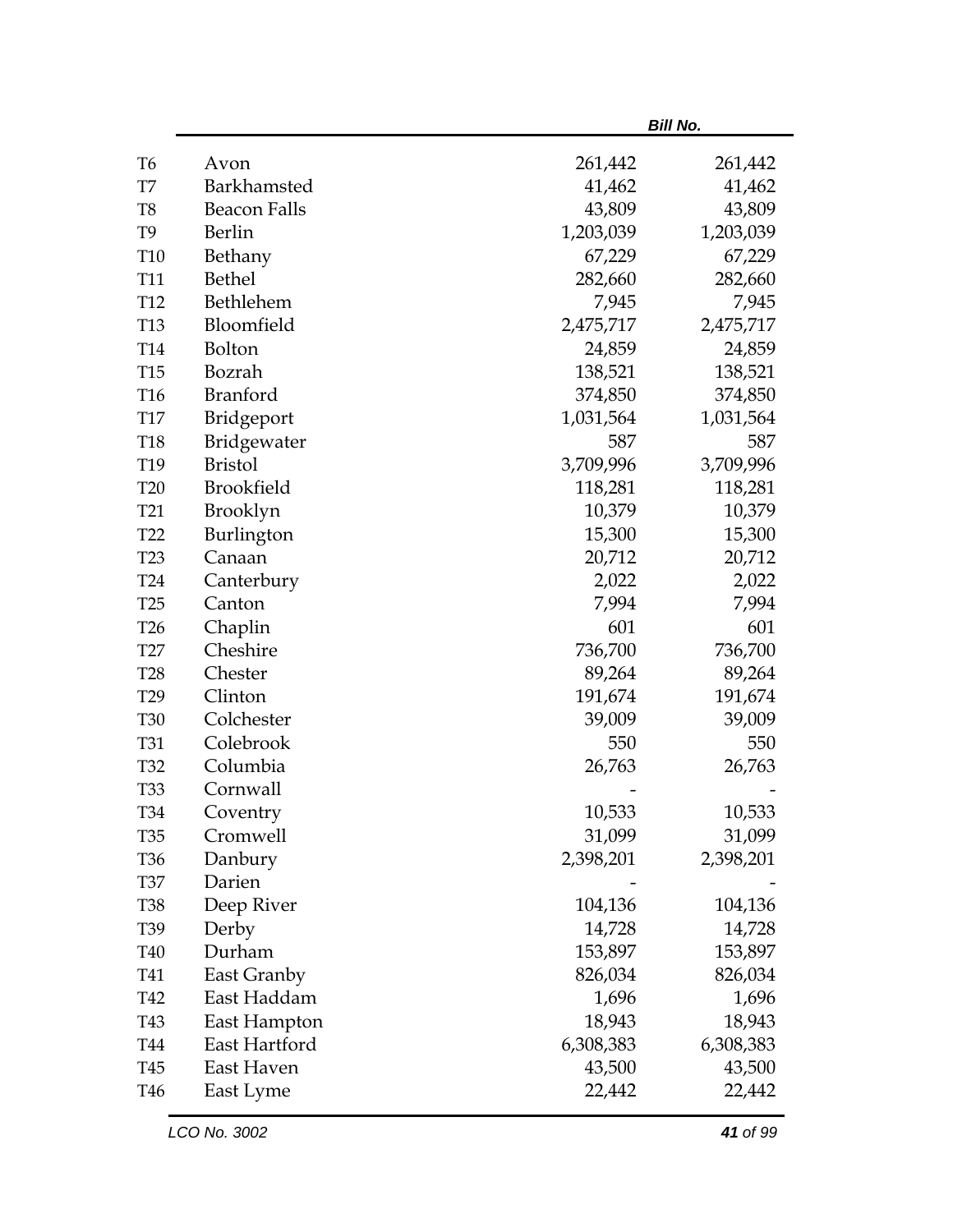| | | | |
|---|---|---|---|
| T6 | Avon | 261,442 | 261,442 |
| T7 | Barkhamsted | 41,462 | 41,462 |
| T8 | Beacon Falls | 43,809 | 43,809 |
| T9 | Berlin | 1,203,039 | 1,203,039 |
| T10 | Bethany | 67,229 | 67,229 |
| T11 | Bethel | 282,660 | 282,660 |
| T12 | Bethlehem | 7,945 | 7,945 |
| T13 | Bloomfield | 2,475,717 | 2,475,717 |
| T14 | Bolton | 24,859 | 24,859 |
| T15 | Bozrah | 138,521 | 138,521 |
| T16 | Branford | 374,850 | 374,850 |
| T17 | Bridgeport | 1,031,564 | 1,031,564 |
| T18 | Bridgewater | 587 | 587 |
| T19 | Bristol | 3,709,996 | 3,709,996 |
| T20 | Brookfield | 118,281 | 118,281 |
| T21 | Brooklyn | 10,379 | 10,379 |
| T22 | Burlington | 15,300 | 15,300 |
| T23 | Canaan | 20,712 | 20,712 |
| T24 | Canterbury | 2,022 | 2,022 |
| T25 | Canton | 7,994 | 7,994 |
| T26 | Chaplin | 601 | 601 |
| T27 | Cheshire | 736,700 | 736,700 |
| T28 | Chester | 89,264 | 89,264 |
| T29 | Clinton | 191,674 | 191,674 |
| T30 | Colchester | 39,009 | 39,009 |
| T31 | Colebrook | 550 | 550 |
| T32 | Columbia | 26,763 | 26,763 |
| T33 | Cornwall | - | - |
| T34 | Coventry | 10,533 | 10,533 |
| T35 | Cromwell | 31,099 | 31,099 |
| T36 | Danbury | 2,398,201 | 2,398,201 |
| T37 | Darien | - | - |
| T38 | Deep River | 104,136 | 104,136 |
| T39 | Derby | 14,728 | 14,728 |
| T40 | Durham | 153,897 | 153,897 |
| T41 | East Granby | 826,034 | 826,034 |
| T42 | East Haddam | 1,696 | 1,696 |
| T43 | East Hampton | 18,943 | 18,943 |
| T44 | East Hartford | 6,308,383 | 6,308,383 |
| T45 | East Haven | 43,500 | 43,500 |
| T46 | East Lyme | 22,442 | 22,442 |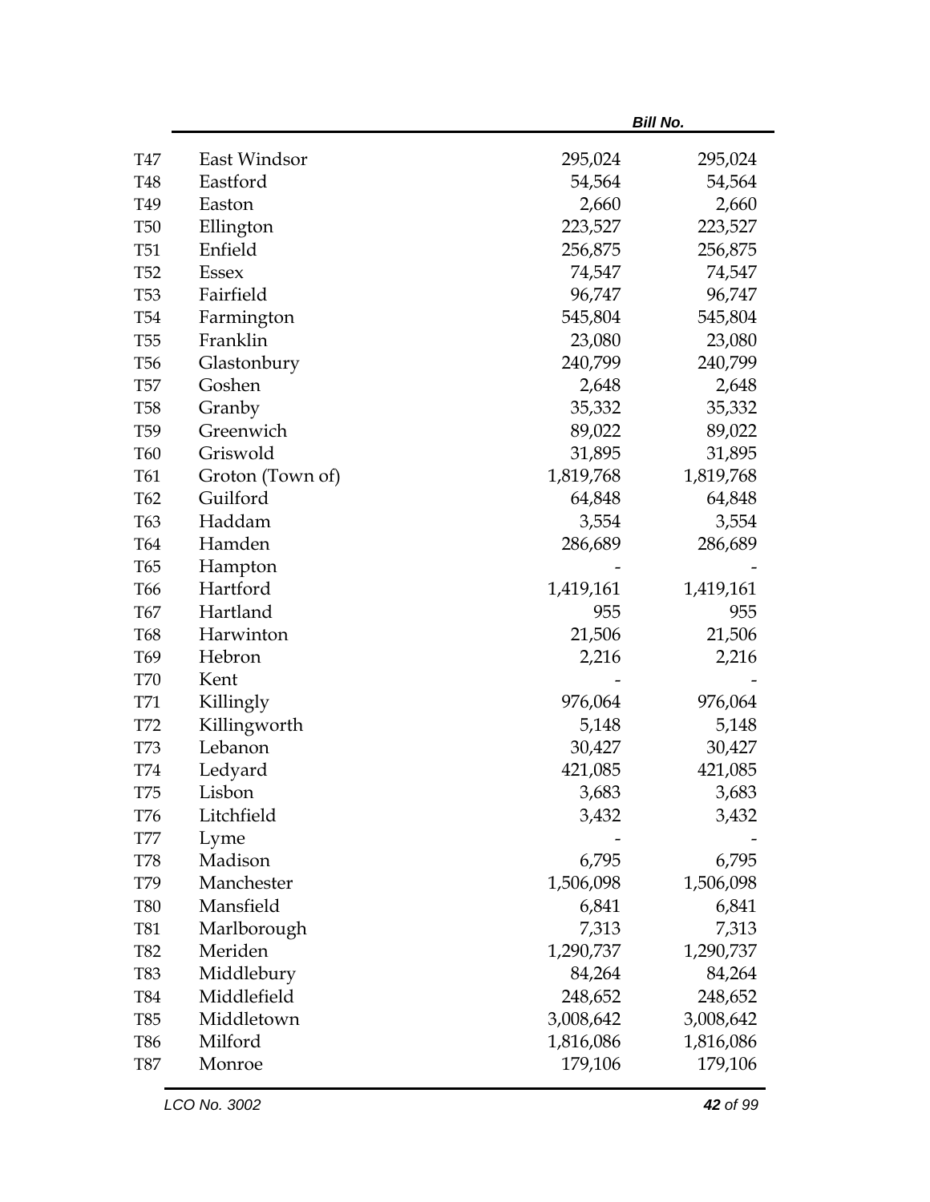| | | | |
|---|---|---|---|
| T47 | East Windsor | 295,024 | 295,024 |
| T48 | Eastford | 54,564 | 54,564 |
| T49 | Easton | 2,660 | 2,660 |
| T50 | Ellington | 223,527 | 223,527 |
| T51 | Enfield | 256,875 | 256,875 |
| T52 | Essex | 74,547 | 74,547 |
| T53 | Fairfield | 96,747 | 96,747 |
| T54 | Farmington | 545,804 | 545,804 |
| T55 | Franklin | 23,080 | 23,080 |
| T56 | Glastonbury | 240,799 | 240,799 |
| T57 | Goshen | 2,648 | 2,648 |
| T58 | Granby | 35,332 | 35,332 |
| T59 | Greenwich | 89,022 | 89,022 |
| T60 | Griswold | 31,895 | 31,895 |
| T61 | Groton (Town of) | 1,819,768 | 1,819,768 |
| T62 | Guilford | 64,848 | 64,848 |
| T63 | Haddam | 3,554 | 3,554 |
| T64 | Hamden | 286,689 | 286,689 |
| T65 | Hampton | - | - |
| T66 | Hartford | 1,419,161 | 1,419,161 |
| T67 | Hartland | 955 | 955 |
| T68 | Harwinton | 21,506 | 21,506 |
| T69 | Hebron | 2,216 | 2,216 |
| T70 | Kent | - | - |
| T71 | Killingly | 976,064 | 976,064 |
| T72 | Killingworth | 5,148 | 5,148 |
| T73 | Lebanon | 30,427 | 30,427 |
| T74 | Ledyard | 421,085 | 421,085 |
| T75 | Lisbon | 3,683 | 3,683 |
| T76 | Litchfield | 3,432 | 3,432 |
| T77 | Lyme | - | - |
| T78 | Madison | 6,795 | 6,795 |
| T79 | Manchester | 1,506,098 | 1,506,098 |
| T80 | Mansfield | 6,841 | 6,841 |
| T81 | Marlborough | 7,313 | 7,313 |
| T82 | Meriden | 1,290,737 | 1,290,737 |
| T83 | Middlebury | 84,264 | 84,264 |
| T84 | Middlefield | 248,652 | 248,652 |
| T85 | Middletown | 3,008,642 | 3,008,642 |
| T86 | Milford | 1,816,086 | 1,816,086 |
| T87 | Monroe | 179,106 | 179,106 |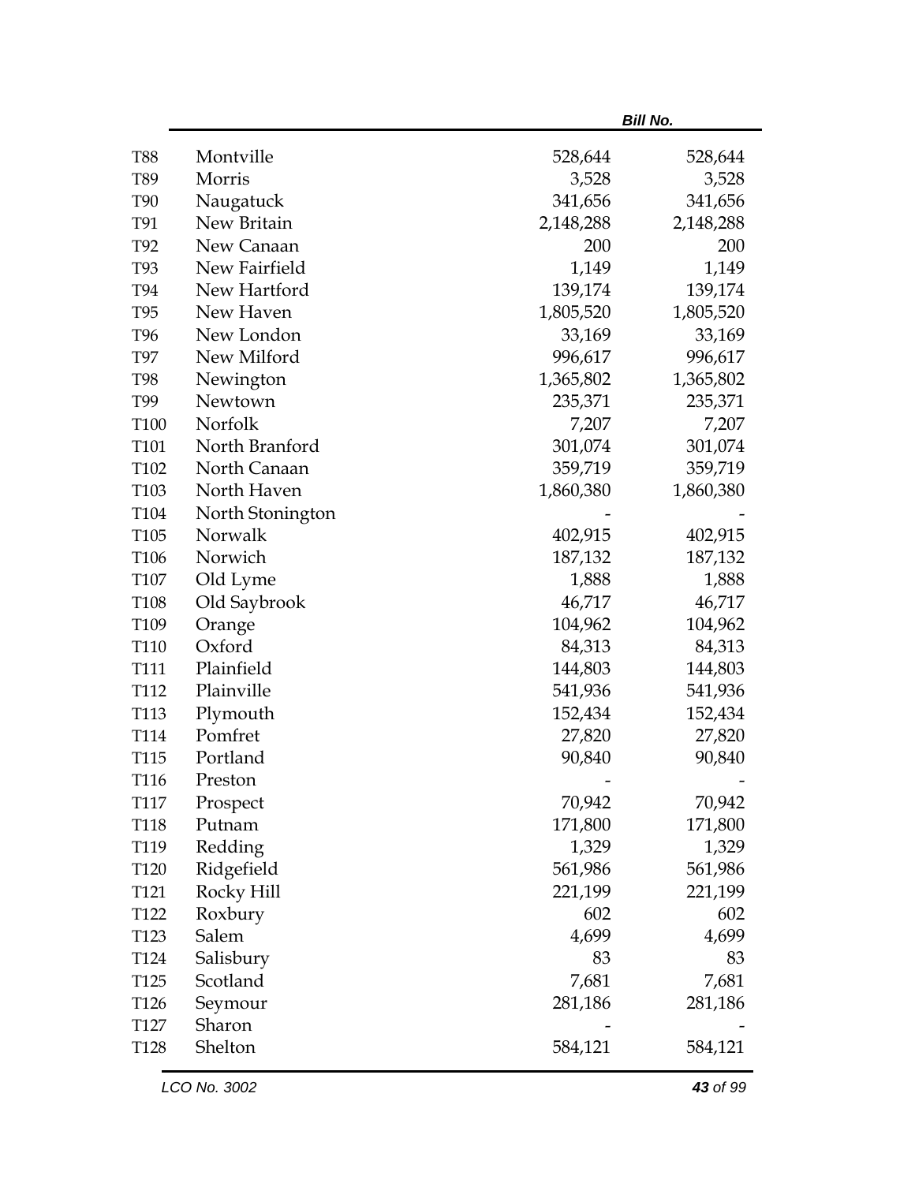| | | | |
|---|---|---|---|
| T88 | Montville | 528,644 | 528,644 |
| T89 | Morris | 3,528 | 3,528 |
| T90 | Naugatuck | 341,656 | 341,656 |
| T91 | New Britain | 2,148,288 | 2,148,288 |
| T92 | New Canaan | 200 | 200 |
| T93 | New Fairfield | 1,149 | 1,149 |
| T94 | New Hartford | 139,174 | 139,174 |
| T95 | New Haven | 1,805,520 | 1,805,520 |
| T96 | New London | 33,169 | 33,169 |
| T97 | New Milford | 996,617 | 996,617 |
| T98 | Newington | 1,365,802 | 1,365,802 |
| T99 | Newtown | 235,371 | 235,371 |
| T100 | Norfolk | 7,207 | 7,207 |
| T101 | North Branford | 301,074 | 301,074 |
| T102 | North Canaan | 359,719 | 359,719 |
| T103 | North Haven | 1,860,380 | 1,860,380 |
| T104 | North Stonington | - | - |
| T105 | Norwalk | 402,915 | 402,915 |
| T106 | Norwich | 187,132 | 187,132 |
| T107 | Old Lyme | 1,888 | 1,888 |
| T108 | Old Saybrook | 46,717 | 46,717 |
| T109 | Orange | 104,962 | 104,962 |
| T110 | Oxford | 84,313 | 84,313 |
| T111 | Plainfield | 144,803 | 144,803 |
| T112 | Plainville | 541,936 | 541,936 |
| T113 | Plymouth | 152,434 | 152,434 |
| T114 | Pomfret | 27,820 | 27,820 |
| T115 | Portland | 90,840 | 90,840 |
| T116 | Preston | - | - |
| T117 | Prospect | 70,942 | 70,942 |
| T118 | Putnam | 171,800 | 171,800 |
| T119 | Redding | 1,329 | 1,329 |
| T120 | Ridgefield | 561,986 | 561,986 |
| T121 | Rocky Hill | 221,199 | 221,199 |
| T122 | Roxbury | 602 | 602 |
| T123 | Salem | 4,699 | 4,699 |
| T124 | Salisbury | 83 | 83 |
| T125 | Scotland | 7,681 | 7,681 |
| T126 | Seymour | 281,186 | 281,186 |
| T127 | Sharon | - | - |
| T128 | Shelton | 584,121 | 584,121 |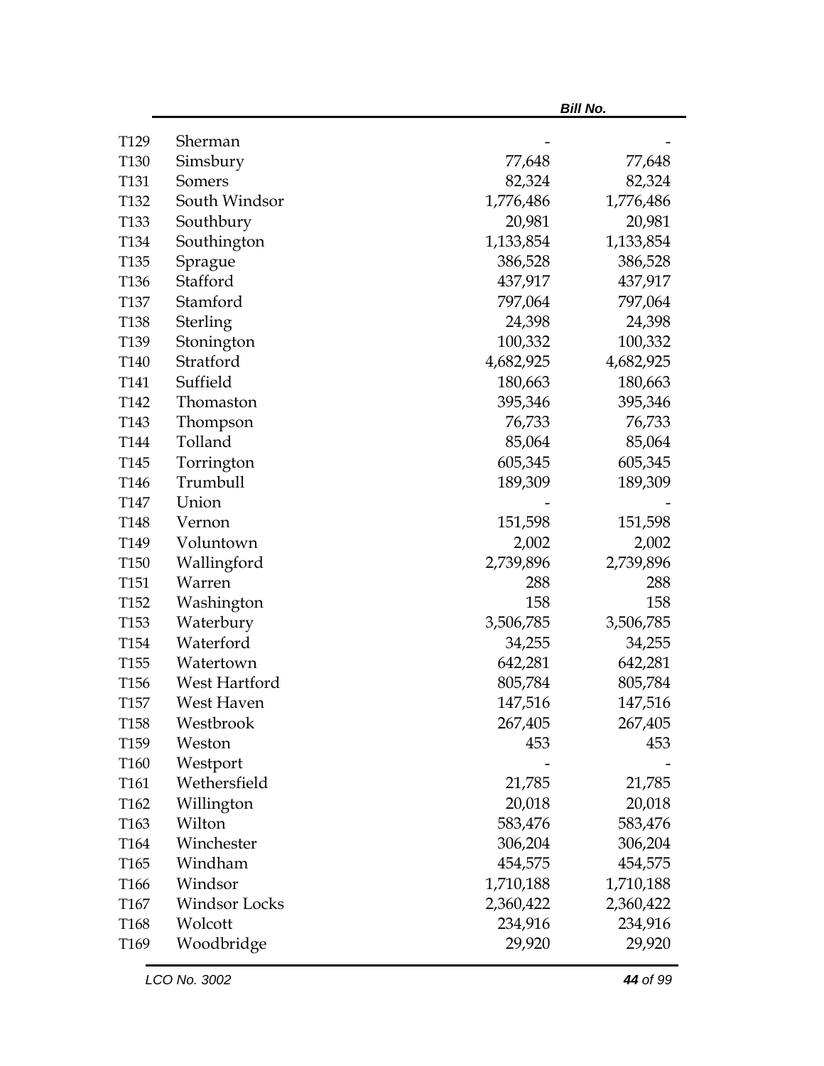| | | | |
|---|---|---|---|
| T129 | Sherman | - | - |
| T130 | Simsbury | 77,648 | 77,648 |
| T131 | Somers | 82,324 | 82,324 |
| T132 | South Windsor | 1,776,486 | 1,776,486 |
| T133 | Southbury | 20,981 | 20,981 |
| T134 | Southington | 1,133,854 | 1,133,854 |
| T135 | Sprague | 386,528 | 386,528 |
| T136 | Stafford | 437,917 | 437,917 |
| T137 | Stamford | 797,064 | 797,064 |
| T138 | Sterling | 24,398 | 24,398 |
| T139 | Stonington | 100,332 | 100,332 |
| T140 | Stratford | 4,682,925 | 4,682,925 |
| T141 | Suffield | 180,663 | 180,663 |
| T142 | Thomaston | 395,346 | 395,346 |
| T143 | Thompson | 76,733 | 76,733 |
| T144 | Tolland | 85,064 | 85,064 |
| T145 | Torrington | 605,345 | 605,345 |
| T146 | Trumbull | 189,309 | 189,309 |
| T147 | Union | - | - |
| T148 | Vernon | 151,598 | 151,598 |
| T149 | Voluntown | 2,002 | 2,002 |
| T150 | Wallingford | 2,739,896 | 2,739,896 |
| T151 | Warren | 288 | 288 |
| T152 | Washington | 158 | 158 |
| T153 | Waterbury | 3,506,785 | 3,506,785 |
| T154 | Waterford | 34,255 | 34,255 |
| T155 | Watertown | 642,281 | 642,281 |
| T156 | West Hartford | 805,784 | 805,784 |
| T157 | West Haven | 147,516 | 147,516 |
| T158 | Westbrook | 267,405 | 267,405 |
| T159 | Weston | 453 | 453 |
| T160 | Westport | - | - |
| T161 | Wethersfield | 21,785 | 21,785 |
| T162 | Willington | 20,018 | 20,018 |
| T163 | Wilton | 583,476 | 583,476 |
| T164 | Winchester | 306,204 | 306,204 |
| T165 | Windham | 454,575 | 454,575 |
| T166 | Windsor | 1,710,188 | 1,710,188 |
| T167 | Windsor Locks | 2,360,422 | 2,360,422 |
| T168 | Wolcott | 234,916 | 234,916 |
| T169 | Woodbridge | 29,920 | 29,920 |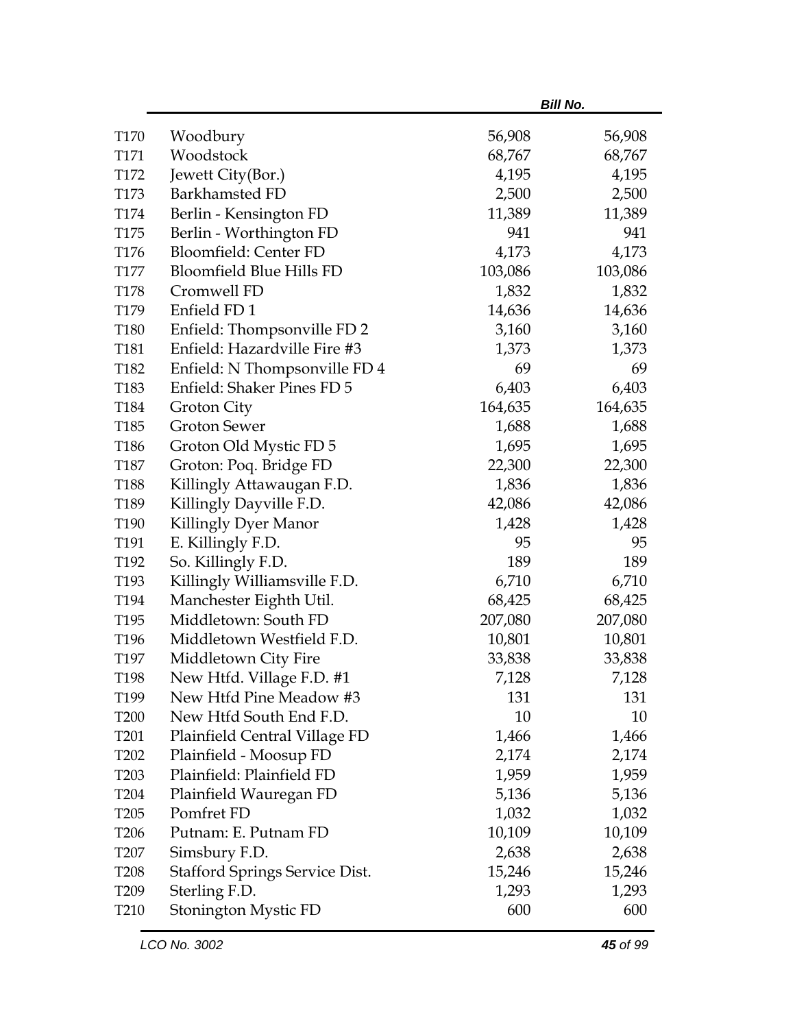| | | | |
|---|---|---|---|
| T170 | Woodbury | 56,908 | 56,908 |
| T171 | Woodstock | 68,767 | 68,767 |
| T172 | Jewett City(Bor.) | 4,195 | 4,195 |
| T173 | Barkhamsted FD | 2,500 | 2,500 |
| T174 | Berlin - Kensington FD | 11,389 | 11,389 |
| T175 | Berlin - Worthington FD | 941 | 941 |
| T176 | Bloomfield: Center FD | 4,173 | 4,173 |
| T177 | Bloomfield Blue Hills FD | 103,086 | 103,086 |
| T178 | Cromwell FD | 1,832 | 1,832 |
| T179 | Enfield FD 1 | 14,636 | 14,636 |
| T180 | Enfield: Thompsonville FD 2 | 3,160 | 3,160 |
| T181 | Enfield: Hazardville Fire #3 | 1,373 | 1,373 |
| T182 | Enfield: N Thompsonville FD 4 | 69 | 69 |
| T183 | Enfield: Shaker Pines FD 5 | 6,403 | 6,403 |
| T184 | Groton City | 164,635 | 164,635 |
| T185 | Groton Sewer | 1,688 | 1,688 |
| T186 | Groton Old Mystic FD 5 | 1,695 | 1,695 |
| T187 | Groton: Poq. Bridge FD | 22,300 | 22,300 |
| T188 | Killingly Attawaugan F.D. | 1,836 | 1,836 |
| T189 | Killingly Dayville F.D. | 42,086 | 42,086 |
| T190 | Killingly Dyer Manor | 1,428 | 1,428 |
| T191 | E. Killingly F.D. | 95 | 95 |
| T192 | So. Killingly F.D. | 189 | 189 |
| T193 | Killingly Williamsville F.D. | 6,710 | 6,710 |
| T194 | Manchester Eighth Util. | 68,425 | 68,425 |
| T195 | Middletown: South FD | 207,080 | 207,080 |
| T196 | Middletown Westfield F.D. | 10,801 | 10,801 |
| T197 | Middletown City Fire | 33,838 | 33,838 |
| T198 | New Htfd. Village F.D. #1 | 7,128 | 7,128 |
| T199 | New Htfd Pine Meadow #3 | 131 | 131 |
| T200 | New Htfd South End F.D. | 10 | 10 |
| T201 | Plainfield Central Village FD | 1,466 | 1,466 |
| T202 | Plainfield - Moosup FD | 2,174 | 2,174 |
| T203 | Plainfield: Plainfield FD | 1,959 | 1,959 |
| T204 | Plainfield Wauregan FD | 5,136 | 5,136 |
| T205 | Pomfret FD | 1,032 | 1,032 |
| T206 | Putnam: E. Putnam FD | 10,109 | 10,109 |
| T207 | Simsbury F.D. | 2,638 | 2,638 |
| T208 | Stafford Springs Service Dist. | 15,246 | 15,246 |
| T209 | Sterling F.D. | 1,293 | 1,293 |
| T210 | Stonington Mystic FD | 600 | 600 |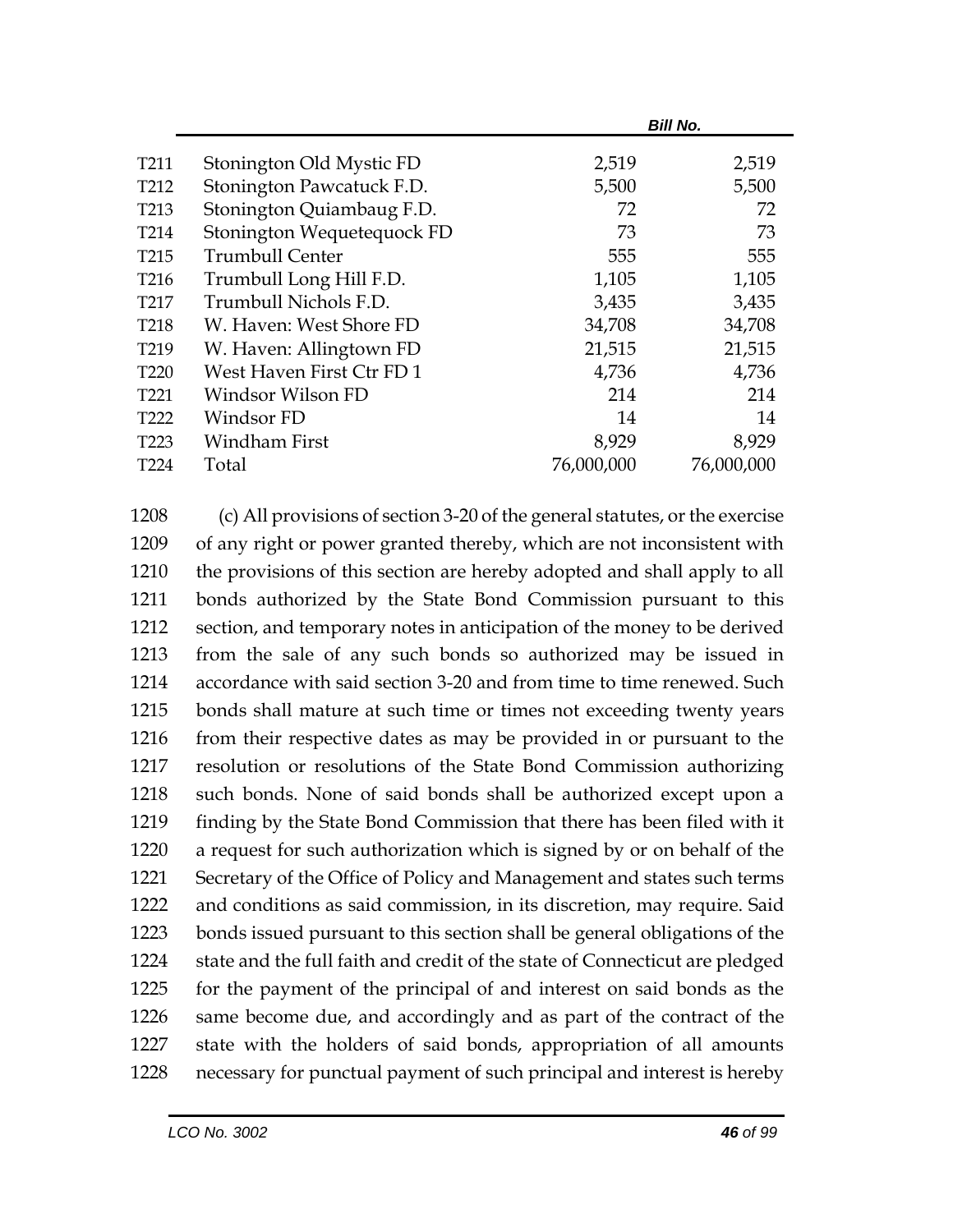| | | | |
|---|---|---|---|
| T211 | Stonington Old Mystic FD | 2,519 | 2,519 |
| T212 | Stonington Pawcatuck F.D. | 5,500 | 5,500 |
| T213 | Stonington Quiambaug F.D. | 72 | 72 |
| T214 | Stonington Wequetequock FD | 73 | 73 |
| T215 | Trumbull Center | 555 | 555 |
| T216 | Trumbull Long Hill F.D. | 1,105 | 1,105 |
| T217 | Trumbull Nichols F.D. | 3,435 | 3,435 |
| T218 | W. Haven: West Shore FD | 34,708 | 34,708 |
| T219 | W. Haven: Allingtown FD | 21,515 | 21,515 |
| T220 | West Haven First Ctr FD 1 | 4,736 | 4,736 |
| T221 | Windsor Wilson FD | 214 | 214 |
| T222 | Windsor FD | 14 | 14 |
| T223 | Windham First | 8,929 | 8,929 |
| T224 | Total | 76,000,000 | 76,000,000 |

1208 (c) All provisions of section 3-20 of the general statutes, or the exercise
1209 of any right or power granted thereby, which are not inconsistent with
1210 the provisions of this section are hereby adopted and shall apply to all
1211 bonds authorized by the State Bond Commission pursuant to this
1212 section, and temporary notes in anticipation of the money to be derived
1213 from the sale of any such bonds so authorized may be issued in
1214 accordance with said section 3-20 and from time to time renewed. Such
1215 bonds shall mature at such time or times not exceeding twenty years
1216 from their respective dates as may be provided in or pursuant to the
1217 resolution or resolutions of the State Bond Commission authorizing
1218 such bonds. None of said bonds shall be authorized except upon a
1219 finding by the State Bond Commission that there has been filed with it
1220 a request for such authorization which is signed by or on behalf of the
1221 Secretary of the Office of Policy and Management and states such terms
1222 and conditions as said commission, in its discretion, may require. Said
1223 bonds issued pursuant to this section shall be general obligations of the
1224 state and the full faith and credit of the state of Connecticut are pledged
1225 for the payment of the principal of and interest on said bonds as the
1226 same become due, and accordingly and as part of the contract of the
1227 state with the holders of said bonds, appropriation of all amounts
1228 necessary for punctual payment of such principal and interest is hereby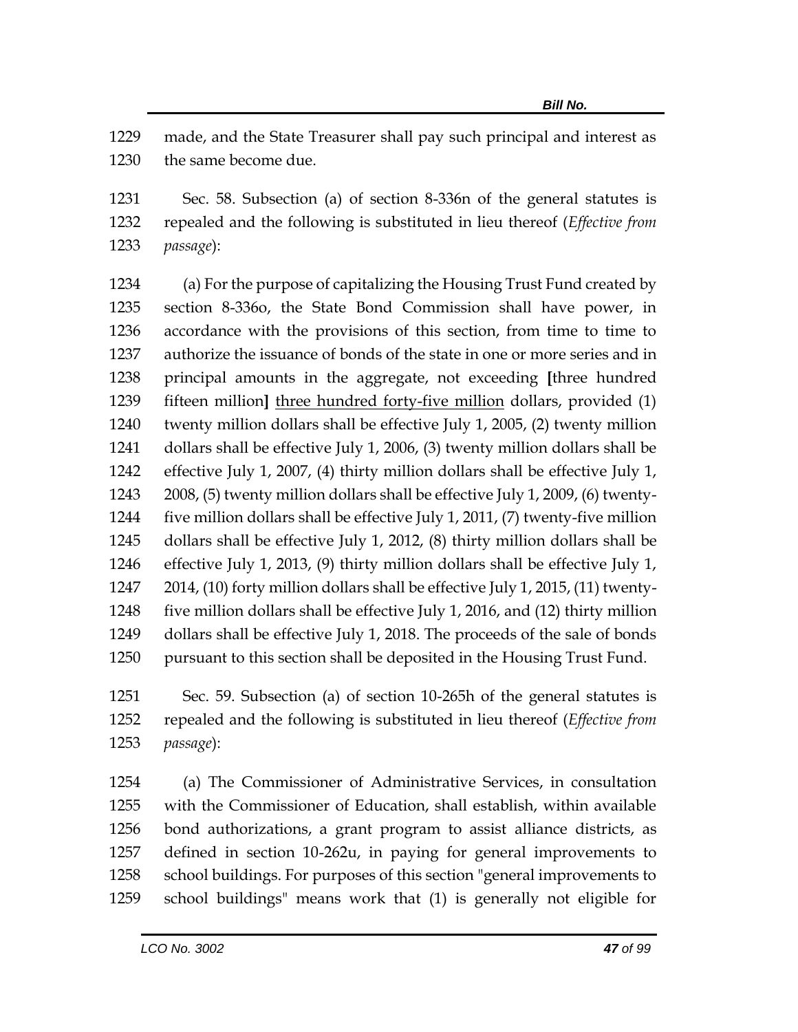made, and the State Treasurer shall pay such principal and interest as the same become due.

Sec. 58. Subsection (a) of section 8-336n of the general statutes is repealed and the following is substituted in lieu thereof (*Effective from passage*):

(a) For the purpose of capitalizing the Housing Trust Fund created by section 8-336o, the State Bond Commission shall have power, in accordance with the provisions of this section, from time to time to authorize the issuance of bonds of the state in one or more series and in principal amounts in the aggregate, not exceeding **[**three hundred fifteen million**]** <u>three hundred forty-five million</u> dollars, provided (1) twenty million dollars shall be effective July 1, 2005, (2) twenty million dollars shall be effective July 1, 2006, (3) twenty million dollars shall be effective July 1, 2007, (4) thirty million dollars shall be effective July 1, 2008, (5) twenty million dollars shall be effective July 1, 2009, (6) twenty-five million dollars shall be effective July 1, 2011, (7) twenty-five million dollars shall be effective July 1, 2012, (8) thirty million dollars shall be effective July 1, 2013, (9) thirty million dollars shall be effective July 1, 2014, (10) forty million dollars shall be effective July 1, 2015, (11) twenty-five million dollars shall be effective July 1, 2016, and (12) thirty million dollars shall be effective July 1, 2018. The proceeds of the sale of bonds pursuant to this section shall be deposited in the Housing Trust Fund.

Sec. 59. Subsection (a) of section 10-265h of the general statutes is repealed and the following is substituted in lieu thereof (*Effective from passage*):

(a) The Commissioner of Administrative Services, in consultation with the Commissioner of Education, shall establish, within available bond authorizations, a grant program to assist alliance districts, as defined in section 10-262u, in paying for general improvements to school buildings. For purposes of this section "general improvements to school buildings" means work that (1) is generally not eligible for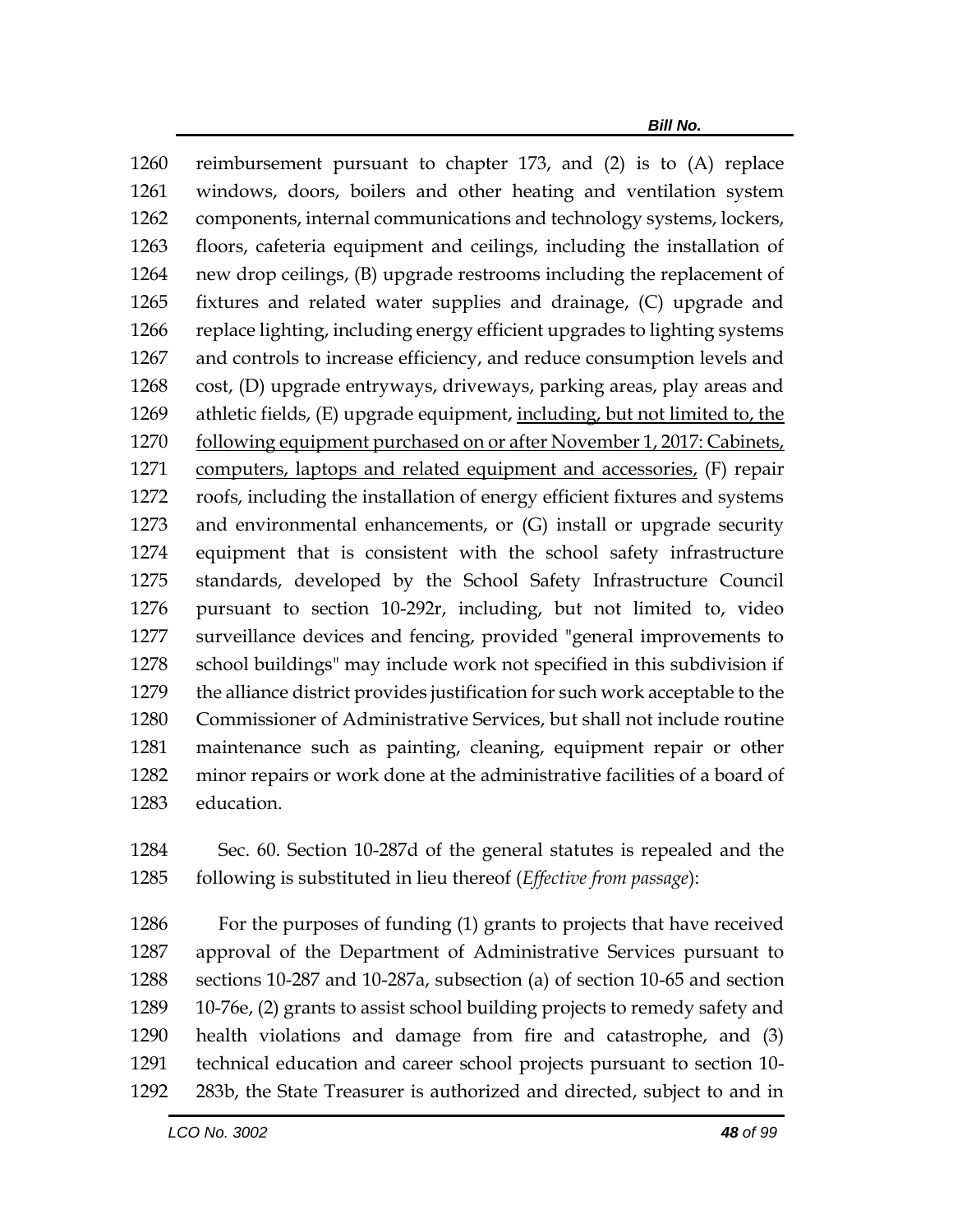reimbursement pursuant to chapter 173, and (2) is to (A) replace windows, doors, boilers and other heating and ventilation system components, internal communications and technology systems, lockers, floors, cafeteria equipment and ceilings, including the installation of new drop ceilings, (B) upgrade restrooms including the replacement of fixtures and related water supplies and drainage, (C) upgrade and replace lighting, including energy efficient upgrades to lighting systems and controls to increase efficiency, and reduce consumption levels and cost, (D) upgrade entryways, driveways, parking areas, play areas and athletic fields, (E) upgrade equipment, <u>including, but not limited to, the following equipment purchased on or after November 1, 2017: Cabinets, computers, laptops and related equipment and accessories,</u> (F) repair roofs, including the installation of energy efficient fixtures and systems and environmental enhancements, or (G) install or upgrade security equipment that is consistent with the school safety infrastructure standards, developed by the School Safety Infrastructure Council pursuant to section 10-292r, including, but not limited to, video surveillance devices and fencing, provided "general improvements to school buildings" may include work not specified in this subdivision if the alliance district provides justification for such work acceptable to the Commissioner of Administrative Services, but shall not include routine maintenance such as painting, cleaning, equipment repair or other minor repairs or work done at the administrative facilities of a board of education.

Sec. 60. Section 10-287d of the general statutes is repealed and the following is substituted in lieu thereof (*Effective from passage*):

For the purposes of funding (1) grants to projects that have received approval of the Department of Administrative Services pursuant to sections 10-287 and 10-287a, subsection (a) of section 10-65 and section 10-76e, (2) grants to assist school building projects to remedy safety and health violations and damage from fire and catastrophe, and (3) technical education and career school projects pursuant to section 10-283b, the State Treasurer is authorized and directed, subject to and in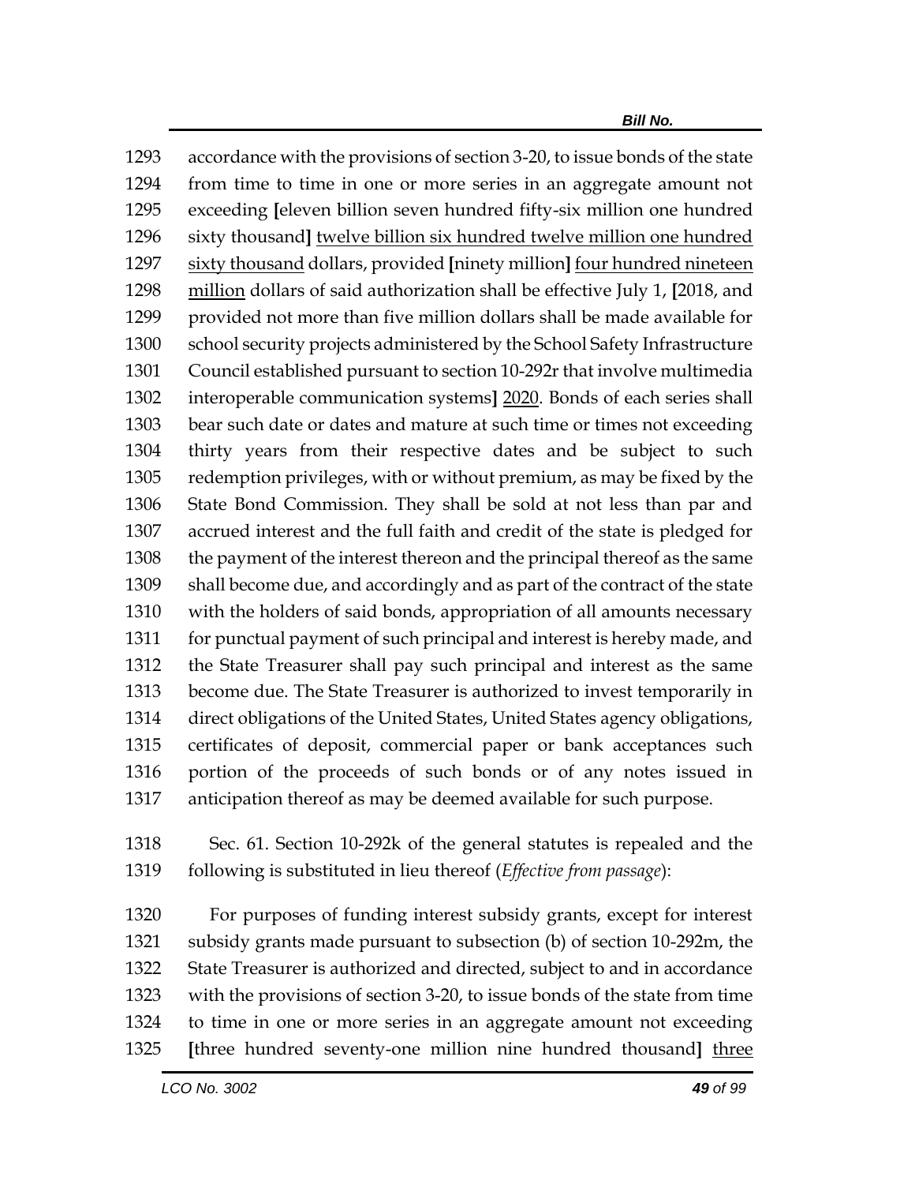1293 accordance with the provisions of section 3-20, to issue bonds of the state
1294 from time to time in one or more series in an aggregate amount not
1295 exceeding **[**eleven billion seven hundred fifty-six million one hundred
1296 sixty thousand**]** <u>twelve billion six hundred twelve million one hundred</u>
1297 <u>sixty thousand</u> dollars, provided **[**ninety million**]** <u>four hundred nineteen</u>
1298 <u>million</u> dollars of said authorization shall be effective July 1, **[**2018, and
1299 provided not more than five million dollars shall be made available for
1300 school security projects administered by the School Safety Infrastructure
1301 Council established pursuant to section 10-292r that involve multimedia
1302 interoperable communication systems**]** <u>2020</u>. Bonds of each series shall
1303 bear such date or dates and mature at such time or times not exceeding
1304 thirty years from their respective dates and be subject to such
1305 redemption privileges, with or without premium, as may be fixed by the
1306 State Bond Commission. They shall be sold at not less than par and
1307 accrued interest and the full faith and credit of the state is pledged for
1308 the payment of the interest thereon and the principal thereof as the same
1309 shall become due, and accordingly and as part of the contract of the state
1310 with the holders of said bonds, appropriation of all amounts necessary
1311 for punctual payment of such principal and interest is hereby made, and
1312 the State Treasurer shall pay such principal and interest as the same
1313 become due. The State Treasurer is authorized to invest temporarily in
1314 direct obligations of the United States, United States agency obligations,
1315 certificates of deposit, commercial paper or bank acceptances such
1316 portion of the proceeds of such bonds or of any notes issued in
1317 anticipation thereof as may be deemed available for such purpose.

1318 Sec. 61. Section 10-292k of the general statutes is repealed and the
1319 following is substituted in lieu thereof (*Effective from passage*):

1320 For purposes of funding interest subsidy grants, except for interest
1321 subsidy grants made pursuant to subsection (b) of section 10-292m, the
1322 State Treasurer is authorized and directed, subject to and in accordance
1323 with the provisions of section 3-20, to issue bonds of the state from time
1324 to time in one or more series in an aggregate amount not exceeding
1325 **[**three hundred seventy-one million nine hundred thousand**]** <u>three</u>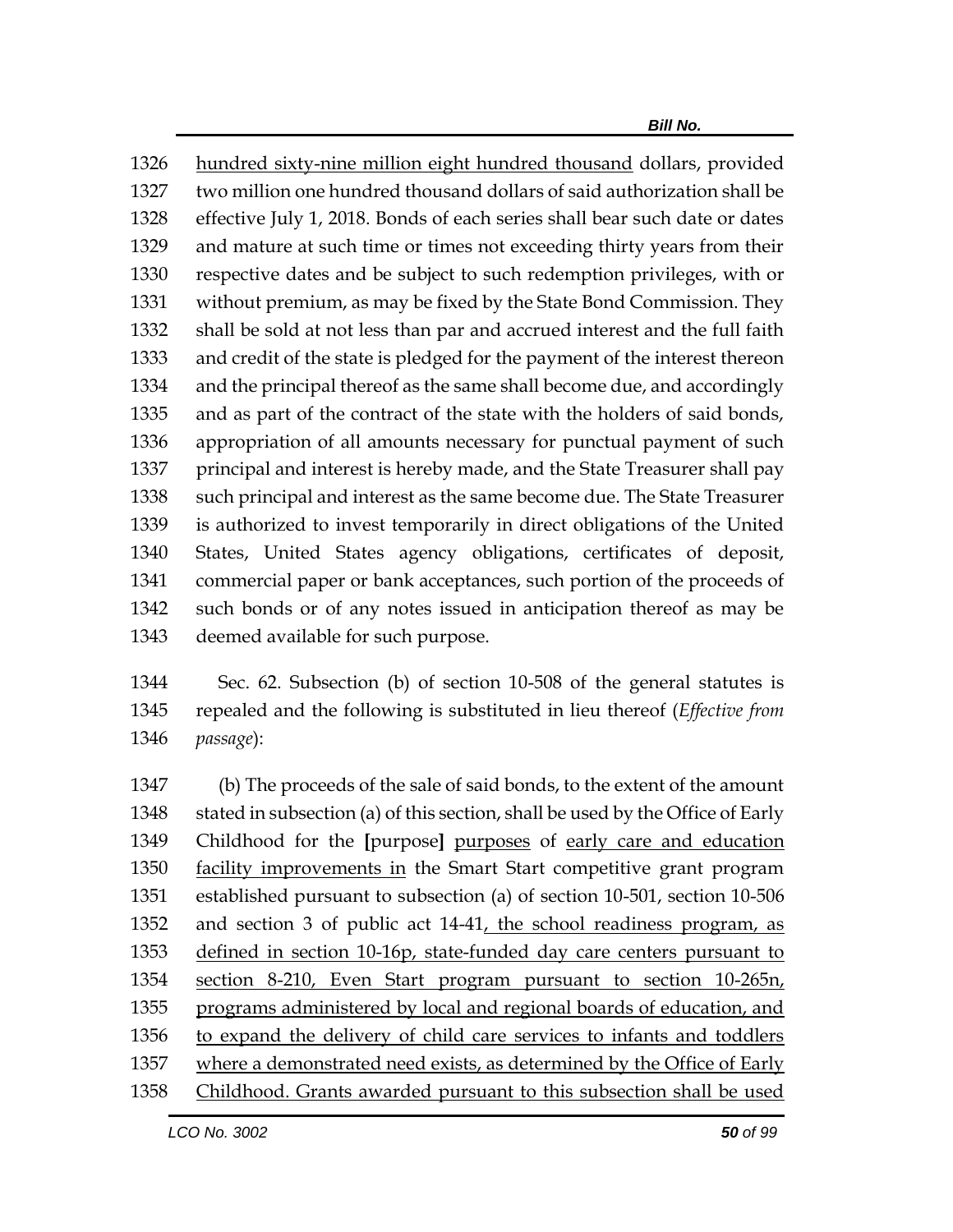1326 <u>hundred sixty-nine million eight hundred thousand</u> dollars, provided
1327 two million one hundred thousand dollars of said authorization shall be
1328 effective July 1, 2018. Bonds of each series shall bear such date or dates
1329 and mature at such time or times not exceeding thirty years from their
1330 respective dates and be subject to such redemption privileges, with or
1331 without premium, as may be fixed by the State Bond Commission. They
1332 shall be sold at not less than par and accrued interest and the full faith
1333 and credit of the state is pledged for the payment of the interest thereon
1334 and the principal thereof as the same shall become due, and accordingly
1335 and as part of the contract of the state with the holders of said bonds,
1336 appropriation of all amounts necessary for punctual payment of such
1337 principal and interest is hereby made, and the State Treasurer shall pay
1338 such principal and interest as the same become due. The State Treasurer
1339 is authorized to invest temporarily in direct obligations of the United
1340 States, United States agency obligations, certificates of deposit,
1341 commercial paper or bank acceptances, such portion of the proceeds of
1342 such bonds or of any notes issued in anticipation thereof as may be
1343 deemed available for such purpose.

1344 Sec. 62. Subsection (b) of section 10-508 of the general statutes is
1345 repealed and the following is substituted in lieu thereof (*Effective from*
1346 *passage*):

1347 (b) The proceeds of the sale of said bonds, to the extent of the amount
1348 stated in subsection (a) of this section, shall be used by the Office of Early
1349 Childhood for the **[**purpose**]** <u>purposes</u> of <u>early care and education</u>
1350 <u>facility improvements in</u> the Smart Start competitive grant program
1351 established pursuant to subsection (a) of section 10-501, section 10-506
1352 and section 3 of public act 14-41<u>, the school readiness program, as</u>
1353 <u>defined in section 10-16p, state-funded day care centers pursuant to</u>
1354 <u>section 8-210, Even Start program pursuant to section 10-265n,</u>
1355 <u>programs administered by local and regional boards of education, and</u>
1356 <u>to expand the delivery of child care services to infants and toddlers</u>
1357 <u>where a demonstrated need exists, as determined by the Office of Early</u>
1358 <u>Childhood. Grants awarded pursuant to this subsection shall be used</u>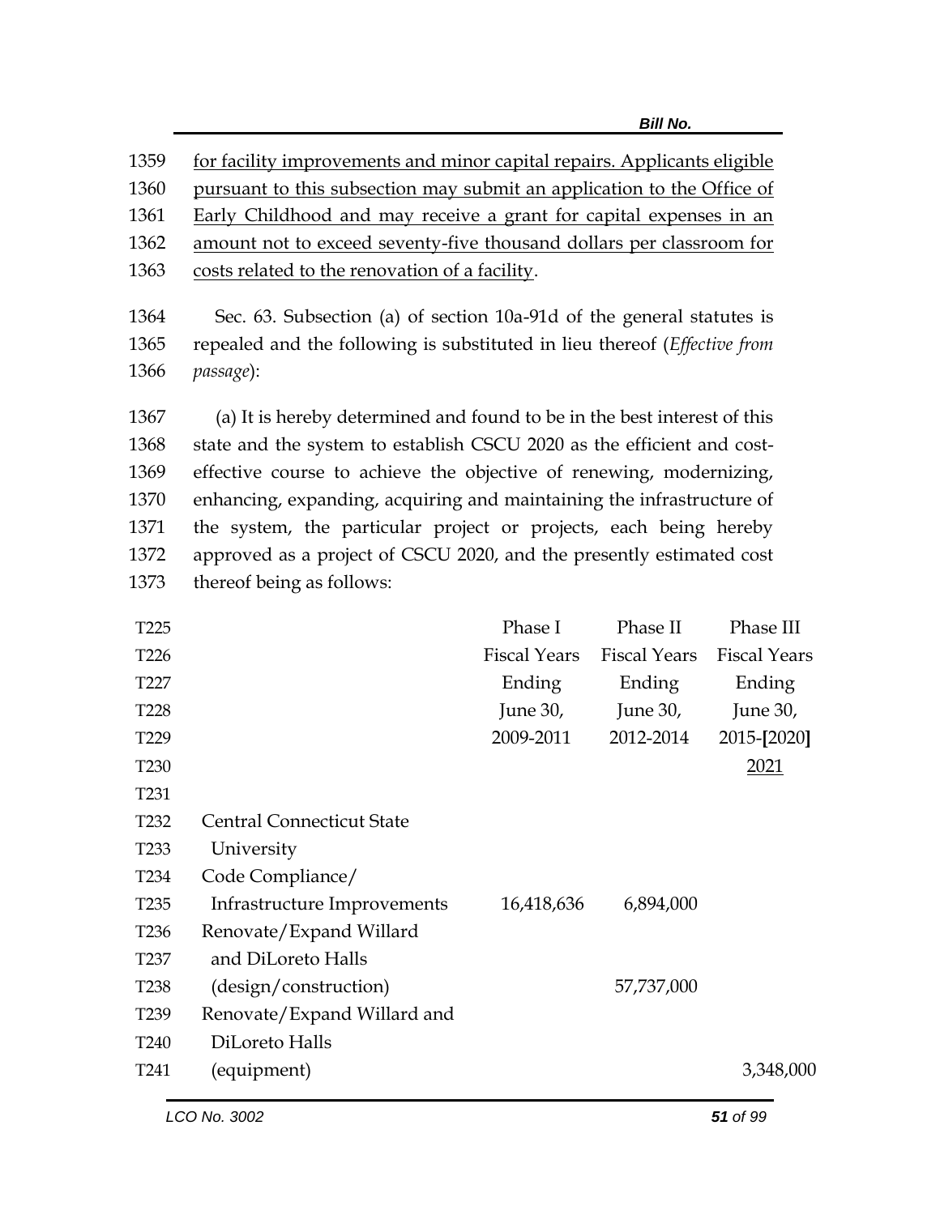for facility improvements and minor capital repairs. Applicants eligible pursuant to this subsection may submit an application to the Office of Early Childhood and may receive a grant for capital expenses in an amount not to exceed seventy-five thousand dollars per classroom for costs related to the renovation of a facility.

Sec. 63. Subsection (a) of section 10a-91d of the general statutes is repealed and the following is substituted in lieu thereof (*Effective from passage*):

(a) It is hereby determined and found to be in the best interest of this state and the system to establish CSCU 2020 as the efficient and cost-effective course to achieve the objective of renewing, modernizing, enhancing, expanding, acquiring and maintaining the infrastructure of the system, the particular project or projects, each being hereby approved as a project of CSCU 2020, and the presently estimated cost thereof being as follows:

| | Phase I Fiscal Years Ending June 30, 2009-2011 | Phase II Fiscal Years Ending June 30, 2012-2014 | Phase III Fiscal Years Ending June 30, 2015-[2020] 2021 |
|---|---|---|---|
| Central Connecticut State University | | | |
| Code Compliance/ Infrastructure Improvements | 16,418,636 | 6,894,000 | |
| Renovate/Expand Willard and DiLoreto Halls (design/construction) | | 57,737,000 | |
| Renovate/Expand Willard and DiLoreto Halls (equipment) | | | 3,348,000 |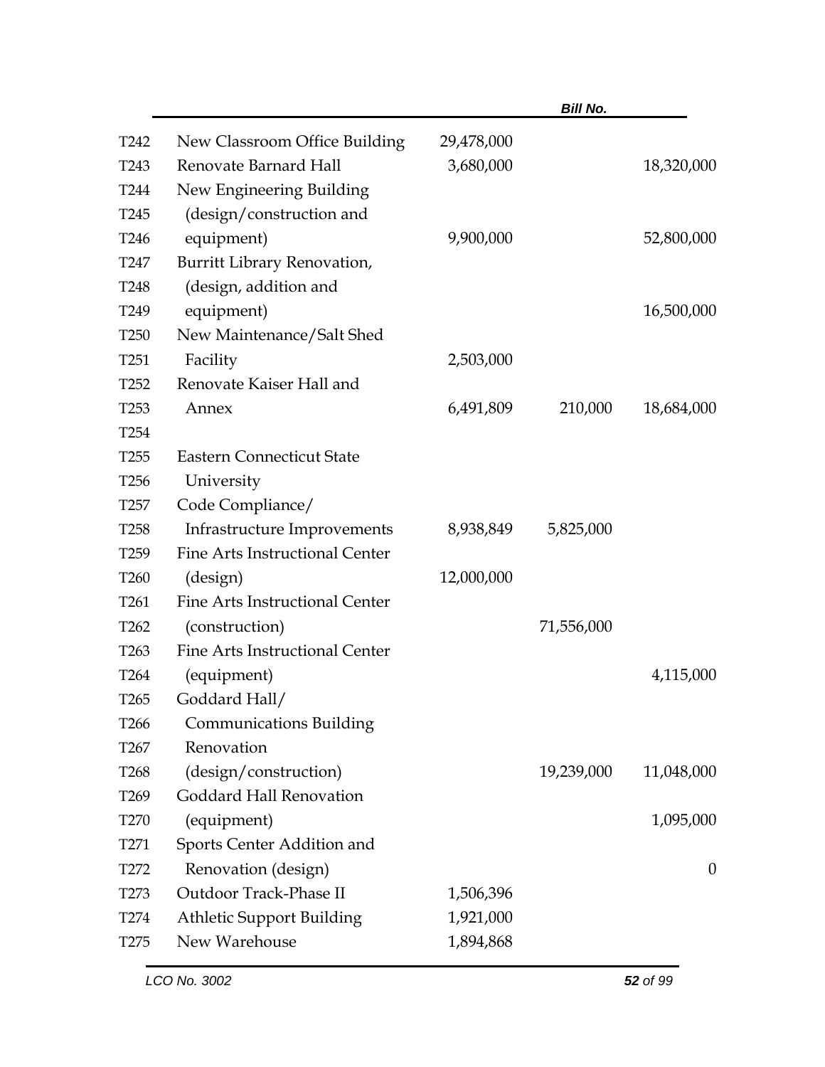| | | | | |
|---|---|---|---|---|
| T242 | New Classroom Office Building | 29,478,000 | | |
| T243 | Renovate Barnard Hall | 3,680,000 | | 18,320,000 |
| T244 | New Engineering Building | | | |
| T245 | (design/construction and | | | |
| T246 | equipment) | 9,900,000 | | 52,800,000 |
| T247 | Burritt Library Renovation, | | | |
| T248 | (design, addition and | | | |
| T249 | equipment) | | | 16,500,000 |
| T250 | New Maintenance/Salt Shed | | | |
| T251 | Facility | 2,503,000 | | |
| T252 | Renovate Kaiser Hall and | | | |
| T253 | Annex | 6,491,809 | 210,000 | 18,684,000 |
| T254 | | | | |
| T255 | Eastern Connecticut State | | | |
| T256 | University | | | |
| T257 | Code Compliance/ | | | |
| T258 | Infrastructure Improvements | 8,938,849 | 5,825,000 | |
| T259 | Fine Arts Instructional Center | | | |
| T260 | (design) | 12,000,000 | | |
| T261 | Fine Arts Instructional Center | | | |
| T262 | (construction) | | 71,556,000 | |
| T263 | Fine Arts Instructional Center | | | |
| T264 | (equipment) | | | 4,115,000 |
| T265 | Goddard Hall/ | | | |
| T266 | Communications Building | | | |
| T267 | Renovation | | | |
| T268 | (design/construction) | | 19,239,000 | 11,048,000 |
| T269 | Goddard Hall Renovation | | | |
| T270 | (equipment) | | | 1,095,000 |
| T271 | Sports Center Addition and | | | |
| T272 | Renovation (design) | | | 0 |
| T273 | Outdoor Track-Phase II | 1,506,396 | | |
| T274 | Athletic Support Building | 1,921,000 | | |
| T275 | New Warehouse | 1,894,868 | | |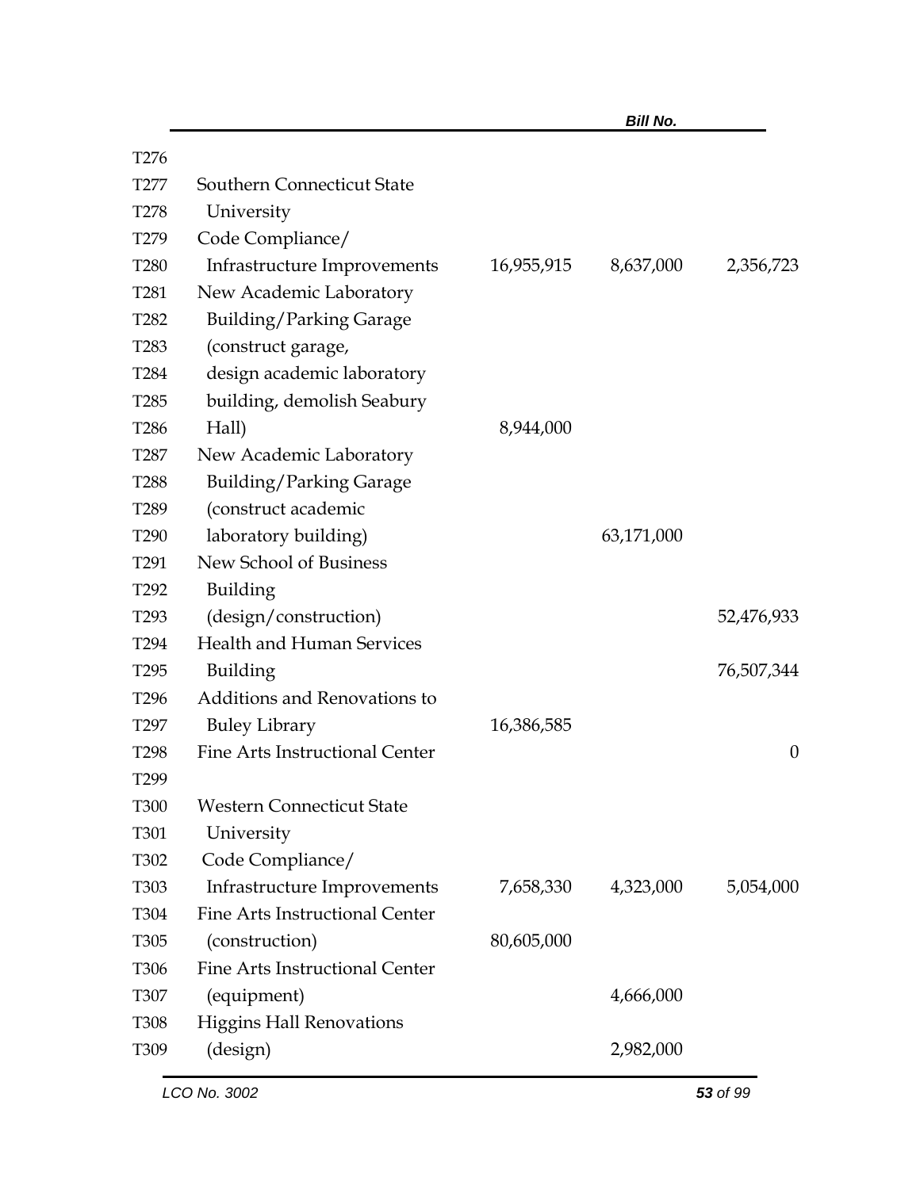| Line | Item | | | |
|---|---|---|---|---|
| T276 | | | | |
| T277 | Southern Connecticut State | | | |
| T278 | University | | | |
| T279 | Code Compliance/ | | | |
| T280 | Infrastructure Improvements | 16,955,915 | 8,637,000 | 2,356,723 |
| T281 | New Academic Laboratory | | | |
| T282 | Building/Parking Garage | | | |
| T283 | (construct garage, | | | |
| T284 | design academic laboratory | | | |
| T285 | building, demolish Seabury | | | |
| T286 | Hall) | 8,944,000 | | |
| T287 | New Academic Laboratory | | | |
| T288 | Building/Parking Garage | | | |
| T289 | (construct academic | | | |
| T290 | laboratory building) | | 63,171,000 | |
| T291 | New School of Business | | | |
| T292 | Building | | | |
| T293 | (design/construction) | | | 52,476,933 |
| T294 | Health and Human Services | | | |
| T295 | Building | | | 76,507,344 |
| T296 | Additions and Renovations to | | | |
| T297 | Buley Library | 16,386,585 | | |
| T298 | Fine Arts Instructional Center | | | 0 |
| T299 | | | | |
| T300 | Western Connecticut State | | | |
| T301 | University | | | |
| T302 | Code Compliance/ | | | |
| T303 | Infrastructure Improvements | 7,658,330 | 4,323,000 | 5,054,000 |
| T304 | Fine Arts Instructional Center | | | |
| T305 | (construction) | 80,605,000 | | |
| T306 | Fine Arts Instructional Center | | | |
| T307 | (equipment) | | 4,666,000 | |
| T308 | Higgins Hall Renovations | | | |
| T309 | (design) | | 2,982,000 | |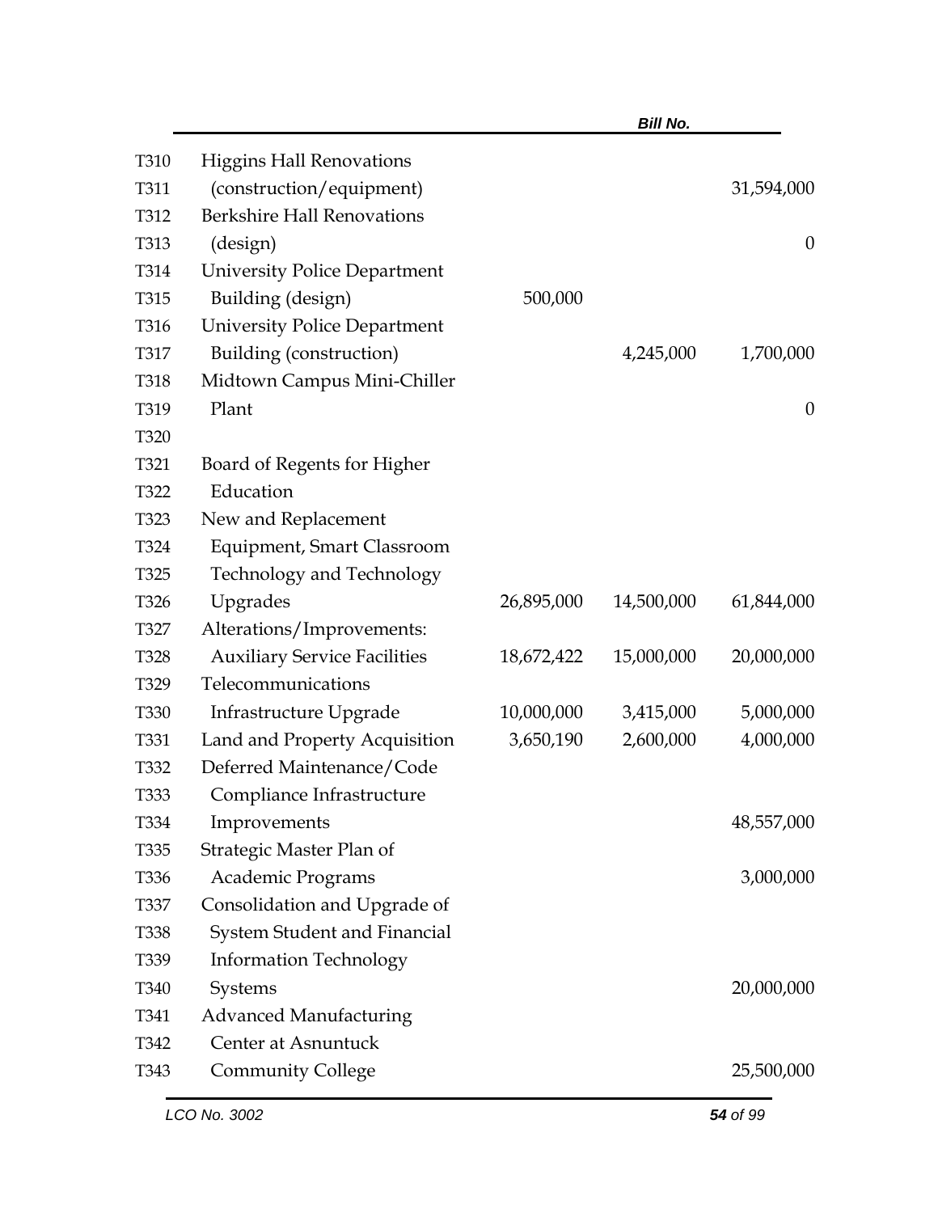| Line | Item | | | |
|---|---|---|---|---|
| T310 | Higgins Hall Renovations | | | |
| T311 | (construction/equipment) | | | 31,594,000 |
| T312 | Berkshire Hall Renovations | | | |
| T313 | (design) | | | 0 |
| T314 | University Police Department | | | |
| T315 | Building (design) | 500,000 | | |
| T316 | University Police Department | | | |
| T317 | Building (construction) | | 4,245,000 | 1,700,000 |
| T318 | Midtown Campus Mini-Chiller | | | |
| T319 | Plant | | | 0 |
| T320 | | | | |
| T321 | Board of Regents for Higher | | | |
| T322 | Education | | | |
| T323 | New and Replacement | | | |
| T324 | Equipment, Smart Classroom | | | |
| T325 | Technology and Technology | | | |
| T326 | Upgrades | 26,895,000 | 14,500,000 | 61,844,000 |
| T327 | Alterations/Improvements: | | | |
| T328 | Auxiliary Service Facilities | 18,672,422 | 15,000,000 | 20,000,000 |
| T329 | Telecommunications | | | |
| T330 | Infrastructure Upgrade | 10,000,000 | 3,415,000 | 5,000,000 |
| T331 | Land and Property Acquisition | 3,650,190 | 2,600,000 | 4,000,000 |
| T332 | Deferred Maintenance/Code | | | |
| T333 | Compliance Infrastructure | | | |
| T334 | Improvements | | | 48,557,000 |
| T335 | Strategic Master Plan of | | | |
| T336 | Academic Programs | | | 3,000,000 |
| T337 | Consolidation and Upgrade of | | | |
| T338 | System Student and Financial | | | |
| T339 | Information Technology | | | |
| T340 | Systems | | | 20,000,000 |
| T341 | Advanced Manufacturing | | | |
| T342 | Center at Asnuntuck | | | |
| T343 | Community College | | | 25,500,000 |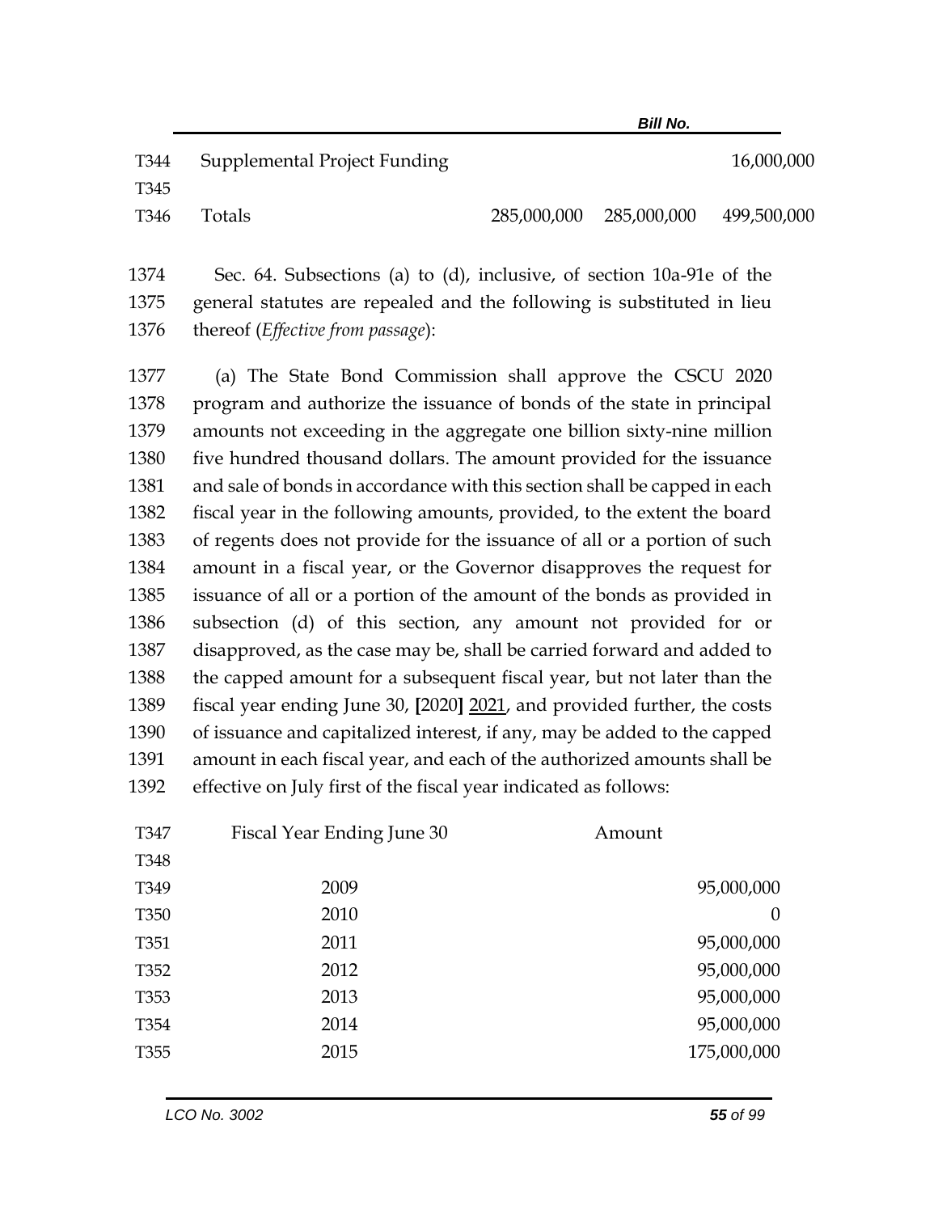| | | | | |
|---|---|---|---|---|
| T344 | Supplemental Project Funding | | | 16,000,000 |
| T345 | | | | |
| T346 | Totals | 285,000,000 | 285,000,000 | 499,500,000 |

1374 Sec. 64. Subsections (a) to (d), inclusive, of section 10a-91e of the
1375 general statutes are repealed and the following is substituted in lieu
1376 thereof (*Effective from passage*):

1377 (a) The State Bond Commission shall approve the CSCU 2020
1378 program and authorize the issuance of bonds of the state in principal
1379 amounts not exceeding in the aggregate one billion sixty-nine million
1380 five hundred thousand dollars. The amount provided for the issuance
1381 and sale of bonds in accordance with this section shall be capped in each
1382 fiscal year in the following amounts, provided, to the extent the board
1383 of regents does not provide for the issuance of all or a portion of such
1384 amount in a fiscal year, or the Governor disapproves the request for
1385 issuance of all or a portion of the amount of the bonds as provided in
1386 subsection (d) of this section, any amount not provided for or
1387 disapproved, as the case may be, shall be carried forward and added to
1388 the capped amount for a subsequent fiscal year, but not later than the
1389 fiscal year ending June 30, **[**2020**]** <u>2021</u>, and provided further, the costs
1390 of issuance and capitalized interest, if any, may be added to the capped
1391 amount in each fiscal year, and each of the authorized amounts shall be
1392 effective on July first of the fiscal year indicated as follows:

| | Fiscal Year Ending June 30 | Amount |
|---|---|---|
| T348 | | |
| T349 | 2009 | 95,000,000 |
| T350 | 2010 | 0 |
| T351 | 2011 | 95,000,000 |
| T352 | 2012 | 95,000,000 |
| T353 | 2013 | 95,000,000 |
| T354 | 2014 | 95,000,000 |
| T355 | 2015 | 175,000,000 |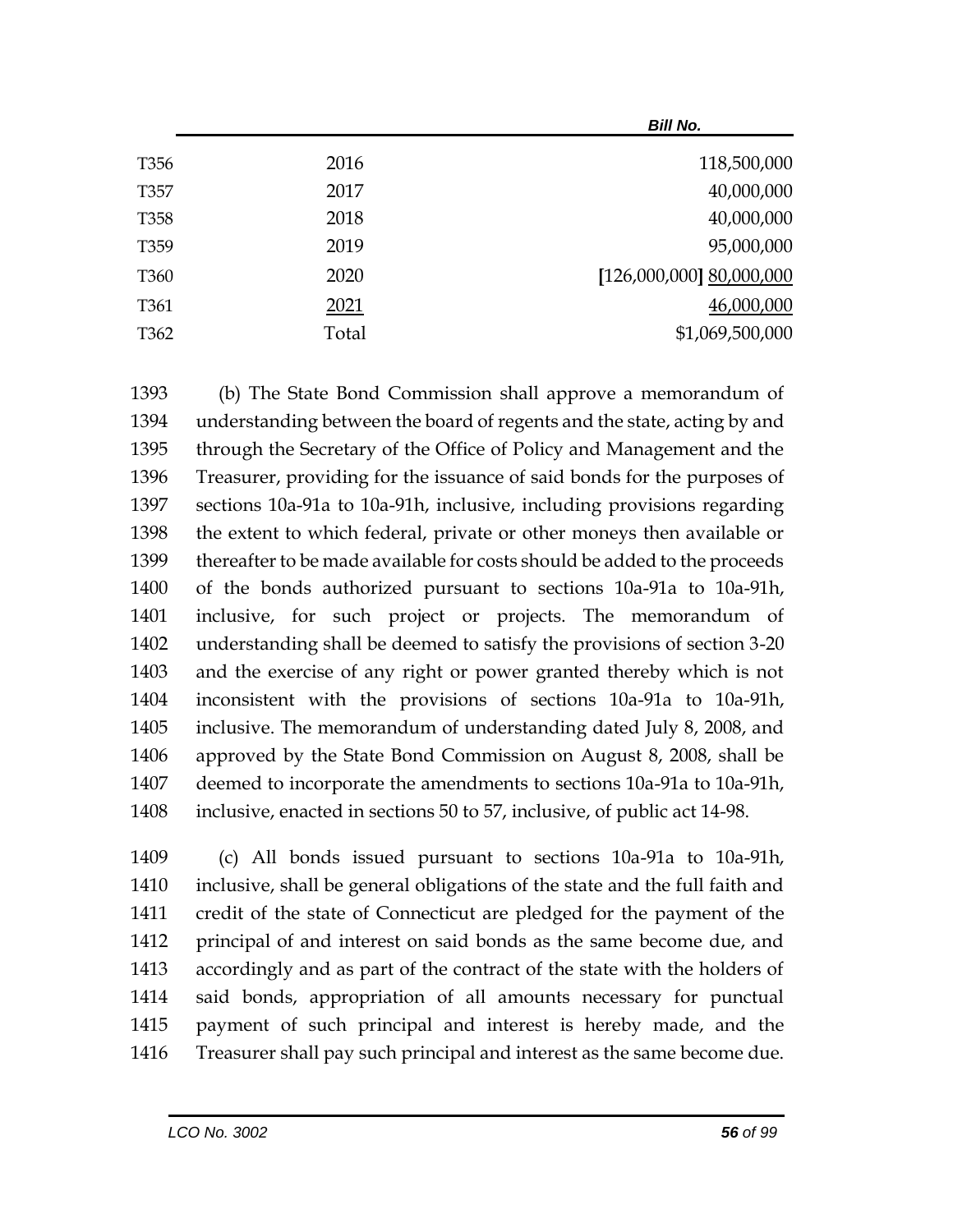| | | |
|---|---|---|
| T356 | 2016 | 118,500,000 |
| T357 | 2017 | 40,000,000 |
| T358 | 2018 | 40,000,000 |
| T359 | 2019 | 95,000,000 |
| T360 | 2020 | [126,000,000] 80,000,000 |
| T361 | 2021 | 46,000,000 |
| T362 | Total | $1,069,500,000 |

1393 (b) The State Bond Commission shall approve a memorandum of
1394 understanding between the board of regents and the state, acting by and
1395 through the Secretary of the Office of Policy and Management and the
1396 Treasurer, providing for the issuance of said bonds for the purposes of
1397 sections 10a-91a to 10a-91h, inclusive, including provisions regarding
1398 the extent to which federal, private or other moneys then available or
1399 thereafter to be made available for costs should be added to the proceeds
1400 of the bonds authorized pursuant to sections 10a-91a to 10a-91h,
1401 inclusive, for such project or projects. The memorandum of
1402 understanding shall be deemed to satisfy the provisions of section 3-20
1403 and the exercise of any right or power granted thereby which is not
1404 inconsistent with the provisions of sections 10a-91a to 10a-91h,
1405 inclusive. The memorandum of understanding dated July 8, 2008, and
1406 approved by the State Bond Commission on August 8, 2008, shall be
1407 deemed to incorporate the amendments to sections 10a-91a to 10a-91h,
1408 inclusive, enacted in sections 50 to 57, inclusive, of public act 14-98.

1409 (c) All bonds issued pursuant to sections 10a-91a to 10a-91h,
1410 inclusive, shall be general obligations of the state and the full faith and
1411 credit of the state of Connecticut are pledged for the payment of the
1412 principal of and interest on said bonds as the same become due, and
1413 accordingly and as part of the contract of the state with the holders of
1414 said bonds, appropriation of all amounts necessary for punctual
1415 payment of such principal and interest is hereby made, and the
1416 Treasurer shall pay such principal and interest as the same become due.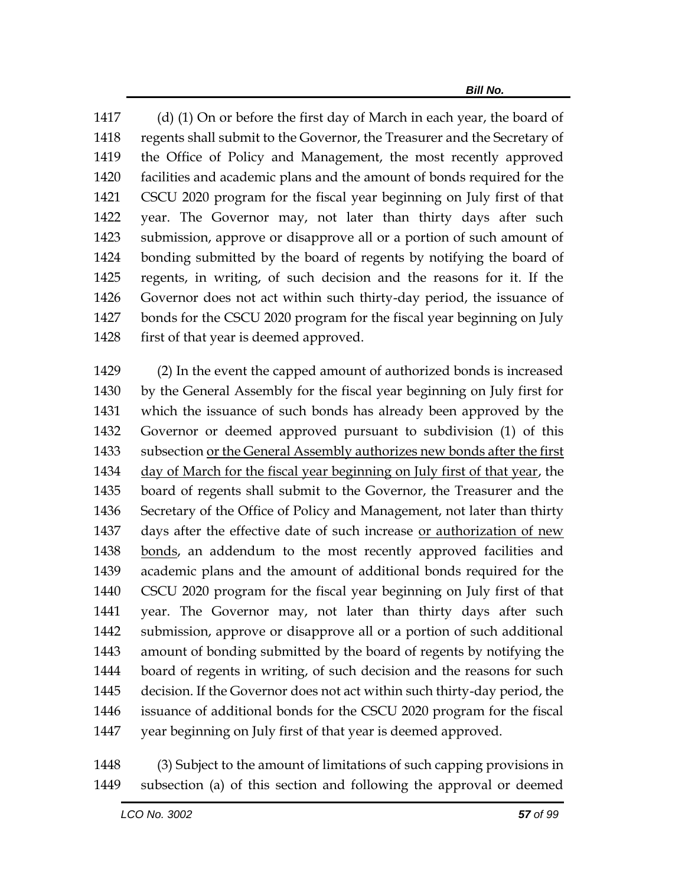(d) (1) On or before the first day of March in each year, the board of regents shall submit to the Governor, the Treasurer and the Secretary of the Office of Policy and Management, the most recently approved facilities and academic plans and the amount of bonds required for the CSCU 2020 program for the fiscal year beginning on July first of that year. The Governor may, not later than thirty days after such submission, approve or disapprove all or a portion of such amount of bonding submitted by the board of regents by notifying the board of regents, in writing, of such decision and the reasons for it. If the Governor does not act within such thirty-day period, the issuance of bonds for the CSCU 2020 program for the fiscal year beginning on July first of that year is deemed approved.

(2) In the event the capped amount of authorized bonds is increased by the General Assembly for the fiscal year beginning on July first for which the issuance of such bonds has already been approved by the Governor or deemed approved pursuant to subdivision (1) of this subsection <u>or the General Assembly authorizes new bonds after the first day of March for the fiscal year beginning on July first of that year</u>, the board of regents shall submit to the Governor, the Treasurer and the Secretary of the Office of Policy and Management, not later than thirty days after the effective date of such increase <u>or authorization of new bonds</u>, an addendum to the most recently approved facilities and academic plans and the amount of additional bonds required for the CSCU 2020 program for the fiscal year beginning on July first of that year. The Governor may, not later than thirty days after such submission, approve or disapprove all or a portion of such additional amount of bonding submitted by the board of regents by notifying the board of regents in writing, of such decision and the reasons for such decision. If the Governor does not act within such thirty-day period, the issuance of additional bonds for the CSCU 2020 program for the fiscal year beginning on July first of that year is deemed approved.

(3) Subject to the amount of limitations of such capping provisions in subsection (a) of this section and following the approval or deemed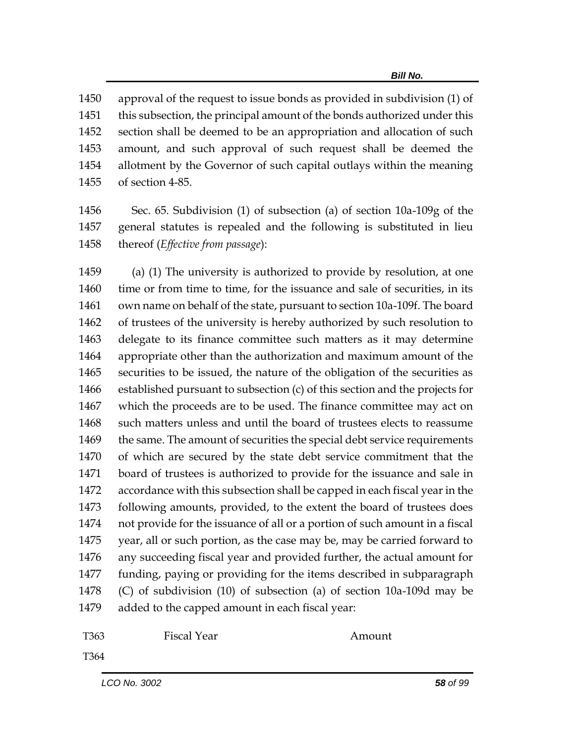approval of the request to issue bonds as provided in subdivision (1) of this subsection, the principal amount of the bonds authorized under this section shall be deemed to be an appropriation and allocation of such amount, and such approval of such request shall be deemed the allotment by the Governor of such capital outlays within the meaning of section 4-85.

Sec. 65. Subdivision (1) of subsection (a) of section 10a-109g of the general statutes is repealed and the following is substituted in lieu thereof (*Effective from passage*):

(a) (1) The university is authorized to provide by resolution, at one time or from time to time, for the issuance and sale of securities, in its own name on behalf of the state, pursuant to section 10a-109f. The board of trustees of the university is hereby authorized by such resolution to delegate to its finance committee such matters as it may determine appropriate other than the authorization and maximum amount of the securities to be issued, the nature of the obligation of the securities as established pursuant to subsection (c) of this section and the projects for which the proceeds are to be used. The finance committee may act on such matters unless and until the board of trustees elects to reassume the same. The amount of securities the special debt service requirements of which are secured by the state debt service commitment that the board of trustees is authorized to provide for the issuance and sale in accordance with this subsection shall be capped in each fiscal year in the following amounts, provided, to the extent the board of trustees does not provide for the issuance of all or a portion of such amount in a fiscal year, all or such portion, as the case may be, may be carried forward to any succeeding fiscal year and provided further, the actual amount for funding, paying or providing for the items described in subparagraph (C) of subdivision (10) of subsection (a) of section 10a-109d may be added to the capped amount in each fiscal year:

| T363 | Fiscal Year | Amount |
|---|---|---|
| T364 | | |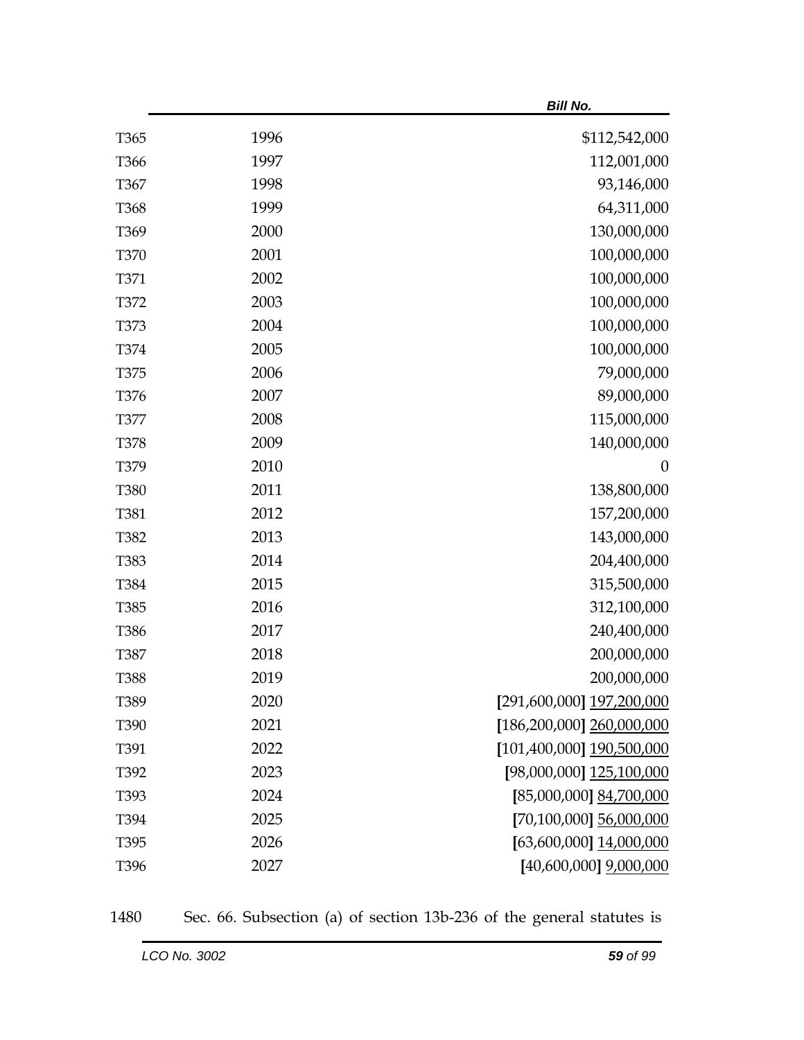| | | |
|---|---|---|
| T365 | 1996 | $112,542,000 |
| T366 | 1997 | 112,001,000 |
| T367 | 1998 | 93,146,000 |
| T368 | 1999 | 64,311,000 |
| T369 | 2000 | 130,000,000 |
| T370 | 2001 | 100,000,000 |
| T371 | 2002 | 100,000,000 |
| T372 | 2003 | 100,000,000 |
| T373 | 2004 | 100,000,000 |
| T374 | 2005 | 100,000,000 |
| T375 | 2006 | 79,000,000 |
| T376 | 2007 | 89,000,000 |
| T377 | 2008 | 115,000,000 |
| T378 | 2009 | 140,000,000 |
| T379 | 2010 | 0 |
| T380 | 2011 | 138,800,000 |
| T381 | 2012 | 157,200,000 |
| T382 | 2013 | 143,000,000 |
| T383 | 2014 | 204,400,000 |
| T384 | 2015 | 315,500,000 |
| T385 | 2016 | 312,100,000 |
| T386 | 2017 | 240,400,000 |
| T387 | 2018 | 200,000,000 |
| T388 | 2019 | 200,000,000 |
| T389 | 2020 | [291,600,000] 197,200,000 |
| T390 | 2021 | [186,200,000] 260,000,000 |
| T391 | 2022 | [101,400,000] 190,500,000 |
| T392 | 2023 | [98,000,000] 125,100,000 |
| T393 | 2024 | [85,000,000] 84,700,000 |
| T394 | 2025 | [70,100,000] 56,000,000 |
| T395 | 2026 | [63,600,000] 14,000,000 |
| T396 | 2027 | [40,600,000] 9,000,000 |

1480 Sec. 66. Subsection (a) of section 13b-236 of the general statutes is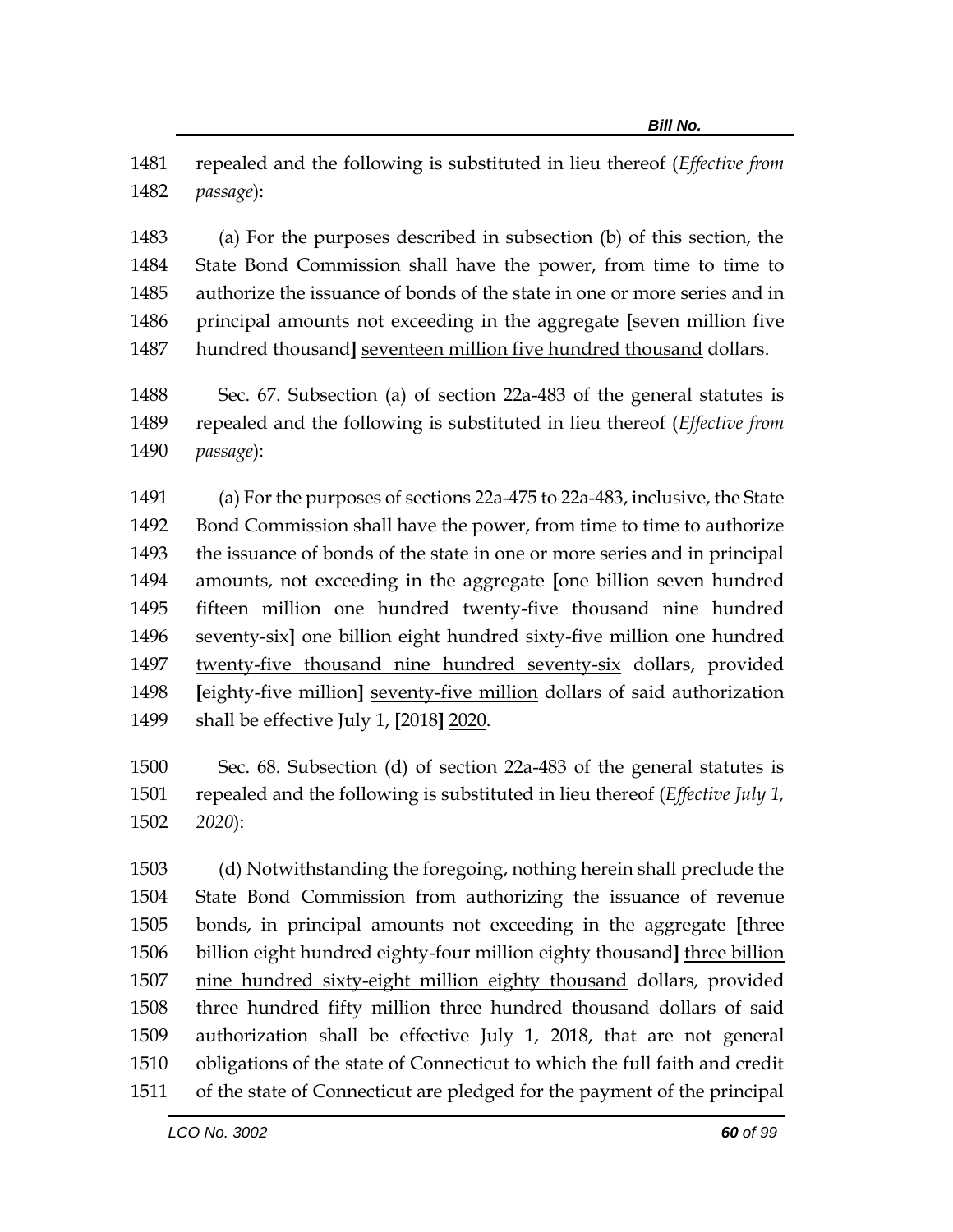repealed and the following is substituted in lieu thereof (*Effective from passage*):

(a) For the purposes described in subsection (b) of this section, the State Bond Commission shall have the power, from time to time to authorize the issuance of bonds of the state in one or more series and in principal amounts not exceeding in the aggregate **[**seven million five hundred thousand**]** <u>seventeen million five hundred thousand</u> dollars.

Sec. 67. Subsection (a) of section 22a-483 of the general statutes is repealed and the following is substituted in lieu thereof (*Effective from passage*):

(a) For the purposes of sections 22a-475 to 22a-483, inclusive, the State Bond Commission shall have the power, from time to time to authorize the issuance of bonds of the state in one or more series and in principal amounts, not exceeding in the aggregate **[**one billion seven hundred fifteen million one hundred twenty-five thousand nine hundred seventy-six**]** <u>one billion eight hundred sixty-five million one hundred twenty-five thousand nine hundred seventy-six</u> dollars, provided **[**eighty-five million**]** <u>seventy-five million</u> dollars of said authorization shall be effective July 1, **[**2018**]** <u>2020</u>.

Sec. 68. Subsection (d) of section 22a-483 of the general statutes is repealed and the following is substituted in lieu thereof (*Effective July 1, 2020*):

(d) Notwithstanding the foregoing, nothing herein shall preclude the State Bond Commission from authorizing the issuance of revenue bonds, in principal amounts not exceeding in the aggregate **[**three billion eight hundred eighty-four million eighty thousand**]** <u>three billion nine hundred sixty-eight million eighty thousand</u> dollars, provided three hundred fifty million three hundred thousand dollars of said authorization shall be effective July 1, 2018, that are not general obligations of the state of Connecticut to which the full faith and credit of the state of Connecticut are pledged for the payment of the principal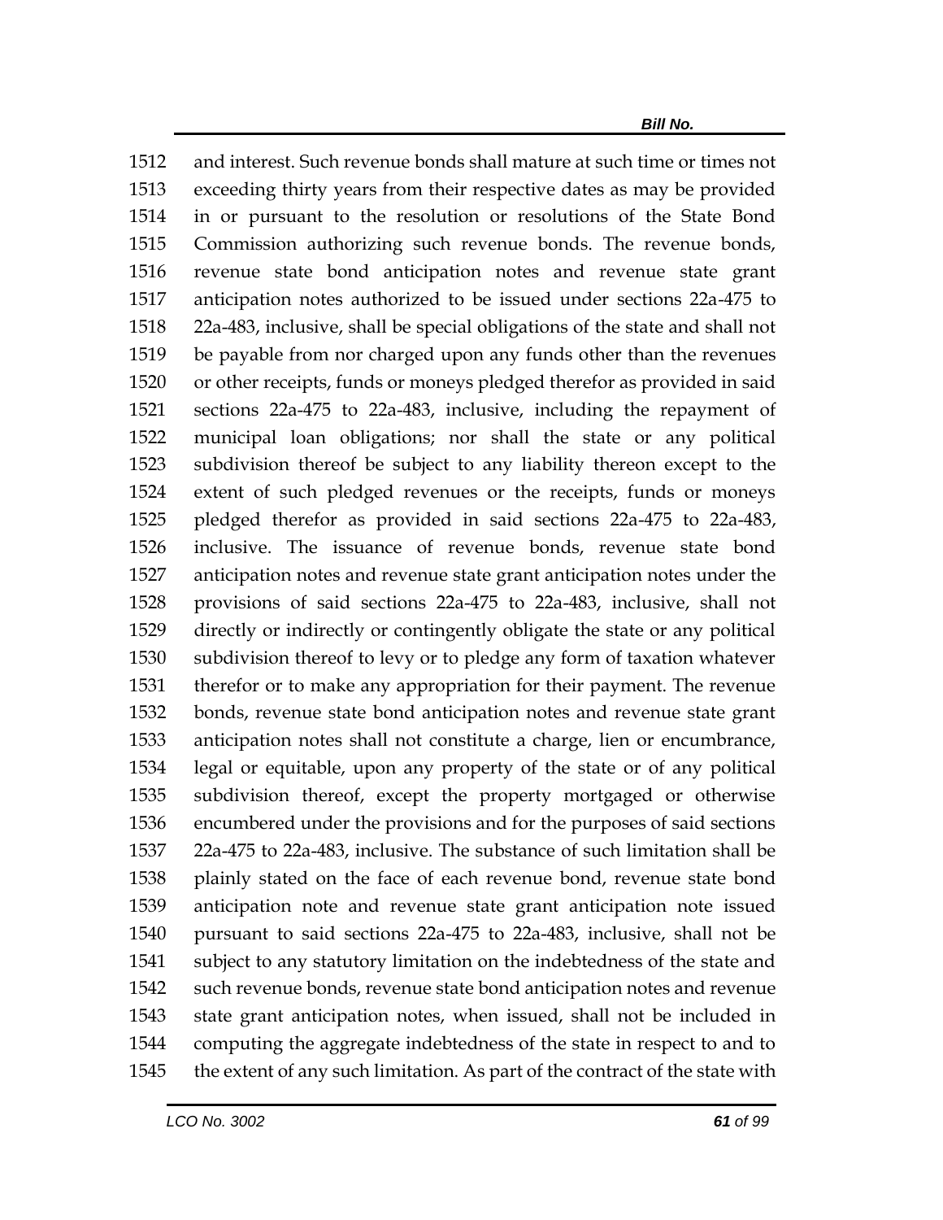and interest. Such revenue bonds shall mature at such time or times not exceeding thirty years from their respective dates as may be provided in or pursuant to the resolution or resolutions of the State Bond Commission authorizing such revenue bonds. The revenue bonds, revenue state bond anticipation notes and revenue state grant anticipation notes authorized to be issued under sections 22a-475 to 22a-483, inclusive, shall be special obligations of the state and shall not be payable from nor charged upon any funds other than the revenues or other receipts, funds or moneys pledged therefor as provided in said sections 22a-475 to 22a-483, inclusive, including the repayment of municipal loan obligations; nor shall the state or any political subdivision thereof be subject to any liability thereon except to the extent of such pledged revenues or the receipts, funds or moneys pledged therefor as provided in said sections 22a-475 to 22a-483, inclusive. The issuance of revenue bonds, revenue state bond anticipation notes and revenue state grant anticipation notes under the provisions of said sections 22a-475 to 22a-483, inclusive, shall not directly or indirectly or contingently obligate the state or any political subdivision thereof to levy or to pledge any form of taxation whatever therefor or to make any appropriation for their payment. The revenue bonds, revenue state bond anticipation notes and revenue state grant anticipation notes shall not constitute a charge, lien or encumbrance, legal or equitable, upon any property of the state or of any political subdivision thereof, except the property mortgaged or otherwise encumbered under the provisions and for the purposes of said sections 22a-475 to 22a-483, inclusive. The substance of such limitation shall be plainly stated on the face of each revenue bond, revenue state bond anticipation note and revenue state grant anticipation note issued pursuant to said sections 22a-475 to 22a-483, inclusive, shall not be subject to any statutory limitation on the indebtedness of the state and such revenue bonds, revenue state bond anticipation notes and revenue state grant anticipation notes, when issued, shall not be included in computing the aggregate indebtedness of the state in respect to and to the extent of any such limitation. As part of the contract of the state with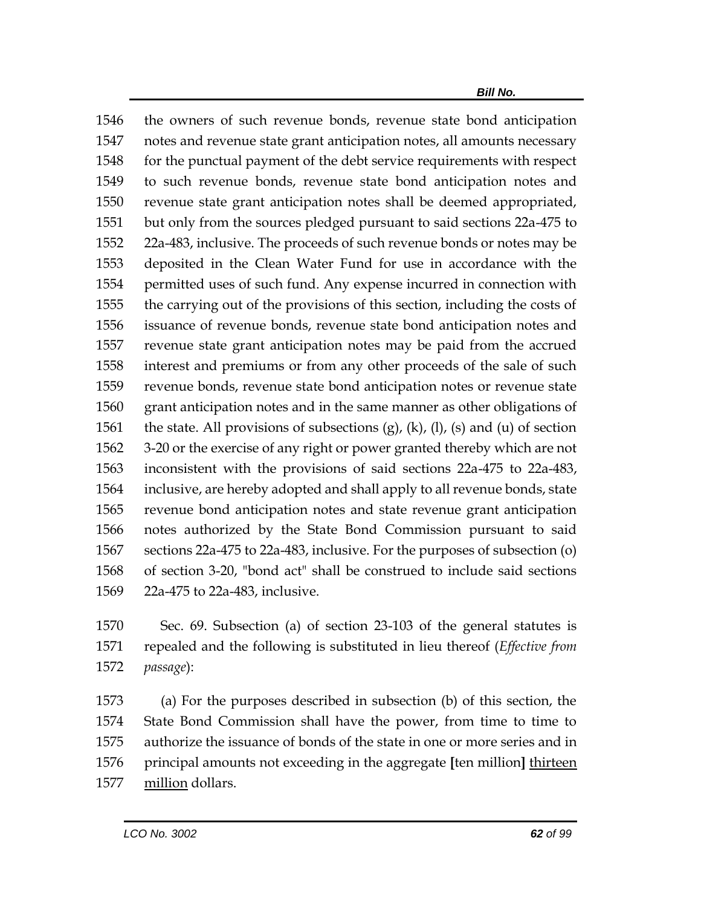the owners of such revenue bonds, revenue state bond anticipation notes and revenue state grant anticipation notes, all amounts necessary for the punctual payment of the debt service requirements with respect to such revenue bonds, revenue state bond anticipation notes and revenue state grant anticipation notes shall be deemed appropriated, but only from the sources pledged pursuant to said sections 22a-475 to 22a-483, inclusive. The proceeds of such revenue bonds or notes may be deposited in the Clean Water Fund for use in accordance with the permitted uses of such fund. Any expense incurred in connection with the carrying out of the provisions of this section, including the costs of issuance of revenue bonds, revenue state bond anticipation notes and revenue state grant anticipation notes may be paid from the accrued interest and premiums or from any other proceeds of the sale of such revenue bonds, revenue state bond anticipation notes or revenue state grant anticipation notes and in the same manner as other obligations of the state. All provisions of subsections (g), (k), (l), (s) and (u) of section 3-20 or the exercise of any right or power granted thereby which are not inconsistent with the provisions of said sections 22a-475 to 22a-483, inclusive, are hereby adopted and shall apply to all revenue bonds, state revenue bond anticipation notes and state revenue grant anticipation notes authorized by the State Bond Commission pursuant to said sections 22a-475 to 22a-483, inclusive. For the purposes of subsection (o) of section 3-20, "bond act" shall be construed to include said sections 22a-475 to 22a-483, inclusive.

Sec. 69. Subsection (a) of section 23-103 of the general statutes is repealed and the following is substituted in lieu thereof (*Effective from passage*):

(a) For the purposes described in subsection (b) of this section, the State Bond Commission shall have the power, from time to time to authorize the issuance of bonds of the state in one or more series and in principal amounts not exceeding in the aggregate **[**ten million**]** <u>thirteen million</u> dollars.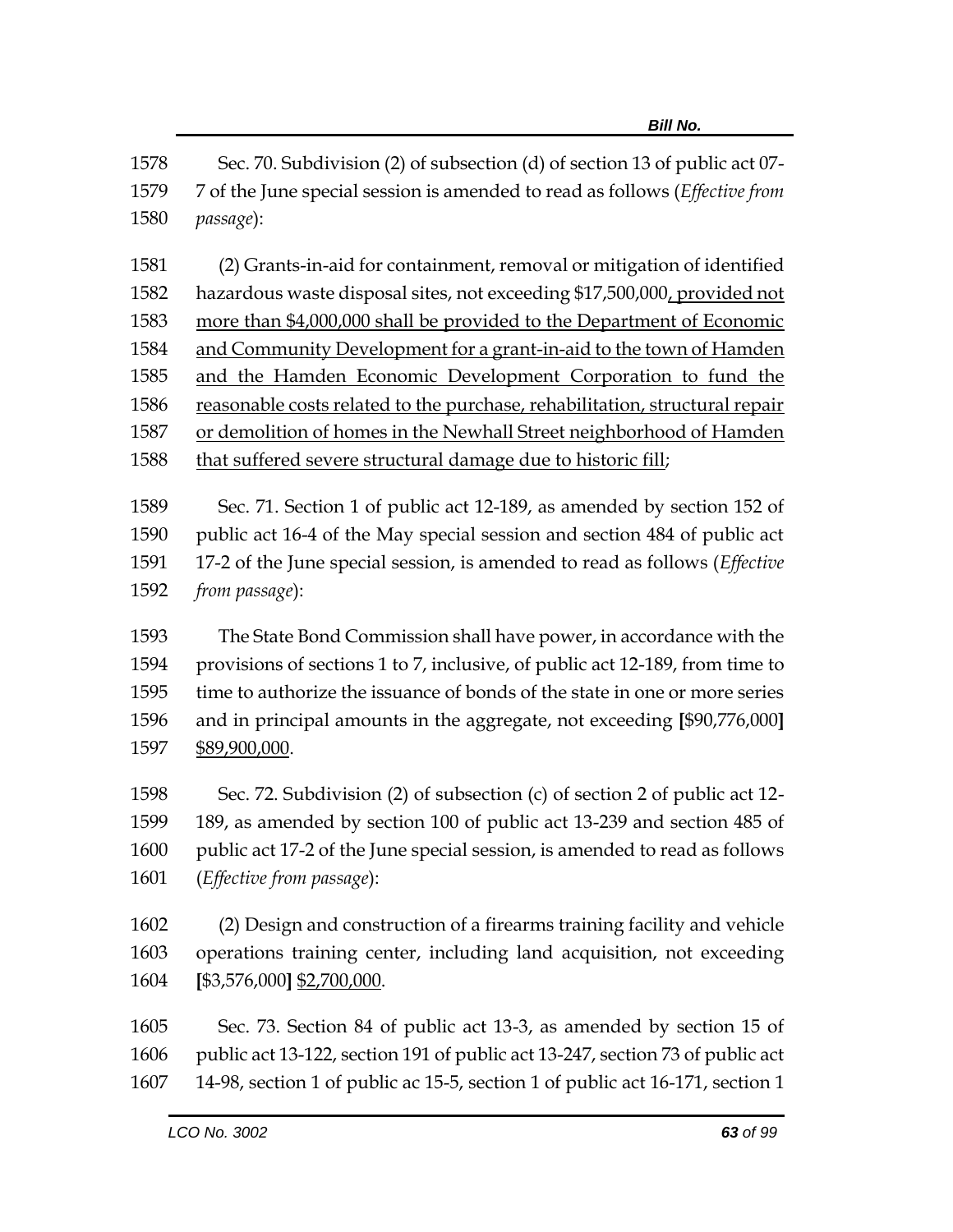Sec. 70. Subdivision (2) of subsection (d) of section 13 of public act 07-7 of the June special session is amended to read as follows (*Effective from passage*):

(2) Grants-in-aid for containment, removal or mitigation of identified hazardous waste disposal sites, not exceeding $17,500,000, provided not more than $4,000,000 shall be provided to the Department of Economic and Community Development for a grant-in-aid to the town of Hamden and the Hamden Economic Development Corporation to fund the reasonable costs related to the purchase, rehabilitation, structural repair or demolition of homes in the Newhall Street neighborhood of Hamden that suffered severe structural damage due to historic fill;

Sec. 71. Section 1 of public act 12-189, as amended by section 152 of public act 16-4 of the May special session and section 484 of public act 17-2 of the June special session, is amended to read as follows (*Effective from passage*):

The State Bond Commission shall have power, in accordance with the provisions of sections 1 to 7, inclusive, of public act 12-189, from time to time to authorize the issuance of bonds of the state in one or more series and in principal amounts in the aggregate, not exceeding [$90,776,000] $89,900,000.

Sec. 72. Subdivision (2) of subsection (c) of section 2 of public act 12-189, as amended by section 100 of public act 13-239 and section 485 of public act 17-2 of the June special session, is amended to read as follows (*Effective from passage*):

(2) Design and construction of a firearms training facility and vehicle operations training center, including land acquisition, not exceeding [$3,576,000] $2,700,000.

Sec. 73. Section 84 of public act 13-3, as amended by section 15 of public act 13-122, section 191 of public act 13-247, section 73 of public act 14-98, section 1 of public ac 15-5, section 1 of public act 16-171, section 1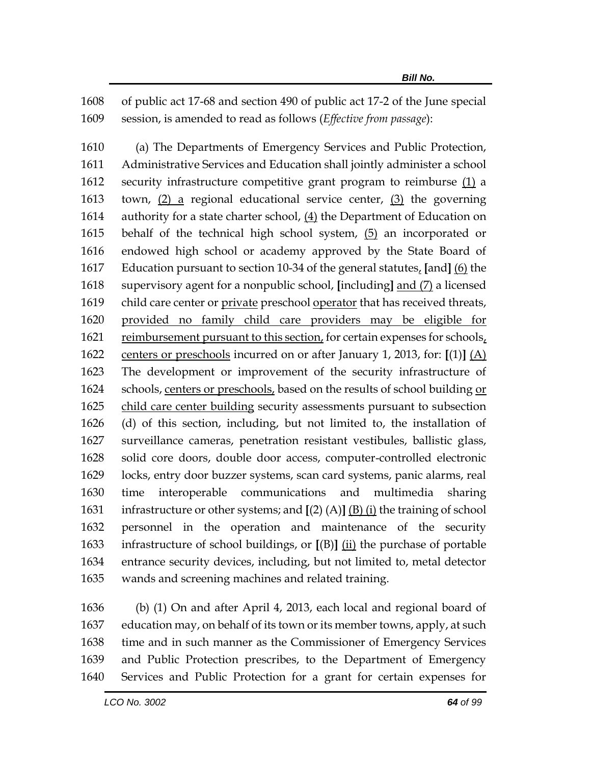of public act 17-68 and section 490 of public act 17-2 of the June special session, is amended to read as follows (*Effective from passage*):

(a) The Departments of Emergency Services and Public Protection, Administrative Services and Education shall jointly administer a school security infrastructure competitive grant program to reimburse (1) a town, (2) a regional educational service center, (3) the governing authority for a state charter school, (4) the Department of Education on behalf of the technical high school system, (5) an incorporated or endowed high school or academy approved by the State Board of Education pursuant to section 10-34 of the general statutes, [and] (6) the supervisory agent for a nonpublic school, [including] and (7) a licensed child care center or private preschool operator that has received threats, provided no family child care providers may be eligible for reimbursement pursuant to this section, for certain expenses for schools, centers or preschools incurred on or after January 1, 2013, for: [(1)] (A) The development or improvement of the security infrastructure of schools, centers or preschools, based on the results of school building or child care center building security assessments pursuant to subsection (d) of this section, including, but not limited to, the installation of surveillance cameras, penetration resistant vestibules, ballistic glass, solid core doors, double door access, computer-controlled electronic locks, entry door buzzer systems, scan card systems, panic alarms, real time interoperable communications and multimedia sharing infrastructure or other systems; and [(2) (A)] (B) (i) the training of school personnel in the operation and maintenance of the security infrastructure of school buildings, or [(B)] (ii) the purchase of portable entrance security devices, including, but not limited to, metal detector wands and screening machines and related training.

(b) (1) On and after April 4, 2013, each local and regional board of education may, on behalf of its town or its member towns, apply, at such time and in such manner as the Commissioner of Emergency Services and Public Protection prescribes, to the Department of Emergency Services and Public Protection for a grant for certain expenses for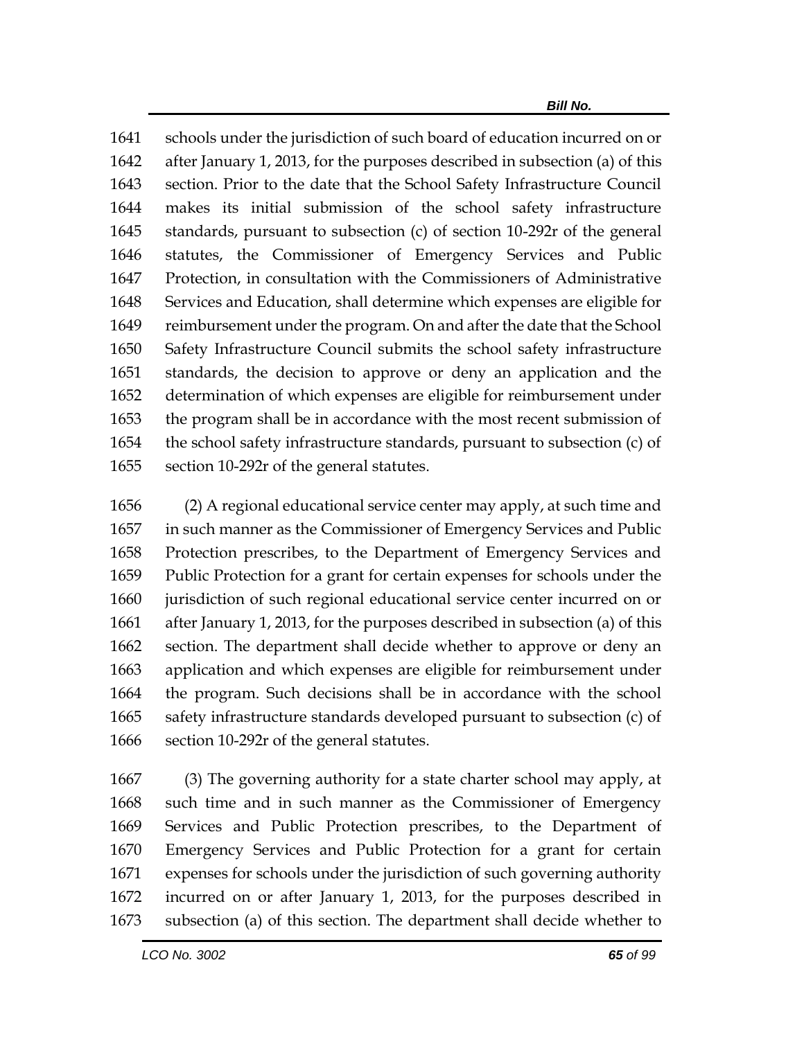schools under the jurisdiction of such board of education incurred on or after January 1, 2013, for the purposes described in subsection (a) of this section. Prior to the date that the School Safety Infrastructure Council makes its initial submission of the school safety infrastructure standards, pursuant to subsection (c) of section 10-292r of the general statutes, the Commissioner of Emergency Services and Public Protection, in consultation with the Commissioners of Administrative Services and Education, shall determine which expenses are eligible for reimbursement under the program. On and after the date that the School Safety Infrastructure Council submits the school safety infrastructure standards, the decision to approve or deny an application and the determination of which expenses are eligible for reimbursement under the program shall be in accordance with the most recent submission of the school safety infrastructure standards, pursuant to subsection (c) of section 10-292r of the general statutes.

(2) A regional educational service center may apply, at such time and in such manner as the Commissioner of Emergency Services and Public Protection prescribes, to the Department of Emergency Services and Public Protection for a grant for certain expenses for schools under the jurisdiction of such regional educational service center incurred on or after January 1, 2013, for the purposes described in subsection (a) of this section. The department shall decide whether to approve or deny an application and which expenses are eligible for reimbursement under the program. Such decisions shall be in accordance with the school safety infrastructure standards developed pursuant to subsection (c) of section 10-292r of the general statutes.

(3) The governing authority for a state charter school may apply, at such time and in such manner as the Commissioner of Emergency Services and Public Protection prescribes, to the Department of Emergency Services and Public Protection for a grant for certain expenses for schools under the jurisdiction of such governing authority incurred on or after January 1, 2013, for the purposes described in subsection (a) of this section. The department shall decide whether to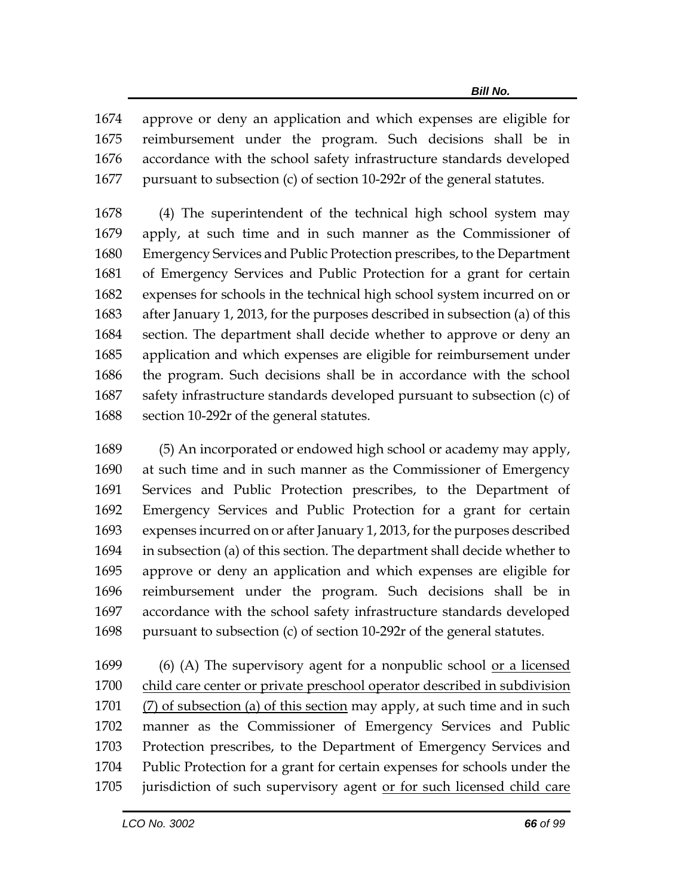approve or deny an application and which expenses are eligible for reimbursement under the program. Such decisions shall be in accordance with the school safety infrastructure standards developed pursuant to subsection (c) of section 10-292r of the general statutes.

(4) The superintendent of the technical high school system may apply, at such time and in such manner as the Commissioner of Emergency Services and Public Protection prescribes, to the Department of Emergency Services and Public Protection for a grant for certain expenses for schools in the technical high school system incurred on or after January 1, 2013, for the purposes described in subsection (a) of this section. The department shall decide whether to approve or deny an application and which expenses are eligible for reimbursement under the program. Such decisions shall be in accordance with the school safety infrastructure standards developed pursuant to subsection (c) of section 10-292r of the general statutes.

(5) An incorporated or endowed high school or academy may apply, at such time and in such manner as the Commissioner of Emergency Services and Public Protection prescribes, to the Department of Emergency Services and Public Protection for a grant for certain expenses incurred on or after January 1, 2013, for the purposes described in subsection (a) of this section. The department shall decide whether to approve or deny an application and which expenses are eligible for reimbursement under the program. Such decisions shall be in accordance with the school safety infrastructure standards developed pursuant to subsection (c) of section 10-292r of the general statutes.

(6) (A) The supervisory agent for a nonpublic school <u>or a licensed child care center or private preschool operator described in subdivision (7) of subsection (a) of this section</u> may apply, at such time and in such manner as the Commissioner of Emergency Services and Public Protection prescribes, to the Department of Emergency Services and Public Protection for a grant for certain expenses for schools under the jurisdiction of such supervisory agent <u>or for such licensed child care</u>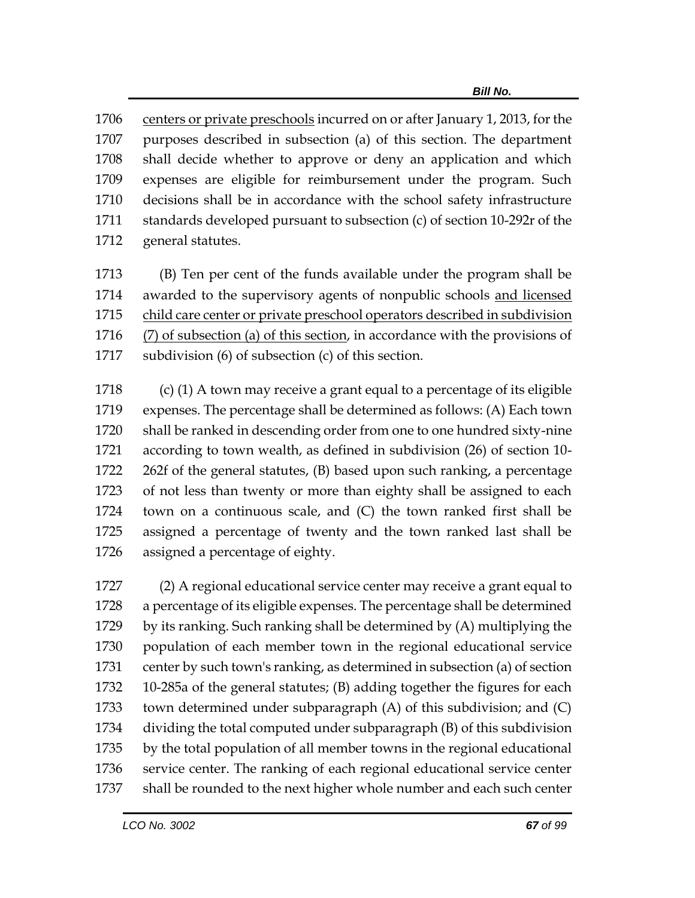centers or private preschools incurred on or after January 1, 2013, for the purposes described in subsection (a) of this section. The department shall decide whether to approve or deny an application and which expenses are eligible for reimbursement under the program. Such decisions shall be in accordance with the school safety infrastructure standards developed pursuant to subsection (c) of section 10-292r of the general statutes.

(B) Ten per cent of the funds available under the program shall be awarded to the supervisory agents of nonpublic schools and licensed child care center or private preschool operators described in subdivision (7) of subsection (a) of this section, in accordance with the provisions of subdivision (6) of subsection (c) of this section.

(c) (1) A town may receive a grant equal to a percentage of its eligible expenses. The percentage shall be determined as follows: (A) Each town shall be ranked in descending order from one to one hundred sixty-nine according to town wealth, as defined in subdivision (26) of section 10-262f of the general statutes, (B) based upon such ranking, a percentage of not less than twenty or more than eighty shall be assigned to each town on a continuous scale, and (C) the town ranked first shall be assigned a percentage of twenty and the town ranked last shall be assigned a percentage of eighty.

(2) A regional educational service center may receive a grant equal to a percentage of its eligible expenses. The percentage shall be determined by its ranking. Such ranking shall be determined by (A) multiplying the population of each member town in the regional educational service center by such town's ranking, as determined in subsection (a) of section 10-285a of the general statutes; (B) adding together the figures for each town determined under subparagraph (A) of this subdivision; and (C) dividing the total computed under subparagraph (B) of this subdivision by the total population of all member towns in the regional educational service center. The ranking of each regional educational service center shall be rounded to the next higher whole number and each such center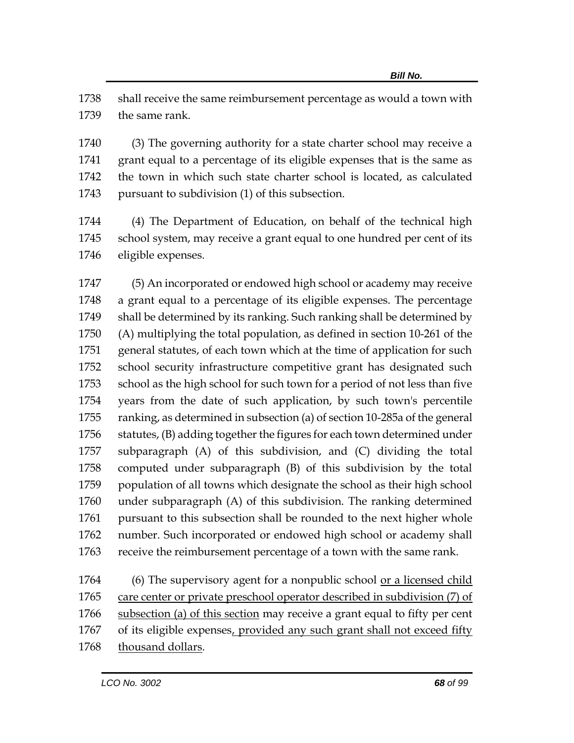1738 shall receive the same reimbursement percentage as would a town with
1739 the same rank.

1740 (3) The governing authority for a state charter school may receive a
1741 grant equal to a percentage of its eligible expenses that is the same as
1742 the town in which such state charter school is located, as calculated
1743 pursuant to subdivision (1) of this subsection.

1744 (4) The Department of Education, on behalf of the technical high
1745 school system, may receive a grant equal to one hundred per cent of its
1746 eligible expenses.

1747 (5) An incorporated or endowed high school or academy may receive
1748 a grant equal to a percentage of its eligible expenses. The percentage
1749 shall be determined by its ranking. Such ranking shall be determined by
1750 (A) multiplying the total population, as defined in section 10-261 of the
1751 general statutes, of each town which at the time of application for such
1752 school security infrastructure competitive grant has designated such
1753 school as the high school for such town for a period of not less than five
1754 years from the date of such application, by such town's percentile
1755 ranking, as determined in subsection (a) of section 10-285a of the general
1756 statutes, (B) adding together the figures for each town determined under
1757 subparagraph (A) of this subdivision, and (C) dividing the total
1758 computed under subparagraph (B) of this subdivision by the total
1759 population of all towns which designate the school as their high school
1760 under subparagraph (A) of this subdivision. The ranking determined
1761 pursuant to this subsection shall be rounded to the next higher whole
1762 number. Such incorporated or endowed high school or academy shall
1763 receive the reimbursement percentage of a town with the same rank.

1764 (6) The supervisory agent for a nonpublic school <u>or a licensed child</u>
1765 <u>care center or private preschool operator described in subdivision (7) of</u>
1766 <u>subsection (a) of this section</u> may receive a grant equal to fifty per cent
1767 of its eligible expenses<u>, provided any such grant shall not exceed fifty</u>
1768 <u>thousand dollars</u>.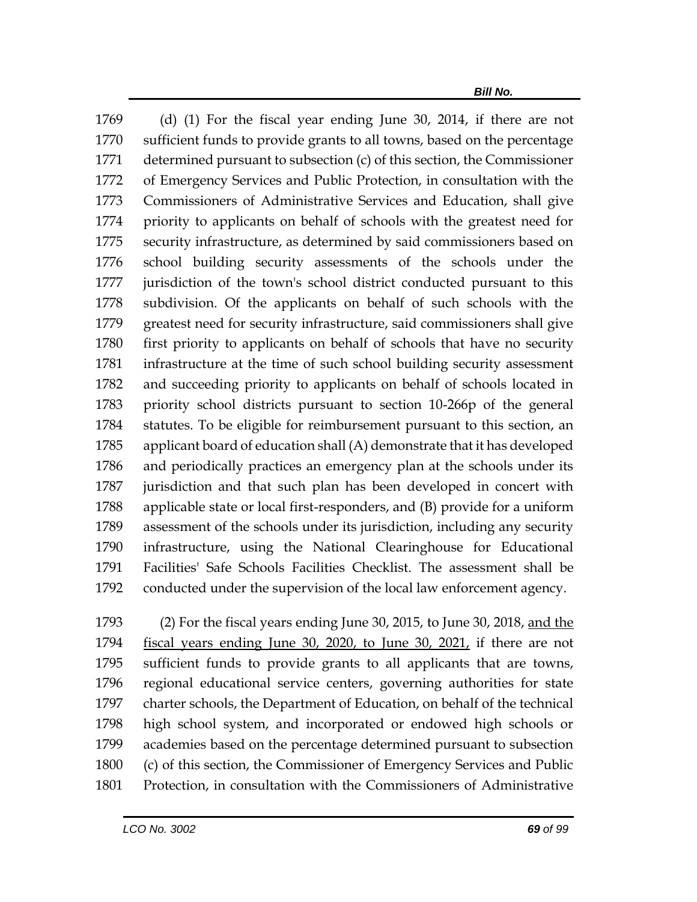(d) (1) For the fiscal year ending June 30, 2014, if there are not sufficient funds to provide grants to all towns, based on the percentage determined pursuant to subsection (c) of this section, the Commissioner of Emergency Services and Public Protection, in consultation with the Commissioners of Administrative Services and Education, shall give priority to applicants on behalf of schools with the greatest need for security infrastructure, as determined by said commissioners based on school building security assessments of the schools under the jurisdiction of the town's school district conducted pursuant to this subdivision. Of the applicants on behalf of such schools with the greatest need for security infrastructure, said commissioners shall give first priority to applicants on behalf of schools that have no security infrastructure at the time of such school building security assessment and succeeding priority to applicants on behalf of schools located in priority school districts pursuant to section 10-266p of the general statutes. To be eligible for reimbursement pursuant to this section, an applicant board of education shall (A) demonstrate that it has developed and periodically practices an emergency plan at the schools under its jurisdiction and that such plan has been developed in concert with applicable state or local first-responders, and (B) provide for a uniform assessment of the schools under its jurisdiction, including any security infrastructure, using the National Clearinghouse for Educational Facilities' Safe Schools Facilities Checklist. The assessment shall be conducted under the supervision of the local law enforcement agency.

(2) For the fiscal years ending June 30, 2015, to June 30, 2018, <u>and the fiscal years ending June 30, 2020, to June 30, 2021,</u> if there are not sufficient funds to provide grants to all applicants that are towns, regional educational service centers, governing authorities for state charter schools, the Department of Education, on behalf of the technical high school system, and incorporated or endowed high schools or academies based on the percentage determined pursuant to subsection (c) of this section, the Commissioner of Emergency Services and Public Protection, in consultation with the Commissioners of Administrative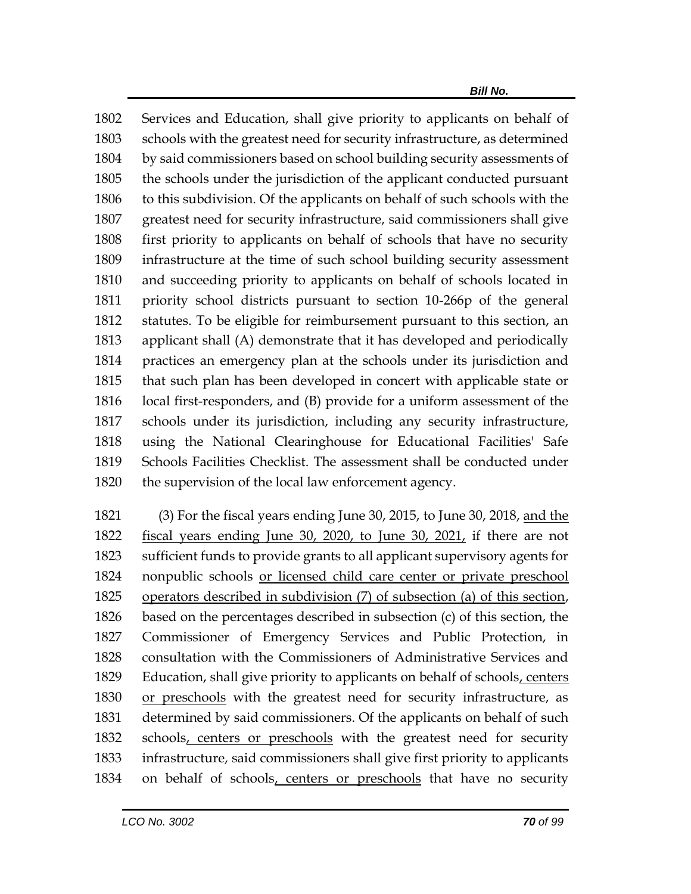1802 Services and Education, shall give priority to applicants on behalf of
1803 schools with the greatest need for security infrastructure, as determined
1804 by said commissioners based on school building security assessments of
1805 the schools under the jurisdiction of the applicant conducted pursuant
1806 to this subdivision. Of the applicants on behalf of such schools with the
1807 greatest need for security infrastructure, said commissioners shall give
1808 first priority to applicants on behalf of schools that have no security
1809 infrastructure at the time of such school building security assessment
1810 and succeeding priority to applicants on behalf of schools located in
1811 priority school districts pursuant to section 10-266p of the general
1812 statutes. To be eligible for reimbursement pursuant to this section, an
1813 applicant shall (A) demonstrate that it has developed and periodically
1814 practices an emergency plan at the schools under its jurisdiction and
1815 that such plan has been developed in concert with applicable state or
1816 local first-responders, and (B) provide for a uniform assessment of the
1817 schools under its jurisdiction, including any security infrastructure,
1818 using the National Clearinghouse for Educational Facilities' Safe
1819 Schools Facilities Checklist. The assessment shall be conducted under
1820 the supervision of the local law enforcement agency.

1821 (3) For the fiscal years ending June 30, 2015, to June 30, 2018, <u>and the</u>
1822 <u>fiscal years ending June 30, 2020, to June 30, 2021,</u> if there are not
1823 sufficient funds to provide grants to all applicant supervisory agents for
1824 nonpublic schools <u>or licensed child care center or private preschool</u>
1825 <u>operators described in subdivision (7) of subsection (a) of this section</u>,
1826 based on the percentages described in subsection (c) of this section, the
1827 Commissioner of Emergency Services and Public Protection, in
1828 consultation with the Commissioners of Administrative Services and
1829 Education, shall give priority to applicants on behalf of schools<u>, centers</u>
1830 <u>or preschools</u> with the greatest need for security infrastructure, as
1831 determined by said commissioners. Of the applicants on behalf of such
1832 schools<u>, centers or preschools</u> with the greatest need for security
1833 infrastructure, said commissioners shall give first priority to applicants
1834 on behalf of schools<u>, centers or preschools</u> that have no security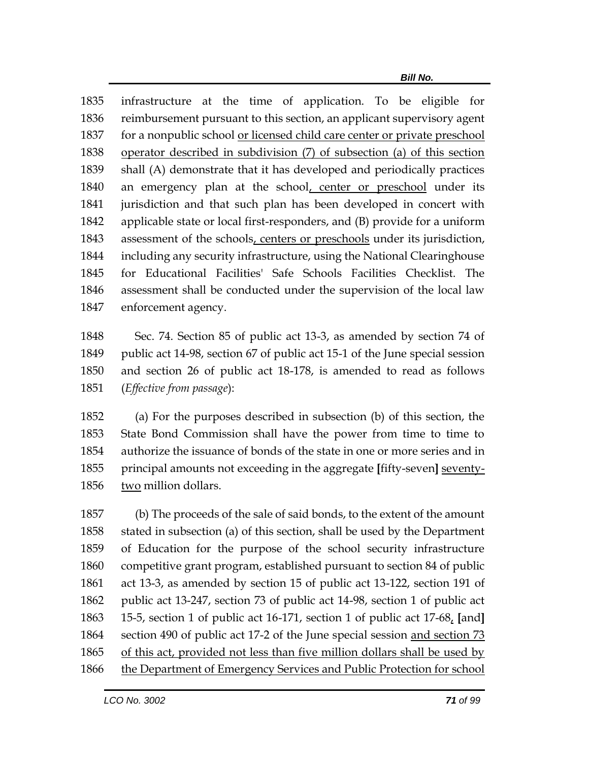1835 infrastructure at the time of application. To be eligible for
1836 reimbursement pursuant to this section, an applicant supervisory agent
1837 for a nonpublic school <u>or licensed child care center or private preschool</u>
1838 <u>operator described in subdivision (7) of subsection (a) of this section</u>
1839 shall (A) demonstrate that it has developed and periodically practices
1840 an emergency plan at the school<u>, center or preschool</u> under its
1841 jurisdiction and that such plan has been developed in concert with
1842 applicable state or local first-responders, and (B) provide for a uniform
1843 assessment of the schools<u>, centers or preschools</u> under its jurisdiction,
1844 including any security infrastructure, using the National Clearinghouse
1845 for Educational Facilities' Safe Schools Facilities Checklist. The
1846 assessment shall be conducted under the supervision of the local law
1847 enforcement agency.

1848 Sec. 74. Section 85 of public act 13-3, as amended by section 74 of
1849 public act 14-98, section 67 of public act 15-1 of the June special session
1850 and section 26 of public act 18-178, is amended to read as follows
1851 (*Effective from passage*):

1852 (a) For the purposes described in subsection (b) of this section, the
1853 State Bond Commission shall have the power from time to time to
1854 authorize the issuance of bonds of the state in one or more series and in
1855 principal amounts not exceeding in the aggregate **[**fifty-seven**]** <u>seventy-</u>
1856 <u>two</u> million dollars.

1857 (b) The proceeds of the sale of said bonds, to the extent of the amount
1858 stated in subsection (a) of this section, shall be used by the Department
1859 of Education for the purpose of the school security infrastructure
1860 competitive grant program, established pursuant to section 84 of public
1861 act 13-3, as amended by section 15 of public act 13-122, section 191 of
1862 public act 13-247, section 73 of public act 14-98, section 1 of public act
1863 15-5, section 1 of public act 16-171, section 1 of public act 17-68<u>,</u> **[**and**]**
1864 section 490 of public act 17-2 of the June special session <u>and section 73</u>
1865 <u>of this act, provided not less than five million dollars shall be used by</u>
1866 <u>the Department of Emergency Services and Public Protection for school</u>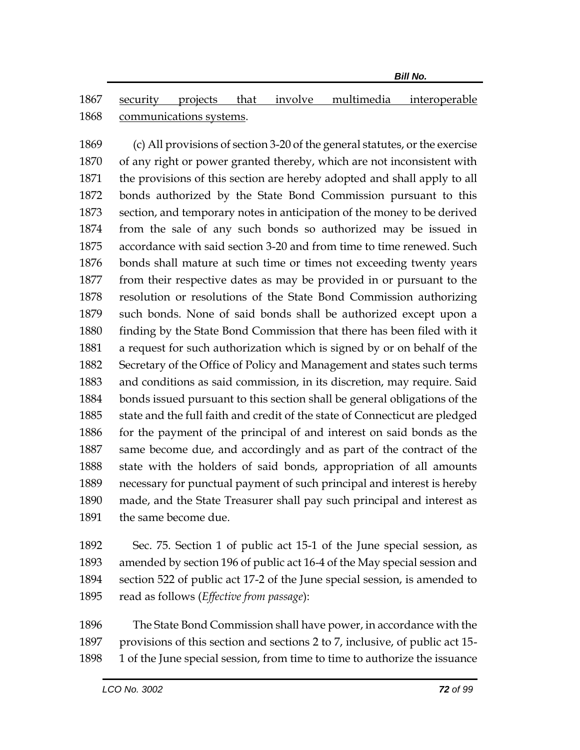security projects that involve multimedia interoperable communications systems.

(c) All provisions of section 3-20 of the general statutes, or the exercise of any right or power granted thereby, which are not inconsistent with the provisions of this section are hereby adopted and shall apply to all bonds authorized by the State Bond Commission pursuant to this section, and temporary notes in anticipation of the money to be derived from the sale of any such bonds so authorized may be issued in accordance with said section 3-20 and from time to time renewed. Such bonds shall mature at such time or times not exceeding twenty years from their respective dates as may be provided in or pursuant to the resolution or resolutions of the State Bond Commission authorizing such bonds. None of said bonds shall be authorized except upon a finding by the State Bond Commission that there has been filed with it a request for such authorization which is signed by or on behalf of the Secretary of the Office of Policy and Management and states such terms and conditions as said commission, in its discretion, may require. Said bonds issued pursuant to this section shall be general obligations of the state and the full faith and credit of the state of Connecticut are pledged for the payment of the principal of and interest on said bonds as the same become due, and accordingly and as part of the contract of the state with the holders of said bonds, appropriation of all amounts necessary for punctual payment of such principal and interest is hereby made, and the State Treasurer shall pay such principal and interest as the same become due.

Sec. 75. Section 1 of public act 15-1 of the June special session, as amended by section 196 of public act 16-4 of the May special session and section 522 of public act 17-2 of the June special session, is amended to read as follows (*Effective from passage*):

The State Bond Commission shall have power, in accordance with the provisions of this section and sections 2 to 7, inclusive, of public act 15-1 of the June special session, from time to time to authorize the issuance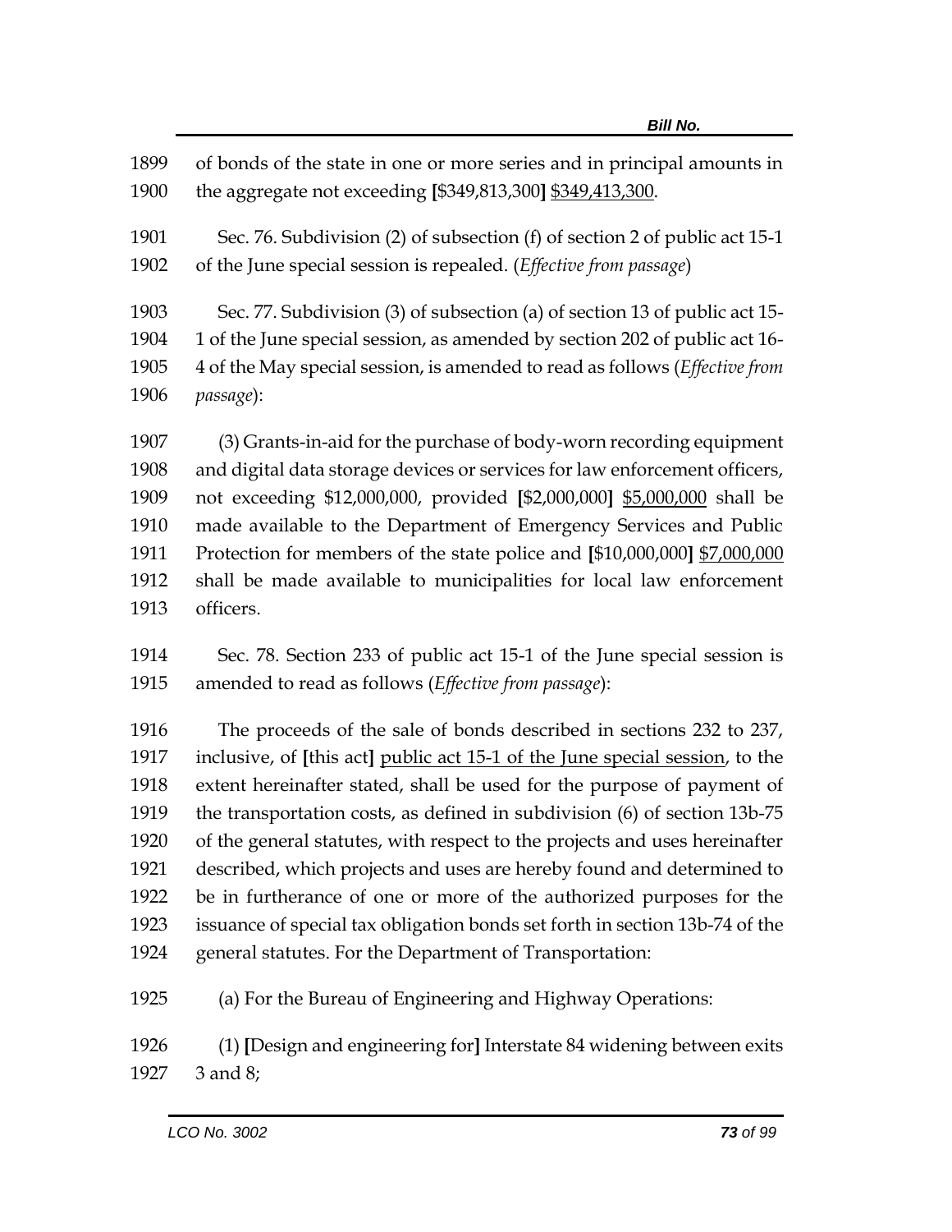of bonds of the state in one or more series and in principal amounts in the aggregate not exceeding **[**$349,813,300**]** <u>$349,413,300</u>.

Sec. 76. Subdivision (2) of subsection (f) of section 2 of public act 15-1 of the June special session is repealed. (*Effective from passage*)

Sec. 77. Subdivision (3) of subsection (a) of section 13 of public act 15-1 of the June special session, as amended by section 202 of public act 16-4 of the May special session, is amended to read as follows (*Effective from passage*):

(3) Grants-in-aid for the purchase of body-worn recording equipment and digital data storage devices or services for law enforcement officers, not exceeding $12,000,000, provided **[**$2,000,000**]** <u>$5,000,000</u> shall be made available to the Department of Emergency Services and Public Protection for members of the state police and **[**$10,000,000**]** <u>$7,000,000</u> shall be made available to municipalities for local law enforcement officers.

Sec. 78. Section 233 of public act 15-1 of the June special session is amended to read as follows (*Effective from passage*):

The proceeds of the sale of bonds described in sections 232 to 237, inclusive, of **[**this act**]** <u>public act 15-1 of the June special session</u>, to the extent hereinafter stated, shall be used for the purpose of payment of the transportation costs, as defined in subdivision (6) of section 13b-75 of the general statutes, with respect to the projects and uses hereinafter described, which projects and uses are hereby found and determined to be in furtherance of one or more of the authorized purposes for the issuance of special tax obligation bonds set forth in section 13b-74 of the general statutes. For the Department of Transportation:

(a) For the Bureau of Engineering and Highway Operations:

(1) **[**Design and engineering for**]** Interstate 84 widening between exits 3 and 8;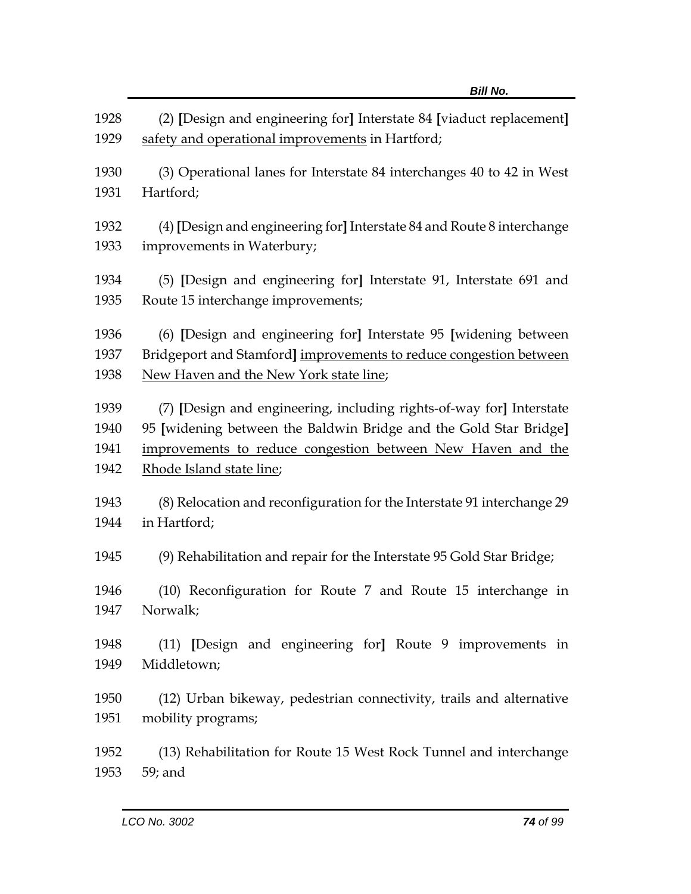(2) [Design and engineering for] Interstate 84 [viaduct replacement] <u>safety and operational improvements</u> in Hartford;

(3) Operational lanes for Interstate 84 interchanges 40 to 42 in West Hartford;

(4) [Design and engineering for] Interstate 84 and Route 8 interchange improvements in Waterbury;

(5) [Design and engineering for] Interstate 91, Interstate 691 and Route 15 interchange improvements;

(6) [Design and engineering for] Interstate 95 [widening between Bridgeport and Stamford] <u>improvements to reduce congestion between New Haven and the New York state line</u>;

(7) [Design and engineering, including rights-of-way for] Interstate 95 [widening between the Baldwin Bridge and the Gold Star Bridge] <u>improvements to reduce congestion between New Haven and the Rhode Island state line</u>;

(8) Relocation and reconfiguration for the Interstate 91 interchange 29 in Hartford;

(9) Rehabilitation and repair for the Interstate 95 Gold Star Bridge;

(10) Reconfiguration for Route 7 and Route 15 interchange in Norwalk;

(11) [Design and engineering for] Route 9 improvements in Middletown;

(12) Urban bikeway, pedestrian connectivity, trails and alternative mobility programs;

(13) Rehabilitation for Route 15 West Rock Tunnel and interchange 59; and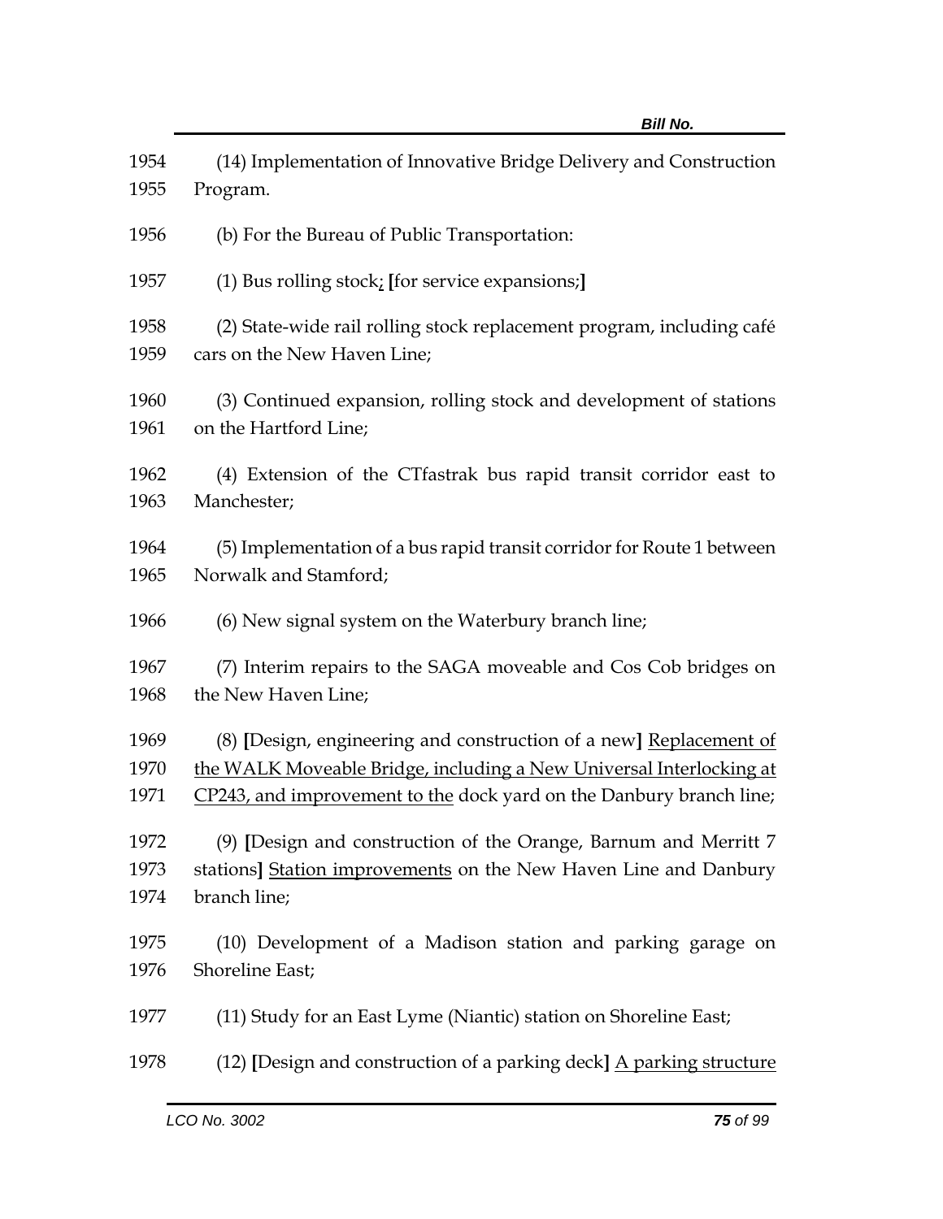1954 (14) Implementation of Innovative Bridge Delivery and Construction
1955 Program.

1956 (b) For the Bureau of Public Transportation:

1957 (1) Bus rolling stock<u>;</u> **[**for service expansions;**]**

1958 (2) State-wide rail rolling stock replacement program, including café
1959 cars on the New Haven Line;

1960 (3) Continued expansion, rolling stock and development of stations
1961 on the Hartford Line;

1962 (4) Extension of the CTfastrak bus rapid transit corridor east to
1963 Manchester;

1964 (5) Implementation of a bus rapid transit corridor for Route 1 between
1965 Norwalk and Stamford;

1966 (6) New signal system on the Waterbury branch line;

1967 (7) Interim repairs to the SAGA moveable and Cos Cob bridges on
1968 the New Haven Line;

1969 (8) **[**Design, engineering and construction of a new**]** <u>Replacement of</u>
1970 <u>the WALK Moveable Bridge, including a New Universal Interlocking at</u>
1971 <u>CP243, and improvement to the</u> dock yard on the Danbury branch line;

1972 (9) **[**Design and construction of the Orange, Barnum and Merritt 7
1973 stations**]** <u>Station improvements</u> on the New Haven Line and Danbury
1974 branch line;

1975 (10) Development of a Madison station and parking garage on
1976 Shoreline East;

1977 (11) Study for an East Lyme (Niantic) station on Shoreline East;

1978 (12) **[**Design and construction of a parking deck**]** <u>A parking structure</u>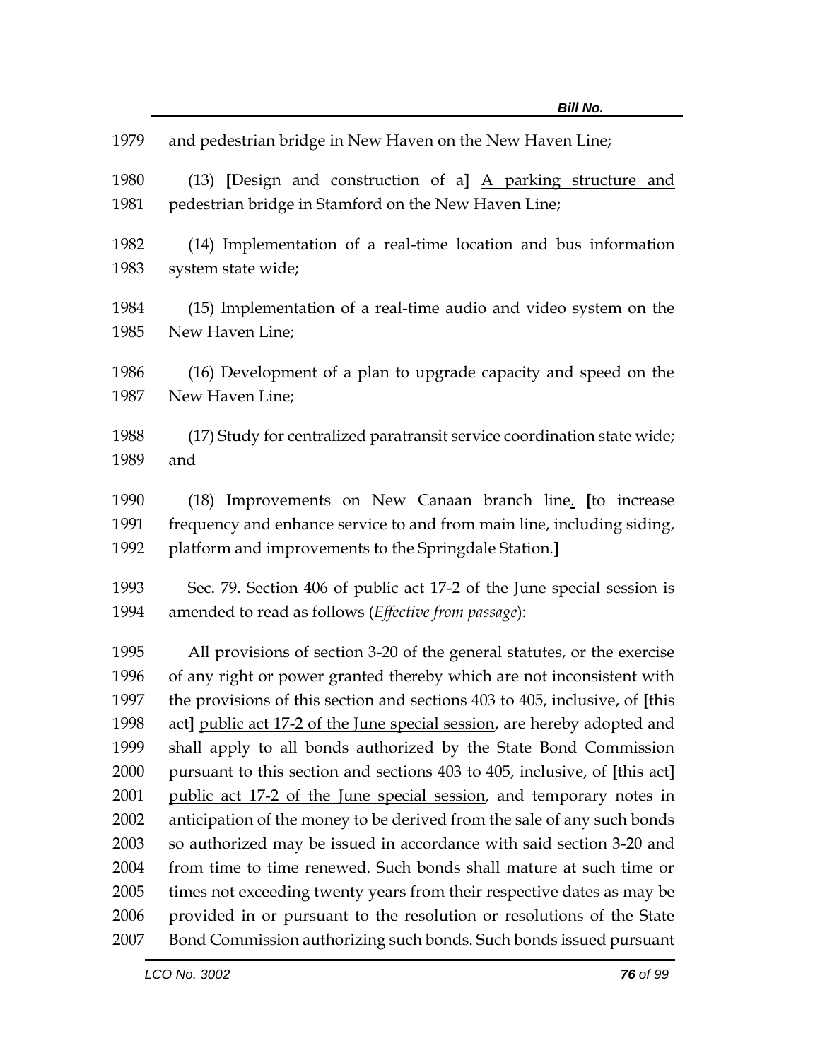1979 and pedestrian bridge in New Haven on the New Haven Line;

1980 (13) [Design and construction of a] <u>A parking structure and</u>
1981 pedestrian bridge in Stamford on the New Haven Line;

1982 (14) Implementation of a real-time location and bus information
1983 system state wide;

1984 (15) Implementation of a real-time audio and video system on the
1985 New Haven Line;

1986 (16) Development of a plan to upgrade capacity and speed on the
1987 New Haven Line;

1988 (17) Study for centralized paratransit service coordination state wide;
1989 and

1990 (18) Improvements on New Canaan branch line<u>.</u> [to increase
1991 frequency and enhance service to and from main line, including siding,
1992 platform and improvements to the Springdale Station.]

1993 Sec. 79. Section 406 of public act 17-2 of the June special session is
1994 amended to read as follows (*Effective from passage*):

1995 All provisions of section 3-20 of the general statutes, or the exercise
1996 of any right or power granted thereby which are not inconsistent with
1997 the provisions of this section and sections 403 to 405, inclusive, of [this
1998 act] <u>public act 17-2 of the June special session</u>, are hereby adopted and
1999 shall apply to all bonds authorized by the State Bond Commission
2000 pursuant to this section and sections 403 to 405, inclusive, of [this act]
2001 <u>public act 17-2 of the June special session</u>, and temporary notes in
2002 anticipation of the money to be derived from the sale of any such bonds
2003 so authorized may be issued in accordance with said section 3-20 and
2004 from time to time renewed. Such bonds shall mature at such time or
2005 times not exceeding twenty years from their respective dates as may be
2006 provided in or pursuant to the resolution or resolutions of the State
2007 Bond Commission authorizing such bonds. Such bonds issued pursuant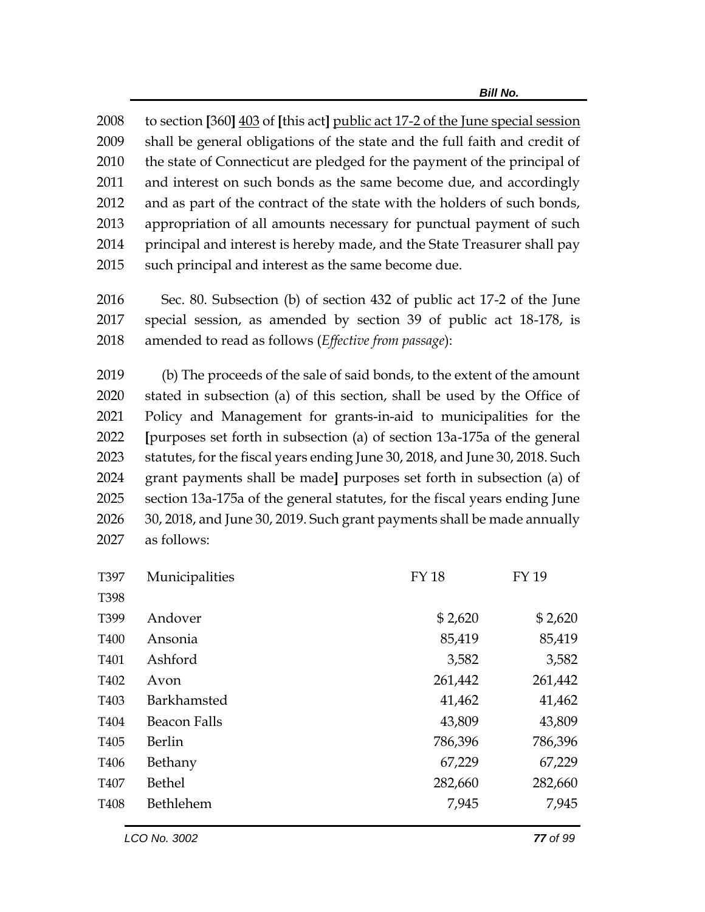2008 to section [360] 403 of [this act] public act 17-2 of the June special session
2009 shall be general obligations of the state and the full faith and credit of
2010 the state of Connecticut are pledged for the payment of the principal of
2011 and interest on such bonds as the same become due, and accordingly
2012 and as part of the contract of the state with the holders of such bonds,
2013 appropriation of all amounts necessary for punctual payment of such
2014 principal and interest is hereby made, and the State Treasurer shall pay
2015 such principal and interest as the same become due.

2016 Sec. 80. Subsection (b) of section 432 of public act 17-2 of the June
2017 special session, as amended by section 39 of public act 18-178, is
2018 amended to read as follows (*Effective from passage*):

2019 (b) The proceeds of the sale of said bonds, to the extent of the amount
2020 stated in subsection (a) of this section, shall be used by the Office of
2021 Policy and Management for grants-in-aid to municipalities for the
2022 [purposes set forth in subsection (a) of section 13a-175a of the general
2023 statutes, for the fiscal years ending June 30, 2018, and June 30, 2018. Such
2024 grant payments shall be made] purposes set forth in subsection (a) of
2025 section 13a-175a of the general statutes, for the fiscal years ending June
2026 30, 2018, and June 30, 2019. Such grant payments shall be made annually
2027 as follows:

| | Municipalities | FY 18 | FY 19 |
|---|---|---|---|
| T397 | Municipalities | FY 18 | FY 19 |
| T398 | | | |
| T399 | Andover | $ 2,620 | $ 2,620 |
| T400 | Ansonia | 85,419 | 85,419 |
| T401 | Ashford | 3,582 | 3,582 |
| T402 | Avon | 261,442 | 261,442 |
| T403 | Barkhamsted | 41,462 | 41,462 |
| T404 | Beacon Falls | 43,809 | 43,809 |
| T405 | Berlin | 786,396 | 786,396 |
| T406 | Bethany | 67,229 | 67,229 |
| T407 | Bethel | 282,660 | 282,660 |
| T408 | Bethlehem | 7,945 | 7,945 |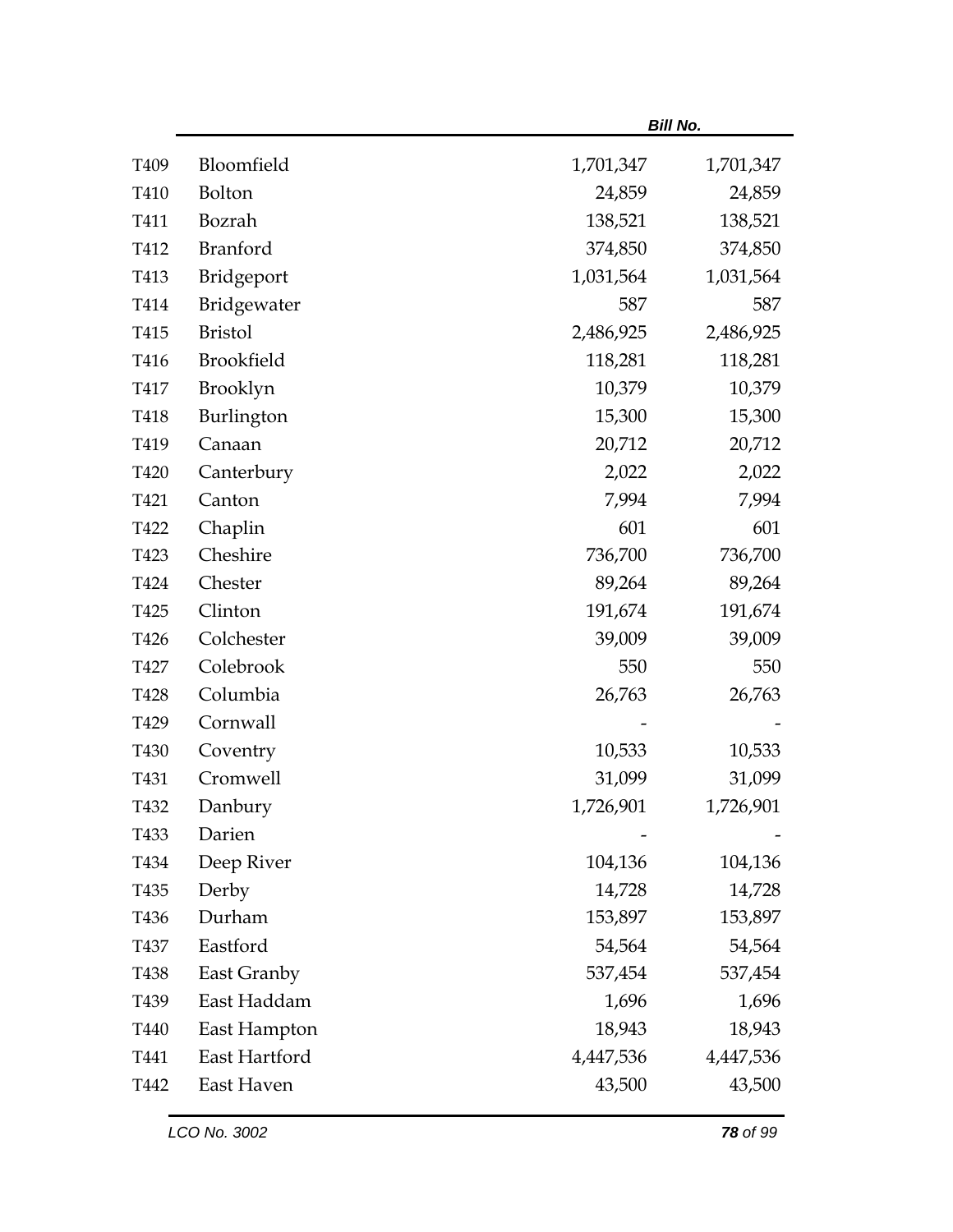| | | | |
|---|---|---:|---:|
| T409 | Bloomfield | 1,701,347 | 1,701,347 |
| T410 | Bolton | 24,859 | 24,859 |
| T411 | Bozrah | 138,521 | 138,521 |
| T412 | Branford | 374,850 | 374,850 |
| T413 | Bridgeport | 1,031,564 | 1,031,564 |
| T414 | Bridgewater | 587 | 587 |
| T415 | Bristol | 2,486,925 | 2,486,925 |
| T416 | Brookfield | 118,281 | 118,281 |
| T417 | Brooklyn | 10,379 | 10,379 |
| T418 | Burlington | 15,300 | 15,300 |
| T419 | Canaan | 20,712 | 20,712 |
| T420 | Canterbury | 2,022 | 2,022 |
| T421 | Canton | 7,994 | 7,994 |
| T422 | Chaplin | 601 | 601 |
| T423 | Cheshire | 736,700 | 736,700 |
| T424 | Chester | 89,264 | 89,264 |
| T425 | Clinton | 191,674 | 191,674 |
| T426 | Colchester | 39,009 | 39,009 |
| T427 | Colebrook | 550 | 550 |
| T428 | Columbia | 26,763 | 26,763 |
| T429 | Cornwall | - | - |
| T430 | Coventry | 10,533 | 10,533 |
| T431 | Cromwell | 31,099 | 31,099 |
| T432 | Danbury | 1,726,901 | 1,726,901 |
| T433 | Darien | - | - |
| T434 | Deep River | 104,136 | 104,136 |
| T435 | Derby | 14,728 | 14,728 |
| T436 | Durham | 153,897 | 153,897 |
| T437 | Eastford | 54,564 | 54,564 |
| T438 | East Granby | 537,454 | 537,454 |
| T439 | East Haddam | 1,696 | 1,696 |
| T440 | East Hampton | 18,943 | 18,943 |
| T441 | East Hartford | 4,447,536 | 4,447,536 |
| T442 | East Haven | 43,500 | 43,500 |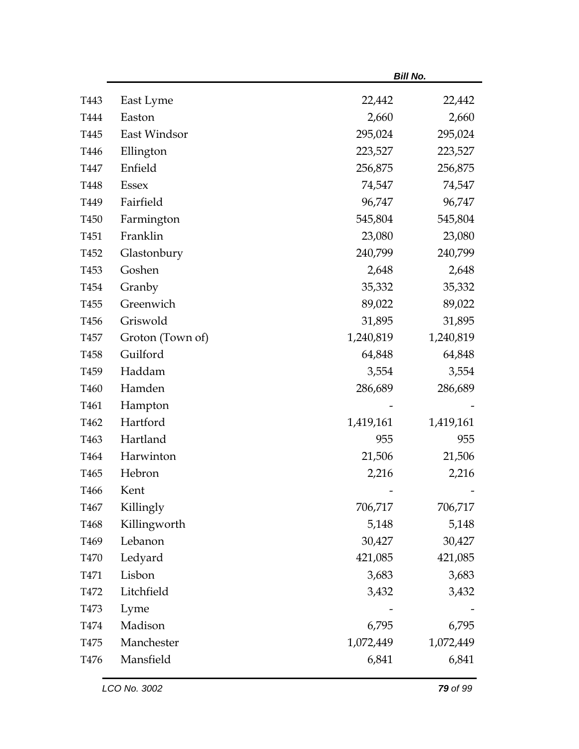| | | | |
|---|---|---|---|
| T443 | East Lyme | 22,442 | 22,442 |
| T444 | Easton | 2,660 | 2,660 |
| T445 | East Windsor | 295,024 | 295,024 |
| T446 | Ellington | 223,527 | 223,527 |
| T447 | Enfield | 256,875 | 256,875 |
| T448 | Essex | 74,547 | 74,547 |
| T449 | Fairfield | 96,747 | 96,747 |
| T450 | Farmington | 545,804 | 545,804 |
| T451 | Franklin | 23,080 | 23,080 |
| T452 | Glastonbury | 240,799 | 240,799 |
| T453 | Goshen | 2,648 | 2,648 |
| T454 | Granby | 35,332 | 35,332 |
| T455 | Greenwich | 89,022 | 89,022 |
| T456 | Griswold | 31,895 | 31,895 |
| T457 | Groton (Town of) | 1,240,819 | 1,240,819 |
| T458 | Guilford | 64,848 | 64,848 |
| T459 | Haddam | 3,554 | 3,554 |
| T460 | Hamden | 286,689 | 286,689 |
| T461 | Hampton | - | - |
| T462 | Hartford | 1,419,161 | 1,419,161 |
| T463 | Hartland | 955 | 955 |
| T464 | Harwinton | 21,506 | 21,506 |
| T465 | Hebron | 2,216 | 2,216 |
| T466 | Kent | - | - |
| T467 | Killingly | 706,717 | 706,717 |
| T468 | Killingworth | 5,148 | 5,148 |
| T469 | Lebanon | 30,427 | 30,427 |
| T470 | Ledyard | 421,085 | 421,085 |
| T471 | Lisbon | 3,683 | 3,683 |
| T472 | Litchfield | 3,432 | 3,432 |
| T473 | Lyme | - | - |
| T474 | Madison | 6,795 | 6,795 |
| T475 | Manchester | 1,072,449 | 1,072,449 |
| T476 | Mansfield | 6,841 | 6,841 |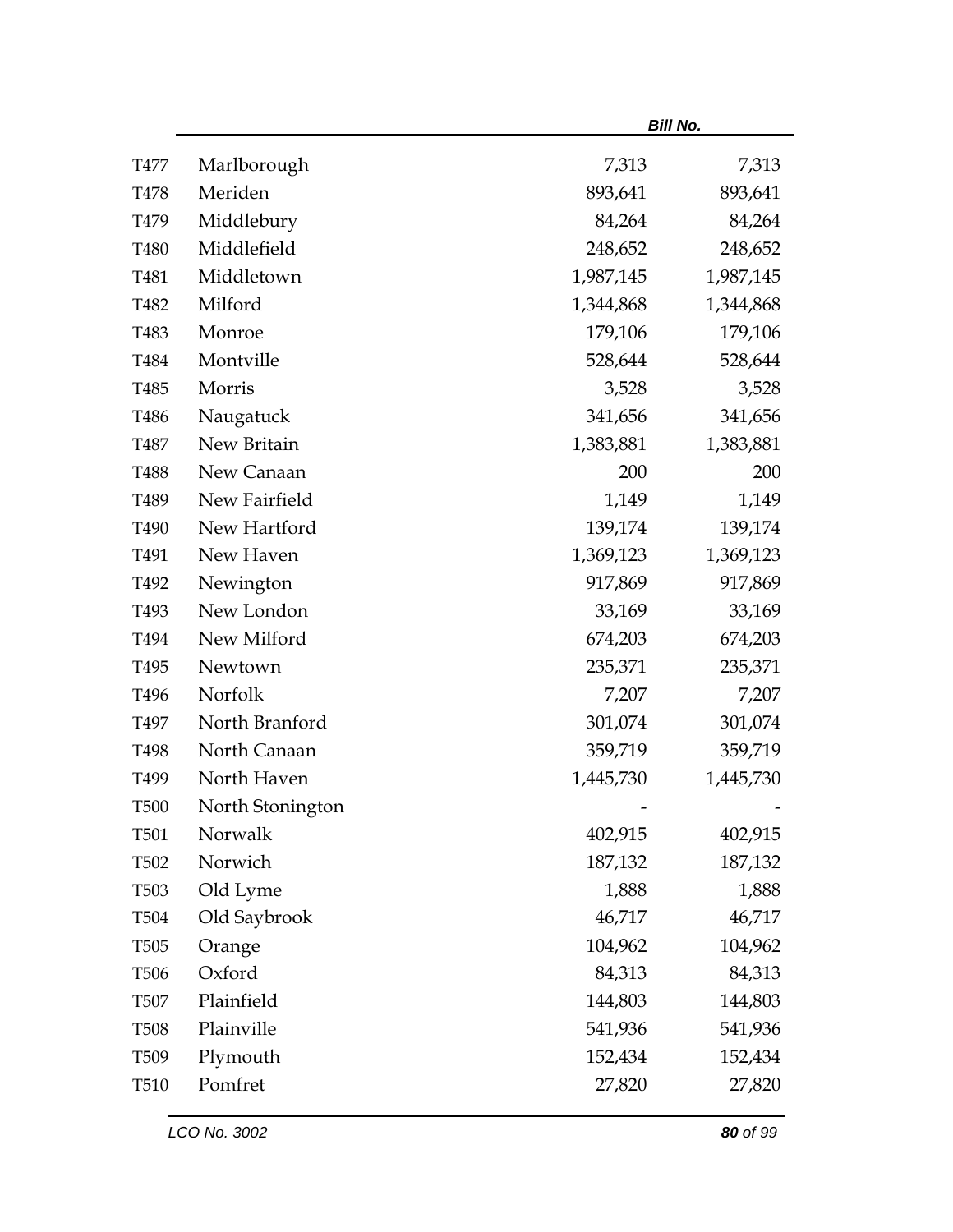| | | | |
|---|---|---|---|
| T477 | Marlborough | 7,313 | 7,313 |
| T478 | Meriden | 893,641 | 893,641 |
| T479 | Middlebury | 84,264 | 84,264 |
| T480 | Middlefield | 248,652 | 248,652 |
| T481 | Middletown | 1,987,145 | 1,987,145 |
| T482 | Milford | 1,344,868 | 1,344,868 |
| T483 | Monroe | 179,106 | 179,106 |
| T484 | Montville | 528,644 | 528,644 |
| T485 | Morris | 3,528 | 3,528 |
| T486 | Naugatuck | 341,656 | 341,656 |
| T487 | New Britain | 1,383,881 | 1,383,881 |
| T488 | New Canaan | 200 | 200 |
| T489 | New Fairfield | 1,149 | 1,149 |
| T490 | New Hartford | 139,174 | 139,174 |
| T491 | New Haven | 1,369,123 | 1,369,123 |
| T492 | Newington | 917,869 | 917,869 |
| T493 | New London | 33,169 | 33,169 |
| T494 | New Milford | 674,203 | 674,203 |
| T495 | Newtown | 235,371 | 235,371 |
| T496 | Norfolk | 7,207 | 7,207 |
| T497 | North Branford | 301,074 | 301,074 |
| T498 | North Canaan | 359,719 | 359,719 |
| T499 | North Haven | 1,445,730 | 1,445,730 |
| T500 | North Stonington | - | - |
| T501 | Norwalk | 402,915 | 402,915 |
| T502 | Norwich | 187,132 | 187,132 |
| T503 | Old Lyme | 1,888 | 1,888 |
| T504 | Old Saybrook | 46,717 | 46,717 |
| T505 | Orange | 104,962 | 104,962 |
| T506 | Oxford | 84,313 | 84,313 |
| T507 | Plainfield | 144,803 | 144,803 |
| T508 | Plainville | 541,936 | 541,936 |
| T509 | Plymouth | 152,434 | 152,434 |
| T510 | Pomfret | 27,820 | 27,820 |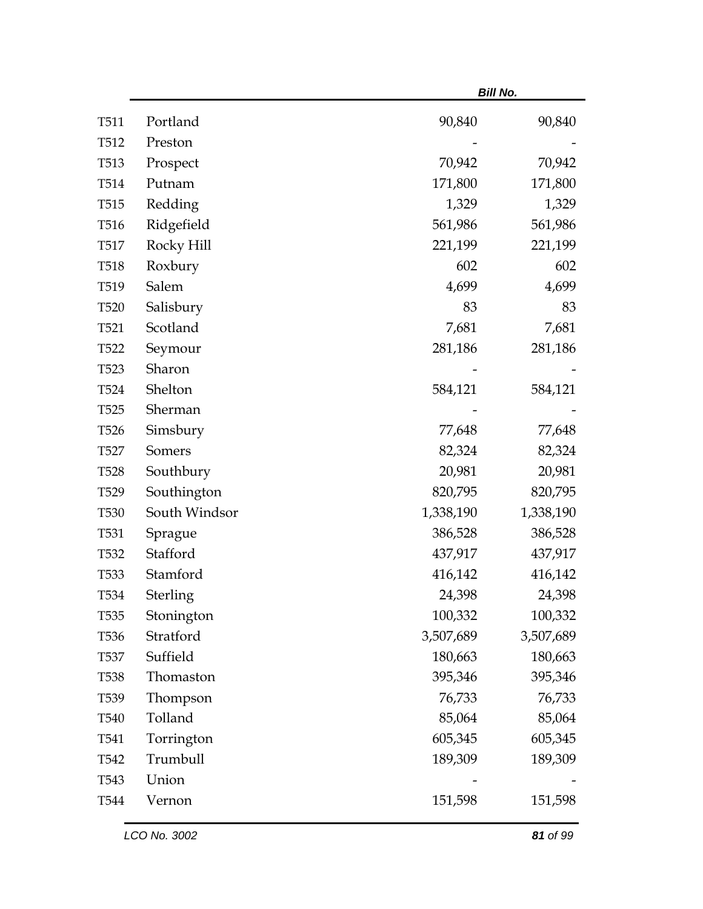| | | | |
|---|---|---|---|
| T511 | Portland | 90,840 | 90,840 |
| T512 | Preston | - | - |
| T513 | Prospect | 70,942 | 70,942 |
| T514 | Putnam | 171,800 | 171,800 |
| T515 | Redding | 1,329 | 1,329 |
| T516 | Ridgefield | 561,986 | 561,986 |
| T517 | Rocky Hill | 221,199 | 221,199 |
| T518 | Roxbury | 602 | 602 |
| T519 | Salem | 4,699 | 4,699 |
| T520 | Salisbury | 83 | 83 |
| T521 | Scotland | 7,681 | 7,681 |
| T522 | Seymour | 281,186 | 281,186 |
| T523 | Sharon | - | - |
| T524 | Shelton | 584,121 | 584,121 |
| T525 | Sherman | - | - |
| T526 | Simsbury | 77,648 | 77,648 |
| T527 | Somers | 82,324 | 82,324 |
| T528 | Southbury | 20,981 | 20,981 |
| T529 | Southington | 820,795 | 820,795 |
| T530 | South Windsor | 1,338,190 | 1,338,190 |
| T531 | Sprague | 386,528 | 386,528 |
| T532 | Stafford | 437,917 | 437,917 |
| T533 | Stamford | 416,142 | 416,142 |
| T534 | Sterling | 24,398 | 24,398 |
| T535 | Stonington | 100,332 | 100,332 |
| T536 | Stratford | 3,507,689 | 3,507,689 |
| T537 | Suffield | 180,663 | 180,663 |
| T538 | Thomaston | 395,346 | 395,346 |
| T539 | Thompson | 76,733 | 76,733 |
| T540 | Tolland | 85,064 | 85,064 |
| T541 | Torrington | 605,345 | 605,345 |
| T542 | Trumbull | 189,309 | 189,309 |
| T543 | Union | - | - |
| T544 | Vernon | 151,598 | 151,598 |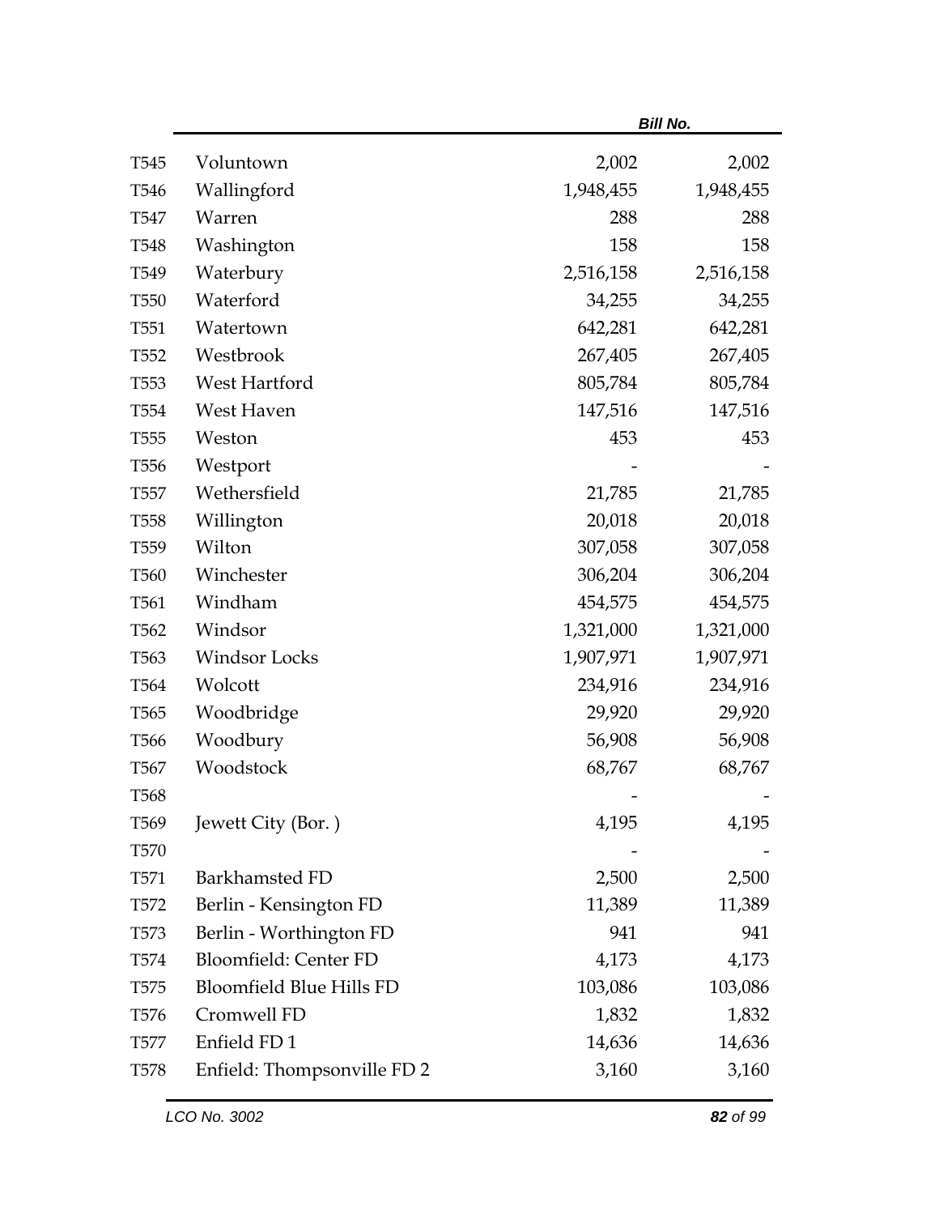| | | Bill No. | |
|---|---|---|---|
| T545 | Voluntown | 2,002 | 2,002 |
| T546 | Wallingford | 1,948,455 | 1,948,455 |
| T547 | Warren | 288 | 288 |
| T548 | Washington | 158 | 158 |
| T549 | Waterbury | 2,516,158 | 2,516,158 |
| T550 | Waterford | 34,255 | 34,255 |
| T551 | Watertown | 642,281 | 642,281 |
| T552 | Westbrook | 267,405 | 267,405 |
| T553 | West Hartford | 805,784 | 805,784 |
| T554 | West Haven | 147,516 | 147,516 |
| T555 | Weston | 453 | 453 |
| T556 | Westport | - | - |
| T557 | Wethersfield | 21,785 | 21,785 |
| T558 | Willington | 20,018 | 20,018 |
| T559 | Wilton | 307,058 | 307,058 |
| T560 | Winchester | 306,204 | 306,204 |
| T561 | Windham | 454,575 | 454,575 |
| T562 | Windsor | 1,321,000 | 1,321,000 |
| T563 | Windsor Locks | 1,907,971 | 1,907,971 |
| T564 | Wolcott | 234,916 | 234,916 |
| T565 | Woodbridge | 29,920 | 29,920 |
| T566 | Woodbury | 56,908 | 56,908 |
| T567 | Woodstock | 68,767 | 68,767 |
| T568 | | - | - |
| T569 | Jewett City (Bor. ) | 4,195 | 4,195 |
| T570 | | - | - |
| T571 | Barkhamsted FD | 2,500 | 2,500 |
| T572 | Berlin - Kensington FD | 11,389 | 11,389 |
| T573 | Berlin - Worthington FD | 941 | 941 |
| T574 | Bloomfield: Center FD | 4,173 | 4,173 |
| T575 | Bloomfield Blue Hills FD | 103,086 | 103,086 |
| T576 | Cromwell FD | 1,832 | 1,832 |
| T577 | Enfield FD 1 | 14,636 | 14,636 |
| T578 | Enfield: Thompsonville FD 2 | 3,160 | 3,160 |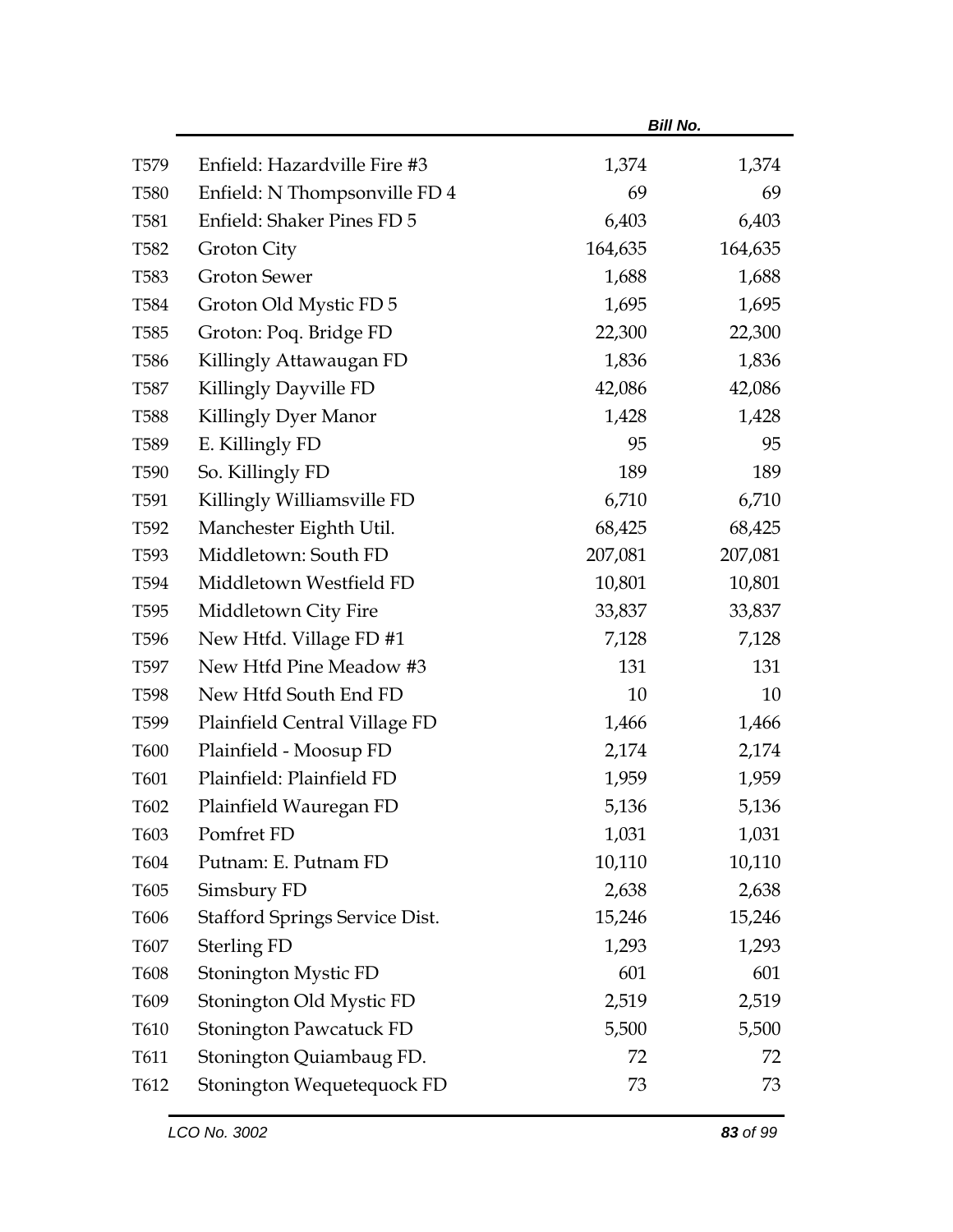| | | | |
|---|---|---|---|
| T579 | Enfield: Hazardville Fire #3 | 1,374 | 1,374 |
| T580 | Enfield: N Thompsonville FD 4 | 69 | 69 |
| T581 | Enfield: Shaker Pines FD 5 | 6,403 | 6,403 |
| T582 | Groton City | 164,635 | 164,635 |
| T583 | Groton Sewer | 1,688 | 1,688 |
| T584 | Groton Old Mystic FD 5 | 1,695 | 1,695 |
| T585 | Groton: Poq. Bridge FD | 22,300 | 22,300 |
| T586 | Killingly Attawaugan FD | 1,836 | 1,836 |
| T587 | Killingly Dayville FD | 42,086 | 42,086 |
| T588 | Killingly Dyer Manor | 1,428 | 1,428 |
| T589 | E. Killingly FD | 95 | 95 |
| T590 | So. Killingly FD | 189 | 189 |
| T591 | Killingly Williamsville FD | 6,710 | 6,710 |
| T592 | Manchester Eighth Util. | 68,425 | 68,425 |
| T593 | Middletown: South FD | 207,081 | 207,081 |
| T594 | Middletown Westfield FD | 10,801 | 10,801 |
| T595 | Middletown City Fire | 33,837 | 33,837 |
| T596 | New Htfd. Village FD #1 | 7,128 | 7,128 |
| T597 | New Htfd Pine Meadow #3 | 131 | 131 |
| T598 | New Htfd South End FD | 10 | 10 |
| T599 | Plainfield Central Village FD | 1,466 | 1,466 |
| T600 | Plainfield - Moosup FD | 2,174 | 2,174 |
| T601 | Plainfield: Plainfield FD | 1,959 | 1,959 |
| T602 | Plainfield Wauregan FD | 5,136 | 5,136 |
| T603 | Pomfret FD | 1,031 | 1,031 |
| T604 | Putnam: E. Putnam FD | 10,110 | 10,110 |
| T605 | Simsbury FD | 2,638 | 2,638 |
| T606 | Stafford Springs Service Dist. | 15,246 | 15,246 |
| T607 | Sterling FD | 1,293 | 1,293 |
| T608 | Stonington Mystic FD | 601 | 601 |
| T609 | Stonington Old Mystic FD | 2,519 | 2,519 |
| T610 | Stonington Pawcatuck FD | 5,500 | 5,500 |
| T611 | Stonington Quiambaug FD. | 72 | 72 |
| T612 | Stonington Wequetequock FD | 73 | 73 |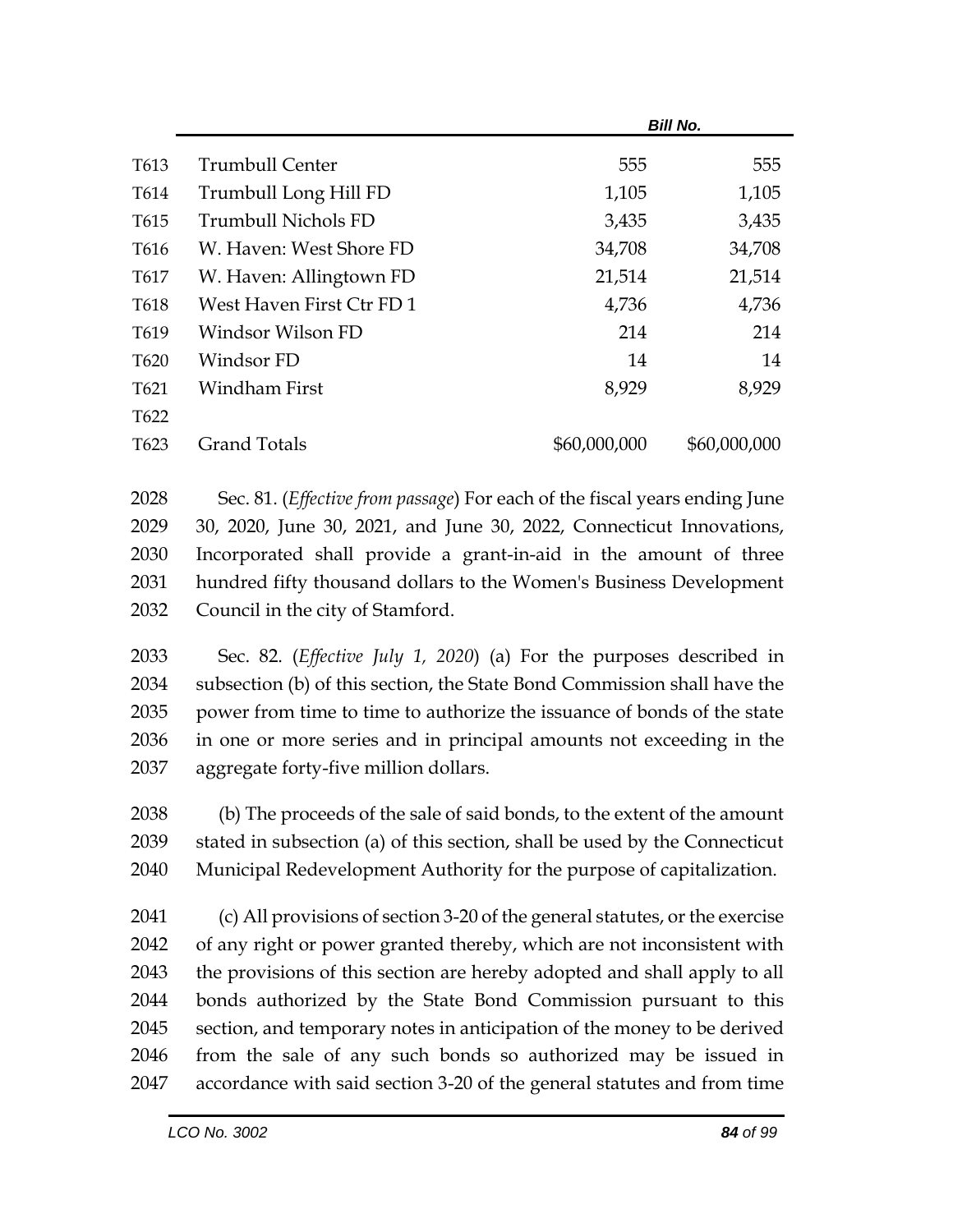| | | | |
|---|---|---|---|
| T613 | Trumbull Center | 555 | 555 |
| T614 | Trumbull Long Hill FD | 1,105 | 1,105 |
| T615 | Trumbull Nichols FD | 3,435 | 3,435 |
| T616 | W. Haven: West Shore FD | 34,708 | 34,708 |
| T617 | W. Haven: Allingtown FD | 21,514 | 21,514 |
| T618 | West Haven First Ctr FD 1 | 4,736 | 4,736 |
| T619 | Windsor Wilson FD | 214 | 214 |
| T620 | Windsor FD | 14 | 14 |
| T621 | Windham First | 8,929 | 8,929 |
| T622 | | | |
| T623 | Grand Totals | $60,000,000 | $60,000,000 |

2028 Sec. 81. (*Effective from passage*) For each of the fiscal years ending June
2029 30, 2020, June 30, 2021, and June 30, 2022, Connecticut Innovations,
2030 Incorporated shall provide a grant-in-aid in the amount of three
2031 hundred fifty thousand dollars to the Women's Business Development
2032 Council in the city of Stamford.

2033 Sec. 82. (*Effective July 1, 2020*) (a) For the purposes described in
2034 subsection (b) of this section, the State Bond Commission shall have the
2035 power from time to time to authorize the issuance of bonds of the state
2036 in one or more series and in principal amounts not exceeding in the
2037 aggregate forty-five million dollars.

2038 (b) The proceeds of the sale of said bonds, to the extent of the amount
2039 stated in subsection (a) of this section, shall be used by the Connecticut
2040 Municipal Redevelopment Authority for the purpose of capitalization.

2041 (c) All provisions of section 3-20 of the general statutes, or the exercise
2042 of any right or power granted thereby, which are not inconsistent with
2043 the provisions of this section are hereby adopted and shall apply to all
2044 bonds authorized by the State Bond Commission pursuant to this
2045 section, and temporary notes in anticipation of the money to be derived
2046 from the sale of any such bonds so authorized may be issued in
2047 accordance with said section 3-20 of the general statutes and from time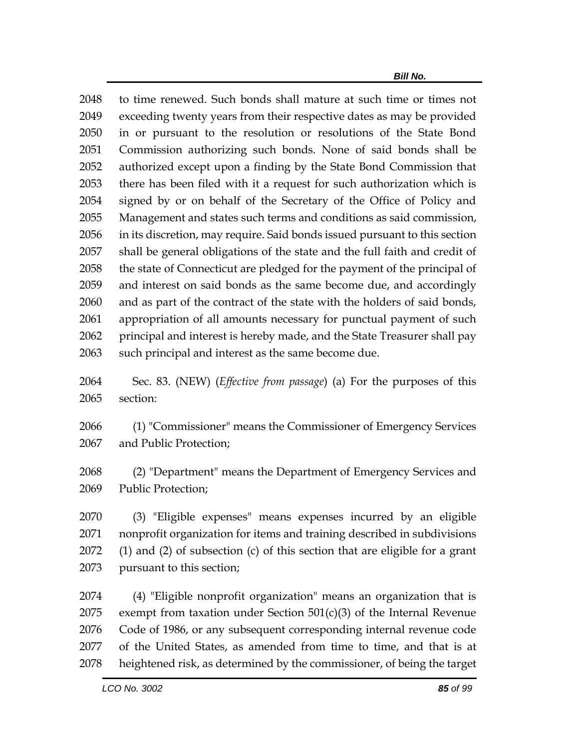to time renewed. Such bonds shall mature at such time or times not exceeding twenty years from their respective dates as may be provided in or pursuant to the resolution or resolutions of the State Bond Commission authorizing such bonds. None of said bonds shall be authorized except upon a finding by the State Bond Commission that there has been filed with it a request for such authorization which is signed by or on behalf of the Secretary of the Office of Policy and Management and states such terms and conditions as said commission, in its discretion, may require. Said bonds issued pursuant to this section shall be general obligations of the state and the full faith and credit of the state of Connecticut are pledged for the payment of the principal of and interest on said bonds as the same become due, and accordingly and as part of the contract of the state with the holders of said bonds, appropriation of all amounts necessary for punctual payment of such principal and interest is hereby made, and the State Treasurer shall pay such principal and interest as the same become due.

Sec. 83. (NEW) (*Effective from passage*) (a) For the purposes of this section:

(1) "Commissioner" means the Commissioner of Emergency Services and Public Protection;

(2) "Department" means the Department of Emergency Services and Public Protection;

(3) "Eligible expenses" means expenses incurred by an eligible nonprofit organization for items and training described in subdivisions (1) and (2) of subsection (c) of this section that are eligible for a grant pursuant to this section;

(4) "Eligible nonprofit organization" means an organization that is exempt from taxation under Section 501(c)(3) of the Internal Revenue Code of 1986, or any subsequent corresponding internal revenue code of the United States, as amended from time to time, and that is at heightened risk, as determined by the commissioner, of being the target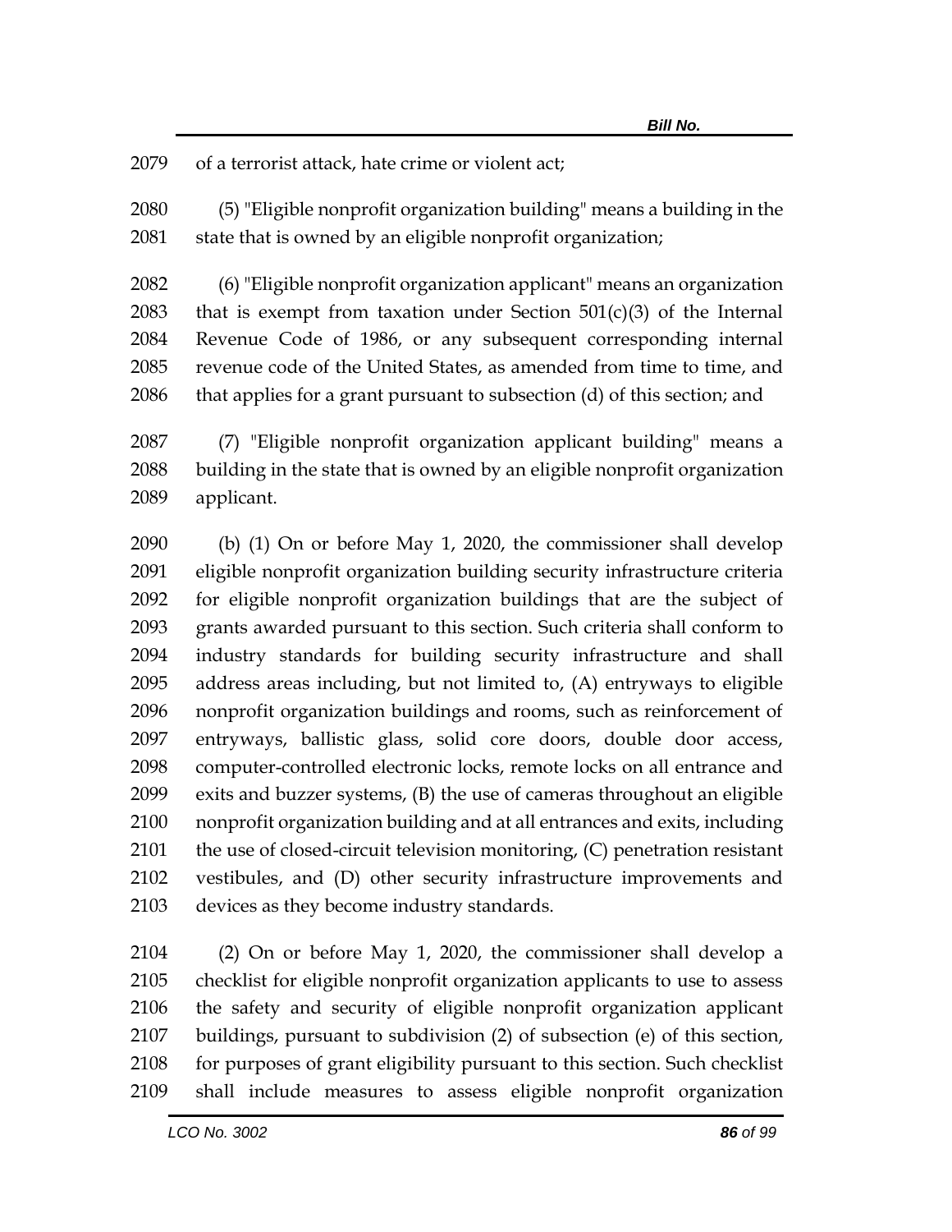of a terrorist attack, hate crime or violent act;

(5) "Eligible nonprofit organization building" means a building in the state that is owned by an eligible nonprofit organization;

(6) "Eligible nonprofit organization applicant" means an organization that is exempt from taxation under Section 501(c)(3) of the Internal Revenue Code of 1986, or any subsequent corresponding internal revenue code of the United States, as amended from time to time, and that applies for a grant pursuant to subsection (d) of this section; and

(7) "Eligible nonprofit organization applicant building" means a building in the state that is owned by an eligible nonprofit organization applicant.

(b) (1) On or before May 1, 2020, the commissioner shall develop eligible nonprofit organization building security infrastructure criteria for eligible nonprofit organization buildings that are the subject of grants awarded pursuant to this section. Such criteria shall conform to industry standards for building security infrastructure and shall address areas including, but not limited to, (A) entryways to eligible nonprofit organization buildings and rooms, such as reinforcement of entryways, ballistic glass, solid core doors, double door access, computer-controlled electronic locks, remote locks on all entrance and exits and buzzer systems, (B) the use of cameras throughout an eligible nonprofit organization building and at all entrances and exits, including the use of closed-circuit television monitoring, (C) penetration resistant vestibules, and (D) other security infrastructure improvements and devices as they become industry standards.

(2) On or before May 1, 2020, the commissioner shall develop a checklist for eligible nonprofit organization applicants to use to assess the safety and security of eligible nonprofit organization applicant buildings, pursuant to subdivision (2) of subsection (e) of this section, for purposes of grant eligibility pursuant to this section. Such checklist shall include measures to assess eligible nonprofit organization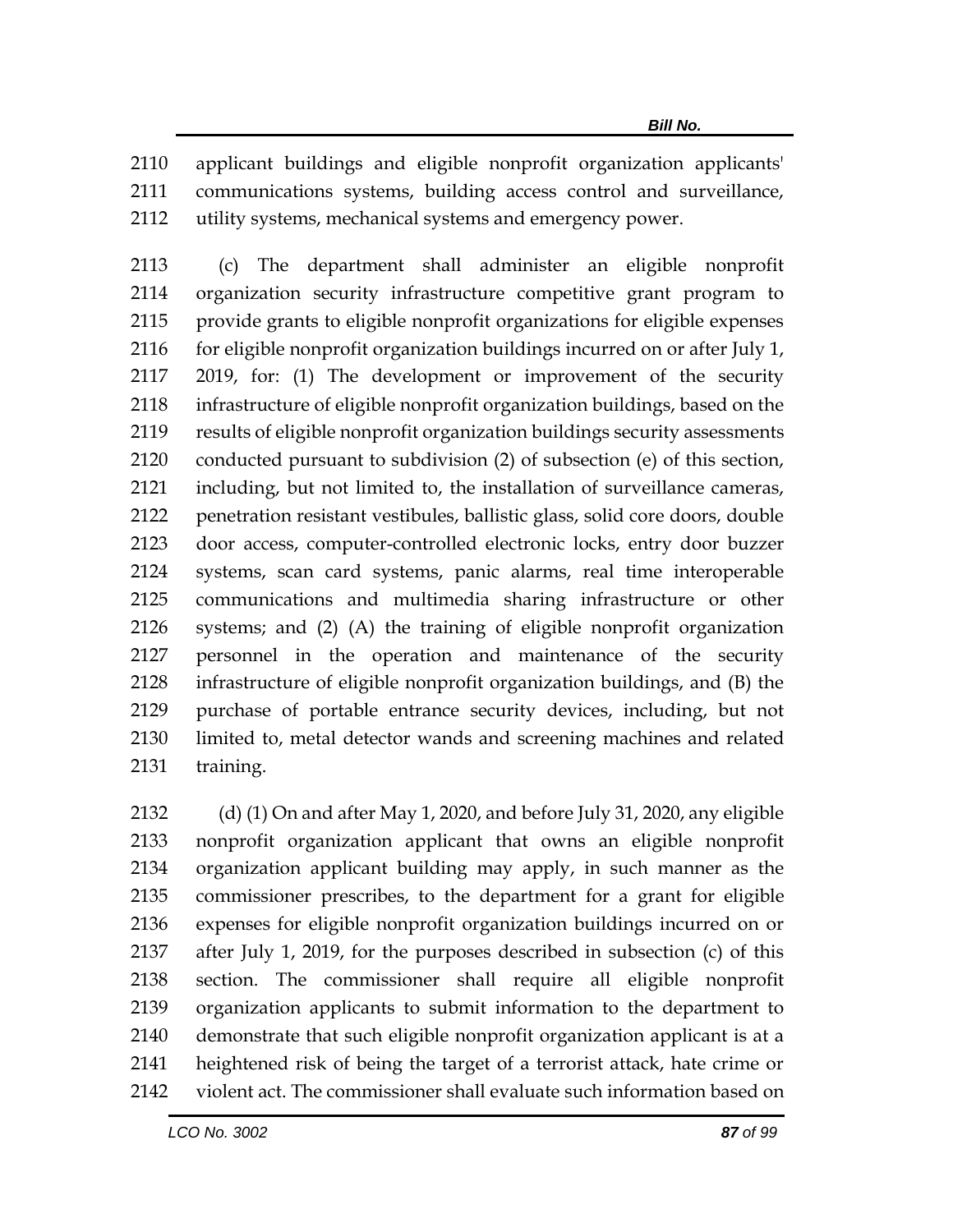applicant buildings and eligible nonprofit organization applicants' communications systems, building access control and surveillance, utility systems, mechanical systems and emergency power.

(c) The department shall administer an eligible nonprofit organization security infrastructure competitive grant program to provide grants to eligible nonprofit organizations for eligible expenses for eligible nonprofit organization buildings incurred on or after July 1, 2019, for: (1) The development or improvement of the security infrastructure of eligible nonprofit organization buildings, based on the results of eligible nonprofit organization buildings security assessments conducted pursuant to subdivision (2) of subsection (e) of this section, including, but not limited to, the installation of surveillance cameras, penetration resistant vestibules, ballistic glass, solid core doors, double door access, computer-controlled electronic locks, entry door buzzer systems, scan card systems, panic alarms, real time interoperable communications and multimedia sharing infrastructure or other systems; and (2) (A) the training of eligible nonprofit organization personnel in the operation and maintenance of the security infrastructure of eligible nonprofit organization buildings, and (B) the purchase of portable entrance security devices, including, but not limited to, metal detector wands and screening machines and related training.

(d) (1) On and after May 1, 2020, and before July 31, 2020, any eligible nonprofit organization applicant that owns an eligible nonprofit organization applicant building may apply, in such manner as the commissioner prescribes, to the department for a grant for eligible expenses for eligible nonprofit organization buildings incurred on or after July 1, 2019, for the purposes described in subsection (c) of this section. The commissioner shall require all eligible nonprofit organization applicants to submit information to the department to demonstrate that such eligible nonprofit organization applicant is at a heightened risk of being the target of a terrorist attack, hate crime or violent act. The commissioner shall evaluate such information based on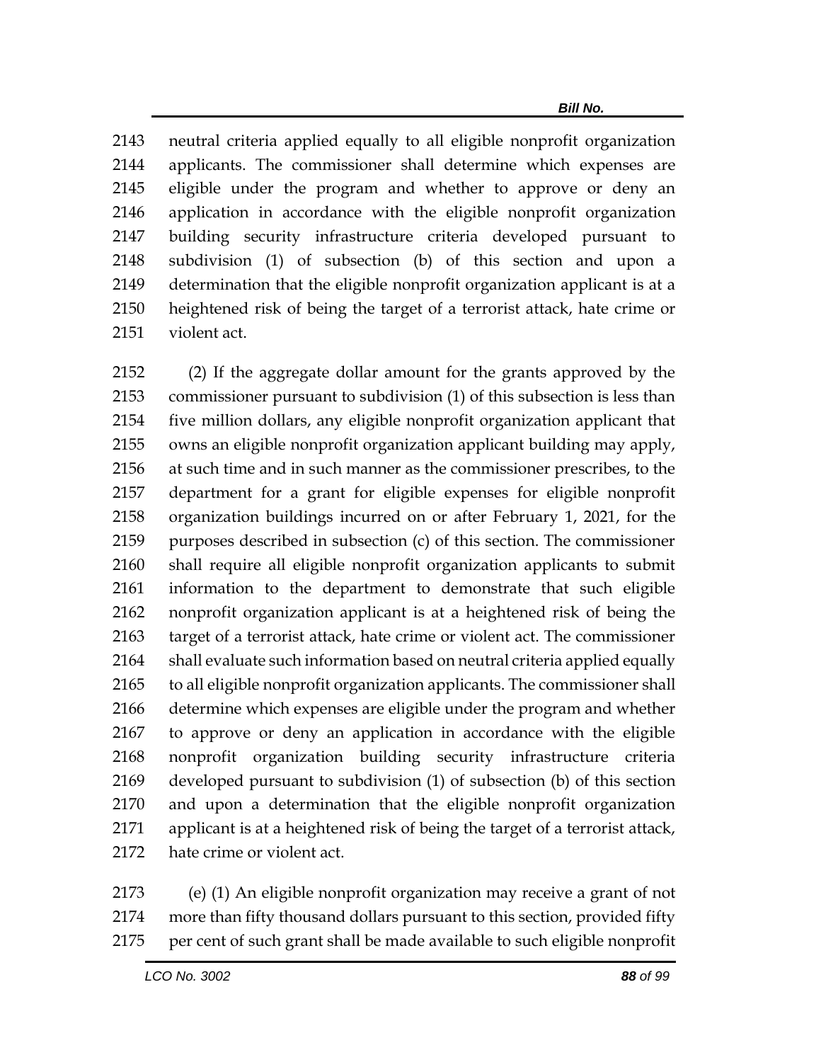neutral criteria applied equally to all eligible nonprofit organization applicants. The commissioner shall determine which expenses are eligible under the program and whether to approve or deny an application in accordance with the eligible nonprofit organization building security infrastructure criteria developed pursuant to subdivision (1) of subsection (b) of this section and upon a determination that the eligible nonprofit organization applicant is at a heightened risk of being the target of a terrorist attack, hate crime or violent act.

(2) If the aggregate dollar amount for the grants approved by the commissioner pursuant to subdivision (1) of this subsection is less than five million dollars, any eligible nonprofit organization applicant that owns an eligible nonprofit organization applicant building may apply, at such time and in such manner as the commissioner prescribes, to the department for a grant for eligible expenses for eligible nonprofit organization buildings incurred on or after February 1, 2021, for the purposes described in subsection (c) of this section. The commissioner shall require all eligible nonprofit organization applicants to submit information to the department to demonstrate that such eligible nonprofit organization applicant is at a heightened risk of being the target of a terrorist attack, hate crime or violent act. The commissioner shall evaluate such information based on neutral criteria applied equally to all eligible nonprofit organization applicants. The commissioner shall determine which expenses are eligible under the program and whether to approve or deny an application in accordance with the eligible nonprofit organization building security infrastructure criteria developed pursuant to subdivision (1) of subsection (b) of this section and upon a determination that the eligible nonprofit organization applicant is at a heightened risk of being the target of a terrorist attack, hate crime or violent act.

(e) (1) An eligible nonprofit organization may receive a grant of not more than fifty thousand dollars pursuant to this section, provided fifty per cent of such grant shall be made available to such eligible nonprofit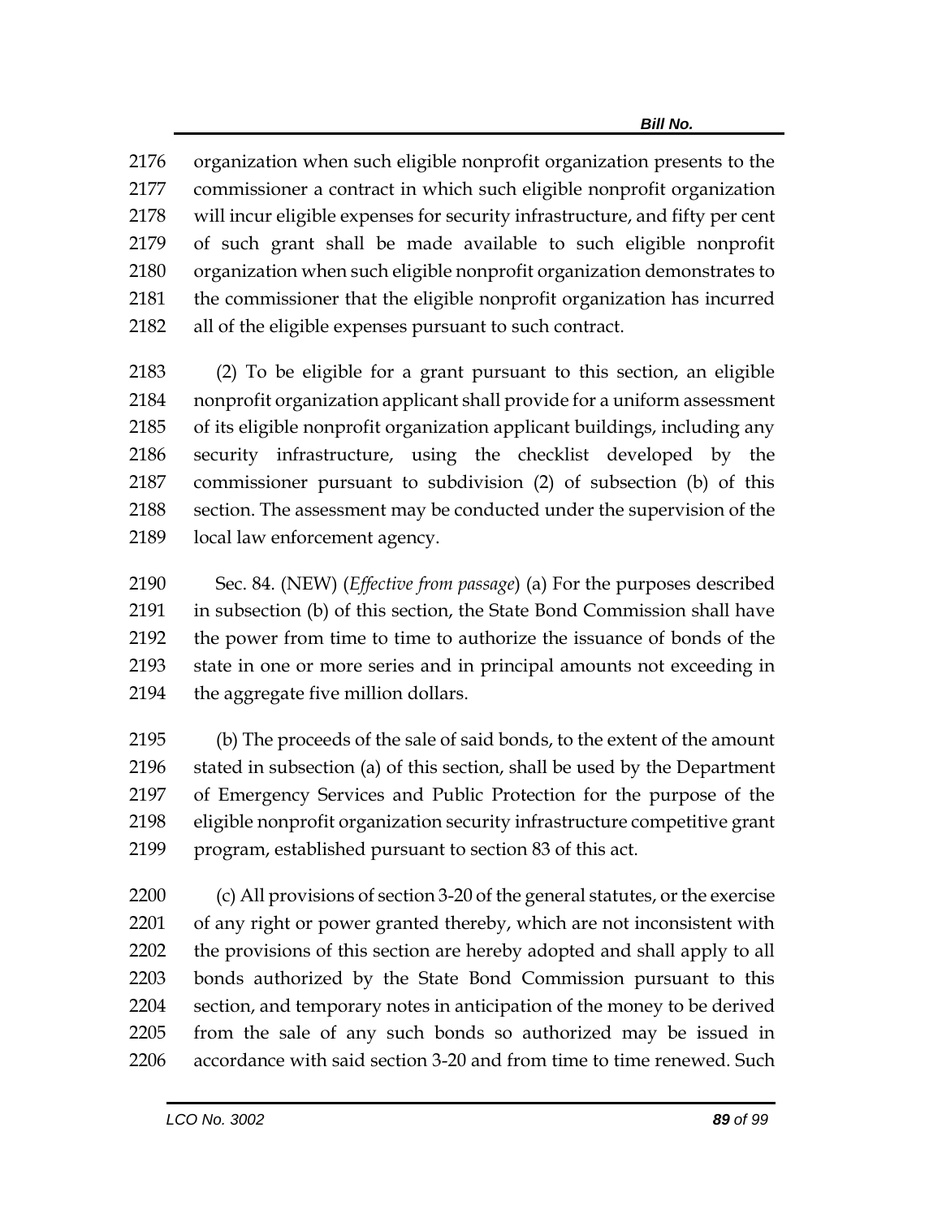organization when such eligible nonprofit organization presents to the commissioner a contract in which such eligible nonprofit organization will incur eligible expenses for security infrastructure, and fifty per cent of such grant shall be made available to such eligible nonprofit organization when such eligible nonprofit organization demonstrates to the commissioner that the eligible nonprofit organization has incurred all of the eligible expenses pursuant to such contract.

(2) To be eligible for a grant pursuant to this section, an eligible nonprofit organization applicant shall provide for a uniform assessment of its eligible nonprofit organization applicant buildings, including any security infrastructure, using the checklist developed by the commissioner pursuant to subdivision (2) of subsection (b) of this section. The assessment may be conducted under the supervision of the local law enforcement agency.

Sec. 84. (NEW) (*Effective from passage*) (a) For the purposes described in subsection (b) of this section, the State Bond Commission shall have the power from time to time to authorize the issuance of bonds of the state in one or more series and in principal amounts not exceeding in the aggregate five million dollars.

(b) The proceeds of the sale of said bonds, to the extent of the amount stated in subsection (a) of this section, shall be used by the Department of Emergency Services and Public Protection for the purpose of the eligible nonprofit organization security infrastructure competitive grant program, established pursuant to section 83 of this act.

(c) All provisions of section 3-20 of the general statutes, or the exercise of any right or power granted thereby, which are not inconsistent with the provisions of this section are hereby adopted and shall apply to all bonds authorized by the State Bond Commission pursuant to this section, and temporary notes in anticipation of the money to be derived from the sale of any such bonds so authorized may be issued in accordance with said section 3-20 and from time to time renewed. Such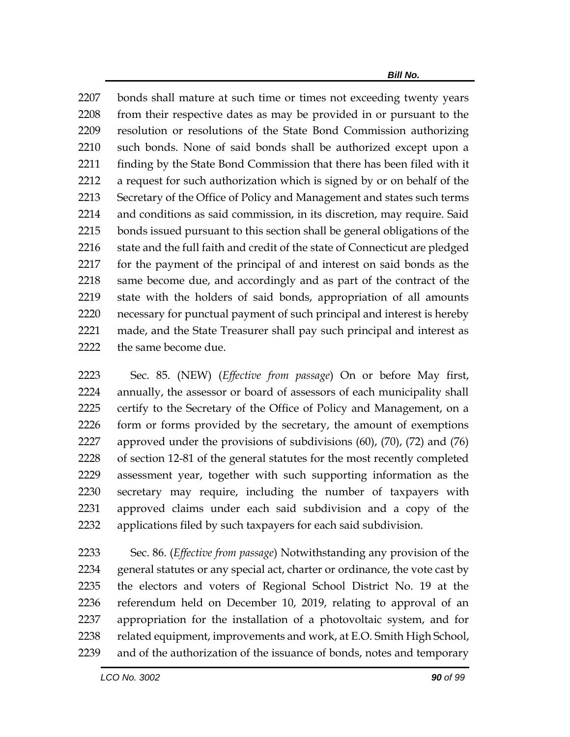bonds shall mature at such time or times not exceeding twenty years from their respective dates as may be provided in or pursuant to the resolution or resolutions of the State Bond Commission authorizing such bonds. None of said bonds shall be authorized except upon a finding by the State Bond Commission that there has been filed with it a request for such authorization which is signed by or on behalf of the Secretary of the Office of Policy and Management and states such terms and conditions as said commission, in its discretion, may require. Said bonds issued pursuant to this section shall be general obligations of the state and the full faith and credit of the state of Connecticut are pledged for the payment of the principal of and interest on said bonds as the same become due, and accordingly and as part of the contract of the state with the holders of said bonds, appropriation of all amounts necessary for punctual payment of such principal and interest is hereby made, and the State Treasurer shall pay such principal and interest as the same become due.

Sec. 85. (NEW) (*Effective from passage*) On or before May first, annually, the assessor or board of assessors of each municipality shall certify to the Secretary of the Office of Policy and Management, on a form or forms provided by the secretary, the amount of exemptions approved under the provisions of subdivisions (60), (70), (72) and (76) of section 12-81 of the general statutes for the most recently completed assessment year, together with such supporting information as the secretary may require, including the number of taxpayers with approved claims under each said subdivision and a copy of the applications filed by such taxpayers for each said subdivision.

Sec. 86. (*Effective from passage*) Notwithstanding any provision of the general statutes or any special act, charter or ordinance, the vote cast by the electors and voters of Regional School District No. 19 at the referendum held on December 10, 2019, relating to approval of an appropriation for the installation of a photovoltaic system, and for related equipment, improvements and work, at E.O. Smith High School, and of the authorization of the issuance of bonds, notes and temporary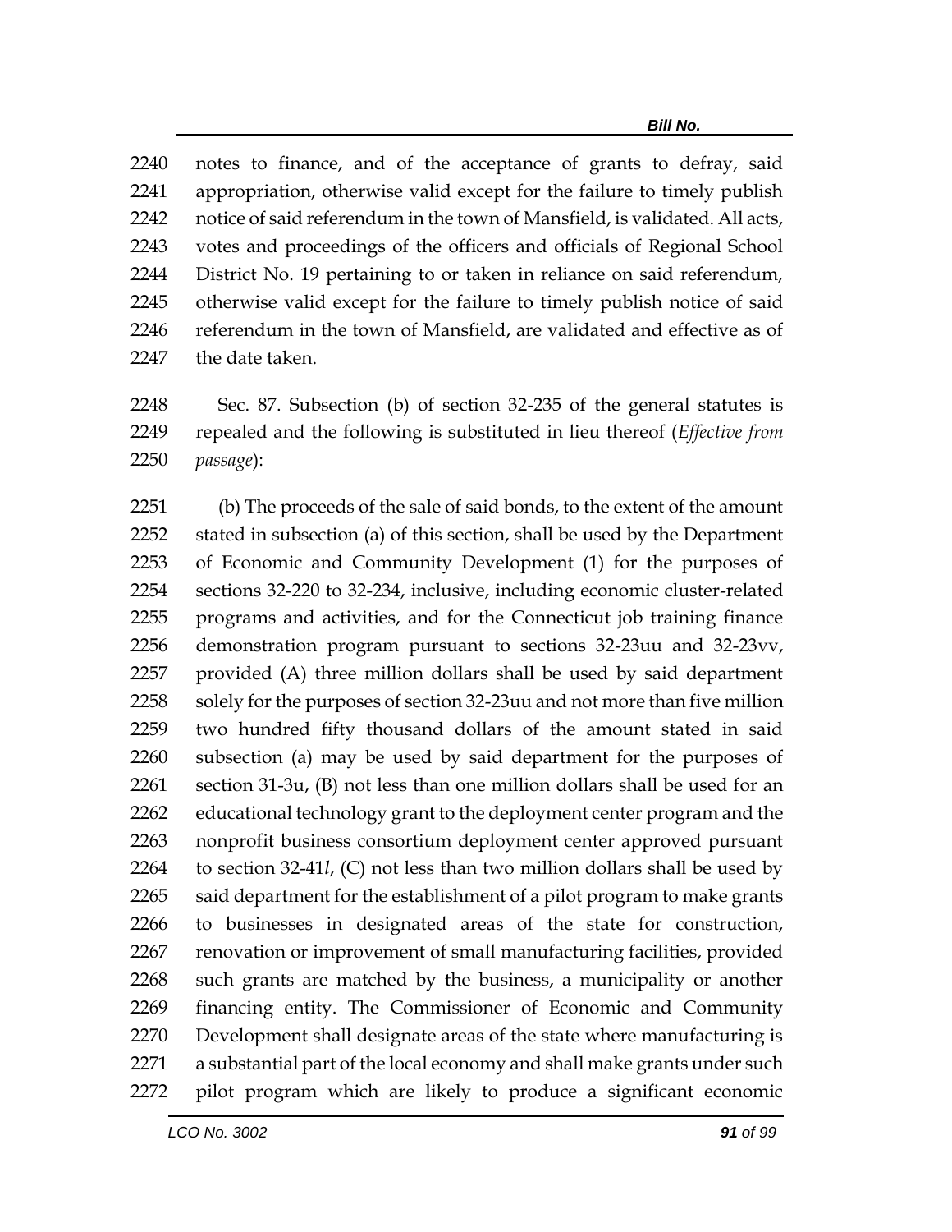notes to finance, and of the acceptance of grants to defray, said appropriation, otherwise valid except for the failure to timely publish notice of said referendum in the town of Mansfield, is validated. All acts, votes and proceedings of the officers and officials of Regional School District No. 19 pertaining to or taken in reliance on said referendum, otherwise valid except for the failure to timely publish notice of said referendum in the town of Mansfield, are validated and effective as of the date taken.

Sec. 87. Subsection (b) of section 32-235 of the general statutes is repealed and the following is substituted in lieu thereof (*Effective from passage*):

(b) The proceeds of the sale of said bonds, to the extent of the amount stated in subsection (a) of this section, shall be used by the Department of Economic and Community Development (1) for the purposes of sections 32-220 to 32-234, inclusive, including economic cluster-related programs and activities, and for the Connecticut job training finance demonstration program pursuant to sections 32-23uu and 32-23vv, provided (A) three million dollars shall be used by said department solely for the purposes of section 32-23uu and not more than five million two hundred fifty thousand dollars of the amount stated in said subsection (a) may be used by said department for the purposes of section 31-3u, (B) not less than one million dollars shall be used for an educational technology grant to the deployment center program and the nonprofit business consortium deployment center approved pursuant to section 32-41*l*, (C) not less than two million dollars shall be used by said department for the establishment of a pilot program to make grants to businesses in designated areas of the state for construction, renovation or improvement of small manufacturing facilities, provided such grants are matched by the business, a municipality or another financing entity. The Commissioner of Economic and Community Development shall designate areas of the state where manufacturing is a substantial part of the local economy and shall make grants under such pilot program which are likely to produce a significant economic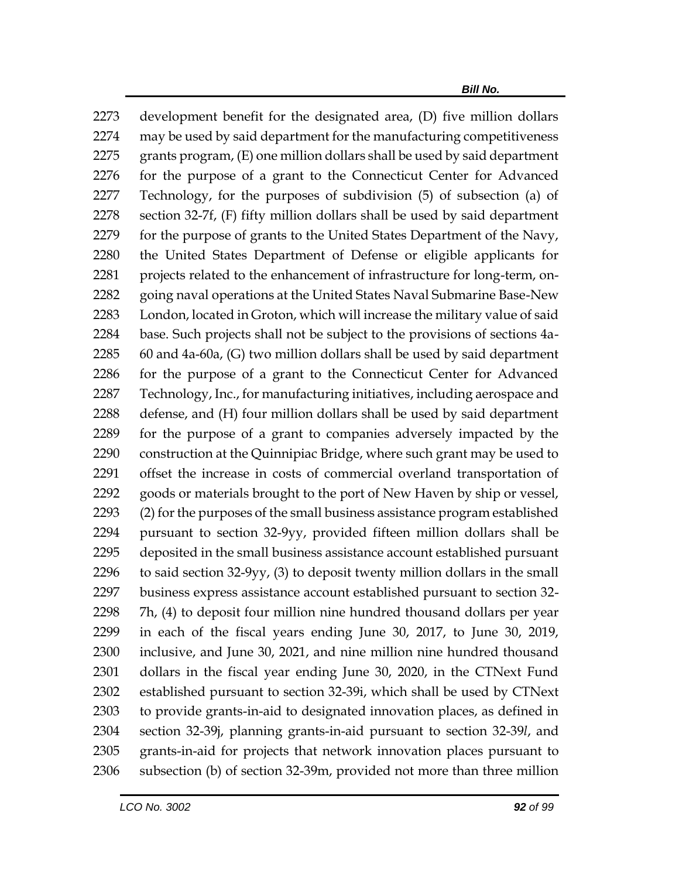development benefit for the designated area, (D) five million dollars may be used by said department for the manufacturing competitiveness grants program, (E) one million dollars shall be used by said department for the purpose of a grant to the Connecticut Center for Advanced Technology, for the purposes of subdivision (5) of subsection (a) of section 32-7f, (F) fifty million dollars shall be used by said department for the purpose of grants to the United States Department of the Navy, the United States Department of Defense or eligible applicants for projects related to the enhancement of infrastructure for long-term, on-going naval operations at the United States Naval Submarine Base-New London, located in Groton, which will increase the military value of said base. Such projects shall not be subject to the provisions of sections 4a-60 and 4a-60a, (G) two million dollars shall be used by said department for the purpose of a grant to the Connecticut Center for Advanced Technology, Inc., for manufacturing initiatives, including aerospace and defense, and (H) four million dollars shall be used by said department for the purpose of a grant to companies adversely impacted by the construction at the Quinnipiac Bridge, where such grant may be used to offset the increase in costs of commercial overland transportation of goods or materials brought to the port of New Haven by ship or vessel, (2) for the purposes of the small business assistance program established pursuant to section 32-9yy, provided fifteen million dollars shall be deposited in the small business assistance account established pursuant to said section 32-9yy, (3) to deposit twenty million dollars in the small business express assistance account established pursuant to section 32-7h, (4) to deposit four million nine hundred thousand dollars per year in each of the fiscal years ending June 30, 2017, to June 30, 2019, inclusive, and June 30, 2021, and nine million nine hundred thousand dollars in the fiscal year ending June 30, 2020, in the CTNext Fund established pursuant to section 32-39i, which shall be used by CTNext to provide grants-in-aid to designated innovation places, as defined in section 32-39j, planning grants-in-aid pursuant to section 32-39*l*, and grants-in-aid for projects that network innovation places pursuant to subsection (b) of section 32-39m, provided not more than three million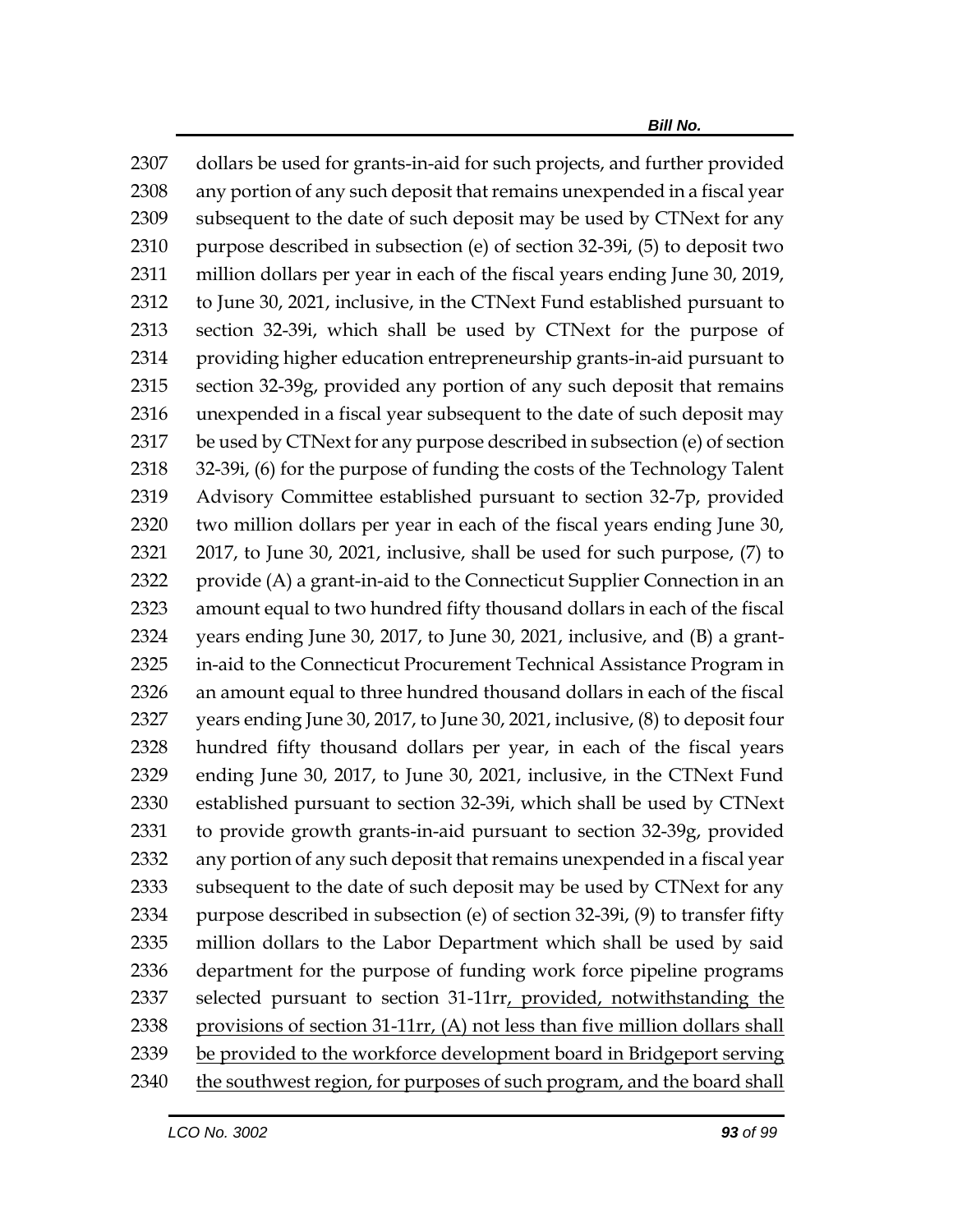2307 dollars be used for grants-in-aid for such projects, and further provided
2308 any portion of any such deposit that remains unexpended in a fiscal year
2309 subsequent to the date of such deposit may be used by CTNext for any
2310 purpose described in subsection (e) of section 32-39i, (5) to deposit two
2311 million dollars per year in each of the fiscal years ending June 30, 2019,
2312 to June 30, 2021, inclusive, in the CTNext Fund established pursuant to
2313 section 32-39i, which shall be used by CTNext for the purpose of
2314 providing higher education entrepreneurship grants-in-aid pursuant to
2315 section 32-39g, provided any portion of any such deposit that remains
2316 unexpended in a fiscal year subsequent to the date of such deposit may
2317 be used by CTNext for any purpose described in subsection (e) of section
2318 32-39i, (6) for the purpose of funding the costs of the Technology Talent
2319 Advisory Committee established pursuant to section 32-7p, provided
2320 two million dollars per year in each of the fiscal years ending June 30,
2321 2017, to June 30, 2021, inclusive, shall be used for such purpose, (7) to
2322 provide (A) a grant-in-aid to the Connecticut Supplier Connection in an
2323 amount equal to two hundred fifty thousand dollars in each of the fiscal
2324 years ending June 30, 2017, to June 30, 2021, inclusive, and (B) a grant-
2325 in-aid to the Connecticut Procurement Technical Assistance Program in
2326 an amount equal to three hundred thousand dollars in each of the fiscal
2327 years ending June 30, 2017, to June 30, 2021, inclusive, (8) to deposit four
2328 hundred fifty thousand dollars per year, in each of the fiscal years
2329 ending June 30, 2017, to June 30, 2021, inclusive, in the CTNext Fund
2330 established pursuant to section 32-39i, which shall be used by CTNext
2331 to provide growth grants-in-aid pursuant to section 32-39g, provided
2332 any portion of any such deposit that remains unexpended in a fiscal year
2333 subsequent to the date of such deposit may be used by CTNext for any
2334 purpose described in subsection (e) of section 32-39i, (9) to transfer fifty
2335 million dollars to the Labor Department which shall be used by said
2336 department for the purpose of funding work force pipeline programs
2337 selected pursuant to section 31-11rr<u>, provided, notwithstanding the</u>
2338 <u>provisions of section 31-11rr, (A) not less than five million dollars shall</u>
2339 <u>be provided to the workforce development board in Bridgeport serving</u>
2340 <u>the southwest region, for purposes of such program, and the board shall</u>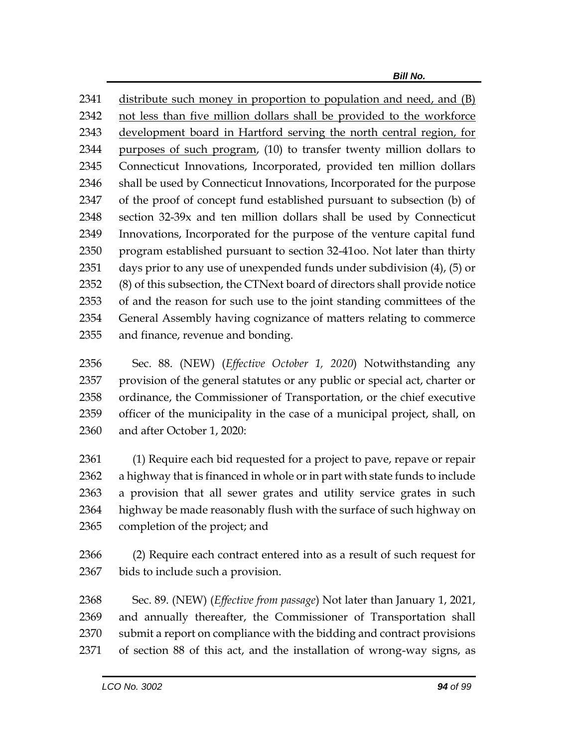2341 <u>distribute such money in proportion to population and need, and (B)</u>
2342 <u>not less than five million dollars shall be provided to the workforce</u>
2343 <u>development board in Hartford serving the north central region, for</u>
2344 <u>purposes of such program</u>, (10) to transfer twenty million dollars to
2345 Connecticut Innovations, Incorporated, provided ten million dollars
2346 shall be used by Connecticut Innovations, Incorporated for the purpose
2347 of the proof of concept fund established pursuant to subsection (b) of
2348 section 32-39x and ten million dollars shall be used by Connecticut
2349 Innovations, Incorporated for the purpose of the venture capital fund
2350 program established pursuant to section 32-41oo. Not later than thirty
2351 days prior to any use of unexpended funds under subdivision (4), (5) or
2352 (8) of this subsection, the CTNext board of directors shall provide notice
2353 of and the reason for such use to the joint standing committees of the
2354 General Assembly having cognizance of matters relating to commerce
2355 and finance, revenue and bonding.

2356 Sec. 88. (NEW) (*Effective October 1, 2020*) Notwithstanding any
2357 provision of the general statutes or any public or special act, charter or
2358 ordinance, the Commissioner of Transportation, or the chief executive
2359 officer of the municipality in the case of a municipal project, shall, on
2360 and after October 1, 2020:

2361 (1) Require each bid requested for a project to pave, repave or repair
2362 a highway that is financed in whole or in part with state funds to include
2363 a provision that all sewer grates and utility service grates in such
2364 highway be made reasonably flush with the surface of such highway on
2365 completion of the project; and

2366 (2) Require each contract entered into as a result of such request for
2367 bids to include such a provision.

2368 Sec. 89. (NEW) (*Effective from passage*) Not later than January 1, 2021,
2369 and annually thereafter, the Commissioner of Transportation shall
2370 submit a report on compliance with the bidding and contract provisions
2371 of section 88 of this act, and the installation of wrong-way signs, as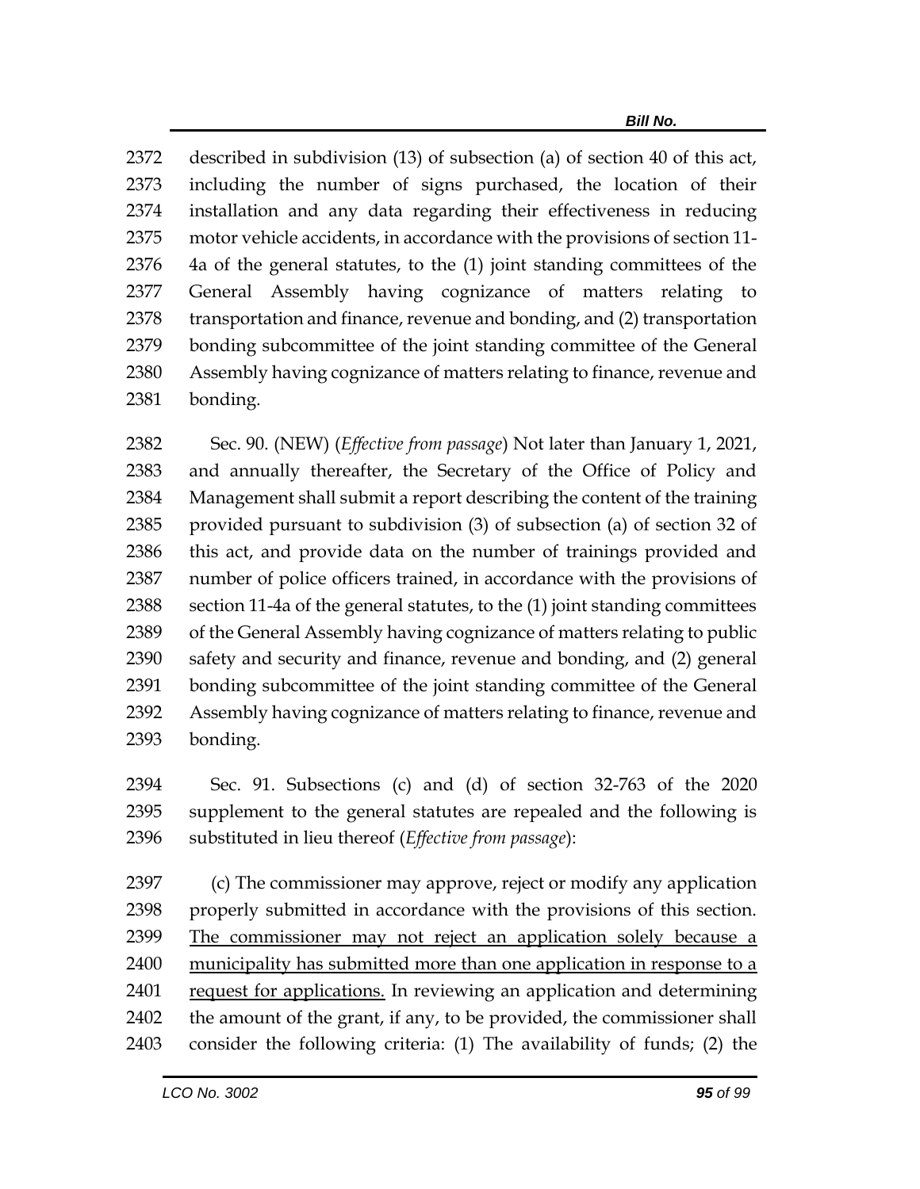described in subdivision (13) of subsection (a) of section 40 of this act, including the number of signs purchased, the location of their installation and any data regarding their effectiveness in reducing motor vehicle accidents, in accordance with the provisions of section 11-4a of the general statutes, to the (1) joint standing committees of the General Assembly having cognizance of matters relating to transportation and finance, revenue and bonding, and (2) transportation bonding subcommittee of the joint standing committee of the General Assembly having cognizance of matters relating to finance, revenue and bonding.

Sec. 90. (NEW) (*Effective from passage*) Not later than January 1, 2021, and annually thereafter, the Secretary of the Office of Policy and Management shall submit a report describing the content of the training provided pursuant to subdivision (3) of subsection (a) of section 32 of this act, and provide data on the number of trainings provided and number of police officers trained, in accordance with the provisions of section 11-4a of the general statutes, to the (1) joint standing committees of the General Assembly having cognizance of matters relating to public safety and security and finance, revenue and bonding, and (2) general bonding subcommittee of the joint standing committee of the General Assembly having cognizance of matters relating to finance, revenue and bonding.

Sec. 91. Subsections (c) and (d) of section 32-763 of the 2020 supplement to the general statutes are repealed and the following is substituted in lieu thereof (*Effective from passage*):

(c) The commissioner may approve, reject or modify any application properly submitted in accordance with the provisions of this section. <u>The commissioner may not reject an application solely because a municipality has submitted more than one application in response to a request for applications.</u> In reviewing an application and determining the amount of the grant, if any, to be provided, the commissioner shall consider the following criteria: (1) The availability of funds; (2) the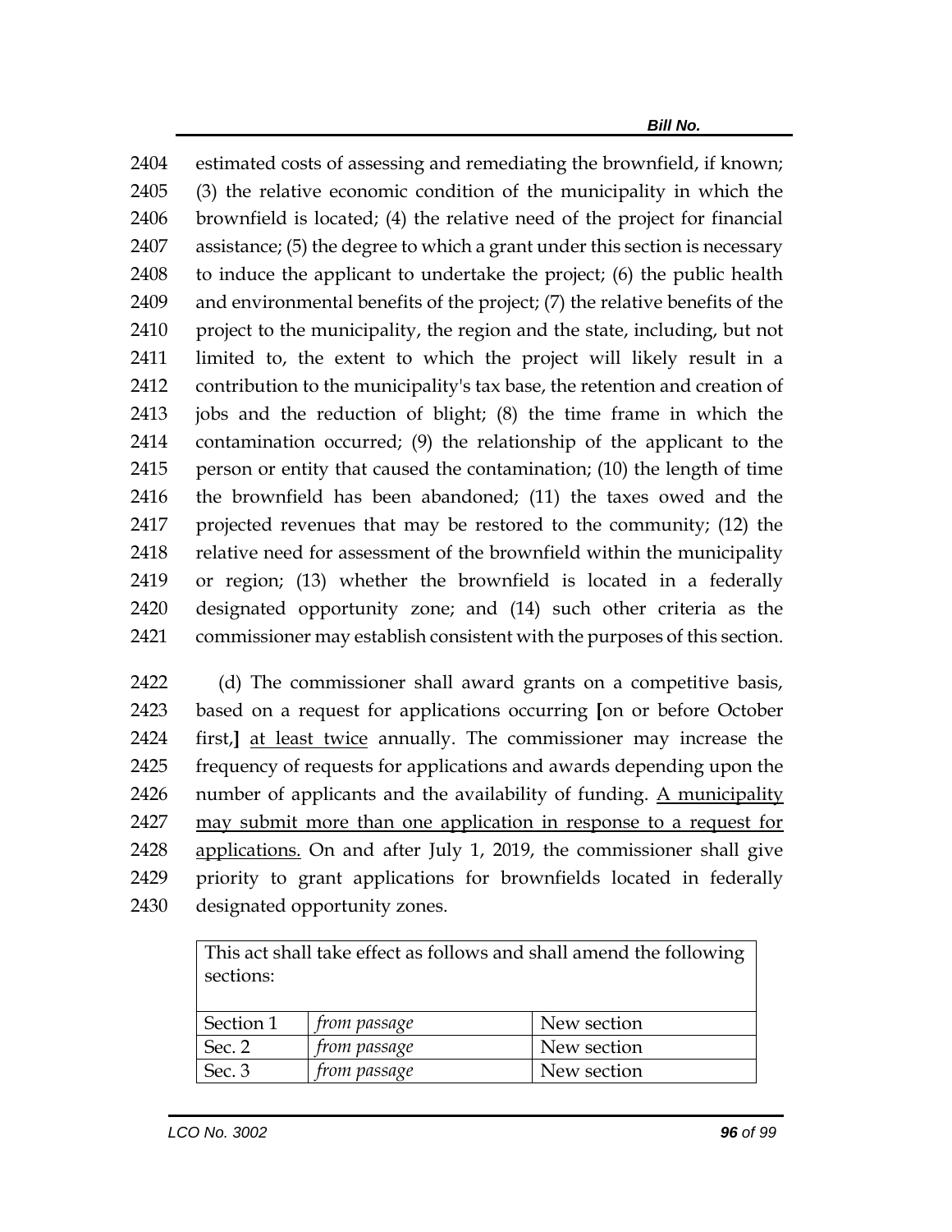2404 estimated costs of assessing and remediating the brownfield, if known;
2405 (3) the relative economic condition of the municipality in which the
2406 brownfield is located; (4) the relative need of the project for financial
2407 assistance; (5) the degree to which a grant under this section is necessary
2408 to induce the applicant to undertake the project; (6) the public health
2409 and environmental benefits of the project; (7) the relative benefits of the
2410 project to the municipality, the region and the state, including, but not
2411 limited to, the extent to which the project will likely result in a
2412 contribution to the municipality's tax base, the retention and creation of
2413 jobs and the reduction of blight; (8) the time frame in which the
2414 contamination occurred; (9) the relationship of the applicant to the
2415 person or entity that caused the contamination; (10) the length of time
2416 the brownfield has been abandoned; (11) the taxes owed and the
2417 projected revenues that may be restored to the community; (12) the
2418 relative need for assessment of the brownfield within the municipality
2419 or region; (13) whether the brownfield is located in a federally
2420 designated opportunity zone; and (14) such other criteria as the
2421 commissioner may establish consistent with the purposes of this section.

2422 (d) The commissioner shall award grants on a competitive basis,
2423 based on a request for applications occurring **[**on or before October
2424 first,**]** <u>at least twice</u> annually. The commissioner may increase the
2425 frequency of requests for applications and awards depending upon the
2426 number of applicants and the availability of funding. <u>A municipality</u>
2427 <u>may submit more than one application in response to a request for</u>
2428 <u>applications.</u> On and after July 1, 2019, the commissioner shall give
2429 priority to grant applications for brownfields located in federally
2430 designated opportunity zones.

| This act shall take effect as follows and shall amend the following sections: | | |
|---|---|---|
| Section 1 | *from passage* | New section |
| Sec. 2 | *from passage* | New section |
| Sec. 3 | *from passage* | New section |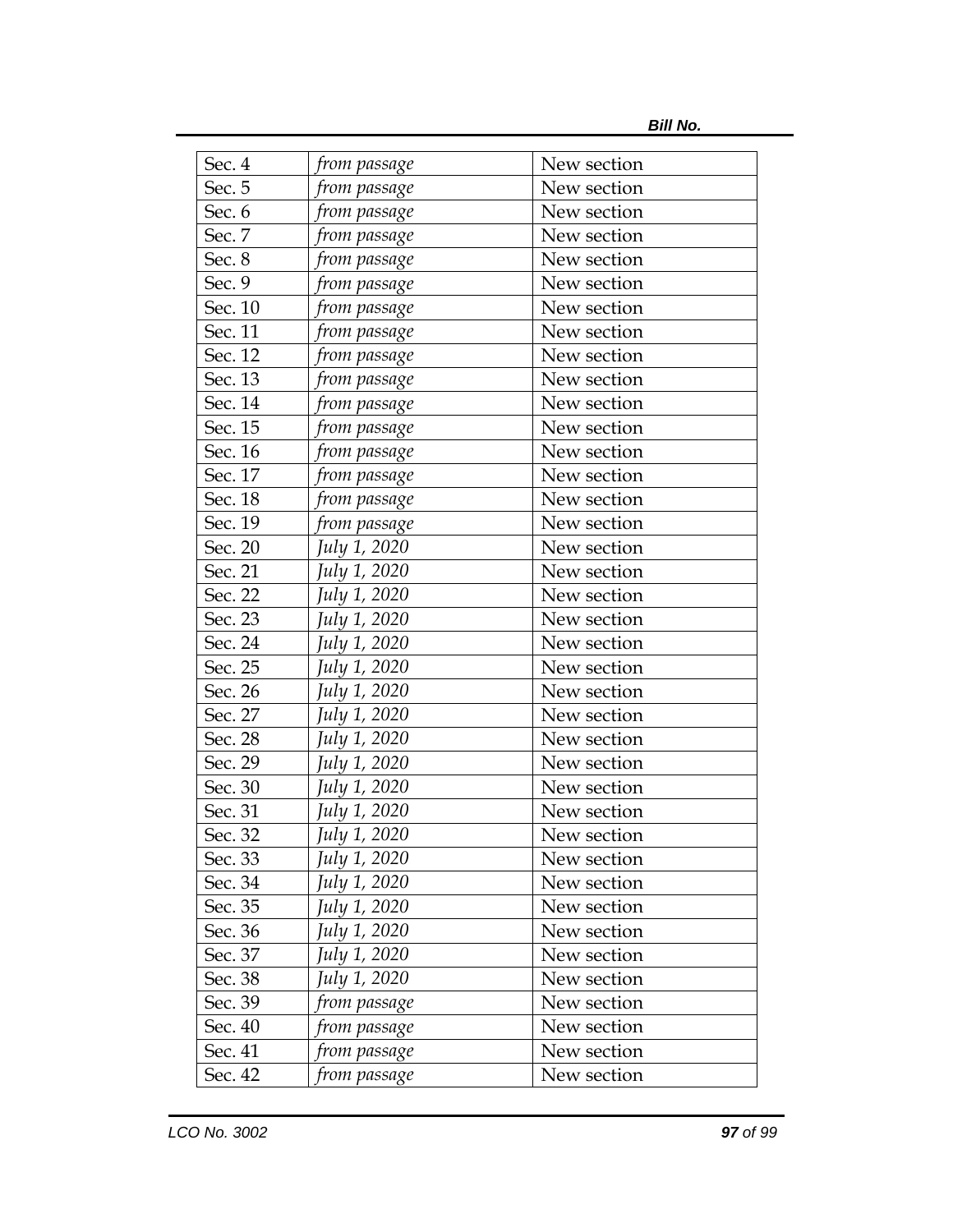| | | |
|---|---|---|
| Sec. 4 | *from passage* | New section |
| Sec. 5 | *from passage* | New section |
| Sec. 6 | *from passage* | New section |
| Sec. 7 | *from passage* | New section |
| Sec. 8 | *from passage* | New section |
| Sec. 9 | *from passage* | New section |
| Sec. 10 | *from passage* | New section |
| Sec. 11 | *from passage* | New section |
| Sec. 12 | *from passage* | New section |
| Sec. 13 | *from passage* | New section |
| Sec. 14 | *from passage* | New section |
| Sec. 15 | *from passage* | New section |
| Sec. 16 | *from passage* | New section |
| Sec. 17 | *from passage* | New section |
| Sec. 18 | *from passage* | New section |
| Sec. 19 | *from passage* | New section |
| Sec. 20 | *July 1, 2020* | New section |
| Sec. 21 | *July 1, 2020* | New section |
| Sec. 22 | *July 1, 2020* | New section |
| Sec. 23 | *July 1, 2020* | New section |
| Sec. 24 | *July 1, 2020* | New section |
| Sec. 25 | *July 1, 2020* | New section |
| Sec. 26 | *July 1, 2020* | New section |
| Sec. 27 | *July 1, 2020* | New section |
| Sec. 28 | *July 1, 2020* | New section |
| Sec. 29 | *July 1, 2020* | New section |
| Sec. 30 | *July 1, 2020* | New section |
| Sec. 31 | *July 1, 2020* | New section |
| Sec. 32 | *July 1, 2020* | New section |
| Sec. 33 | *July 1, 2020* | New section |
| Sec. 34 | *July 1, 2020* | New section |
| Sec. 35 | *July 1, 2020* | New section |
| Sec. 36 | *July 1, 2020* | New section |
| Sec. 37 | *July 1, 2020* | New section |
| Sec. 38 | *July 1, 2020* | New section |
| Sec. 39 | *from passage* | New section |
| Sec. 40 | *from passage* | New section |
| Sec. 41 | *from passage* | New section |
| Sec. 42 | *from passage* | New section |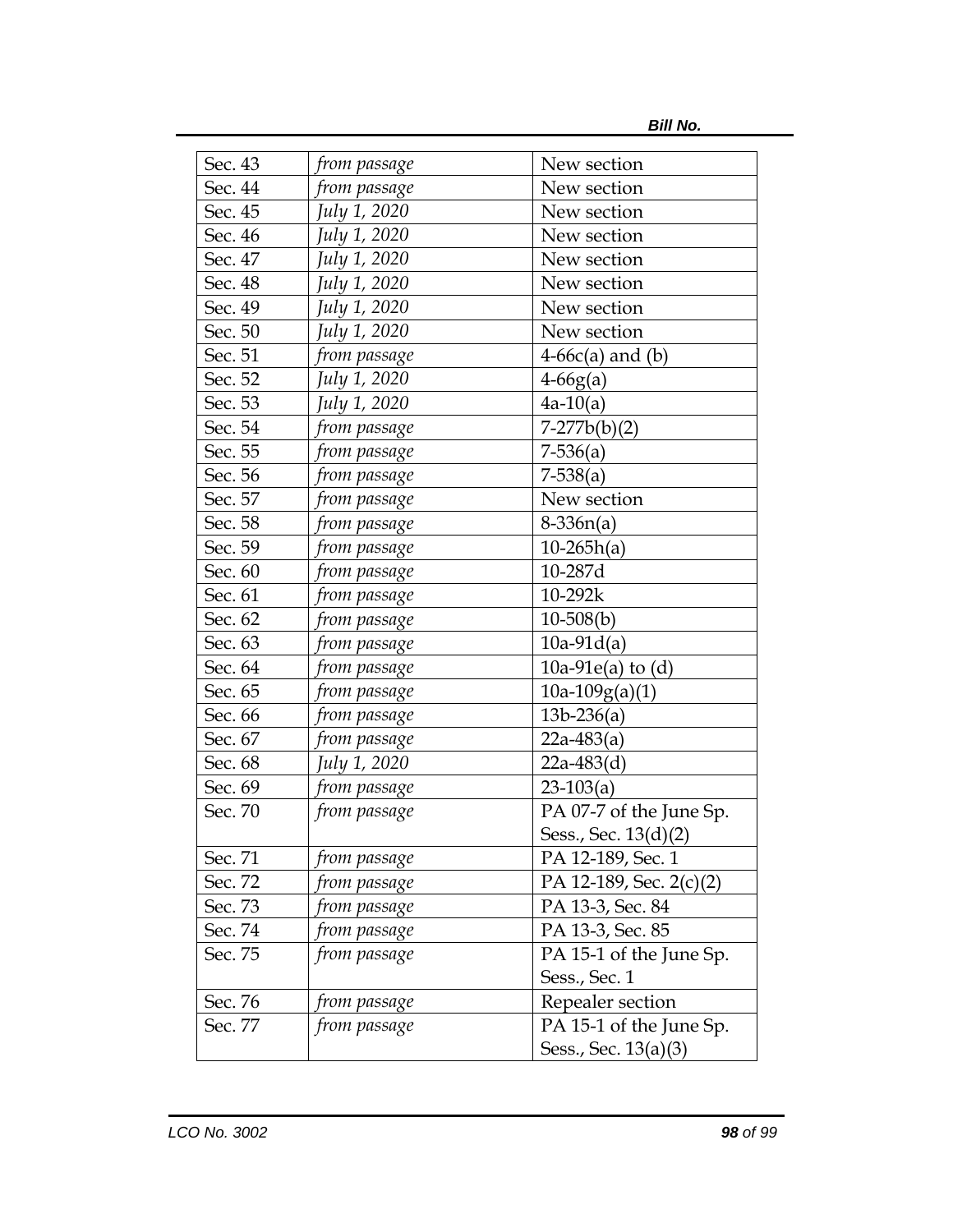| | | |
|---|---|---|
| Sec. 43 | *from passage* | New section |
| Sec. 44 | *from passage* | New section |
| Sec. 45 | *July 1, 2020* | New section |
| Sec. 46 | *July 1, 2020* | New section |
| Sec. 47 | *July 1, 2020* | New section |
| Sec. 48 | *July 1, 2020* | New section |
| Sec. 49 | *July 1, 2020* | New section |
| Sec. 50 | *July 1, 2020* | New section |
| Sec. 51 | *from passage* | 4-66c(a) and (b) |
| Sec. 52 | *July 1, 2020* | 4-66g(a) |
| Sec. 53 | *July 1, 2020* | 4a-10(a) |
| Sec. 54 | *from passage* | 7-277b(b)(2) |
| Sec. 55 | *from passage* | 7-536(a) |
| Sec. 56 | *from passage* | 7-538(a) |
| Sec. 57 | *from passage* | New section |
| Sec. 58 | *from passage* | 8-336n(a) |
| Sec. 59 | *from passage* | 10-265h(a) |
| Sec. 60 | *from passage* | 10-287d |
| Sec. 61 | *from passage* | 10-292k |
| Sec. 62 | *from passage* | 10-508(b) |
| Sec. 63 | *from passage* | 10a-91d(a) |
| Sec. 64 | *from passage* | 10a-91e(a) to (d) |
| Sec. 65 | *from passage* | 10a-109g(a)(1) |
| Sec. 66 | *from passage* | 13b-236(a) |
| Sec. 67 | *from passage* | 22a-483(a) |
| Sec. 68 | *July 1, 2020* | 22a-483(d) |
| Sec. 69 | *from passage* | 23-103(a) |
| Sec. 70 | *from passage* | PA 07-7 of the June Sp. Sess., Sec. 13(d)(2) |
| Sec. 71 | *from passage* | PA 12-189, Sec. 1 |
| Sec. 72 | *from passage* | PA 12-189, Sec. 2(c)(2) |
| Sec. 73 | *from passage* | PA 13-3, Sec. 84 |
| Sec. 74 | *from passage* | PA 13-3, Sec. 85 |
| Sec. 75 | *from passage* | PA 15-1 of the June Sp. Sess., Sec. 1 |
| Sec. 76 | *from passage* | Repealer section |
| Sec. 77 | *from passage* | PA 15-1 of the June Sp. Sess., Sec. 13(a)(3) |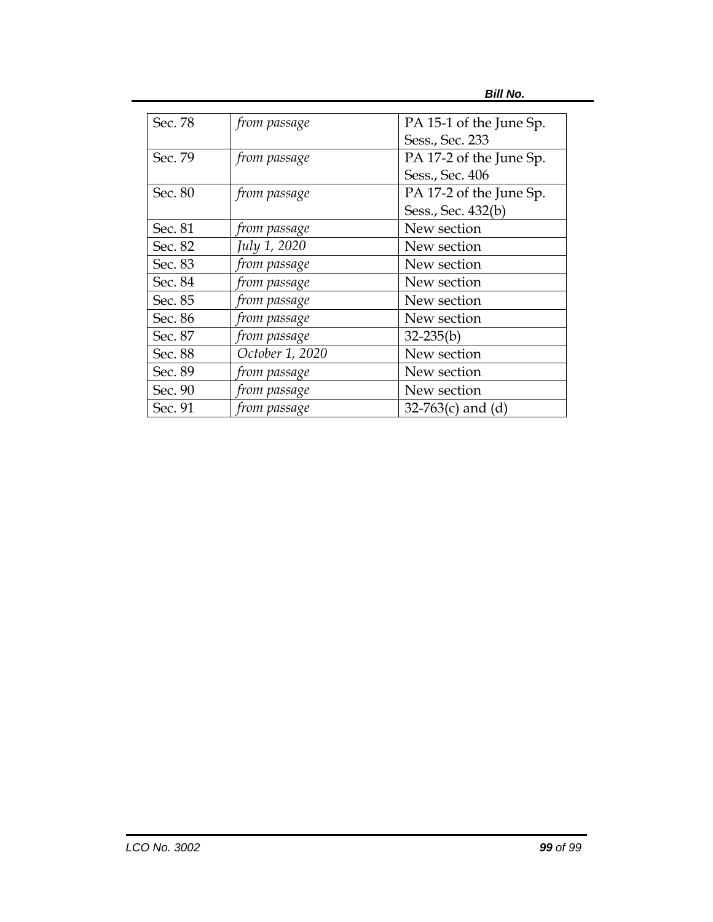| | | |
|---|---|---|
| Sec. 78 | *from passage* | PA 15-1 of the June Sp. Sess., Sec. 233 |
| Sec. 79 | *from passage* | PA 17-2 of the June Sp. Sess., Sec. 406 |
| Sec. 80 | *from passage* | PA 17-2 of the June Sp. Sess., Sec. 432(b) |
| Sec. 81 | *from passage* | New section |
| Sec. 82 | *July 1, 2020* | New section |
| Sec. 83 | *from passage* | New section |
| Sec. 84 | *from passage* | New section |
| Sec. 85 | *from passage* | New section |
| Sec. 86 | *from passage* | New section |
| Sec. 87 | *from passage* | 32-235(b) |
| Sec. 88 | *October 1, 2020* | New section |
| Sec. 89 | *from passage* | New section |
| Sec. 90 | *from passage* | New section |
| Sec. 91 | *from passage* | 32-763(c) and (d) |